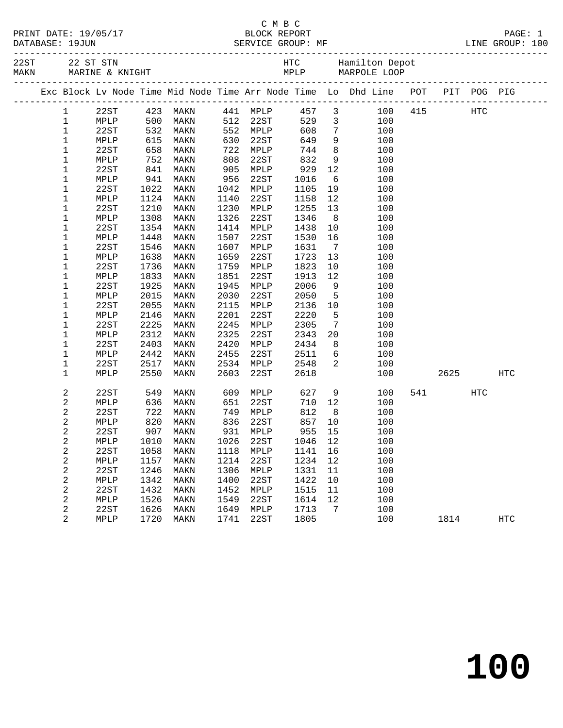C M B C

PRINT DATE: 19/05/17 BLOCK REPORT

DATABASE: 19JUN SERVICE GROUP: MF LINE GROUP: 100

| 22ST | 22 ST STN | HTC | Hamilton Depot |
|---|---|---|---|
| MAKN | MARINE & KNIGHT | MPLP | MARPOLE LOOP |

| Exc | Block | Lv Node | Time | Mid Node | Time | Arr Node | Time | Lo | Dhd Line | POT | PIT | POG | PIG |
|---|---|---|---|---|---|---|---|---|---|---|---|---|---|
| | 1 | 22ST | 423 | MAKN | 441 | MPLP | 457 | 3 | 100 | 415 | | HTC | |
| | 1 | MPLP | 500 | MAKN | 512 | 22ST | 529 | 3 | 100 | | | | |
| | 1 | 22ST | 532 | MAKN | 552 | MPLP | 608 | 7 | 100 | | | | |
| | 1 | MPLP | 615 | MAKN | 630 | 22ST | 649 | 9 | 100 | | | | |
| | 1 | 22ST | 658 | MAKN | 722 | MPLP | 744 | 8 | 100 | | | | |
| | 1 | MPLP | 752 | MAKN | 808 | 22ST | 832 | 9 | 100 | | | | |
| | 1 | 22ST | 841 | MAKN | 905 | MPLP | 929 | 12 | 100 | | | | |
| | 1 | MPLP | 941 | MAKN | 956 | 22ST | 1016 | 6 | 100 | | | | |
| | 1 | 22ST | 1022 | MAKN | 1042 | MPLP | 1105 | 19 | 100 | | | | |
| | 1 | MPLP | 1124 | MAKN | 1140 | 22ST | 1158 | 12 | 100 | | | | |
| | 1 | 22ST | 1210 | MAKN | 1230 | MPLP | 1255 | 13 | 100 | | | | |
| | 1 | MPLP | 1308 | MAKN | 1326 | 22ST | 1346 | 8 | 100 | | | | |
| | 1 | 22ST | 1354 | MAKN | 1414 | MPLP | 1438 | 10 | 100 | | | | |
| | 1 | MPLP | 1448 | MAKN | 1507 | 22ST | 1530 | 16 | 100 | | | | |
| | 1 | 22ST | 1546 | MAKN | 1607 | MPLP | 1631 | 7 | 100 | | | | |
| | 1 | MPLP | 1638 | MAKN | 1659 | 22ST | 1723 | 13 | 100 | | | | |
| | 1 | 22ST | 1736 | MAKN | 1759 | MPLP | 1823 | 10 | 100 | | | | |
| | 1 | MPLP | 1833 | MAKN | 1851 | 22ST | 1913 | 12 | 100 | | | | |
| | 1 | 22ST | 1925 | MAKN | 1945 | MPLP | 2006 | 9 | 100 | | | | |
| | 1 | MPLP | 2015 | MAKN | 2030 | 22ST | 2050 | 5 | 100 | | | | |
| | 1 | 22ST | 2055 | MAKN | 2115 | MPLP | 2136 | 10 | 100 | | | | |
| | 1 | MPLP | 2146 | MAKN | 2201 | 22ST | 2220 | 5 | 100 | | | | |
| | 1 | 22ST | 2225 | MAKN | 2245 | MPLP | 2305 | 7 | 100 | | | | |
| | 1 | MPLP | 2312 | MAKN | 2325 | 22ST | 2343 | 20 | 100 | | | | |
| | 1 | 22ST | 2403 | MAKN | 2420 | MPLP | 2434 | 8 | 100 | | | | |
| | 1 | MPLP | 2442 | MAKN | 2455 | 22ST | 2511 | 6 | 100 | | | | |
| | 1 | 22ST | 2517 | MAKN | 2534 | MPLP | 2548 | 2 | 100 | | | | |
| | 1 | MPLP | 2550 | MAKN | 2603 | 22ST | 2618 | | 100 | | 2625 | | HTC |
| | 2 | 22ST | 549 | MAKN | 609 | MPLP | 627 | 9 | 100 | 541 | | HTC | |
| | 2 | MPLP | 636 | MAKN | 651 | 22ST | 710 | 12 | 100 | | | | |
| | 2 | 22ST | 722 | MAKN | 749 | MPLP | 812 | 8 | 100 | | | | |
| | 2 | MPLP | 820 | MAKN | 836 | 22ST | 857 | 10 | 100 | | | | |
| | 2 | 22ST | 907 | MAKN | 931 | MPLP | 955 | 15 | 100 | | | | |
| | 2 | MPLP | 1010 | MAKN | 1026 | 22ST | 1046 | 12 | 100 | | | | |
| | 2 | 22ST | 1058 | MAKN | 1118 | MPLP | 1141 | 16 | 100 | | | | |
| | 2 | MPLP | 1157 | MAKN | 1214 | 22ST | 1234 | 12 | 100 | | | | |
| | 2 | 22ST | 1246 | MAKN | 1306 | MPLP | 1331 | 11 | 100 | | | | |
| | 2 | MPLP | 1342 | MAKN | 1400 | 22ST | 1422 | 10 | 100 | | | | |
| | 2 | 22ST | 1432 | MAKN | 1452 | MPLP | 1515 | 11 | 100 | | | | |
| | 2 | MPLP | 1526 | MAKN | 1549 | 22ST | 1614 | 12 | 100 | | | | |
| | 2 | 22ST | 1626 | MAKN | 1649 | MPLP | 1713 | 7 | 100 | | | | |
| | 2 | MPLP | 1720 | MAKN | 1741 | 22ST | 1805 | | 100 | | 1814 | | HTC |

# 100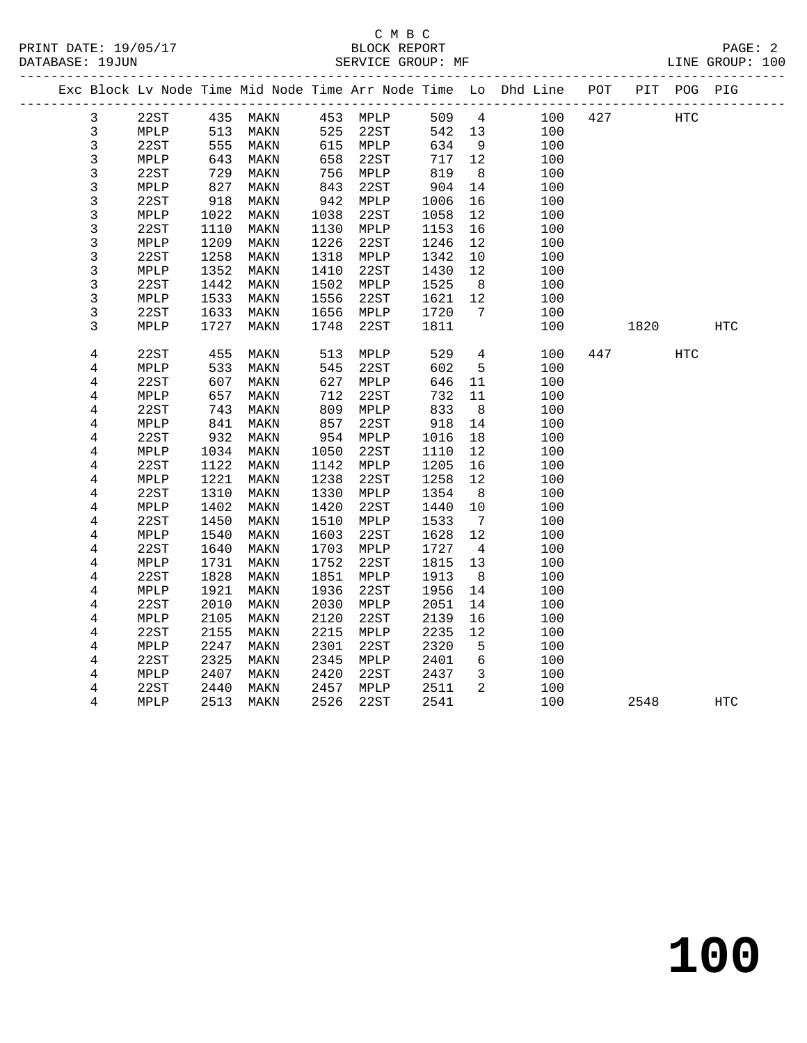C M B C
BLOCK REPORT
SERVICE GROUP: MF

PRINT DATE: 19/05/17
DATABASE: 19JUN
LINE GROUP: 100

| Exc | Block | Lv Node | Time | Mid Node | Time | Arr Node | Time | Lo | Dhd Line | POT | PIT | POG | PIG |
|---|---|---|---|---|---|---|---|---|---|---|---|---|---|
| | 3 | 22ST | 435 | MAKN | 453 | MPLP | 509 | 4 | 100 | 427 | | HTC | |
| | 3 | MPLP | 513 | MAKN | 525 | 22ST | 542 | 13 | 100 | | | | |
| | 3 | 22ST | 555 | MAKN | 615 | MPLP | 634 | 9 | 100 | | | | |
| | 3 | MPLP | 643 | MAKN | 658 | 22ST | 717 | 12 | 100 | | | | |
| | 3 | 22ST | 729 | MAKN | 756 | MPLP | 819 | 8 | 100 | | | | |
| | 3 | MPLP | 827 | MAKN | 843 | 22ST | 904 | 14 | 100 | | | | |
| | 3 | 22ST | 918 | MAKN | 942 | MPLP | 1006 | 16 | 100 | | | | |
| | 3 | MPLP | 1022 | MAKN | 1038 | 22ST | 1058 | 12 | 100 | | | | |
| | 3 | 22ST | 1110 | MAKN | 1130 | MPLP | 1153 | 16 | 100 | | | | |
| | 3 | MPLP | 1209 | MAKN | 1226 | 22ST | 1246 | 12 | 100 | | | | |
| | 3 | 22ST | 1258 | MAKN | 1318 | MPLP | 1342 | 10 | 100 | | | | |
| | 3 | MPLP | 1352 | MAKN | 1410 | 22ST | 1430 | 12 | 100 | | | | |
| | 3 | 22ST | 1442 | MAKN | 1502 | MPLP | 1525 | 8 | 100 | | | | |
| | 3 | MPLP | 1533 | MAKN | 1556 | 22ST | 1621 | 12 | 100 | | | | |
| | 3 | 22ST | 1633 | MAKN | 1656 | MPLP | 1720 | 7 | 100 | | | | |
| | 3 | MPLP | 1727 | MAKN | 1748 | 22ST | 1811 | | 100 | | 1820 | | HTC |
| | 4 | 22ST | 455 | MAKN | 513 | MPLP | 529 | 4 | 100 | 447 | | HTC | |
| | 4 | MPLP | 533 | MAKN | 545 | 22ST | 602 | 5 | 100 | | | | |
| | 4 | 22ST | 607 | MAKN | 627 | MPLP | 646 | 11 | 100 | | | | |
| | 4 | MPLP | 657 | MAKN | 712 | 22ST | 732 | 11 | 100 | | | | |
| | 4 | 22ST | 743 | MAKN | 809 | MPLP | 833 | 8 | 100 | | | | |
| | 4 | MPLP | 841 | MAKN | 857 | 22ST | 918 | 14 | 100 | | | | |
| | 4 | 22ST | 932 | MAKN | 954 | MPLP | 1016 | 18 | 100 | | | | |
| | 4 | MPLP | 1034 | MAKN | 1050 | 22ST | 1110 | 12 | 100 | | | | |
| | 4 | 22ST | 1122 | MAKN | 1142 | MPLP | 1205 | 16 | 100 | | | | |
| | 4 | MPLP | 1221 | MAKN | 1238 | 22ST | 1258 | 12 | 100 | | | | |
| | 4 | 22ST | 1310 | MAKN | 1330 | MPLP | 1354 | 8 | 100 | | | | |
| | 4 | MPLP | 1402 | MAKN | 1420 | 22ST | 1440 | 10 | 100 | | | | |
| | 4 | 22ST | 1450 | MAKN | 1510 | MPLP | 1533 | 7 | 100 | | | | |
| | 4 | MPLP | 1540 | MAKN | 1603 | 22ST | 1628 | 12 | 100 | | | | |
| | 4 | 22ST | 1640 | MAKN | 1703 | MPLP | 1727 | 4 | 100 | | | | |
| | 4 | MPLP | 1731 | MAKN | 1752 | 22ST | 1815 | 13 | 100 | | | | |
| | 4 | 22ST | 1828 | MAKN | 1851 | MPLP | 1913 | 8 | 100 | | | | |
| | 4 | MPLP | 1921 | MAKN | 1936 | 22ST | 1956 | 14 | 100 | | | | |
| | 4 | 22ST | 2010 | MAKN | 2030 | MPLP | 2051 | 14 | 100 | | | | |
| | 4 | MPLP | 2105 | MAKN | 2120 | 22ST | 2139 | 16 | 100 | | | | |
| | 4 | 22ST | 2155 | MAKN | 2215 | MPLP | 2235 | 12 | 100 | | | | |
| | 4 | MPLP | 2247 | MAKN | 2301 | 22ST | 2320 | 5 | 100 | | | | |
| | 4 | 22ST | 2325 | MAKN | 2345 | MPLP | 2401 | 6 | 100 | | | | |
| | 4 | MPLP | 2407 | MAKN | 2420 | 22ST | 2437 | 3 | 100 | | | | |
| | 4 | 22ST | 2440 | MAKN | 2457 | MPLP | 2511 | 2 | 100 | | | | |
| | 4 | MPLP | 2513 | MAKN | 2526 | 22ST | 2541 | | 100 | | 2548 | | HTC |

# 100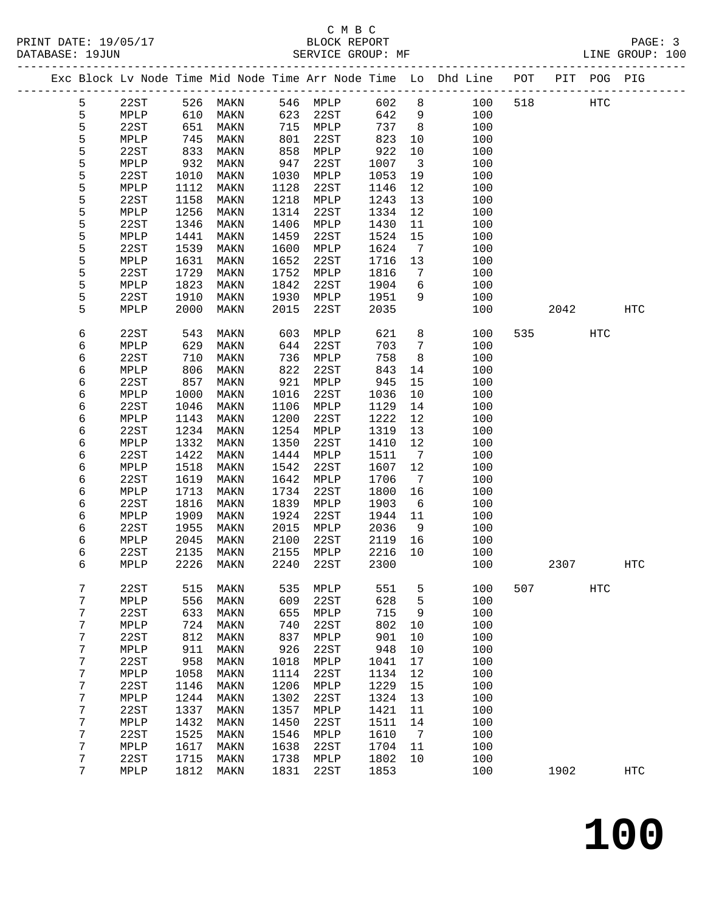C M B C
BLOCK REPORT
SERVICE GROUP: MF

PRINT DATE: 19/05/17
DATABASE: 19JUN
LINE GROUP: 100

| Exc | Block | Lv Node | Time | Mid Node | Time | Arr Node | Time | Lo | Dhd Line | POT | PIT | POG | PIG |
|---|---|---|---|---|---|---|---|---|---|---|---|---|---|
| | 5 | 22ST | 526 | MAKN | 546 | MPLP | 602 | 8 | 100 | 518 | | HTC | |
| | 5 | MPLP | 610 | MAKN | 623 | 22ST | 642 | 9 | 100 | | | | |
| | 5 | 22ST | 651 | MAKN | 715 | MPLP | 737 | 8 | 100 | | | | |
| | 5 | MPLP | 745 | MAKN | 801 | 22ST | 823 | 10 | 100 | | | | |
| | 5 | 22ST | 833 | MAKN | 858 | MPLP | 922 | 10 | 100 | | | | |
| | 5 | MPLP | 932 | MAKN | 947 | 22ST | 1007 | 3 | 100 | | | | |
| | 5 | 22ST | 1010 | MAKN | 1030 | MPLP | 1053 | 19 | 100 | | | | |
| | 5 | MPLP | 1112 | MAKN | 1128 | 22ST | 1146 | 12 | 100 | | | | |
| | 5 | 22ST | 1158 | MAKN | 1218 | MPLP | 1243 | 13 | 100 | | | | |
| | 5 | MPLP | 1256 | MAKN | 1314 | 22ST | 1334 | 12 | 100 | | | | |
| | 5 | 22ST | 1346 | MAKN | 1406 | MPLP | 1430 | 11 | 100 | | | | |
| | 5 | MPLP | 1441 | MAKN | 1459 | 22ST | 1524 | 15 | 100 | | | | |
| | 5 | 22ST | 1539 | MAKN | 1600 | MPLP | 1624 | 7 | 100 | | | | |
| | 5 | MPLP | 1631 | MAKN | 1652 | 22ST | 1716 | 13 | 100 | | | | |
| | 5 | 22ST | 1729 | MAKN | 1752 | MPLP | 1816 | 7 | 100 | | | | |
| | 5 | MPLP | 1823 | MAKN | 1842 | 22ST | 1904 | 6 | 100 | | | | |
| | 5 | 22ST | 1910 | MAKN | 1930 | MPLP | 1951 | 9 | 100 | | | | |
| | 5 | MPLP | 2000 | MAKN | 2015 | 22ST | 2035 | | 100 | | 2042 | | HTC |
| | 6 | 22ST | 543 | MAKN | 603 | MPLP | 621 | 8 | 100 | 535 | | HTC | |
| | 6 | MPLP | 629 | MAKN | 644 | 22ST | 703 | 7 | 100 | | | | |
| | 6 | 22ST | 710 | MAKN | 736 | MPLP | 758 | 8 | 100 | | | | |
| | 6 | MPLP | 806 | MAKN | 822 | 22ST | 843 | 14 | 100 | | | | |
| | 6 | 22ST | 857 | MAKN | 921 | MPLP | 945 | 15 | 100 | | | | |
| | 6 | MPLP | 1000 | MAKN | 1016 | 22ST | 1036 | 10 | 100 | | | | |
| | 6 | 22ST | 1046 | MAKN | 1106 | MPLP | 1129 | 14 | 100 | | | | |
| | 6 | MPLP | 1143 | MAKN | 1200 | 22ST | 1222 | 12 | 100 | | | | |
| | 6 | 22ST | 1234 | MAKN | 1254 | MPLP | 1319 | 13 | 100 | | | | |
| | 6 | MPLP | 1332 | MAKN | 1350 | 22ST | 1410 | 12 | 100 | | | | |
| | 6 | 22ST | 1422 | MAKN | 1444 | MPLP | 1511 | 7 | 100 | | | | |
| | 6 | MPLP | 1518 | MAKN | 1542 | 22ST | 1607 | 12 | 100 | | | | |
| | 6 | 22ST | 1619 | MAKN | 1642 | MPLP | 1706 | 7 | 100 | | | | |
| | 6 | MPLP | 1713 | MAKN | 1734 | 22ST | 1800 | 16 | 100 | | | | |
| | 6 | 22ST | 1816 | MAKN | 1839 | MPLP | 1903 | 6 | 100 | | | | |
| | 6 | MPLP | 1909 | MAKN | 1924 | 22ST | 1944 | 11 | 100 | | | | |
| | 6 | 22ST | 1955 | MAKN | 2015 | MPLP | 2036 | 9 | 100 | | | | |
| | 6 | MPLP | 2045 | MAKN | 2100 | 22ST | 2119 | 16 | 100 | | | | |
| | 6 | 22ST | 2135 | MAKN | 2155 | MPLP | 2216 | 10 | 100 | | | | |
| | 6 | MPLP | 2226 | MAKN | 2240 | 22ST | 2300 | | 100 | | 2307 | | HTC |
| | 7 | 22ST | 515 | MAKN | 535 | MPLP | 551 | 5 | 100 | 507 | | HTC | |
| | 7 | MPLP | 556 | MAKN | 609 | 22ST | 628 | 5 | 100 | | | | |
| | 7 | 22ST | 633 | MAKN | 655 | MPLP | 715 | 9 | 100 | | | | |
| | 7 | MPLP | 724 | MAKN | 740 | 22ST | 802 | 10 | 100 | | | | |
| | 7 | 22ST | 812 | MAKN | 837 | MPLP | 901 | 10 | 100 | | | | |
| | 7 | MPLP | 911 | MAKN | 926 | 22ST | 948 | 10 | 100 | | | | |
| | 7 | 22ST | 958 | MAKN | 1018 | MPLP | 1041 | 17 | 100 | | | | |
| | 7 | MPLP | 1058 | MAKN | 1114 | 22ST | 1134 | 12 | 100 | | | | |
| | 7 | 22ST | 1146 | MAKN | 1206 | MPLP | 1229 | 15 | 100 | | | | |
| | 7 | MPLP | 1244 | MAKN | 1302 | 22ST | 1324 | 13 | 100 | | | | |
| | 7 | 22ST | 1337 | MAKN | 1357 | MPLP | 1421 | 11 | 100 | | | | |
| | 7 | MPLP | 1432 | MAKN | 1450 | 22ST | 1511 | 14 | 100 | | | | |
| | 7 | 22ST | 1525 | MAKN | 1546 | MPLP | 1610 | 7 | 100 | | | | |
| | 7 | MPLP | 1617 | MAKN | 1638 | 22ST | 1704 | 11 | 100 | | | | |
| | 7 | 22ST | 1715 | MAKN | 1738 | MPLP | 1802 | 10 | 100 | | | | |
| | 7 | MPLP | 1812 | MAKN | 1831 | 22ST | 1853 | | 100 | | 1902 | | HTC |

# 100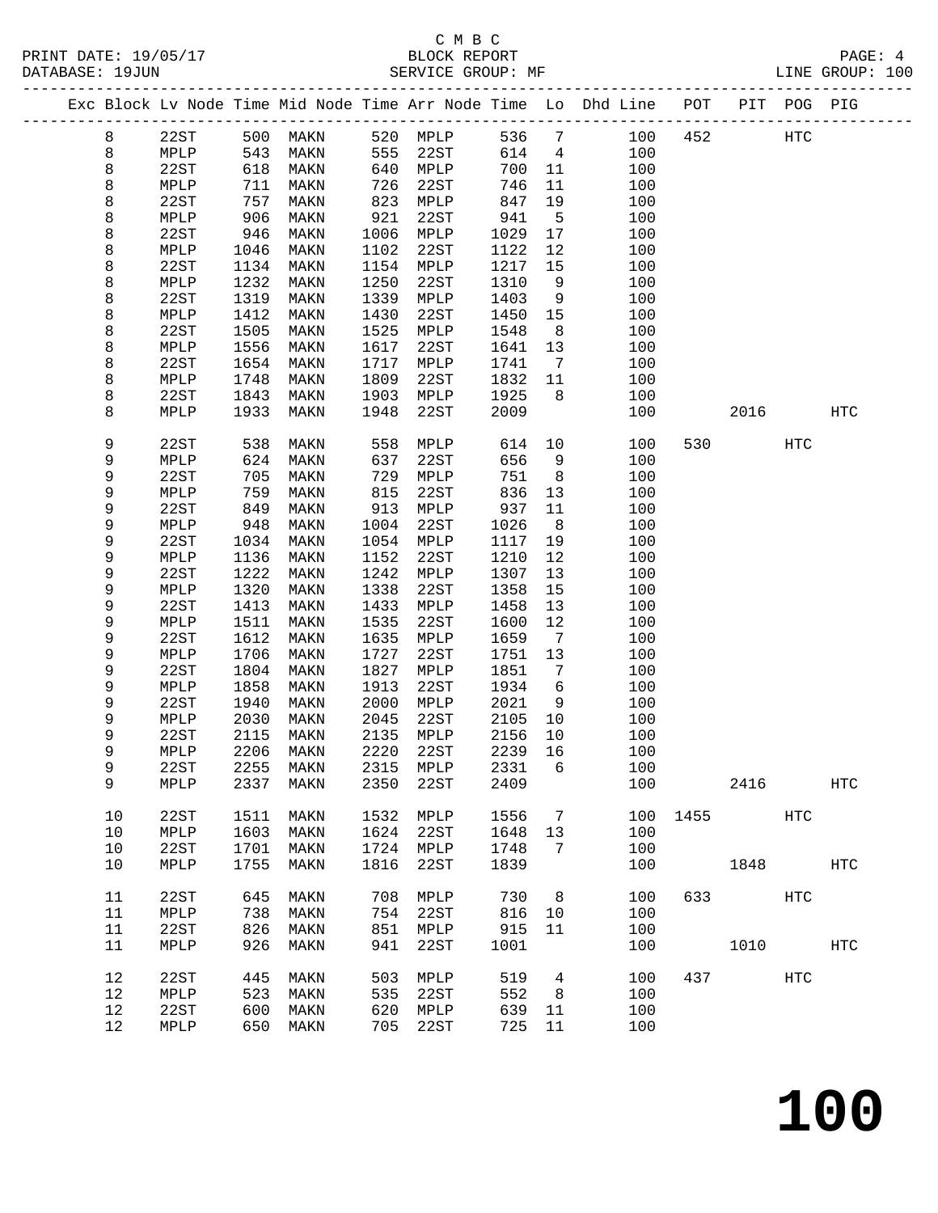C M B C
BLOCK REPORT
SERVICE GROUP: MF

PRINT DATE: 19/05/17
DATABASE: 19JUN
LINE GROUP: 100

| Exc | Block | Lv | Node | Time | Mid Node | Time | Arr Node | Time | Lo | Dhd Line | POT | PIT | POG | PIG |
|---|---|---|---|---|---|---|---|---|---|---|---|---|---|---|
| | 8 | | 22ST | 500 | MAKN | 520 | MPLP | 536 | 7 | 100 | 452 | | HTC | |
| | 8 | | MPLP | 543 | MAKN | 555 | 22ST | 614 | 4 | 100 | | | | |
| | 8 | | 22ST | 618 | MAKN | 640 | MPLP | 700 | 11 | 100 | | | | |
| | 8 | | MPLP | 711 | MAKN | 726 | 22ST | 746 | 11 | 100 | | | | |
| | 8 | | 22ST | 757 | MAKN | 823 | MPLP | 847 | 19 | 100 | | | | |
| | 8 | | MPLP | 906 | MAKN | 921 | 22ST | 941 | 5 | 100 | | | | |
| | 8 | | 22ST | 946 | MAKN | 1006 | MPLP | 1029 | 17 | 100 | | | | |
| | 8 | | MPLP | 1046 | MAKN | 1102 | 22ST | 1122 | 12 | 100 | | | | |
| | 8 | | 22ST | 1134 | MAKN | 1154 | MPLP | 1217 | 15 | 100 | | | | |
| | 8 | | MPLP | 1232 | MAKN | 1250 | 22ST | 1310 | 9 | 100 | | | | |
| | 8 | | 22ST | 1319 | MAKN | 1339 | MPLP | 1403 | 9 | 100 | | | | |
| | 8 | | MPLP | 1412 | MAKN | 1430 | 22ST | 1450 | 15 | 100 | | | | |
| | 8 | | 22ST | 1505 | MAKN | 1525 | MPLP | 1548 | 8 | 100 | | | | |
| | 8 | | MPLP | 1556 | MAKN | 1617 | 22ST | 1641 | 13 | 100 | | | | |
| | 8 | | 22ST | 1654 | MAKN | 1717 | MPLP | 1741 | 7 | 100 | | | | |
| | 8 | | MPLP | 1748 | MAKN | 1809 | 22ST | 1832 | 11 | 100 | | | | |
| | 8 | | 22ST | 1843 | MAKN | 1903 | MPLP | 1925 | 8 | 100 | | | | |
| | 8 | | MPLP | 1933 | MAKN | 1948 | 22ST | 2009 | | 100 | | 2016 | | HTC |
| | 9 | | 22ST | 538 | MAKN | 558 | MPLP | 614 | 10 | 100 | 530 | | HTC | |
| | 9 | | MPLP | 624 | MAKN | 637 | 22ST | 656 | 9 | 100 | | | | |
| | 9 | | 22ST | 705 | MAKN | 729 | MPLP | 751 | 8 | 100 | | | | |
| | 9 | | MPLP | 759 | MAKN | 815 | 22ST | 836 | 13 | 100 | | | | |
| | 9 | | 22ST | 849 | MAKN | 913 | MPLP | 937 | 11 | 100 | | | | |
| | 9 | | MPLP | 948 | MAKN | 1004 | 22ST | 1026 | 8 | 100 | | | | |
| | 9 | | 22ST | 1034 | MAKN | 1054 | MPLP | 1117 | 19 | 100 | | | | |
| | 9 | | MPLP | 1136 | MAKN | 1152 | 22ST | 1210 | 12 | 100 | | | | |
| | 9 | | 22ST | 1222 | MAKN | 1242 | MPLP | 1307 | 13 | 100 | | | | |
| | 9 | | MPLP | 1320 | MAKN | 1338 | 22ST | 1358 | 15 | 100 | | | | |
| | 9 | | 22ST | 1413 | MAKN | 1433 | MPLP | 1458 | 13 | 100 | | | | |
| | 9 | | MPLP | 1511 | MAKN | 1535 | 22ST | 1600 | 12 | 100 | | | | |
| | 9 | | 22ST | 1612 | MAKN | 1635 | MPLP | 1659 | 7 | 100 | | | | |
| | 9 | | MPLP | 1706 | MAKN | 1727 | 22ST | 1751 | 13 | 100 | | | | |
| | 9 | | 22ST | 1804 | MAKN | 1827 | MPLP | 1851 | 7 | 100 | | | | |
| | 9 | | MPLP | 1858 | MAKN | 1913 | 22ST | 1934 | 6 | 100 | | | | |
| | 9 | | 22ST | 1940 | MAKN | 2000 | MPLP | 2021 | 9 | 100 | | | | |
| | 9 | | MPLP | 2030 | MAKN | 2045 | 22ST | 2105 | 10 | 100 | | | | |
| | 9 | | 22ST | 2115 | MAKN | 2135 | MPLP | 2156 | 10 | 100 | | | | |
| | 9 | | MPLP | 2206 | MAKN | 2220 | 22ST | 2239 | 16 | 100 | | | | |
| | 9 | | 22ST | 2255 | MAKN | 2315 | MPLP | 2331 | 6 | 100 | | | | |
| | 9 | | MPLP | 2337 | MAKN | 2350 | 22ST | 2409 | | 100 | | 2416 | | HTC |
| | 10 | | 22ST | 1511 | MAKN | 1532 | MPLP | 1556 | 7 | 100 | 1455 | | HTC | |
| | 10 | | MPLP | 1603 | MAKN | 1624 | 22ST | 1648 | 13 | 100 | | | | |
| | 10 | | 22ST | 1701 | MAKN | 1724 | MPLP | 1748 | 7 | 100 | | | | |
| | 10 | | MPLP | 1755 | MAKN | 1816 | 22ST | 1839 | | 100 | | 1848 | | HTC |
| | 11 | | 22ST | 645 | MAKN | 708 | MPLP | 730 | 8 | 100 | 633 | | HTC | |
| | 11 | | MPLP | 738 | MAKN | 754 | 22ST | 816 | 10 | 100 | | | | |
| | 11 | | 22ST | 826 | MAKN | 851 | MPLP | 915 | 11 | 100 | | | | |
| | 11 | | MPLP | 926 | MAKN | 941 | 22ST | 1001 | | 100 | | 1010 | | HTC |
| | 12 | | 22ST | 445 | MAKN | 503 | MPLP | 519 | 4 | 100 | 437 | | HTC | |
| | 12 | | MPLP | 523 | MAKN | 535 | 22ST | 552 | 8 | 100 | | | | |
| | 12 | | 22ST | 600 | MAKN | 620 | MPLP | 639 | 11 | 100 | | | | |
| | 12 | | MPLP | 650 | MAKN | 705 | 22ST | 725 | 11 | 100 | | | | |

# 100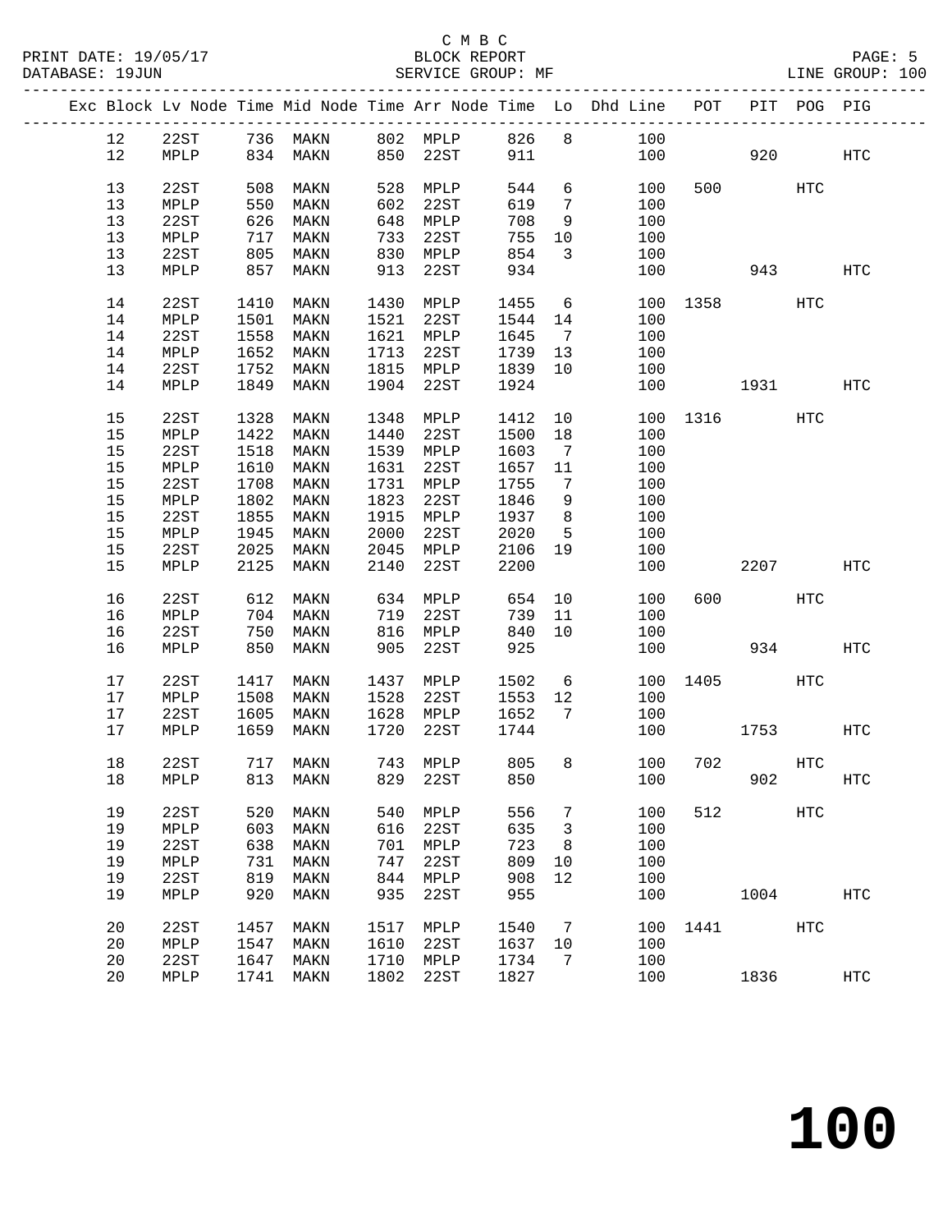C M B C
PRINT DATE: 19/05/17 BLOCK REPORT
DATABASE: 19JUN SERVICE GROUP: MF LINE GROUP: 100

| Exc | Block | Lv | Node | Time | Mid Node | Time | Arr Node | Time | Lo | Dhd Line | POT | PIT | POG | PIG |
|---|---|---|---|---|---|---|---|---|---|---|---|---|---|---|
| | 12 | | 22ST | 736 | MAKN | 802 | MPLP | 826 | 8 | 100 | | | | |
| | 12 | | MPLP | 834 | MAKN | 850 | 22ST | 911 | | 100 | | 920 | | HTC |
| | 13 | | 22ST | 508 | MAKN | 528 | MPLP | 544 | 6 | 100 | 500 | | HTC | |
| | 13 | | MPLP | 550 | MAKN | 602 | 22ST | 619 | 7 | 100 | | | | |
| | 13 | | 22ST | 626 | MAKN | 648 | MPLP | 708 | 9 | 100 | | | | |
| | 13 | | MPLP | 717 | MAKN | 733 | 22ST | 755 | 10 | 100 | | | | |
| | 13 | | 22ST | 805 | MAKN | 830 | MPLP | 854 | 3 | 100 | | | | |
| | 13 | | MPLP | 857 | MAKN | 913 | 22ST | 934 | | 100 | | 943 | | HTC |
| | 14 | | 22ST | 1410 | MAKN | 1430 | MPLP | 1455 | 6 | 100 | 1358 | | HTC | |
| | 14 | | MPLP | 1501 | MAKN | 1521 | 22ST | 1544 | 14 | 100 | | | | |
| | 14 | | 22ST | 1558 | MAKN | 1621 | MPLP | 1645 | 7 | 100 | | | | |
| | 14 | | MPLP | 1652 | MAKN | 1713 | 22ST | 1739 | 13 | 100 | | | | |
| | 14 | | 22ST | 1752 | MAKN | 1815 | MPLP | 1839 | 10 | 100 | | | | |
| | 14 | | MPLP | 1849 | MAKN | 1904 | 22ST | 1924 | | 100 | | 1931 | | HTC |
| | 15 | | 22ST | 1328 | MAKN | 1348 | MPLP | 1412 | 10 | 100 | 1316 | | HTC | |
| | 15 | | MPLP | 1422 | MAKN | 1440 | 22ST | 1500 | 18 | 100 | | | | |
| | 15 | | 22ST | 1518 | MAKN | 1539 | MPLP | 1603 | 7 | 100 | | | | |
| | 15 | | MPLP | 1610 | MAKN | 1631 | 22ST | 1657 | 11 | 100 | | | | |
| | 15 | | 22ST | 1708 | MAKN | 1731 | MPLP | 1755 | 7 | 100 | | | | |
| | 15 | | MPLP | 1802 | MAKN | 1823 | 22ST | 1846 | 9 | 100 | | | | |
| | 15 | | 22ST | 1855 | MAKN | 1915 | MPLP | 1937 | 8 | 100 | | | | |
| | 15 | | MPLP | 1945 | MAKN | 2000 | 22ST | 2020 | 5 | 100 | | | | |
| | 15 | | 22ST | 2025 | MAKN | 2045 | MPLP | 2106 | 19 | 100 | | | | |
| | 15 | | MPLP | 2125 | MAKN | 2140 | 22ST | 2200 | | 100 | | 2207 | | HTC |
| | 16 | | 22ST | 612 | MAKN | 634 | MPLP | 654 | 10 | 100 | 600 | | HTC | |
| | 16 | | MPLP | 704 | MAKN | 719 | 22ST | 739 | 11 | 100 | | | | |
| | 16 | | 22ST | 750 | MAKN | 816 | MPLP | 840 | 10 | 100 | | | | |
| | 16 | | MPLP | 850 | MAKN | 905 | 22ST | 925 | | 100 | | 934 | | HTC |
| | 17 | | 22ST | 1417 | MAKN | 1437 | MPLP | 1502 | 6 | 100 | 1405 | | HTC | |
| | 17 | | MPLP | 1508 | MAKN | 1528 | 22ST | 1553 | 12 | 100 | | | | |
| | 17 | | 22ST | 1605 | MAKN | 1628 | MPLP | 1652 | 7 | 100 | | | | |
| | 17 | | MPLP | 1659 | MAKN | 1720 | 22ST | 1744 | | 100 | | 1753 | | HTC |
| | 18 | | 22ST | 717 | MAKN | 743 | MPLP | 805 | 8 | 100 | 702 | | HTC | |
| | 18 | | MPLP | 813 | MAKN | 829 | 22ST | 850 | | 100 | | 902 | | HTC |
| | 19 | | 22ST | 520 | MAKN | 540 | MPLP | 556 | 7 | 100 | 512 | | HTC | |
| | 19 | | MPLP | 603 | MAKN | 616 | 22ST | 635 | 3 | 100 | | | | |
| | 19 | | 22ST | 638 | MAKN | 701 | MPLP | 723 | 8 | 100 | | | | |
| | 19 | | MPLP | 731 | MAKN | 747 | 22ST | 809 | 10 | 100 | | | | |
| | 19 | | 22ST | 819 | MAKN | 844 | MPLP | 908 | 12 | 100 | | | | |
| | 19 | | MPLP | 920 | MAKN | 935 | 22ST | 955 | | 100 | | 1004 | | HTC |
| | 20 | | 22ST | 1457 | MAKN | 1517 | MPLP | 1540 | 7 | 100 | 1441 | | HTC | |
| | 20 | | MPLP | 1547 | MAKN | 1610 | 22ST | 1637 | 10 | 100 | | | | |
| | 20 | | 22ST | 1647 | MAKN | 1710 | MPLP | 1734 | 7 | 100 | | | | |
| | 20 | | MPLP | 1741 | MAKN | 1802 | 22ST | 1827 | | 100 | | 1836 | | HTC |

100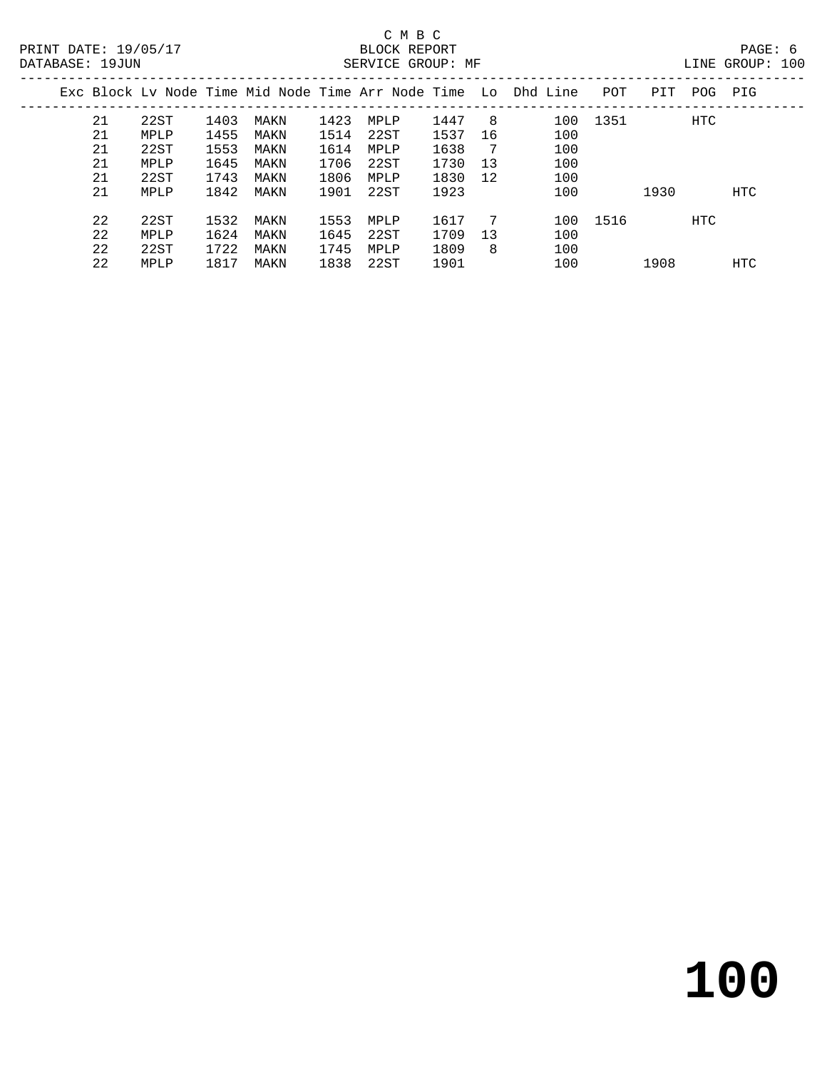C M B C

PRINT DATE: 19/05/17 BLOCK REPORT
DATABASE: 19JUN SERVICE GROUP: MF LINE GROUP: 100

| Exc | Block | Lv Node | Time | Mid Node | Time | Arr Node | Time | Lo | Dhd | Line | POT | PIT | POG | PIG |
|---|---|---|---|---|---|---|---|---|---|---|---|---|---|---|
| | 21 | 22ST | 1403 | MAKN | 1423 | MPLP | 1447 | 8 | | 100 | 1351 | | HTC | |
| | 21 | MPLP | 1455 | MAKN | 1514 | 22ST | 1537 | 16 | | 100 | | | | |
| | 21 | 22ST | 1553 | MAKN | 1614 | MPLP | 1638 | 7 | | 100 | | | | |
| | 21 | MPLP | 1645 | MAKN | 1706 | 22ST | 1730 | 13 | | 100 | | | | |
| | 21 | 22ST | 1743 | MAKN | 1806 | MPLP | 1830 | 12 | | 100 | | | | |
| | 21 | MPLP | 1842 | MAKN | 1901 | 22ST | 1923 | | | 100 | | 1930 | | HTC |
| | 22 | 22ST | 1532 | MAKN | 1553 | MPLP | 1617 | 7 | | 100 | 1516 | | HTC | |
| | 22 | MPLP | 1624 | MAKN | 1645 | 22ST | 1709 | 13 | | 100 | | | | |
| | 22 | 22ST | 1722 | MAKN | 1745 | MPLP | 1809 | 8 | | 100 | | | | |
| | 22 | MPLP | 1817 | MAKN | 1838 | 22ST | 1901 | | | 100 | | 1908 | | HTC |

# 100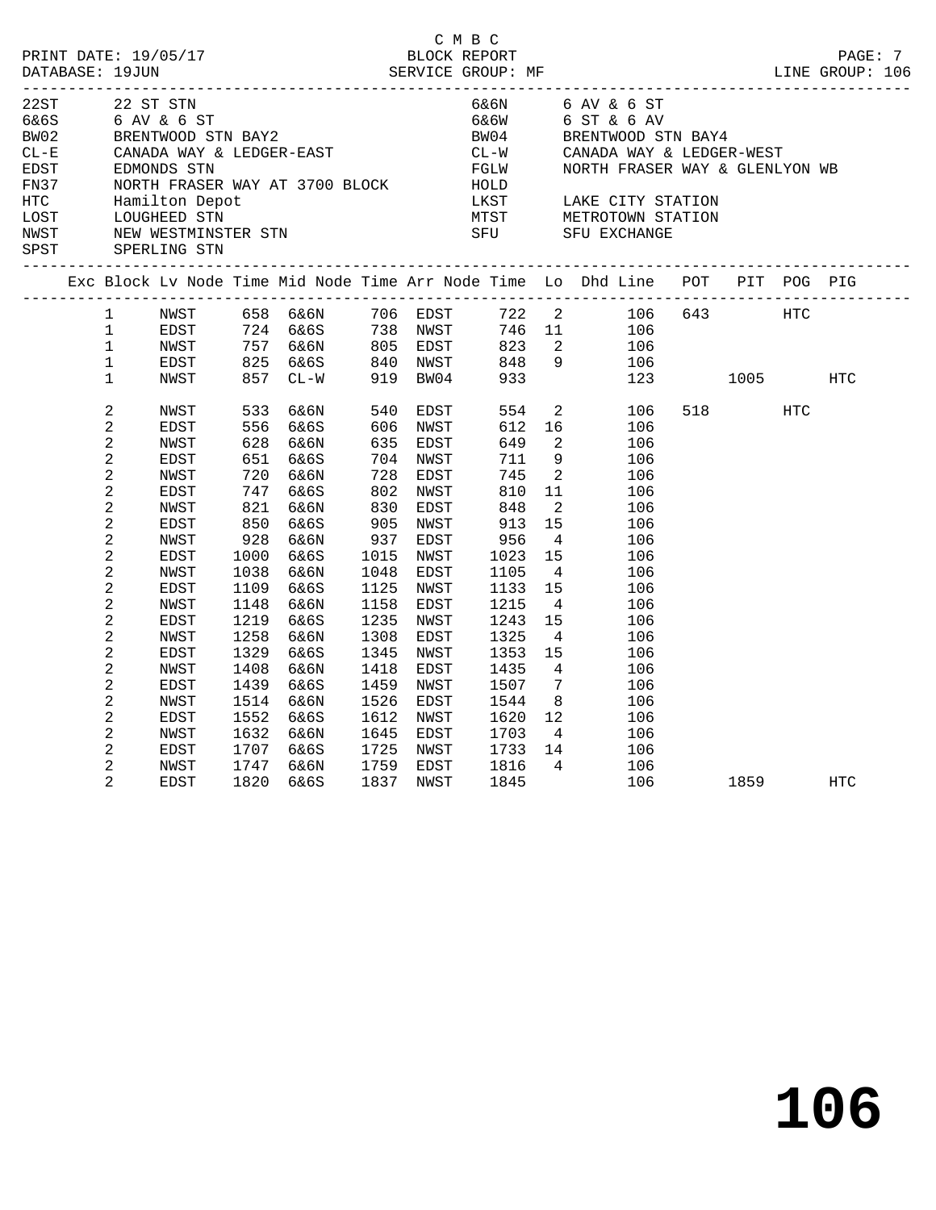C M B C

PRINT DATE: 19/05/17 BLOCK REPORT

DATABASE: 19JUN SERVICE GROUP: MF LINE GROUP: 106

| Code | Name | Code | Name |
|---|---|---|---|
| 22ST | 22 ST STN | 6&6N | 6 AV & 6 ST |
| 6&6S | 6 AV & 6 ST | 6&6W | 6 ST & 6 AV |
| BW02 | BRENTWOOD STN BAY2 | BW04 | BRENTWOOD STN BAY4 |
| CL-E | CANADA WAY & LEDGER-EAST | CL-W | CANADA WAY & LEDGER-WEST |
| EDST | EDMONDS STN | FGLW | NORTH FRASER WAY & GLENLYON WB |
| FN37 | NORTH FRASER WAY AT 3700 BLOCK | HOLD | |
| HTC | Hamilton Depot | LKST | LAKE CITY STATION |
| LOST | LOUGHEED STN | MTST | METROTOWN STATION |
| NWST | NEW WESTMINSTER STN | SFU | SFU EXCHANGE |
| SPST | SPERLING STN | | |

| Exc | Block | Lv Node | Time | Mid Node | Time | Arr Node | Time | Lo | Dhd Line | POT | PIT | POG | PIG |
|---|---|---|---|---|---|---|---|---|---|---|---|---|---|
| | 1 | NWST | 658 | 6&6N | 706 | EDST | 722 | 2 | 106 | 643 | | HTC | |
| | 1 | EDST | 724 | 6&6S | 738 | NWST | 746 | 11 | 106 | | | | |
| | 1 | NWST | 757 | 6&6N | 805 | EDST | 823 | 2 | 106 | | | | |
| | 1 | EDST | 825 | 6&6S | 840 | NWST | 848 | 9 | 106 | | | | |
| | 1 | NWST | 857 | CL-W | 919 | BW04 | 933 | | 123 | | 1005 | | HTC |
| | 2 | NWST | 533 | 6&6N | 540 | EDST | 554 | 2 | 106 | 518 | | HTC | |
| | 2 | EDST | 556 | 6&6S | 606 | NWST | 612 | 16 | 106 | | | | |
| | 2 | NWST | 628 | 6&6N | 635 | EDST | 649 | 2 | 106 | | | | |
| | 2 | EDST | 651 | 6&6S | 704 | NWST | 711 | 9 | 106 | | | | |
| | 2 | NWST | 720 | 6&6N | 728 | EDST | 745 | 2 | 106 | | | | |
| | 2 | EDST | 747 | 6&6S | 802 | NWST | 810 | 11 | 106 | | | | |
| | 2 | NWST | 821 | 6&6N | 830 | EDST | 848 | 2 | 106 | | | | |
| | 2 | EDST | 850 | 6&6S | 905 | NWST | 913 | 15 | 106 | | | | |
| | 2 | NWST | 928 | 6&6N | 937 | EDST | 956 | 4 | 106 | | | | |
| | 2 | EDST | 1000 | 6&6S | 1015 | NWST | 1023 | 15 | 106 | | | | |
| | 2 | NWST | 1038 | 6&6N | 1048 | EDST | 1105 | 4 | 106 | | | | |
| | 2 | EDST | 1109 | 6&6S | 1125 | NWST | 1133 | 15 | 106 | | | | |
| | 2 | NWST | 1148 | 6&6N | 1158 | EDST | 1215 | 4 | 106 | | | | |
| | 2 | EDST | 1219 | 6&6S | 1235 | NWST | 1243 | 15 | 106 | | | | |
| | 2 | NWST | 1258 | 6&6N | 1308 | EDST | 1325 | 4 | 106 | | | | |
| | 2 | EDST | 1329 | 6&6S | 1345 | NWST | 1353 | 15 | 106 | | | | |
| | 2 | NWST | 1408 | 6&6N | 1418 | EDST | 1435 | 4 | 106 | | | | |
| | 2 | EDST | 1439 | 6&6S | 1459 | NWST | 1507 | 7 | 106 | | | | |
| | 2 | NWST | 1514 | 6&6N | 1526 | EDST | 1544 | 8 | 106 | | | | |
| | 2 | EDST | 1552 | 6&6S | 1612 | NWST | 1620 | 12 | 106 | | | | |
| | 2 | NWST | 1632 | 6&6N | 1645 | EDST | 1703 | 4 | 106 | | | | |
| | 2 | EDST | 1707 | 6&6S | 1725 | NWST | 1733 | 14 | 106 | | | | |
| | 2 | NWST | 1747 | 6&6N | 1759 | EDST | 1816 | 4 | 106 | | | | |
| | 2 | EDST | 1820 | 6&6S | 1837 | NWST | 1845 | | 106 | | 1859 | | HTC |

# 106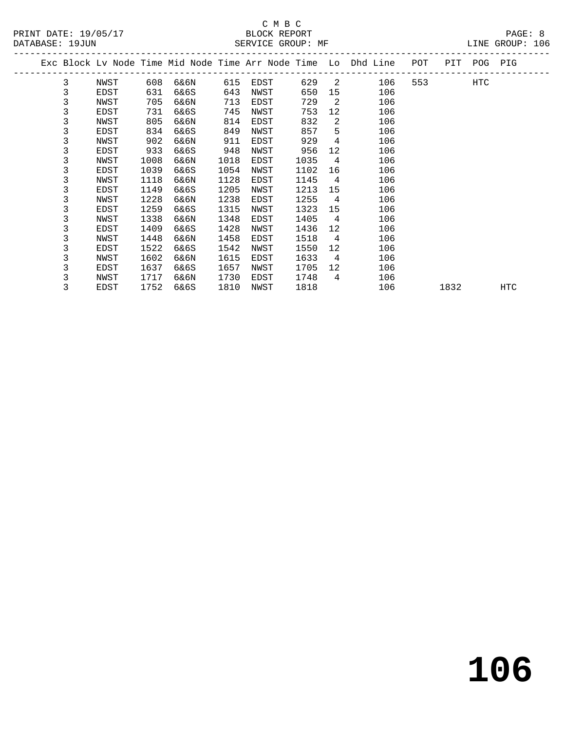C M B C

PRINT DATE: 19/05/17 BLOCK REPORT

DATABASE: 19JUN SERVICE GROUP: MF LINE GROUP: 106

| Exc | Block | Lv Node | Time | Mid Node | Time | Arr Node | Time | Lo | Dhd Line | POT | PIT | POG | PIG |
|---|---|---|---|---|---|---|---|---|---|---|---|---|---|
| | 3 | NWST | 608 | 6&6N | 615 | EDST | 629 | 2 | 106 | 553 | | HTC | |
| | 3 | EDST | 631 | 6&6S | 643 | NWST | 650 | 15 | 106 | | | | |
| | 3 | NWST | 705 | 6&6N | 713 | EDST | 729 | 2 | 106 | | | | |
| | 3 | EDST | 731 | 6&6S | 745 | NWST | 753 | 12 | 106 | | | | |
| | 3 | NWST | 805 | 6&6N | 814 | EDST | 832 | 2 | 106 | | | | |
| | 3 | EDST | 834 | 6&6S | 849 | NWST | 857 | 5 | 106 | | | | |
| | 3 | NWST | 902 | 6&6N | 911 | EDST | 929 | 4 | 106 | | | | |
| | 3 | EDST | 933 | 6&6S | 948 | NWST | 956 | 12 | 106 | | | | |
| | 3 | NWST | 1008 | 6&6N | 1018 | EDST | 1035 | 4 | 106 | | | | |
| | 3 | EDST | 1039 | 6&6S | 1054 | NWST | 1102 | 16 | 106 | | | | |
| | 3 | NWST | 1118 | 6&6N | 1128 | EDST | 1145 | 4 | 106 | | | | |
| | 3 | EDST | 1149 | 6&6S | 1205 | NWST | 1213 | 15 | 106 | | | | |
| | 3 | NWST | 1228 | 6&6N | 1238 | EDST | 1255 | 4 | 106 | | | | |
| | 3 | EDST | 1259 | 6&6S | 1315 | NWST | 1323 | 15 | 106 | | | | |
| | 3 | NWST | 1338 | 6&6N | 1348 | EDST | 1405 | 4 | 106 | | | | |
| | 3 | EDST | 1409 | 6&6S | 1428 | NWST | 1436 | 12 | 106 | | | | |
| | 3 | NWST | 1448 | 6&6N | 1458 | EDST | 1518 | 4 | 106 | | | | |
| | 3 | EDST | 1522 | 6&6S | 1542 | NWST | 1550 | 12 | 106 | | | | |
| | 3 | NWST | 1602 | 6&6N | 1615 | EDST | 1633 | 4 | 106 | | | | |
| | 3 | EDST | 1637 | 6&6S | 1657 | NWST | 1705 | 12 | 106 | | | | |
| | 3 | NWST | 1717 | 6&6N | 1730 | EDST | 1748 | 4 | 106 | | | | |
| | 3 | EDST | 1752 | 6&6S | 1810 | NWST | 1818 | | 106 | | 1832 | | HTC |

# 106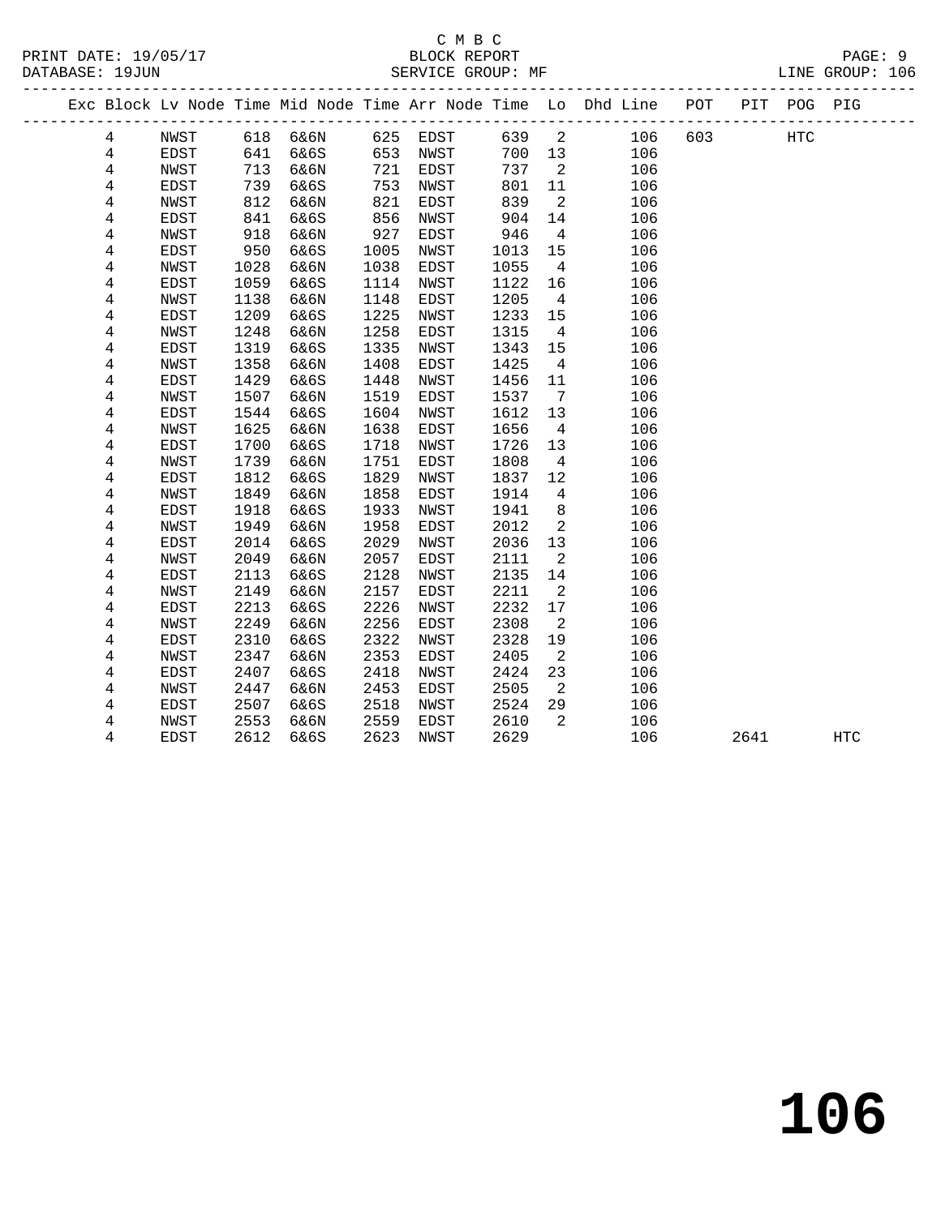C M B C
BLOCK REPORT
SERVICE GROUP: MF

PRINT DATE: 19/05/17
DATABASE: 19JUN
LINE GROUP: 106

| Exc | Block | Lv Node | Time | Mid Node | Time | Arr Node | Time | Lo | Dhd Line | POT | PIT | POG | PIG |
|---|---|---|---|---|---|---|---|---|---|---|---|---|---|
| | 4 | NWST | 618 | 6&6N | 625 | EDST | 639 | 2 | 106 | 603 | | HTC | |
| | 4 | EDST | 641 | 6&6S | 653 | NWST | 700 | 13 | 106 | | | | |
| | 4 | NWST | 713 | 6&6N | 721 | EDST | 737 | 2 | 106 | | | | |
| | 4 | EDST | 739 | 6&6S | 753 | NWST | 801 | 11 | 106 | | | | |
| | 4 | NWST | 812 | 6&6N | 821 | EDST | 839 | 2 | 106 | | | | |
| | 4 | EDST | 841 | 6&6S | 856 | NWST | 904 | 14 | 106 | | | | |
| | 4 | NWST | 918 | 6&6N | 927 | EDST | 946 | 4 | 106 | | | | |
| | 4 | EDST | 950 | 6&6S | 1005 | NWST | 1013 | 15 | 106 | | | | |
| | 4 | NWST | 1028 | 6&6N | 1038 | EDST | 1055 | 4 | 106 | | | | |
| | 4 | EDST | 1059 | 6&6S | 1114 | NWST | 1122 | 16 | 106 | | | | |
| | 4 | NWST | 1138 | 6&6N | 1148 | EDST | 1205 | 4 | 106 | | | | |
| | 4 | EDST | 1209 | 6&6S | 1225 | NWST | 1233 | 15 | 106 | | | | |
| | 4 | NWST | 1248 | 6&6N | 1258 | EDST | 1315 | 4 | 106 | | | | |
| | 4 | EDST | 1319 | 6&6S | 1335 | NWST | 1343 | 15 | 106 | | | | |
| | 4 | NWST | 1358 | 6&6N | 1408 | EDST | 1425 | 4 | 106 | | | | |
| | 4 | EDST | 1429 | 6&6S | 1448 | NWST | 1456 | 11 | 106 | | | | |
| | 4 | NWST | 1507 | 6&6N | 1519 | EDST | 1537 | 7 | 106 | | | | |
| | 4 | EDST | 1544 | 6&6S | 1604 | NWST | 1612 | 13 | 106 | | | | |
| | 4 | NWST | 1625 | 6&6N | 1638 | EDST | 1656 | 4 | 106 | | | | |
| | 4 | EDST | 1700 | 6&6S | 1718 | NWST | 1726 | 13 | 106 | | | | |
| | 4 | NWST | 1739 | 6&6N | 1751 | EDST | 1808 | 4 | 106 | | | | |
| | 4 | EDST | 1812 | 6&6S | 1829 | NWST | 1837 | 12 | 106 | | | | |
| | 4 | NWST | 1849 | 6&6N | 1858 | EDST | 1914 | 4 | 106 | | | | |
| | 4 | EDST | 1918 | 6&6S | 1933 | NWST | 1941 | 8 | 106 | | | | |
| | 4 | NWST | 1949 | 6&6N | 1958 | EDST | 2012 | 2 | 106 | | | | |
| | 4 | EDST | 2014 | 6&6S | 2029 | NWST | 2036 | 13 | 106 | | | | |
| | 4 | NWST | 2049 | 6&6N | 2057 | EDST | 2111 | 2 | 106 | | | | |
| | 4 | EDST | 2113 | 6&6S | 2128 | NWST | 2135 | 14 | 106 | | | | |
| | 4 | NWST | 2149 | 6&6N | 2157 | EDST | 2211 | 2 | 106 | | | | |
| | 4 | EDST | 2213 | 6&6S | 2226 | NWST | 2232 | 17 | 106 | | | | |
| | 4 | NWST | 2249 | 6&6N | 2256 | EDST | 2308 | 2 | 106 | | | | |
| | 4 | EDST | 2310 | 6&6S | 2322 | NWST | 2328 | 19 | 106 | | | | |
| | 4 | NWST | 2347 | 6&6N | 2353 | EDST | 2405 | 2 | 106 | | | | |
| | 4 | EDST | 2407 | 6&6S | 2418 | NWST | 2424 | 23 | 106 | | | | |
| | 4 | NWST | 2447 | 6&6N | 2453 | EDST | 2505 | 2 | 106 | | | | |
| | 4 | EDST | 2507 | 6&6S | 2518 | NWST | 2524 | 29 | 106 | | | | |
| | 4 | NWST | 2553 | 6&6N | 2559 | EDST | 2610 | 2 | 106 | | | | |
| | 4 | EDST | 2612 | 6&6S | 2623 | NWST | 2629 | | 106 | | 2641 | | HTC |

# 106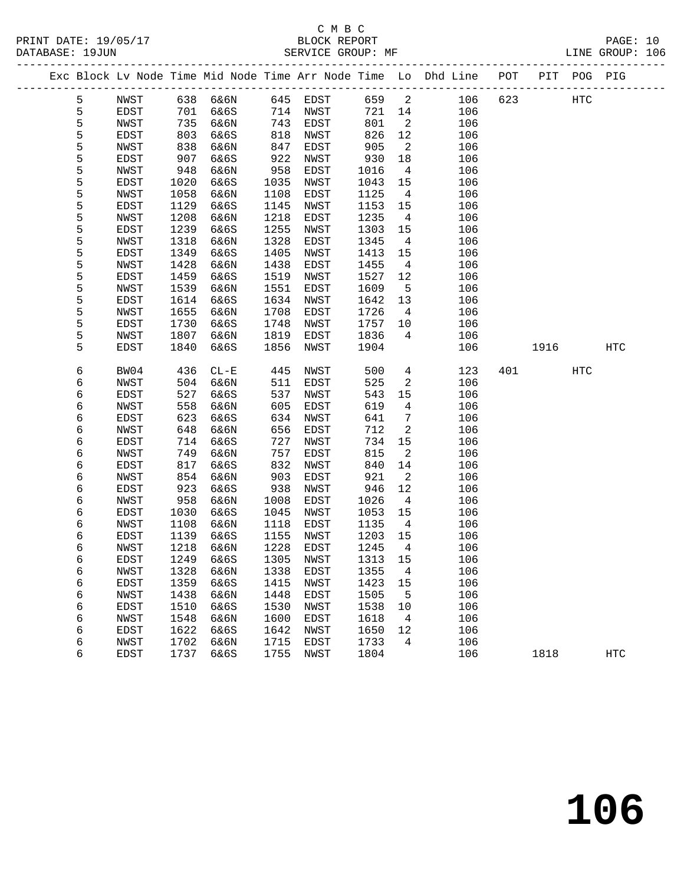C M B C

BLOCK REPORT

SERVICE GROUP: MF

PRINT DATE: 19/05/17
DATABASE: 19JUN
LINE GROUP: 106

| Exc | Block | Lv Node | Time | Mid Node | Time | Arr Node | Time | Lo | Dhd Line | POT | PIT | POG | PIG |
|---|---|---|---|---|---|---|---|---|---|---|---|---|---|
| | 5 | NWST | 638 | 6&6N | 645 | EDST | 659 | 2 | 106 | 623 | | HTC | |
| | 5 | EDST | 701 | 6&6S | 714 | NWST | 721 | 14 | 106 | | | | |
| | 5 | NWST | 735 | 6&6N | 743 | EDST | 801 | 2 | 106 | | | | |
| | 5 | EDST | 803 | 6&6S | 818 | NWST | 826 | 12 | 106 | | | | |
| | 5 | NWST | 838 | 6&6N | 847 | EDST | 905 | 2 | 106 | | | | |
| | 5 | EDST | 907 | 6&6S | 922 | NWST | 930 | 18 | 106 | | | | |
| | 5 | NWST | 948 | 6&6N | 958 | EDST | 1016 | 4 | 106 | | | | |
| | 5 | EDST | 1020 | 6&6S | 1035 | NWST | 1043 | 15 | 106 | | | | |
| | 5 | NWST | 1058 | 6&6N | 1108 | EDST | 1125 | 4 | 106 | | | | |
| | 5 | EDST | 1129 | 6&6S | 1145 | NWST | 1153 | 15 | 106 | | | | |
| | 5 | NWST | 1208 | 6&6N | 1218 | EDST | 1235 | 4 | 106 | | | | |
| | 5 | EDST | 1239 | 6&6S | 1255 | NWST | 1303 | 15 | 106 | | | | |
| | 5 | NWST | 1318 | 6&6N | 1328 | EDST | 1345 | 4 | 106 | | | | |
| | 5 | EDST | 1349 | 6&6S | 1405 | NWST | 1413 | 15 | 106 | | | | |
| | 5 | NWST | 1428 | 6&6N | 1438 | EDST | 1455 | 4 | 106 | | | | |
| | 5 | EDST | 1459 | 6&6S | 1519 | NWST | 1527 | 12 | 106 | | | | |
| | 5 | NWST | 1539 | 6&6N | 1551 | EDST | 1609 | 5 | 106 | | | | |
| | 5 | EDST | 1614 | 6&6S | 1634 | NWST | 1642 | 13 | 106 | | | | |
| | 5 | NWST | 1655 | 6&6N | 1708 | EDST | 1726 | 4 | 106 | | | | |
| | 5 | EDST | 1730 | 6&6S | 1748 | NWST | 1757 | 10 | 106 | | | | |
| | 5 | NWST | 1807 | 6&6N | 1819 | EDST | 1836 | 4 | 106 | | | | |
| | 5 | EDST | 1840 | 6&6S | 1856 | NWST | 1904 | | 106 | | 1916 | | HTC |
| | 6 | BW04 | 436 | CL-E | 445 | NWST | 500 | 4 | 123 | 401 | | HTC | |
| | 6 | NWST | 504 | 6&6N | 511 | EDST | 525 | 2 | 106 | | | | |
| | 6 | EDST | 527 | 6&6S | 537 | NWST | 543 | 15 | 106 | | | | |
| | 6 | NWST | 558 | 6&6N | 605 | EDST | 619 | 4 | 106 | | | | |
| | 6 | EDST | 623 | 6&6S | 634 | NWST | 641 | 7 | 106 | | | | |
| | 6 | NWST | 648 | 6&6N | 656 | EDST | 712 | 2 | 106 | | | | |
| | 6 | EDST | 714 | 6&6S | 727 | NWST | 734 | 15 | 106 | | | | |
| | 6 | NWST | 749 | 6&6N | 757 | EDST | 815 | 2 | 106 | | | | |
| | 6 | EDST | 817 | 6&6S | 832 | NWST | 840 | 14 | 106 | | | | |
| | 6 | NWST | 854 | 6&6N | 903 | EDST | 921 | 2 | 106 | | | | |
| | 6 | EDST | 923 | 6&6S | 938 | NWST | 946 | 12 | 106 | | | | |
| | 6 | NWST | 958 | 6&6N | 1008 | EDST | 1026 | 4 | 106 | | | | |
| | 6 | EDST | 1030 | 6&6S | 1045 | NWST | 1053 | 15 | 106 | | | | |
| | 6 | NWST | 1108 | 6&6N | 1118 | EDST | 1135 | 4 | 106 | | | | |
| | 6 | EDST | 1139 | 6&6S | 1155 | NWST | 1203 | 15 | 106 | | | | |
| | 6 | NWST | 1218 | 6&6N | 1228 | EDST | 1245 | 4 | 106 | | | | |
| | 6 | EDST | 1249 | 6&6S | 1305 | NWST | 1313 | 15 | 106 | | | | |
| | 6 | NWST | 1328 | 6&6N | 1338 | EDST | 1355 | 4 | 106 | | | | |
| | 6 | EDST | 1359 | 6&6S | 1415 | NWST | 1423 | 15 | 106 | | | | |
| | 6 | NWST | 1438 | 6&6N | 1448 | EDST | 1505 | 5 | 106 | | | | |
| | 6 | EDST | 1510 | 6&6S | 1530 | NWST | 1538 | 10 | 106 | | | | |
| | 6 | NWST | 1548 | 6&6N | 1600 | EDST | 1618 | 4 | 106 | | | | |
| | 6 | EDST | 1622 | 6&6S | 1642 | NWST | 1650 | 12 | 106 | | | | |
| | 6 | NWST | 1702 | 6&6N | 1715 | EDST | 1733 | 4 | 106 | | | | |
| | 6 | EDST | 1737 | 6&6S | 1755 | NWST | 1804 | | 106 | | 1818 | | HTC |

# 106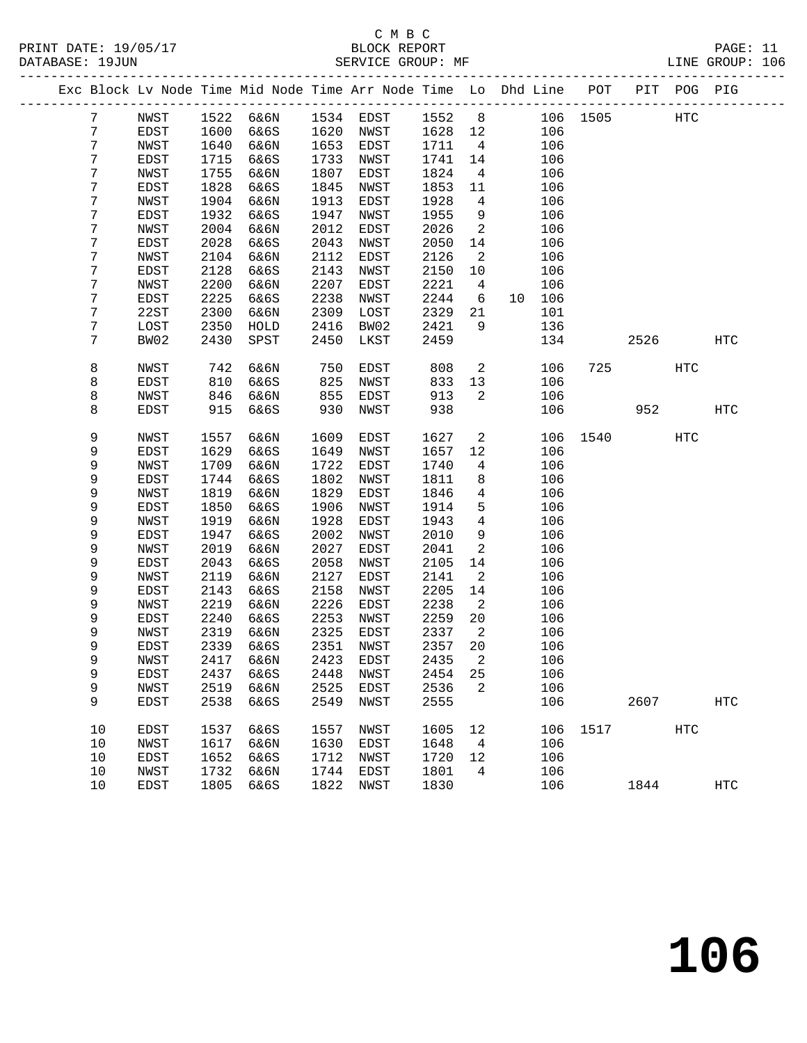C M B C
PRINT DATE: 19/05/17 BLOCK REPORT
DATABASE: 19JUN SERVICE GROUP: MF LINE GROUP: 106

| Exc | Block | Lv Node | Time | Mid Node | Time | Arr Node | Time | Lo | Dhd | Line | POT | PIT | POG | PIG |
|---|---|---|---|---|---|---|---|---|---|---|---|---|---|---|
| | 7 | NWST | 1522 | 6&6N | 1534 | EDST | 1552 | 8 | | 106 | 1505 | | HTC | |
| | 7 | EDST | 1600 | 6&6S | 1620 | NWST | 1628 | 12 | | 106 | | | | |
| | 7 | NWST | 1640 | 6&6N | 1653 | EDST | 1711 | 4 | | 106 | | | | |
| | 7 | EDST | 1715 | 6&6S | 1733 | NWST | 1741 | 14 | | 106 | | | | |
| | 7 | NWST | 1755 | 6&6N | 1807 | EDST | 1824 | 4 | | 106 | | | | |
| | 7 | EDST | 1828 | 6&6S | 1845 | NWST | 1853 | 11 | | 106 | | | | |
| | 7 | NWST | 1904 | 6&6N | 1913 | EDST | 1928 | 4 | | 106 | | | | |
| | 7 | EDST | 1932 | 6&6S | 1947 | NWST | 1955 | 9 | | 106 | | | | |
| | 7 | NWST | 2004 | 6&6N | 2012 | EDST | 2026 | 2 | | 106 | | | | |
| | 7 | EDST | 2028 | 6&6S | 2043 | NWST | 2050 | 14 | | 106 | | | | |
| | 7 | NWST | 2104 | 6&6N | 2112 | EDST | 2126 | 2 | | 106 | | | | |
| | 7 | EDST | 2128 | 6&6S | 2143 | NWST | 2150 | 10 | | 106 | | | | |
| | 7 | NWST | 2200 | 6&6N | 2207 | EDST | 2221 | 4 | | 106 | | | | |
| | 7 | EDST | 2225 | 6&6S | 2238 | NWST | 2244 | 6 | 10 | 106 | | | | |
| | 7 | 22ST | 2300 | 6&6N | 2309 | LOST | 2329 | 21 | | 101 | | | | |
| | 7 | LOST | 2350 | HOLD | 2416 | BW02 | 2421 | 9 | | 136 | | | | |
| | 7 | BW02 | 2430 | SPST | 2450 | LKST | 2459 | | | 134 | | 2526 | | HTC |
| | 8 | NWST | 742 | 6&6N | 750 | EDST | 808 | 2 | | 106 | 725 | | HTC | |
| | 8 | EDST | 810 | 6&6S | 825 | NWST | 833 | 13 | | 106 | | | | |
| | 8 | NWST | 846 | 6&6N | 855 | EDST | 913 | 2 | | 106 | | | | |
| | 8 | EDST | 915 | 6&6S | 930 | NWST | 938 | | | 106 | | 952 | | HTC |
| | 9 | NWST | 1557 | 6&6N | 1609 | EDST | 1627 | 2 | | 106 | 1540 | | HTC | |
| | 9 | EDST | 1629 | 6&6S | 1649 | NWST | 1657 | 12 | | 106 | | | | |
| | 9 | NWST | 1709 | 6&6N | 1722 | EDST | 1740 | 4 | | 106 | | | | |
| | 9 | EDST | 1744 | 6&6S | 1802 | NWST | 1811 | 8 | | 106 | | | | |
| | 9 | NWST | 1819 | 6&6N | 1829 | EDST | 1846 | 4 | | 106 | | | | |
| | 9 | EDST | 1850 | 6&6S | 1906 | NWST | 1914 | 5 | | 106 | | | | |
| | 9 | NWST | 1919 | 6&6N | 1928 | EDST | 1943 | 4 | | 106 | | | | |
| | 9 | EDST | 1947 | 6&6S | 2002 | NWST | 2010 | 9 | | 106 | | | | |
| | 9 | NWST | 2019 | 6&6N | 2027 | EDST | 2041 | 2 | | 106 | | | | |
| | 9 | EDST | 2043 | 6&6S | 2058 | NWST | 2105 | 14 | | 106 | | | | |
| | 9 | NWST | 2119 | 6&6N | 2127 | EDST | 2141 | 2 | | 106 | | | | |
| | 9 | EDST | 2143 | 6&6S | 2158 | NWST | 2205 | 14 | | 106 | | | | |
| | 9 | NWST | 2219 | 6&6N | 2226 | EDST | 2238 | 2 | | 106 | | | | |
| | 9 | EDST | 2240 | 6&6S | 2253 | NWST | 2259 | 20 | | 106 | | | | |
| | 9 | NWST | 2319 | 6&6N | 2325 | EDST | 2337 | 2 | | 106 | | | | |
| | 9 | EDST | 2339 | 6&6S | 2351 | NWST | 2357 | 20 | | 106 | | | | |
| | 9 | NWST | 2417 | 6&6N | 2423 | EDST | 2435 | 2 | | 106 | | | | |
| | 9 | EDST | 2437 | 6&6S | 2448 | NWST | 2454 | 25 | | 106 | | | | |
| | 9 | NWST | 2519 | 6&6N | 2525 | EDST | 2536 | 2 | | 106 | | | | |
| | 9 | EDST | 2538 | 6&6S | 2549 | NWST | 2555 | | | 106 | | 2607 | | HTC |
| | 10 | EDST | 1537 | 6&6S | 1557 | NWST | 1605 | 12 | | 106 | 1517 | | HTC | |
| | 10 | NWST | 1617 | 6&6N | 1630 | EDST | 1648 | 4 | | 106 | | | | |
| | 10 | EDST | 1652 | 6&6S | 1712 | NWST | 1720 | 12 | | 106 | | | | |
| | 10 | NWST | 1732 | 6&6N | 1744 | EDST | 1801 | 4 | | 106 | | | | |
| | 10 | EDST | 1805 | 6&6S | 1822 | NWST | 1830 | | | 106 | | 1844 | | HTC |

# 106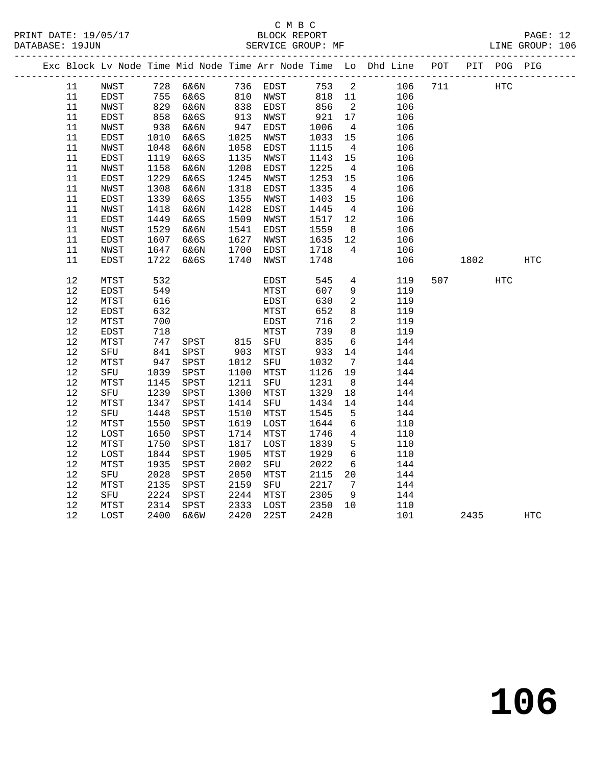C M B C

PRINT DATE: 19/05/17 BLOCK REPORT PAGE: 12
DATABASE: 19JUN SERVICE GROUP: MF LINE GROUP: 106

| Exc | Block | Lv | Node | Time | Mid Node | Time | Arr Node | Time | Lo | Dhd Line | POT | PIT | POG | PIG |
|---|---|---|---|---|---|---|---|---|---|---|---|---|---|---|
| | 11 | | NWST | 728 | 6&6N | 736 | EDST | 753 | 2 | 106 | 711 | | HTC | |
| | 11 | | EDST | 755 | 6&6S | 810 | NWST | 818 | 11 | 106 | | | | |
| | 11 | | NWST | 829 | 6&6N | 838 | EDST | 856 | 2 | 106 | | | | |
| | 11 | | EDST | 858 | 6&6S | 913 | NWST | 921 | 17 | 106 | | | | |
| | 11 | | NWST | 938 | 6&6N | 947 | EDST | 1006 | 4 | 106 | | | | |
| | 11 | | EDST | 1010 | 6&6S | 1025 | NWST | 1033 | 15 | 106 | | | | |
| | 11 | | NWST | 1048 | 6&6N | 1058 | EDST | 1115 | 4 | 106 | | | | |
| | 11 | | EDST | 1119 | 6&6S | 1135 | NWST | 1143 | 15 | 106 | | | | |
| | 11 | | NWST | 1158 | 6&6N | 1208 | EDST | 1225 | 4 | 106 | | | | |
| | 11 | | EDST | 1229 | 6&6S | 1245 | NWST | 1253 | 15 | 106 | | | | |
| | 11 | | NWST | 1308 | 6&6N | 1318 | EDST | 1335 | 4 | 106 | | | | |
| | 11 | | EDST | 1339 | 6&6S | 1355 | NWST | 1403 | 15 | 106 | | | | |
| | 11 | | NWST | 1418 | 6&6N | 1428 | EDST | 1445 | 4 | 106 | | | | |
| | 11 | | EDST | 1449 | 6&6S | 1509 | NWST | 1517 | 12 | 106 | | | | |
| | 11 | | NWST | 1529 | 6&6N | 1541 | EDST | 1559 | 8 | 106 | | | | |
| | 11 | | EDST | 1607 | 6&6S | 1627 | NWST | 1635 | 12 | 106 | | | | |
| | 11 | | NWST | 1647 | 6&6N | 1700 | EDST | 1718 | 4 | 106 | | | | |
| | 11 | | EDST | 1722 | 6&6S | 1740 | NWST | 1748 | | 106 | | 1802 | | HTC |
| | 12 | | MTST | 532 | | | EDST | 545 | 4 | 119 | 507 | | HTC | |
| | 12 | | EDST | 549 | | | MTST | 607 | 9 | 119 | | | | |
| | 12 | | MTST | 616 | | | EDST | 630 | 2 | 119 | | | | |
| | 12 | | EDST | 632 | | | MTST | 652 | 8 | 119 | | | | |
| | 12 | | MTST | 700 | | | EDST | 716 | 2 | 119 | | | | |
| | 12 | | EDST | 718 | | | MTST | 739 | 8 | 119 | | | | |
| | 12 | | MTST | 747 | SPST | 815 | SFU | 835 | 6 | 144 | | | | |
| | 12 | | SFU | 841 | SPST | 903 | MTST | 933 | 14 | 144 | | | | |
| | 12 | | MTST | 947 | SPST | 1012 | SFU | 1032 | 7 | 144 | | | | |
| | 12 | | SFU | 1039 | SPST | 1100 | MTST | 1126 | 19 | 144 | | | | |
| | 12 | | MTST | 1145 | SPST | 1211 | SFU | 1231 | 8 | 144 | | | | |
| | 12 | | SFU | 1239 | SPST | 1300 | MTST | 1329 | 18 | 144 | | | | |
| | 12 | | MTST | 1347 | SPST | 1414 | SFU | 1434 | 14 | 144 | | | | |
| | 12 | | SFU | 1448 | SPST | 1510 | MTST | 1545 | 5 | 144 | | | | |
| | 12 | | MTST | 1550 | SPST | 1619 | LOST | 1644 | 6 | 110 | | | | |
| | 12 | | LOST | 1650 | SPST | 1714 | MTST | 1746 | 4 | 110 | | | | |
| | 12 | | MTST | 1750 | SPST | 1817 | LOST | 1839 | 5 | 110 | | | | |
| | 12 | | LOST | 1844 | SPST | 1905 | MTST | 1929 | 6 | 110 | | | | |
| | 12 | | MTST | 1935 | SPST | 2002 | SFU | 2022 | 6 | 144 | | | | |
| | 12 | | SFU | 2028 | SPST | 2050 | MTST | 2115 | 20 | 144 | | | | |
| | 12 | | MTST | 2135 | SPST | 2159 | SFU | 2217 | 7 | 144 | | | | |
| | 12 | | SFU | 2224 | SPST | 2244 | MTST | 2305 | 9 | 144 | | | | |
| | 12 | | MTST | 2314 | SPST | 2333 | LOST | 2350 | 10 | 110 | | | | |
| | 12 | | LOST | 2400 | 6&6W | 2420 | 22ST | 2428 | | 101 | | 2435 | | HTC |

# 106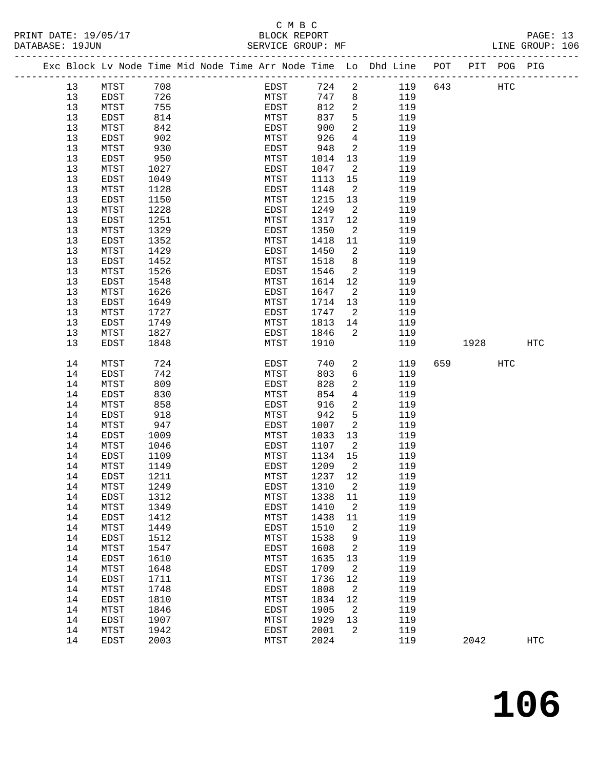C M B C
BLOCK REPORT
SERVICE GROUP: MF

PRINT DATE: 19/05/17
DATABASE: 19JUN

LINE GROUP: 106

| Exc | Block | Lv Node | Time | Mid Node | Time | Arr Node | Time | Lo | Dhd Line | POT | PIT | POG | PIG |
|---|---|---|---|---|---|---|---|---|---|---|---|---|---|
| | 13 | MTST | 708 | | | EDST | 724 | 2 | 119 | 643 | | HTC | |
| | 13 | EDST | 726 | | | MTST | 747 | 8 | 119 | | | | |
| | 13 | MTST | 755 | | | EDST | 812 | 2 | 119 | | | | |
| | 13 | EDST | 814 | | | MTST | 837 | 5 | 119 | | | | |
| | 13 | MTST | 842 | | | EDST | 900 | 2 | 119 | | | | |
| | 13 | EDST | 902 | | | MTST | 926 | 4 | 119 | | | | |
| | 13 | MTST | 930 | | | EDST | 948 | 2 | 119 | | | | |
| | 13 | EDST | 950 | | | MTST | 1014 | 13 | 119 | | | | |
| | 13 | MTST | 1027 | | | EDST | 1047 | 2 | 119 | | | | |
| | 13 | EDST | 1049 | | | MTST | 1113 | 15 | 119 | | | | |
| | 13 | MTST | 1128 | | | EDST | 1148 | 2 | 119 | | | | |
| | 13 | EDST | 1150 | | | MTST | 1215 | 13 | 119 | | | | |
| | 13 | MTST | 1228 | | | EDST | 1249 | 2 | 119 | | | | |
| | 13 | EDST | 1251 | | | MTST | 1317 | 12 | 119 | | | | |
| | 13 | MTST | 1329 | | | EDST | 1350 | 2 | 119 | | | | |
| | 13 | EDST | 1352 | | | MTST | 1418 | 11 | 119 | | | | |
| | 13 | MTST | 1429 | | | EDST | 1450 | 2 | 119 | | | | |
| | 13 | EDST | 1452 | | | MTST | 1518 | 8 | 119 | | | | |
| | 13 | MTST | 1526 | | | EDST | 1546 | 2 | 119 | | | | |
| | 13 | EDST | 1548 | | | MTST | 1614 | 12 | 119 | | | | |
| | 13 | MTST | 1626 | | | EDST | 1647 | 2 | 119 | | | | |
| | 13 | EDST | 1649 | | | MTST | 1714 | 13 | 119 | | | | |
| | 13 | MTST | 1727 | | | EDST | 1747 | 2 | 119 | | | | |
| | 13 | EDST | 1749 | | | MTST | 1813 | 14 | 119 | | | | |
| | 13 | MTST | 1827 | | | EDST | 1846 | 2 | 119 | | | | |
| | 13 | EDST | 1848 | | | MTST | 1910 | | 119 | | 1928 | | HTC |
| | 14 | MTST | 724 | | | EDST | 740 | 2 | 119 | 659 | | HTC | |
| | 14 | EDST | 742 | | | MTST | 803 | 6 | 119 | | | | |
| | 14 | MTST | 809 | | | EDST | 828 | 2 | 119 | | | | |
| | 14 | EDST | 830 | | | MTST | 854 | 4 | 119 | | | | |
| | 14 | MTST | 858 | | | EDST | 916 | 2 | 119 | | | | |
| | 14 | EDST | 918 | | | MTST | 942 | 5 | 119 | | | | |
| | 14 | MTST | 947 | | | EDST | 1007 | 2 | 119 | | | | |
| | 14 | EDST | 1009 | | | MTST | 1033 | 13 | 119 | | | | |
| | 14 | MTST | 1046 | | | EDST | 1107 | 2 | 119 | | | | |
| | 14 | EDST | 1109 | | | MTST | 1134 | 15 | 119 | | | | |
| | 14 | MTST | 1149 | | | EDST | 1209 | 2 | 119 | | | | |
| | 14 | EDST | 1211 | | | MTST | 1237 | 12 | 119 | | | | |
| | 14 | MTST | 1249 | | | EDST | 1310 | 2 | 119 | | | | |
| | 14 | EDST | 1312 | | | MTST | 1338 | 11 | 119 | | | | |
| | 14 | MTST | 1349 | | | EDST | 1410 | 2 | 119 | | | | |
| | 14 | EDST | 1412 | | | MTST | 1438 | 11 | 119 | | | | |
| | 14 | MTST | 1449 | | | EDST | 1510 | 2 | 119 | | | | |
| | 14 | EDST | 1512 | | | MTST | 1538 | 9 | 119 | | | | |
| | 14 | MTST | 1547 | | | EDST | 1608 | 2 | 119 | | | | |
| | 14 | EDST | 1610 | | | MTST | 1635 | 13 | 119 | | | | |
| | 14 | MTST | 1648 | | | EDST | 1709 | 2 | 119 | | | | |
| | 14 | EDST | 1711 | | | MTST | 1736 | 12 | 119 | | | | |
| | 14 | MTST | 1748 | | | EDST | 1808 | 2 | 119 | | | | |
| | 14 | EDST | 1810 | | | MTST | 1834 | 12 | 119 | | | | |
| | 14 | MTST | 1846 | | | EDST | 1905 | 2 | 119 | | | | |
| | 14 | EDST | 1907 | | | MTST | 1929 | 13 | 119 | | | | |
| | 14 | MTST | 1942 | | | EDST | 2001 | 2 | 119 | | | | |
| | 14 | EDST | 2003 | | | MTST | 2024 | | 119 | | 2042 | | HTC |

# 106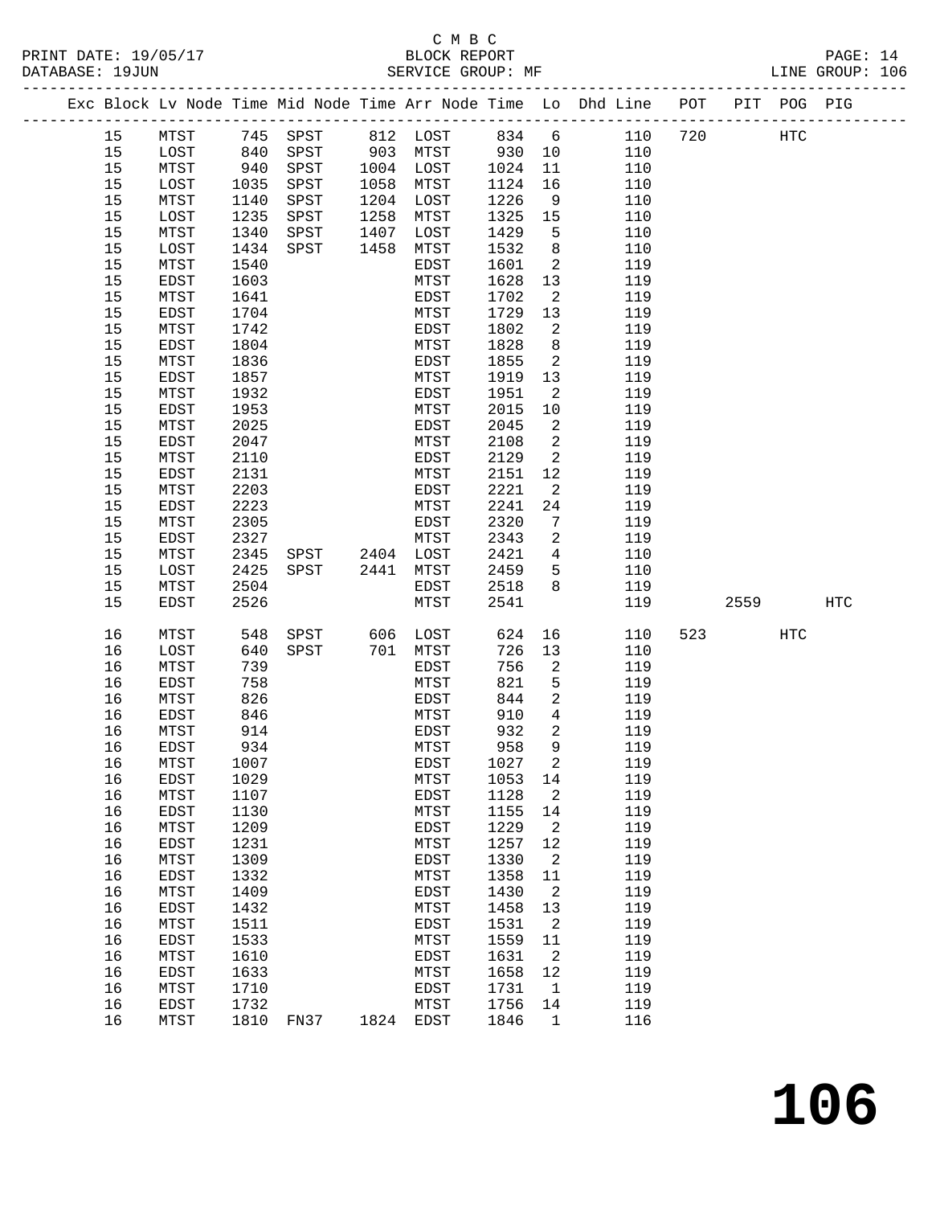C M B C
PRINT DATE: 19/05/17 BLOCK REPORT
DATABASE: 19JUN SERVICE GROUP: MF LINE GROUP: 106

| Exc | Block | Lv Node | Time | Mid Node | Time | Arr Node | Time | Lo | Dhd Line | POT | PIT | POG | PIG |
|---|---|---|---|---|---|---|---|---|---|---|---|---|---|
| | 15 | MTST | 745 | SPST | 812 | LOST | 834 | 6 | 110 | 720 | | HTC | |
| | 15 | LOST | 840 | SPST | 903 | MTST | 930 | 10 | 110 | | | | |
| | 15 | MTST | 940 | SPST | 1004 | LOST | 1024 | 11 | 110 | | | | |
| | 15 | LOST | 1035 | SPST | 1058 | MTST | 1124 | 16 | 110 | | | | |
| | 15 | MTST | 1140 | SPST | 1204 | LOST | 1226 | 9 | 110 | | | | |
| | 15 | LOST | 1235 | SPST | 1258 | MTST | 1325 | 15 | 110 | | | | |
| | 15 | MTST | 1340 | SPST | 1407 | LOST | 1429 | 5 | 110 | | | | |
| | 15 | LOST | 1434 | SPST | 1458 | MTST | 1532 | 8 | 110 | | | | |
| | 15 | MTST | 1540 | | | EDST | 1601 | 2 | 119 | | | | |
| | 15 | EDST | 1603 | | | MTST | 1628 | 13 | 119 | | | | |
| | 15 | MTST | 1641 | | | EDST | 1702 | 2 | 119 | | | | |
| | 15 | EDST | 1704 | | | MTST | 1729 | 13 | 119 | | | | |
| | 15 | MTST | 1742 | | | EDST | 1802 | 2 | 119 | | | | |
| | 15 | EDST | 1804 | | | MTST | 1828 | 8 | 119 | | | | |
| | 15 | MTST | 1836 | | | EDST | 1855 | 2 | 119 | | | | |
| | 15 | EDST | 1857 | | | MTST | 1919 | 13 | 119 | | | | |
| | 15 | MTST | 1932 | | | EDST | 1951 | 2 | 119 | | | | |
| | 15 | EDST | 1953 | | | MTST | 2015 | 10 | 119 | | | | |
| | 15 | MTST | 2025 | | | EDST | 2045 | 2 | 119 | | | | |
| | 15 | EDST | 2047 | | | MTST | 2108 | 2 | 119 | | | | |
| | 15 | MTST | 2110 | | | EDST | 2129 | 2 | 119 | | | | |
| | 15 | EDST | 2131 | | | MTST | 2151 | 12 | 119 | | | | |
| | 15 | MTST | 2203 | | | EDST | 2221 | 2 | 119 | | | | |
| | 15 | EDST | 2223 | | | MTST | 2241 | 24 | 119 | | | | |
| | 15 | MTST | 2305 | | | EDST | 2320 | 7 | 119 | | | | |
| | 15 | EDST | 2327 | | | MTST | 2343 | 2 | 119 | | | | |
| | 15 | MTST | 2345 | SPST | 2404 | LOST | 2421 | 4 | 110 | | | | |
| | 15 | LOST | 2425 | SPST | 2441 | MTST | 2459 | 5 | 110 | | | | |
| | 15 | MTST | 2504 | | | EDST | 2518 | 8 | 119 | | | | |
| | 15 | EDST | 2526 | | | MTST | 2541 | | 119 | | 2559 | | HTC |
| | 16 | MTST | 548 | SPST | 606 | LOST | 624 | 16 | 110 | 523 | | HTC | |
| | 16 | LOST | 640 | SPST | 701 | MTST | 726 | 13 | 110 | | | | |
| | 16 | MTST | 739 | | | EDST | 756 | 2 | 119 | | | | |
| | 16 | EDST | 758 | | | MTST | 821 | 5 | 119 | | | | |
| | 16 | MTST | 826 | | | EDST | 844 | 2 | 119 | | | | |
| | 16 | EDST | 846 | | | MTST | 910 | 4 | 119 | | | | |
| | 16 | MTST | 914 | | | EDST | 932 | 2 | 119 | | | | |
| | 16 | EDST | 934 | | | MTST | 958 | 9 | 119 | | | | |
| | 16 | MTST | 1007 | | | EDST | 1027 | 2 | 119 | | | | |
| | 16 | EDST | 1029 | | | MTST | 1053 | 14 | 119 | | | | |
| | 16 | MTST | 1107 | | | EDST | 1128 | 2 | 119 | | | | |
| | 16 | EDST | 1130 | | | MTST | 1155 | 14 | 119 | | | | |
| | 16 | MTST | 1209 | | | EDST | 1229 | 2 | 119 | | | | |
| | 16 | EDST | 1231 | | | MTST | 1257 | 12 | 119 | | | | |
| | 16 | MTST | 1309 | | | EDST | 1330 | 2 | 119 | | | | |
| | 16 | EDST | 1332 | | | MTST | 1358 | 11 | 119 | | | | |
| | 16 | MTST | 1409 | | | EDST | 1430 | 2 | 119 | | | | |
| | 16 | EDST | 1432 | | | MTST | 1458 | 13 | 119 | | | | |
| | 16 | MTST | 1511 | | | EDST | 1531 | 2 | 119 | | | | |
| | 16 | EDST | 1533 | | | MTST | 1559 | 11 | 119 | | | | |
| | 16 | MTST | 1610 | | | EDST | 1631 | 2 | 119 | | | | |
| | 16 | EDST | 1633 | | | MTST | 1658 | 12 | 119 | | | | |
| | 16 | MTST | 1710 | | | EDST | 1731 | 1 | 119 | | | | |
| | 16 | EDST | 1732 | | | MTST | 1756 | 14 | 119 | | | | |
| | 16 | MTST | 1810 | FN37 | 1824 | EDST | 1846 | 1 | 116 | | | | |

106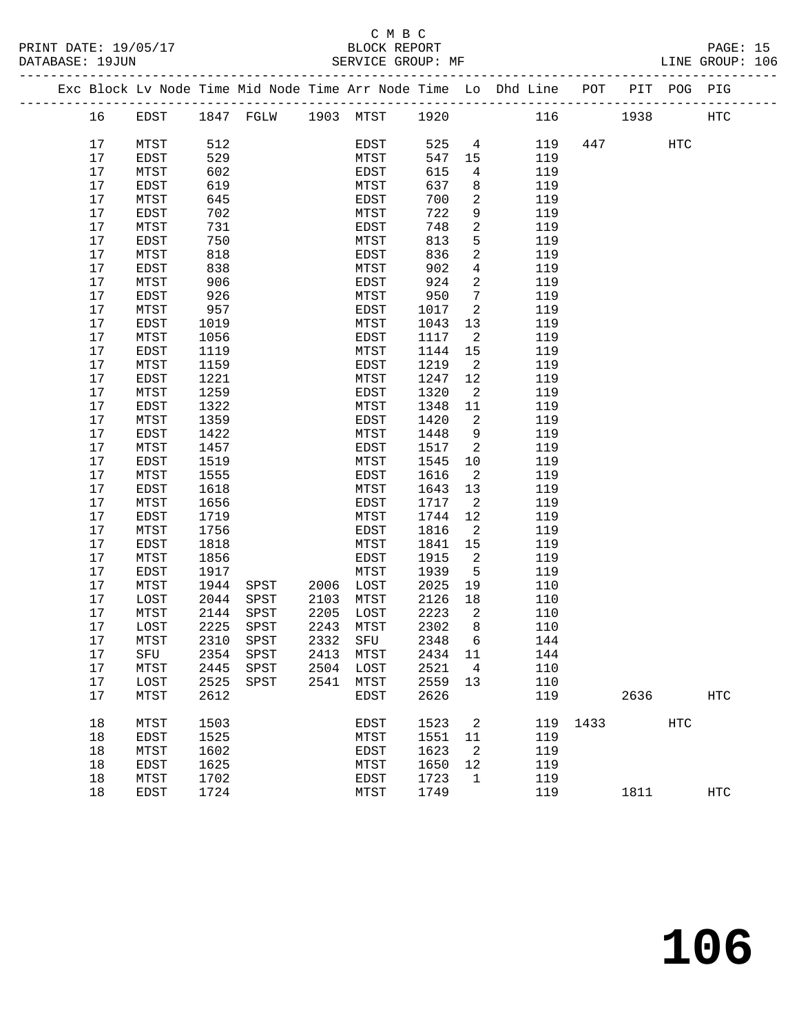C M B C
BLOCK REPORT
SERVICE GROUP: MF

PRINT DATE: 19/05/17
DATABASE: 19JUN
LINE GROUP: 106

| Exc | Block | Lv Node | Time | Mid Node | Time | Arr Node | Time | Lo | Dhd Line | POT | PIT | POG | PIG |
|---|---|---|---|---|---|---|---|---|---|---|---|---|---|
| | 16 | EDST | 1847 | FGLW | 1903 | MTST | 1920 | | 116 | | 1938 | | HTC |
| | 17 | MTST | 512 | | | EDST | 525 | 4 | 119 | 447 | | HTC | |
| | 17 | EDST | 529 | | | MTST | 547 | 15 | 119 | | | | |
| | 17 | MTST | 602 | | | EDST | 615 | 4 | 119 | | | | |
| | 17 | EDST | 619 | | | MTST | 637 | 8 | 119 | | | | |
| | 17 | MTST | 645 | | | EDST | 700 | 2 | 119 | | | | |
| | 17 | EDST | 702 | | | MTST | 722 | 9 | 119 | | | | |
| | 17 | MTST | 731 | | | EDST | 748 | 2 | 119 | | | | |
| | 17 | EDST | 750 | | | MTST | 813 | 5 | 119 | | | | |
| | 17 | MTST | 818 | | | EDST | 836 | 2 | 119 | | | | |
| | 17 | EDST | 838 | | | MTST | 902 | 4 | 119 | | | | |
| | 17 | MTST | 906 | | | EDST | 924 | 2 | 119 | | | | |
| | 17 | EDST | 926 | | | MTST | 950 | 7 | 119 | | | | |
| | 17 | MTST | 957 | | | EDST | 1017 | 2 | 119 | | | | |
| | 17 | EDST | 1019 | | | MTST | 1043 | 13 | 119 | | | | |
| | 17 | MTST | 1056 | | | EDST | 1117 | 2 | 119 | | | | |
| | 17 | EDST | 1119 | | | MTST | 1144 | 15 | 119 | | | | |
| | 17 | MTST | 1159 | | | EDST | 1219 | 2 | 119 | | | | |
| | 17 | EDST | 1221 | | | MTST | 1247 | 12 | 119 | | | | |
| | 17 | MTST | 1259 | | | EDST | 1320 | 2 | 119 | | | | |
| | 17 | EDST | 1322 | | | MTST | 1348 | 11 | 119 | | | | |
| | 17 | MTST | 1359 | | | EDST | 1420 | 2 | 119 | | | | |
| | 17 | EDST | 1422 | | | MTST | 1448 | 9 | 119 | | | | |
| | 17 | MTST | 1457 | | | EDST | 1517 | 2 | 119 | | | | |
| | 17 | EDST | 1519 | | | MTST | 1545 | 10 | 119 | | | | |
| | 17 | MTST | 1555 | | | EDST | 1616 | 2 | 119 | | | | |
| | 17 | EDST | 1618 | | | MTST | 1643 | 13 | 119 | | | | |
| | 17 | MTST | 1656 | | | EDST | 1717 | 2 | 119 | | | | |
| | 17 | EDST | 1719 | | | MTST | 1744 | 12 | 119 | | | | |
| | 17 | MTST | 1756 | | | EDST | 1816 | 2 | 119 | | | | |
| | 17 | EDST | 1818 | | | MTST | 1841 | 15 | 119 | | | | |
| | 17 | MTST | 1856 | | | EDST | 1915 | 2 | 119 | | | | |
| | 17 | EDST | 1917 | | | MTST | 1939 | 5 | 119 | | | | |
| | 17 | MTST | 1944 | SPST | 2006 | LOST | 2025 | 19 | 110 | | | | |
| | 17 | LOST | 2044 | SPST | 2103 | MTST | 2126 | 18 | 110 | | | | |
| | 17 | MTST | 2144 | SPST | 2205 | LOST | 2223 | 2 | 110 | | | | |
| | 17 | LOST | 2225 | SPST | 2243 | MTST | 2302 | 8 | 110 | | | | |
| | 17 | MTST | 2310 | SPST | 2332 | SFU | 2348 | 6 | 144 | | | | |
| | 17 | SFU | 2354 | SPST | 2413 | MTST | 2434 | 11 | 144 | | | | |
| | 17 | MTST | 2445 | SPST | 2504 | LOST | 2521 | 4 | 110 | | | | |
| | 17 | LOST | 2525 | SPST | 2541 | MTST | 2559 | 13 | 110 | | | | |
| | 17 | MTST | 2612 | | | EDST | 2626 | | 119 | | 2636 | | HTC |
| | 18 | MTST | 1503 | | | EDST | 1523 | 2 | 119 | 1433 | | HTC | |
| | 18 | EDST | 1525 | | | MTST | 1551 | 11 | 119 | | | | |
| | 18 | MTST | 1602 | | | EDST | 1623 | 2 | 119 | | | | |
| | 18 | EDST | 1625 | | | MTST | 1650 | 12 | 119 | | | | |
| | 18 | MTST | 1702 | | | EDST | 1723 | 1 | 119 | | | | |
| | 18 | EDST | 1724 | | | MTST | 1749 | | 119 | | 1811 | | HTC |

# 106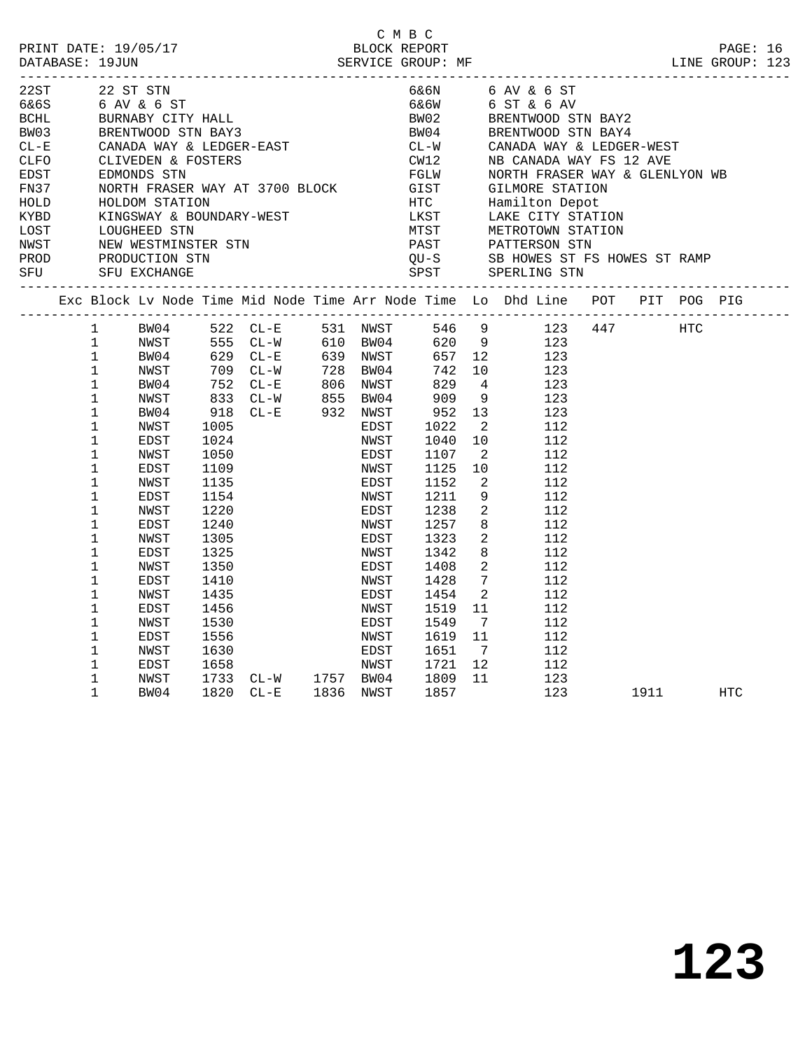C M B C

PRINT DATE: 19/05/17 BLOCK REPORT

DATABASE: 19JUN SERVICE GROUP: MF LINE GROUP: 123

| Code | Name | Code | Name |
|---|---|---|---|
| 22ST | 22 ST STN | 6&6N | 6 AV & 6 ST |
| 6&6S | 6 AV & 6 ST | 6&6W | 6 ST & 6 AV |
| BCHL | BURNABY CITY HALL | BW02 | BRENTWOOD STN BAY2 |
| BW03 | BRENTWOOD STN BAY3 | BW04 | BRENTWOOD STN BAY4 |
| CL-E | CANADA WAY & LEDGER-EAST | CL-W | CANADA WAY & LEDGER-WEST |
| CLFO | CLIVEDEN & FOSTERS | CW12 | NB CANADA WAY FS 12 AVE |
| EDST | EDMONDS STN | FGLW | NORTH FRASER WAY & GLENLYON WB |
| FN37 | NORTH FRASER WAY AT 3700 BLOCK | GIST | GILMORE STATION |
| HOLD | HOLDOM STATION | HTC | Hamilton Depot |
| KYBD | KINGSWAY & BOUNDARY-WEST | LKST | LAKE CITY STATION |
| LOST | LOUGHEED STN | MTST | METROTOWN STATION |
| NWST | NEW WESTMINSTER STN | PAST | PATTERSON STN |
| PROD | PRODUCTION STN | QU-S | SB HOWES ST FS HOWES ST RAMP |
| SFU | SFU EXCHANGE | SPST | SPERLING STN |

| Exc | Block | Lv Node | Time | Mid Node | Time | Arr Node | Time | Lo | Dhd Line | POT | PIT | POG | PIG |
|---|---|---|---|---|---|---|---|---|---|---|---|---|---|
| | 1 | BW04 | 522 | CL-E | 531 | NWST | 546 | 9 | 123 | 447 | | HTC | |
| | 1 | NWST | 555 | CL-W | 610 | BW04 | 620 | 9 | 123 | | | | |
| | 1 | BW04 | 629 | CL-E | 639 | NWST | 657 | 12 | 123 | | | | |
| | 1 | NWST | 709 | CL-W | 728 | BW04 | 742 | 10 | 123 | | | | |
| | 1 | BW04 | 752 | CL-E | 806 | NWST | 829 | 4 | 123 | | | | |
| | 1 | NWST | 833 | CL-W | 855 | BW04 | 909 | 9 | 123 | | | | |
| | 1 | BW04 | 918 | CL-E | 932 | NWST | 952 | 13 | 123 | | | | |
| | 1 | NWST | 1005 | | | EDST | 1022 | 2 | 112 | | | | |
| | 1 | EDST | 1024 | | | NWST | 1040 | 10 | 112 | | | | |
| | 1 | NWST | 1050 | | | EDST | 1107 | 2 | 112 | | | | |
| | 1 | EDST | 1109 | | | NWST | 1125 | 10 | 112 | | | | |
| | 1 | NWST | 1135 | | | EDST | 1152 | 2 | 112 | | | | |
| | 1 | EDST | 1154 | | | NWST | 1211 | 9 | 112 | | | | |
| | 1 | NWST | 1220 | | | EDST | 1238 | 2 | 112 | | | | |
| | 1 | EDST | 1240 | | | NWST | 1257 | 8 | 112 | | | | |
| | 1 | NWST | 1305 | | | EDST | 1323 | 2 | 112 | | | | |
| | 1 | EDST | 1325 | | | NWST | 1342 | 8 | 112 | | | | |
| | 1 | NWST | 1350 | | | EDST | 1408 | 2 | 112 | | | | |
| | 1 | EDST | 1410 | | | NWST | 1428 | 7 | 112 | | | | |
| | 1 | NWST | 1435 | | | EDST | 1454 | 2 | 112 | | | | |
| | 1 | EDST | 1456 | | | NWST | 1519 | 11 | 112 | | | | |
| | 1 | NWST | 1530 | | | EDST | 1549 | 7 | 112 | | | | |
| | 1 | EDST | 1556 | | | NWST | 1619 | 11 | 112 | | | | |
| | 1 | NWST | 1630 | | | EDST | 1651 | 7 | 112 | | | | |
| | 1 | EDST | 1658 | | | NWST | 1721 | 12 | 112 | | | | |
| | 1 | NWST | 1733 | CL-W | 1757 | BW04 | 1809 | 11 | 123 | | | | |
| | 1 | BW04 | 1820 | CL-E | 1836 | NWST | 1857 | | 123 | | 1911 | | HTC |

# 123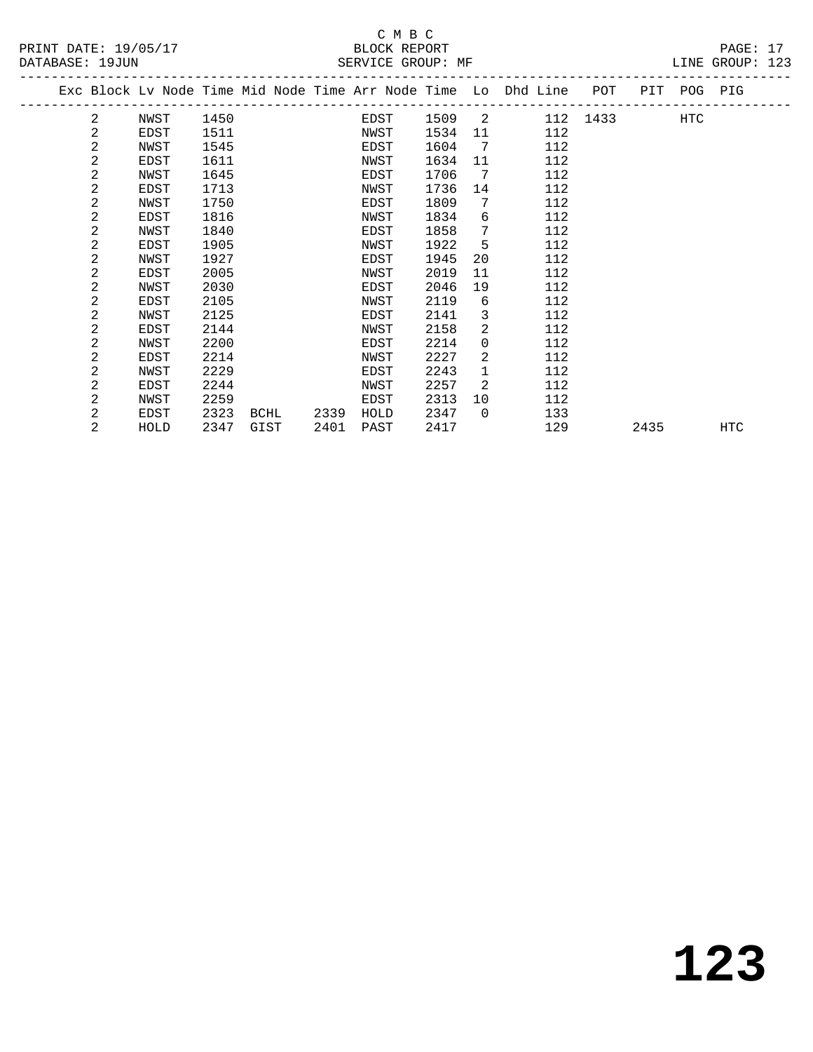C M B C

PRINT DATE: 19/05/17 BLOCK REPORT PAGE: 17
DATABASE: 19JUN SERVICE GROUP: MF LINE GROUP: 123

| Exc | Block | Lv Node | Time | Mid Node | Time | Arr Node | Time | Lo | Dhd Line | POT | PIT | POG | PIG |
|---|---|---|---|---|---|---|---|---|---|---|---|---|---|
| | 2 | NWST | 1450 | | | EDST | 1509 | 2 | 112 | 1433 | | HTC | |
| | 2 | EDST | 1511 | | | NWST | 1534 | 11 | 112 | | | | |
| | 2 | NWST | 1545 | | | EDST | 1604 | 7 | 112 | | | | |
| | 2 | EDST | 1611 | | | NWST | 1634 | 11 | 112 | | | | |
| | 2 | NWST | 1645 | | | EDST | 1706 | 7 | 112 | | | | |
| | 2 | EDST | 1713 | | | NWST | 1736 | 14 | 112 | | | | |
| | 2 | NWST | 1750 | | | EDST | 1809 | 7 | 112 | | | | |
| | 2 | EDST | 1816 | | | NWST | 1834 | 6 | 112 | | | | |
| | 2 | NWST | 1840 | | | EDST | 1858 | 7 | 112 | | | | |
| | 2 | EDST | 1905 | | | NWST | 1922 | 5 | 112 | | | | |
| | 2 | NWST | 1927 | | | EDST | 1945 | 20 | 112 | | | | |
| | 2 | EDST | 2005 | | | NWST | 2019 | 11 | 112 | | | | |
| | 2 | NWST | 2030 | | | EDST | 2046 | 19 | 112 | | | | |
| | 2 | EDST | 2105 | | | NWST | 2119 | 6 | 112 | | | | |
| | 2 | NWST | 2125 | | | EDST | 2141 | 3 | 112 | | | | |
| | 2 | EDST | 2144 | | | NWST | 2158 | 2 | 112 | | | | |
| | 2 | NWST | 2200 | | | EDST | 2214 | 0 | 112 | | | | |
| | 2 | EDST | 2214 | | | NWST | 2227 | 2 | 112 | | | | |
| | 2 | NWST | 2229 | | | EDST | 2243 | 1 | 112 | | | | |
| | 2 | EDST | 2244 | | | NWST | 2257 | 2 | 112 | | | | |
| | 2 | NWST | 2259 | | | EDST | 2313 | 10 | 112 | | | | |
| | 2 | EDST | 2323 | BCHL | 2339 | HOLD | 2347 | 0 | 133 | | | | |
| | 2 | HOLD | 2347 | GIST | 2401 | PAST | 2417 | | 129 | | 2435 | | HTC |

# 123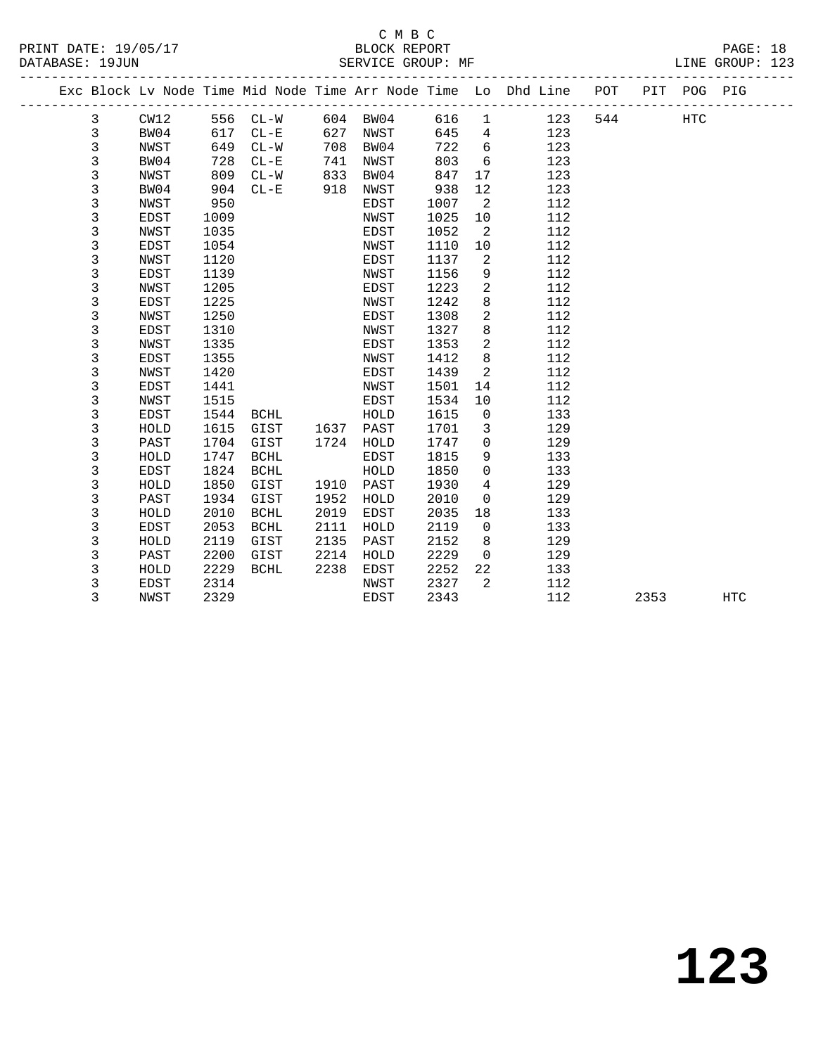C M B C

PRINT DATE: 19/05/17 BLOCK REPORT

DATABASE: 19JUN SERVICE GROUP: MF LINE GROUP: 123

| Exc | Block | Lv Node | Time | Mid Node | Time | Arr Node | Time | Lo | Dhd Line | POT | PIT | POG | PIG |
|---|---|---|---|---|---|---|---|---|---|---|---|---|---|
| | 3 | CW12 | 556 | CL-W | 604 | BW04 | 616 | 1 | 123 | 544 | | HTC | |
| | 3 | BW04 | 617 | CL-E | 627 | NWST | 645 | 4 | 123 | | | | |
| | 3 | NWST | 649 | CL-W | 708 | BW04 | 722 | 6 | 123 | | | | |
| | 3 | BW04 | 728 | CL-E | 741 | NWST | 803 | 6 | 123 | | | | |
| | 3 | NWST | 809 | CL-W | 833 | BW04 | 847 | 17 | 123 | | | | |
| | 3 | BW04 | 904 | CL-E | 918 | NWST | 938 | 12 | 123 | | | | |
| | 3 | NWST | 950 | | | EDST | 1007 | 2 | 112 | | | | |
| | 3 | EDST | 1009 | | | NWST | 1025 | 10 | 112 | | | | |
| | 3 | NWST | 1035 | | | EDST | 1052 | 2 | 112 | | | | |
| | 3 | EDST | 1054 | | | NWST | 1110 | 10 | 112 | | | | |
| | 3 | NWST | 1120 | | | EDST | 1137 | 2 | 112 | | | | |
| | 3 | EDST | 1139 | | | NWST | 1156 | 9 | 112 | | | | |
| | 3 | NWST | 1205 | | | EDST | 1223 | 2 | 112 | | | | |
| | 3 | EDST | 1225 | | | NWST | 1242 | 8 | 112 | | | | |
| | 3 | NWST | 1250 | | | EDST | 1308 | 2 | 112 | | | | |
| | 3 | EDST | 1310 | | | NWST | 1327 | 8 | 112 | | | | |
| | 3 | NWST | 1335 | | | EDST | 1353 | 2 | 112 | | | | |
| | 3 | EDST | 1355 | | | NWST | 1412 | 8 | 112 | | | | |
| | 3 | NWST | 1420 | | | EDST | 1439 | 2 | 112 | | | | |
| | 3 | EDST | 1441 | | | NWST | 1501 | 14 | 112 | | | | |
| | 3 | NWST | 1515 | | | EDST | 1534 | 10 | 112 | | | | |
| | 3 | EDST | 1544 | BCHL | | HOLD | 1615 | 0 | 133 | | | | |
| | 3 | HOLD | 1615 | GIST | 1637 | PAST | 1701 | 3 | 129 | | | | |
| | 3 | PAST | 1704 | GIST | 1724 | HOLD | 1747 | 0 | 129 | | | | |
| | 3 | HOLD | 1747 | BCHL | | EDST | 1815 | 9 | 133 | | | | |
| | 3 | EDST | 1824 | BCHL | | HOLD | 1850 | 0 | 133 | | | | |
| | 3 | HOLD | 1850 | GIST | 1910 | PAST | 1930 | 4 | 129 | | | | |
| | 3 | PAST | 1934 | GIST | 1952 | HOLD | 2010 | 0 | 129 | | | | |
| | 3 | HOLD | 2010 | BCHL | 2019 | EDST | 2035 | 18 | 133 | | | | |
| | 3 | EDST | 2053 | BCHL | 2111 | HOLD | 2119 | 0 | 133 | | | | |
| | 3 | HOLD | 2119 | GIST | 2135 | PAST | 2152 | 8 | 129 | | | | |
| | 3 | PAST | 2200 | GIST | 2214 | HOLD | 2229 | 0 | 129 | | | | |
| | 3 | HOLD | 2229 | BCHL | 2238 | EDST | 2252 | 22 | 133 | | | | |
| | 3 | EDST | 2314 | | | NWST | 2327 | 2 | 112 | | | | |
| | 3 | NWST | 2329 | | | EDST | 2343 | | 112 | | 2353 | | HTC |

# 123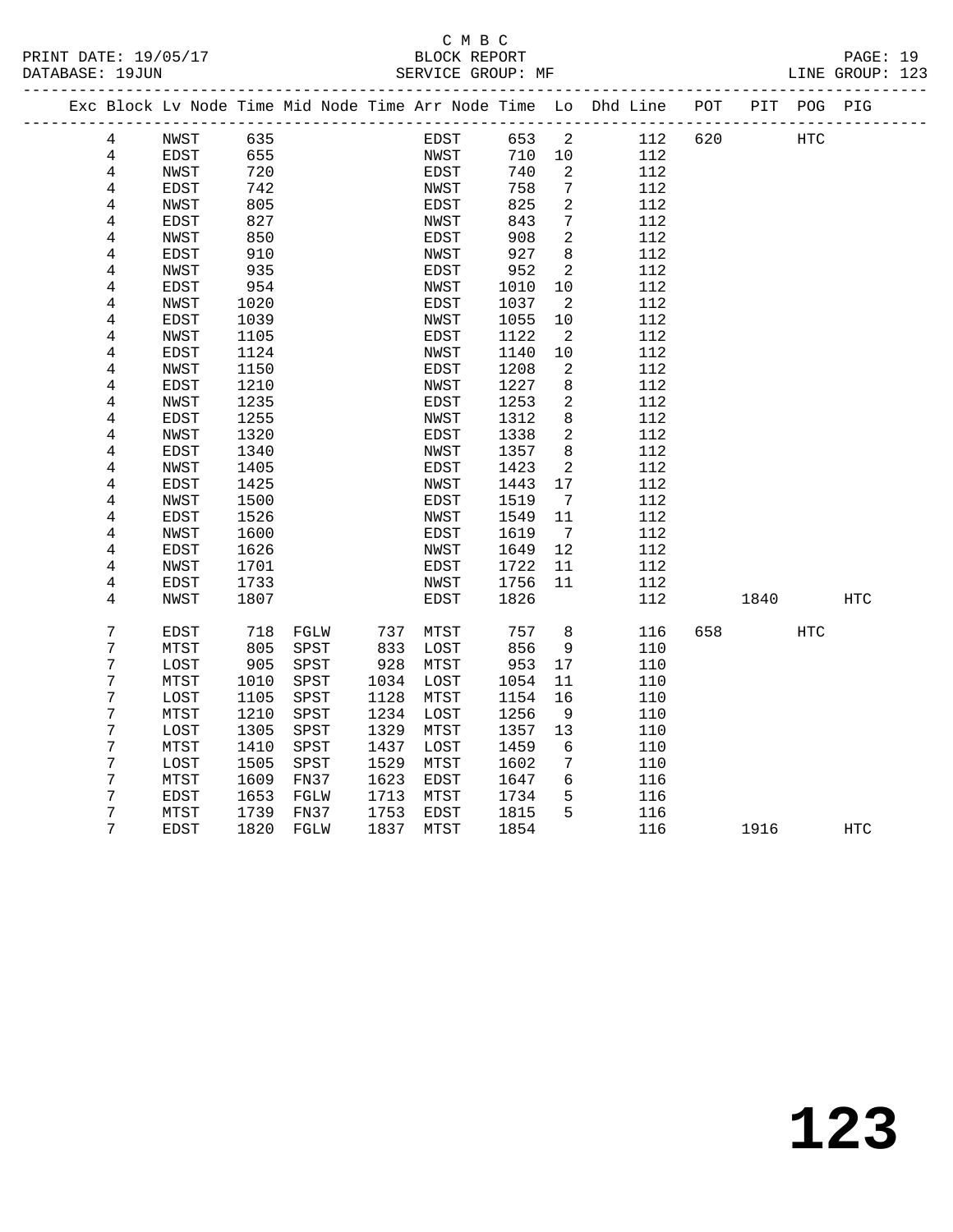C M B C

PRINT DATE: 19/05/17 BLOCK REPORT

DATABASE: 19JUN SERVICE GROUP: MF LINE GROUP: 123

| Exc | Block | Lv | Node | Time | Mid Node | Time | Arr Node | Time | Lo | Dhd Line | POT | PIT | POG | PIG |
|---|---|---|---|---|---|---|---|---|---|---|---|---|---|---|
| | 4 | | NWST | 635 | | | EDST | 653 | 2 | 112 | 620 | | HTC | |
| | 4 | | EDST | 655 | | | NWST | 710 | 10 | 112 | | | | |
| | 4 | | NWST | 720 | | | EDST | 740 | 2 | 112 | | | | |
| | 4 | | EDST | 742 | | | NWST | 758 | 7 | 112 | | | | |
| | 4 | | NWST | 805 | | | EDST | 825 | 2 | 112 | | | | |
| | 4 | | EDST | 827 | | | NWST | 843 | 7 | 112 | | | | |
| | 4 | | NWST | 850 | | | EDST | 908 | 2 | 112 | | | | |
| | 4 | | EDST | 910 | | | NWST | 927 | 8 | 112 | | | | |
| | 4 | | NWST | 935 | | | EDST | 952 | 2 | 112 | | | | |
| | 4 | | EDST | 954 | | | NWST | 1010 | 10 | 112 | | | | |
| | 4 | | NWST | 1020 | | | EDST | 1037 | 2 | 112 | | | | |
| | 4 | | EDST | 1039 | | | NWST | 1055 | 10 | 112 | | | | |
| | 4 | | NWST | 1105 | | | EDST | 1122 | 2 | 112 | | | | |
| | 4 | | EDST | 1124 | | | NWST | 1140 | 10 | 112 | | | | |
| | 4 | | NWST | 1150 | | | EDST | 1208 | 2 | 112 | | | | |
| | 4 | | EDST | 1210 | | | NWST | 1227 | 8 | 112 | | | | |
| | 4 | | NWST | 1235 | | | EDST | 1253 | 2 | 112 | | | | |
| | 4 | | EDST | 1255 | | | NWST | 1312 | 8 | 112 | | | | |
| | 4 | | NWST | 1320 | | | EDST | 1338 | 2 | 112 | | | | |
| | 4 | | EDST | 1340 | | | NWST | 1357 | 8 | 112 | | | | |
| | 4 | | NWST | 1405 | | | EDST | 1423 | 2 | 112 | | | | |
| | 4 | | EDST | 1425 | | | NWST | 1443 | 17 | 112 | | | | |
| | 4 | | NWST | 1500 | | | EDST | 1519 | 7 | 112 | | | | |
| | 4 | | EDST | 1526 | | | NWST | 1549 | 11 | 112 | | | | |
| | 4 | | NWST | 1600 | | | EDST | 1619 | 7 | 112 | | | | |
| | 4 | | EDST | 1626 | | | NWST | 1649 | 12 | 112 | | | | |
| | 4 | | NWST | 1701 | | | EDST | 1722 | 11 | 112 | | | | |
| | 4 | | EDST | 1733 | | | NWST | 1756 | 11 | 112 | | | | |
| | 4 | | NWST | 1807 | | | EDST | 1826 | | 112 | | 1840 | | HTC |
| | 7 | | EDST | 718 | FGLW | 737 | MTST | 757 | 8 | 116 | 658 | | HTC | |
| | 7 | | MTST | 805 | SPST | 833 | LOST | 856 | 9 | 110 | | | | |
| | 7 | | LOST | 905 | SPST | 928 | MTST | 953 | 17 | 110 | | | | |
| | 7 | | MTST | 1010 | SPST | 1034 | LOST | 1054 | 11 | 110 | | | | |
| | 7 | | LOST | 1105 | SPST | 1128 | MTST | 1154 | 16 | 110 | | | | |
| | 7 | | MTST | 1210 | SPST | 1234 | LOST | 1256 | 9 | 110 | | | | |
| | 7 | | LOST | 1305 | SPST | 1329 | MTST | 1357 | 13 | 110 | | | | |
| | 7 | | MTST | 1410 | SPST | 1437 | LOST | 1459 | 6 | 110 | | | | |
| | 7 | | LOST | 1505 | SPST | 1529 | MTST | 1602 | 7 | 110 | | | | |
| | 7 | | MTST | 1609 | FN37 | 1623 | EDST | 1647 | 6 | 116 | | | | |
| | 7 | | EDST | 1653 | FGLW | 1713 | MTST | 1734 | 5 | 116 | | | | |
| | 7 | | MTST | 1739 | FN37 | 1753 | EDST | 1815 | 5 | 116 | | | | |
| | 7 | | EDST | 1820 | FGLW | 1837 | MTST | 1854 | | 116 | | 1916 | | HTC |

# 123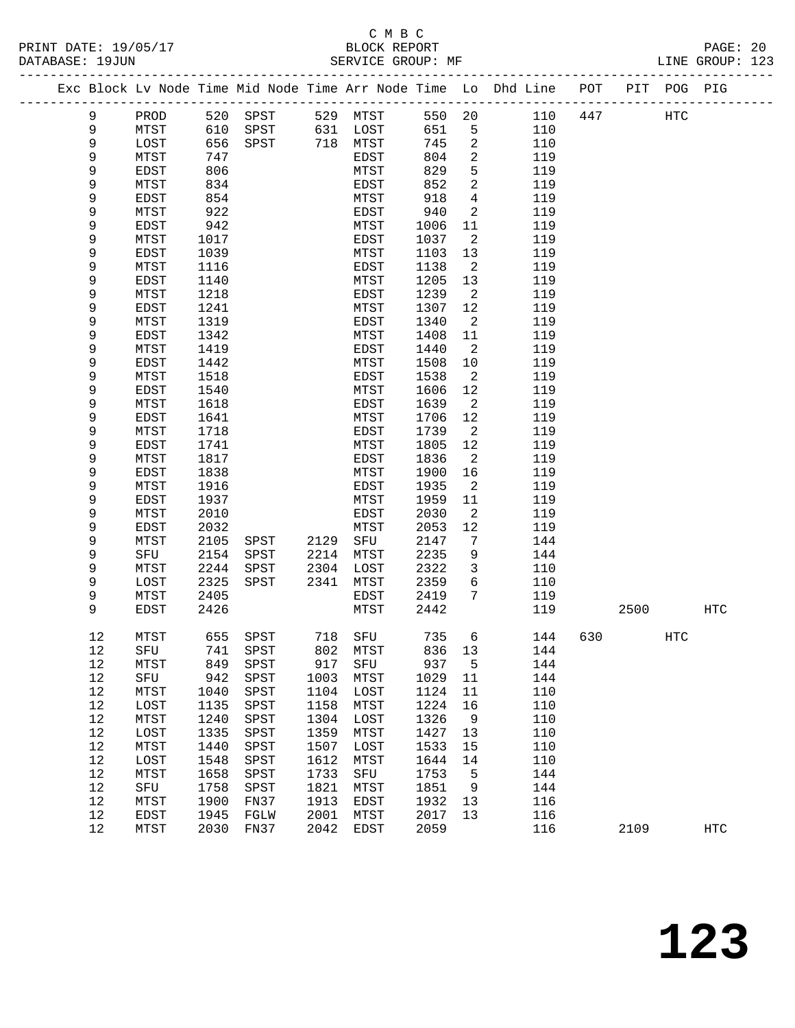C M B C
BLOCK REPORT
SERVICE GROUP: MF

PRINT DATE: 19/05/17
DATABASE: 19JUN
LINE GROUP: 123

| Exc | Block | Lv Node | Time | Mid Node | Time | Arr Node | Time | Lo | Dhd Line | POT | PIT | POG | PIG |
|---|---|---|---|---|---|---|---|---|---|---|---|---|---|
| | 9 | PROD | 520 | SPST | 529 | MTST | 550 | 20 | 110 | 447 | | HTC | |
| | 9 | MTST | 610 | SPST | 631 | LOST | 651 | 5 | 110 | | | | |
| | 9 | LOST | 656 | SPST | 718 | MTST | 745 | 2 | 110 | | | | |
| | 9 | MTST | 747 | | | EDST | 804 | 2 | 119 | | | | |
| | 9 | EDST | 806 | | | MTST | 829 | 5 | 119 | | | | |
| | 9 | MTST | 834 | | | EDST | 852 | 2 | 119 | | | | |
| | 9 | EDST | 854 | | | MTST | 918 | 4 | 119 | | | | |
| | 9 | MTST | 922 | | | EDST | 940 | 2 | 119 | | | | |
| | 9 | EDST | 942 | | | MTST | 1006 | 11 | 119 | | | | |
| | 9 | MTST | 1017 | | | EDST | 1037 | 2 | 119 | | | | |
| | 9 | EDST | 1039 | | | MTST | 1103 | 13 | 119 | | | | |
| | 9 | MTST | 1116 | | | EDST | 1138 | 2 | 119 | | | | |
| | 9 | EDST | 1140 | | | MTST | 1205 | 13 | 119 | | | | |
| | 9 | MTST | 1218 | | | EDST | 1239 | 2 | 119 | | | | |
| | 9 | EDST | 1241 | | | MTST | 1307 | 12 | 119 | | | | |
| | 9 | MTST | 1319 | | | EDST | 1340 | 2 | 119 | | | | |
| | 9 | EDST | 1342 | | | MTST | 1408 | 11 | 119 | | | | |
| | 9 | MTST | 1419 | | | EDST | 1440 | 2 | 119 | | | | |
| | 9 | EDST | 1442 | | | MTST | 1508 | 10 | 119 | | | | |
| | 9 | MTST | 1518 | | | EDST | 1538 | 2 | 119 | | | | |
| | 9 | EDST | 1540 | | | MTST | 1606 | 12 | 119 | | | | |
| | 9 | MTST | 1618 | | | EDST | 1639 | 2 | 119 | | | | |
| | 9 | EDST | 1641 | | | MTST | 1706 | 12 | 119 | | | | |
| | 9 | MTST | 1718 | | | EDST | 1739 | 2 | 119 | | | | |
| | 9 | EDST | 1741 | | | MTST | 1805 | 12 | 119 | | | | |
| | 9 | MTST | 1817 | | | EDST | 1836 | 2 | 119 | | | | |
| | 9 | EDST | 1838 | | | MTST | 1900 | 16 | 119 | | | | |
| | 9 | MTST | 1916 | | | EDST | 1935 | 2 | 119 | | | | |
| | 9 | EDST | 1937 | | | MTST | 1959 | 11 | 119 | | | | |
| | 9 | MTST | 2010 | | | EDST | 2030 | 2 | 119 | | | | |
| | 9 | EDST | 2032 | | | MTST | 2053 | 12 | 119 | | | | |
| | 9 | MTST | 2105 | SPST | 2129 | SFU | 2147 | 7 | 144 | | | | |
| | 9 | SFU | 2154 | SPST | 2214 | MTST | 2235 | 9 | 144 | | | | |
| | 9 | MTST | 2244 | SPST | 2304 | LOST | 2322 | 3 | 110 | | | | |
| | 9 | LOST | 2325 | SPST | 2341 | MTST | 2359 | 6 | 110 | | | | |
| | 9 | MTST | 2405 | | | EDST | 2419 | 7 | 119 | | | | |
| | 9 | EDST | 2426 | | | MTST | 2442 | | 119 | | 2500 | | HTC |
| | 12 | MTST | 655 | SPST | 718 | SFU | 735 | 6 | 144 | 630 | | HTC | |
| | 12 | SFU | 741 | SPST | 802 | MTST | 836 | 13 | 144 | | | | |
| | 12 | MTST | 849 | SPST | 917 | SFU | 937 | 5 | 144 | | | | |
| | 12 | SFU | 942 | SPST | 1003 | MTST | 1029 | 11 | 144 | | | | |
| | 12 | MTST | 1040 | SPST | 1104 | LOST | 1124 | 11 | 110 | | | | |
| | 12 | LOST | 1135 | SPST | 1158 | MTST | 1224 | 16 | 110 | | | | |
| | 12 | MTST | 1240 | SPST | 1304 | LOST | 1326 | 9 | 110 | | | | |
| | 12 | LOST | 1335 | SPST | 1359 | MTST | 1427 | 13 | 110 | | | | |
| | 12 | MTST | 1440 | SPST | 1507 | LOST | 1533 | 15 | 110 | | | | |
| | 12 | LOST | 1548 | SPST | 1612 | MTST | 1644 | 14 | 110 | | | | |
| | 12 | MTST | 1658 | SPST | 1733 | SFU | 1753 | 5 | 144 | | | | |
| | 12 | SFU | 1758 | SPST | 1821 | MTST | 1851 | 9 | 144 | | | | |
| | 12 | MTST | 1900 | FN37 | 1913 | EDST | 1932 | 13 | 116 | | | | |
| | 12 | EDST | 1945 | FGLW | 2001 | MTST | 2017 | 13 | 116 | | | | |
| | 12 | MTST | 2030 | FN37 | 2042 | EDST | 2059 | | 116 | | 2109 | | HTC |

**123**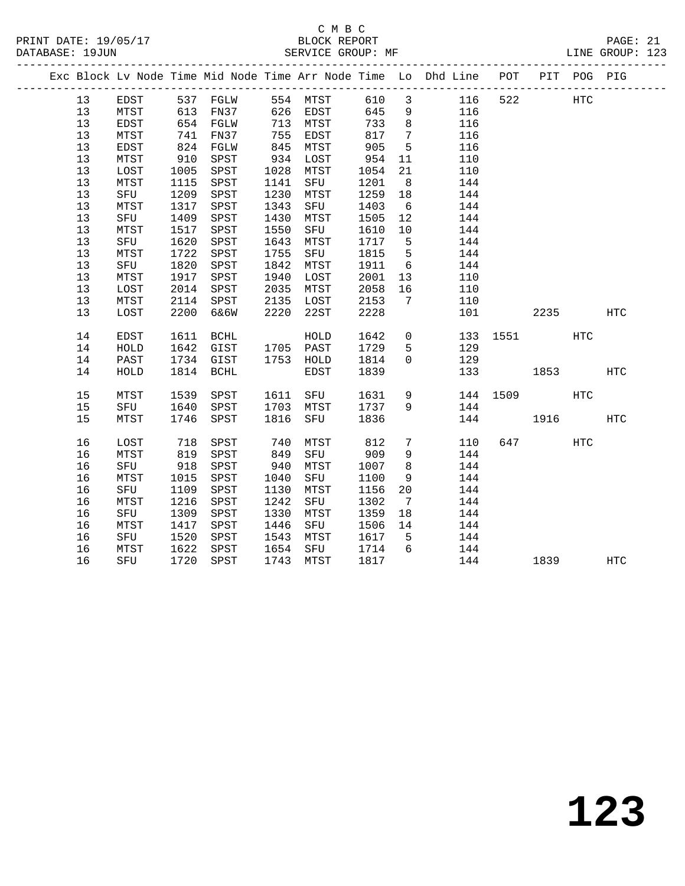C M B C

BLOCK REPORT

SERVICE GROUP: MF

LINE GROUP: 123

| Exc | Block | Lv Node | Time | Mid Node | Time | Arr Node | Time | Lo | Dhd Line | POT | PIT | POG | PIG |
|---|---|---|---|---|---|---|---|---|---|---|---|---|---|
| | 13 | EDST | 537 | FGLW | 554 | MTST | 610 | 3 | 116 | 522 | | HTC | |
| | 13 | MTST | 613 | FN37 | 626 | EDST | 645 | 9 | 116 | | | | |
| | 13 | EDST | 654 | FGLW | 713 | MTST | 733 | 8 | 116 | | | | |
| | 13 | MTST | 741 | FN37 | 755 | EDST | 817 | 7 | 116 | | | | |
| | 13 | EDST | 824 | FGLW | 845 | MTST | 905 | 5 | 116 | | | | |
| | 13 | MTST | 910 | SPST | 934 | LOST | 954 | 11 | 110 | | | | |
| | 13 | LOST | 1005 | SPST | 1028 | MTST | 1054 | 21 | 110 | | | | |
| | 13 | MTST | 1115 | SPST | 1141 | SFU | 1201 | 8 | 144 | | | | |
| | 13 | SFU | 1209 | SPST | 1230 | MTST | 1259 | 18 | 144 | | | | |
| | 13 | MTST | 1317 | SPST | 1343 | SFU | 1403 | 6 | 144 | | | | |
| | 13 | SFU | 1409 | SPST | 1430 | MTST | 1505 | 12 | 144 | | | | |
| | 13 | MTST | 1517 | SPST | 1550 | SFU | 1610 | 10 | 144 | | | | |
| | 13 | SFU | 1620 | SPST | 1643 | MTST | 1717 | 5 | 144 | | | | |
| | 13 | MTST | 1722 | SPST | 1755 | SFU | 1815 | 5 | 144 | | | | |
| | 13 | SFU | 1820 | SPST | 1842 | MTST | 1911 | 6 | 144 | | | | |
| | 13 | MTST | 1917 | SPST | 1940 | LOST | 2001 | 13 | 110 | | | | |
| | 13 | LOST | 2014 | SPST | 2035 | MTST | 2058 | 16 | 110 | | | | |
| | 13 | MTST | 2114 | SPST | 2135 | LOST | 2153 | 7 | 110 | | | | |
| | 13 | LOST | 2200 | 6&6W | 2220 | 22ST | 2228 | | 101 | | 2235 | | HTC |
| | 14 | EDST | 1611 | BCHL | | HOLD | 1642 | 0 | 133 | 1551 | | HTC | |
| | 14 | HOLD | 1642 | GIST | 1705 | PAST | 1729 | 5 | 129 | | | | |
| | 14 | PAST | 1734 | GIST | 1753 | HOLD | 1814 | 0 | 129 | | | | |
| | 14 | HOLD | 1814 | BCHL | | EDST | 1839 | | 133 | | 1853 | | HTC |
| | 15 | MTST | 1539 | SPST | 1611 | SFU | 1631 | 9 | 144 | 1509 | | HTC | |
| | 15 | SFU | 1640 | SPST | 1703 | MTST | 1737 | 9 | 144 | | | | |
| | 15 | MTST | 1746 | SPST | 1816 | SFU | 1836 | | 144 | | 1916 | | HTC |
| | 16 | LOST | 718 | SPST | 740 | MTST | 812 | 7 | 110 | 647 | | HTC | |
| | 16 | MTST | 819 | SPST | 849 | SFU | 909 | 9 | 144 | | | | |
| | 16 | SFU | 918 | SPST | 940 | MTST | 1007 | 8 | 144 | | | | |
| | 16 | MTST | 1015 | SPST | 1040 | SFU | 1100 | 9 | 144 | | | | |
| | 16 | SFU | 1109 | SPST | 1130 | MTST | 1156 | 20 | 144 | | | | |
| | 16 | MTST | 1216 | SPST | 1242 | SFU | 1302 | 7 | 144 | | | | |
| | 16 | SFU | 1309 | SPST | 1330 | MTST | 1359 | 18 | 144 | | | | |
| | 16 | MTST | 1417 | SPST | 1446 | SFU | 1506 | 14 | 144 | | | | |
| | 16 | SFU | 1520 | SPST | 1543 | MTST | 1617 | 5 | 144 | | | | |
| | 16 | MTST | 1622 | SPST | 1654 | SFU | 1714 | 6 | 144 | | | | |
| | 16 | SFU | 1720 | SPST | 1743 | MTST | 1817 | | 144 | | 1839 | | HTC |

# 123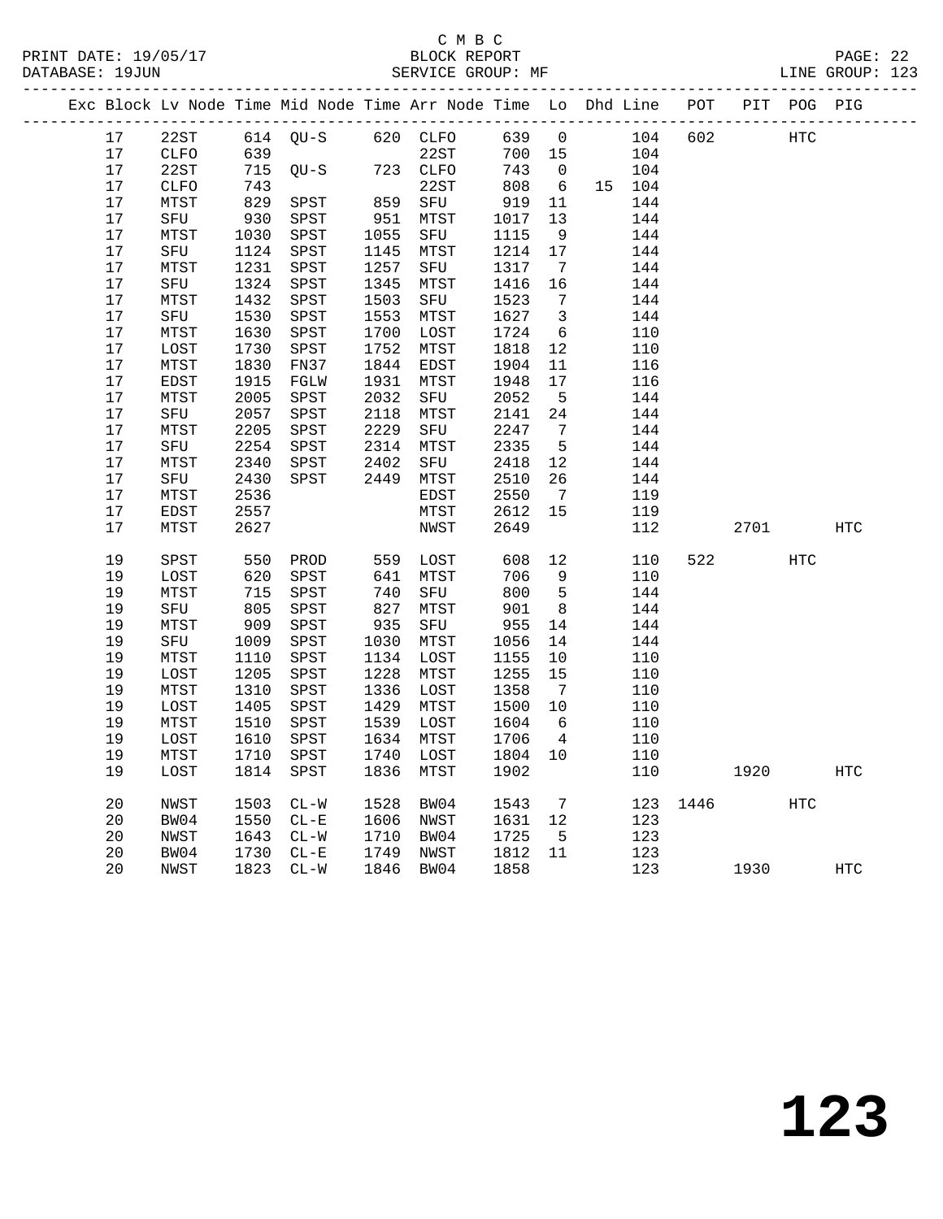C M B C

PRINT DATE: 19/05/17 BLOCK REPORT

DATABASE: 19JUN SERVICE GROUP: MF LINE GROUP: 123

| Exc | Block | Lv | Node | Time | Mid Node | Time | Arr Node | Time | Lo | Dhd | Line | POT | PIT | POG | PIG |
|---|---|---|---|---|---|---|---|---|---|---|---|---|---|---|---|
| | 17 | | 22ST | 614 | QU-S | 620 | CLFO | 639 | 0 | | 104 | 602 | | HTC | |
| | 17 | | CLFO | 639 | | | 22ST | 700 | 15 | | 104 | | | | |
| | 17 | | 22ST | 715 | QU-S | 723 | CLFO | 743 | 0 | | 104 | | | | |
| | 17 | | CLFO | 743 | | | 22ST | 808 | 6 | 15 | 104 | | | | |
| | 17 | | MTST | 829 | SPST | 859 | SFU | 919 | 11 | | 144 | | | | |
| | 17 | | SFU | 930 | SPST | 951 | MTST | 1017 | 13 | | 144 | | | | |
| | 17 | | MTST | 1030 | SPST | 1055 | SFU | 1115 | 9 | | 144 | | | | |
| | 17 | | SFU | 1124 | SPST | 1145 | MTST | 1214 | 17 | | 144 | | | | |
| | 17 | | MTST | 1231 | SPST | 1257 | SFU | 1317 | 7 | | 144 | | | | |
| | 17 | | SFU | 1324 | SPST | 1345 | MTST | 1416 | 16 | | 144 | | | | |
| | 17 | | MTST | 1432 | SPST | 1503 | SFU | 1523 | 7 | | 144 | | | | |
| | 17 | | SFU | 1530 | SPST | 1553 | MTST | 1627 | 3 | | 144 | | | | |
| | 17 | | MTST | 1630 | SPST | 1700 | LOST | 1724 | 6 | | 110 | | | | |
| | 17 | | LOST | 1730 | SPST | 1752 | MTST | 1818 | 12 | | 110 | | | | |
| | 17 | | MTST | 1830 | FN37 | 1844 | EDST | 1904 | 11 | | 116 | | | | |
| | 17 | | EDST | 1915 | FGLW | 1931 | MTST | 1948 | 17 | | 116 | | | | |
| | 17 | | MTST | 2005 | SPST | 2032 | SFU | 2052 | 5 | | 144 | | | | |
| | 17 | | SFU | 2057 | SPST | 2118 | MTST | 2141 | 24 | | 144 | | | | |
| | 17 | | MTST | 2205 | SPST | 2229 | SFU | 2247 | 7 | | 144 | | | | |
| | 17 | | SFU | 2254 | SPST | 2314 | MTST | 2335 | 5 | | 144 | | | | |
| | 17 | | MTST | 2340 | SPST | 2402 | SFU | 2418 | 12 | | 144 | | | | |
| | 17 | | SFU | 2430 | SPST | 2449 | MTST | 2510 | 26 | | 144 | | | | |
| | 17 | | MTST | 2536 | | | EDST | 2550 | 7 | | 119 | | | | |
| | 17 | | EDST | 2557 | | | MTST | 2612 | 15 | | 119 | | | | |
| | 17 | | MTST | 2627 | | | NWST | 2649 | | | 112 | | 2701 | | HTC |
| | 19 | | SPST | 550 | PROD | 559 | LOST | 608 | 12 | | 110 | 522 | | HTC | |
| | 19 | | LOST | 620 | SPST | 641 | MTST | 706 | 9 | | 110 | | | | |
| | 19 | | MTST | 715 | SPST | 740 | SFU | 800 | 5 | | 144 | | | | |
| | 19 | | SFU | 805 | SPST | 827 | MTST | 901 | 8 | | 144 | | | | |
| | 19 | | MTST | 909 | SPST | 935 | SFU | 955 | 14 | | 144 | | | | |
| | 19 | | SFU | 1009 | SPST | 1030 | MTST | 1056 | 14 | | 144 | | | | |
| | 19 | | MTST | 1110 | SPST | 1134 | LOST | 1155 | 10 | | 110 | | | | |
| | 19 | | LOST | 1205 | SPST | 1228 | MTST | 1255 | 15 | | 110 | | | | |
| | 19 | | MTST | 1310 | SPST | 1336 | LOST | 1358 | 7 | | 110 | | | | |
| | 19 | | LOST | 1405 | SPST | 1429 | MTST | 1500 | 10 | | 110 | | | | |
| | 19 | | MTST | 1510 | SPST | 1539 | LOST | 1604 | 6 | | 110 | | | | |
| | 19 | | LOST | 1610 | SPST | 1634 | MTST | 1706 | 4 | | 110 | | | | |
| | 19 | | MTST | 1710 | SPST | 1740 | LOST | 1804 | 10 | | 110 | | | | |
| | 19 | | LOST | 1814 | SPST | 1836 | MTST | 1902 | | | 110 | | 1920 | | HTC |
| | 20 | | NWST | 1503 | CL-W | 1528 | BW04 | 1543 | 7 | | 123 | 1446 | | HTC | |
| | 20 | | BW04 | 1550 | CL-E | 1606 | NWST | 1631 | 12 | | 123 | | | | |
| | 20 | | NWST | 1643 | CL-W | 1710 | BW04 | 1725 | 5 | | 123 | | | | |
| | 20 | | BW04 | 1730 | CL-E | 1749 | NWST | 1812 | 11 | | 123 | | | | |
| | 20 | | NWST | 1823 | CL-W | 1846 | BW04 | 1858 | | | 123 | | 1930 | | HTC |

# 123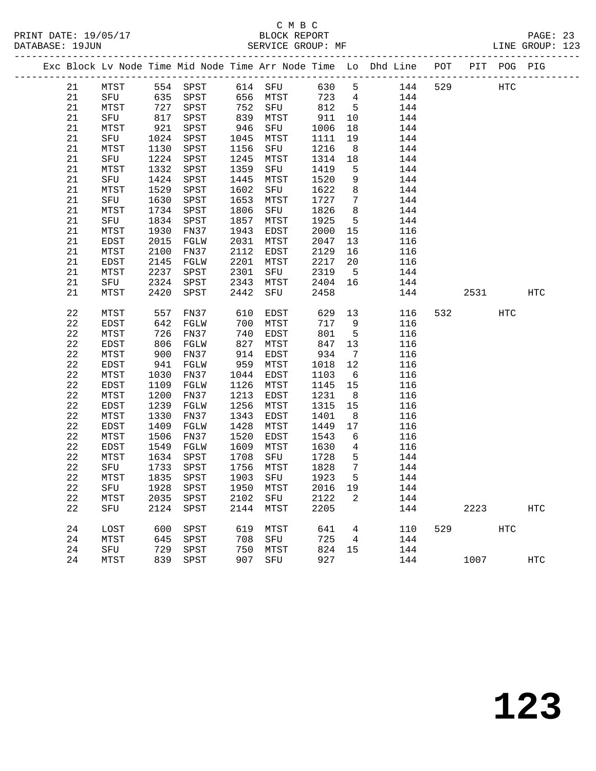C M B C

BLOCK REPORT

SERVICE GROUP: MF

PRINT DATE: 19/05/17
DATABASE: 19JUN
LINE GROUP: 123

| Exc | Block | Lv | Node | Time | Mid Node | Time | Arr Node | Time | Lo | Dhd Line | POT | PIT | POG | PIG |
|---|---|---|---|---|---|---|---|---|---|---|---|---|---|---|
| | 21 | | MTST | 554 | SPST | 614 | SFU | 630 | 5 | 144 | 529 | | HTC | |
| | 21 | | SFU | 635 | SPST | 656 | MTST | 723 | 4 | 144 | | | | |
| | 21 | | MTST | 727 | SPST | 752 | SFU | 812 | 5 | 144 | | | | |
| | 21 | | SFU | 817 | SPST | 839 | MTST | 911 | 10 | 144 | | | | |
| | 21 | | MTST | 921 | SPST | 946 | SFU | 1006 | 18 | 144 | | | | |
| | 21 | | SFU | 1024 | SPST | 1045 | MTST | 1111 | 19 | 144 | | | | |
| | 21 | | MTST | 1130 | SPST | 1156 | SFU | 1216 | 8 | 144 | | | | |
| | 21 | | SFU | 1224 | SPST | 1245 | MTST | 1314 | 18 | 144 | | | | |
| | 21 | | MTST | 1332 | SPST | 1359 | SFU | 1419 | 5 | 144 | | | | |
| | 21 | | SFU | 1424 | SPST | 1445 | MTST | 1520 | 9 | 144 | | | | |
| | 21 | | MTST | 1529 | SPST | 1602 | SFU | 1622 | 8 | 144 | | | | |
| | 21 | | SFU | 1630 | SPST | 1653 | MTST | 1727 | 7 | 144 | | | | |
| | 21 | | MTST | 1734 | SPST | 1806 | SFU | 1826 | 8 | 144 | | | | |
| | 21 | | SFU | 1834 | SPST | 1857 | MTST | 1925 | 5 | 144 | | | | |
| | 21 | | MTST | 1930 | FN37 | 1943 | EDST | 2000 | 15 | 116 | | | | |
| | 21 | | EDST | 2015 | FGLW | 2031 | MTST | 2047 | 13 | 116 | | | | |
| | 21 | | MTST | 2100 | FN37 | 2112 | EDST | 2129 | 16 | 116 | | | | |
| | 21 | | EDST | 2145 | FGLW | 2201 | MTST | 2217 | 20 | 116 | | | | |
| | 21 | | MTST | 2237 | SPST | 2301 | SFU | 2319 | 5 | 144 | | | | |
| | 21 | | SFU | 2324 | SPST | 2343 | MTST | 2404 | 16 | 144 | | | | |
| | 21 | | MTST | 2420 | SPST | 2442 | SFU | 2458 | | 144 | | 2531 | | HTC |
| | 22 | | MTST | 557 | FN37 | 610 | EDST | 629 | 13 | 116 | 532 | | HTC | |
| | 22 | | EDST | 642 | FGLW | 700 | MTST | 717 | 9 | 116 | | | | |
| | 22 | | MTST | 726 | FN37 | 740 | EDST | 801 | 5 | 116 | | | | |
| | 22 | | EDST | 806 | FGLW | 827 | MTST | 847 | 13 | 116 | | | | |
| | 22 | | MTST | 900 | FN37 | 914 | EDST | 934 | 7 | 116 | | | | |
| | 22 | | EDST | 941 | FGLW | 959 | MTST | 1018 | 12 | 116 | | | | |
| | 22 | | MTST | 1030 | FN37 | 1044 | EDST | 1103 | 6 | 116 | | | | |
| | 22 | | EDST | 1109 | FGLW | 1126 | MTST | 1145 | 15 | 116 | | | | |
| | 22 | | MTST | 1200 | FN37 | 1213 | EDST | 1231 | 8 | 116 | | | | |
| | 22 | | EDST | 1239 | FGLW | 1256 | MTST | 1315 | 15 | 116 | | | | |
| | 22 | | MTST | 1330 | FN37 | 1343 | EDST | 1401 | 8 | 116 | | | | |
| | 22 | | EDST | 1409 | FGLW | 1428 | MTST | 1449 | 17 | 116 | | | | |
| | 22 | | MTST | 1506 | FN37 | 1520 | EDST | 1543 | 6 | 116 | | | | |
| | 22 | | EDST | 1549 | FGLW | 1609 | MTST | 1630 | 4 | 116 | | | | |
| | 22 | | MTST | 1634 | SPST | 1708 | SFU | 1728 | 5 | 144 | | | | |
| | 22 | | SFU | 1733 | SPST | 1756 | MTST | 1828 | 7 | 144 | | | | |
| | 22 | | MTST | 1835 | SPST | 1903 | SFU | 1923 | 5 | 144 | | | | |
| | 22 | | SFU | 1928 | SPST | 1950 | MTST | 2016 | 19 | 144 | | | | |
| | 22 | | MTST | 2035 | SPST | 2102 | SFU | 2122 | 2 | 144 | | | | |
| | 22 | | SFU | 2124 | SPST | 2144 | MTST | 2205 | | 144 | | 2223 | | HTC |
| | 24 | | LOST | 600 | SPST | 619 | MTST | 641 | 4 | 110 | 529 | | HTC | |
| | 24 | | MTST | 645 | SPST | 708 | SFU | 725 | 4 | 144 | | | | |
| | 24 | | SFU | 729 | SPST | 750 | MTST | 824 | 15 | 144 | | | | |
| | 24 | | MTST | 839 | SPST | 907 | SFU | 927 | | 144 | | 1007 | | HTC |

# 123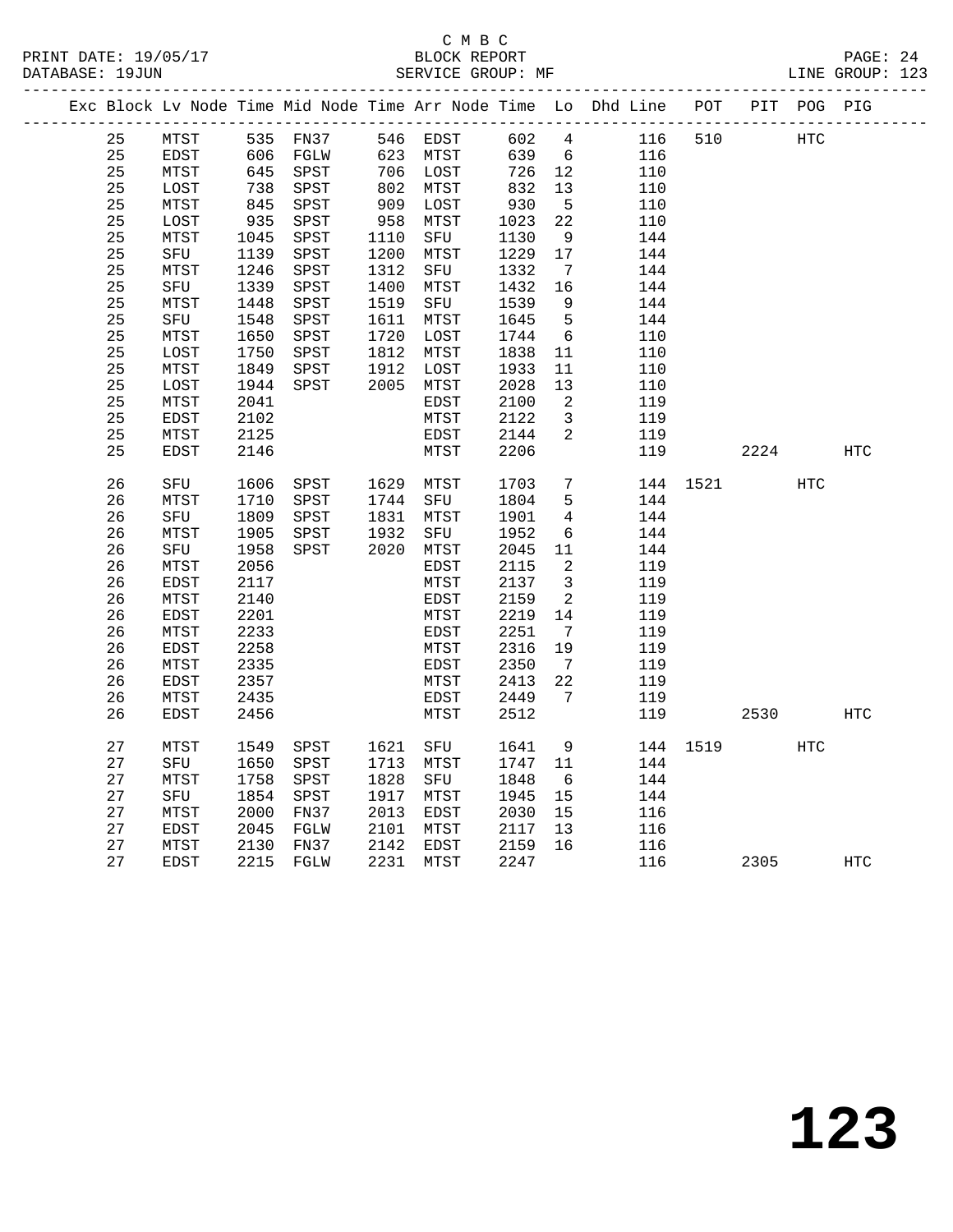C M B C
BLOCK REPORT
SERVICE GROUP: MF

PRINT DATE: 19/05/17
DATABASE: 19JUN
LINE GROUP: 123

| Exc | Block | Lv Node | Time | Mid Node | Time | Arr Node | Time | Lo | Dhd Line | POT | PIT | POG | PIG |
|---|---|---|---|---|---|---|---|---|---|---|---|---|---|
| | 25 | MTST | 535 | FN37 | 546 | EDST | 602 | 4 | 116 | 510 | | HTC | |
| | 25 | EDST | 606 | FGLW | 623 | MTST | 639 | 6 | 116 | | | | |
| | 25 | MTST | 645 | SPST | 706 | LOST | 726 | 12 | 110 | | | | |
| | 25 | LOST | 738 | SPST | 802 | MTST | 832 | 13 | 110 | | | | |
| | 25 | MTST | 845 | SPST | 909 | LOST | 930 | 5 | 110 | | | | |
| | 25 | LOST | 935 | SPST | 958 | MTST | 1023 | 22 | 110 | | | | |
| | 25 | MTST | 1045 | SPST | 1110 | SFU | 1130 | 9 | 144 | | | | |
| | 25 | SFU | 1139 | SPST | 1200 | MTST | 1229 | 17 | 144 | | | | |
| | 25 | MTST | 1246 | SPST | 1312 | SFU | 1332 | 7 | 144 | | | | |
| | 25 | SFU | 1339 | SPST | 1400 | MTST | 1432 | 16 | 144 | | | | |
| | 25 | MTST | 1448 | SPST | 1519 | SFU | 1539 | 9 | 144 | | | | |
| | 25 | SFU | 1548 | SPST | 1611 | MTST | 1645 | 5 | 144 | | | | |
| | 25 | MTST | 1650 | SPST | 1720 | LOST | 1744 | 6 | 110 | | | | |
| | 25 | LOST | 1750 | SPST | 1812 | MTST | 1838 | 11 | 110 | | | | |
| | 25 | MTST | 1849 | SPST | 1912 | LOST | 1933 | 11 | 110 | | | | |
| | 25 | LOST | 1944 | SPST | 2005 | MTST | 2028 | 13 | 110 | | | | |
| | 25 | MTST | 2041 | | | EDST | 2100 | 2 | 119 | | | | |
| | 25 | EDST | 2102 | | | MTST | 2122 | 3 | 119 | | | | |
| | 25 | MTST | 2125 | | | EDST | 2144 | 2 | 119 | | | | |
| | 25 | EDST | 2146 | | | MTST | 2206 | | 119 | | 2224 | | HTC |
| | 26 | SFU | 1606 | SPST | 1629 | MTST | 1703 | 7 | 144 | 1521 | | HTC | |
| | 26 | MTST | 1710 | SPST | 1744 | SFU | 1804 | 5 | 144 | | | | |
| | 26 | SFU | 1809 | SPST | 1831 | MTST | 1901 | 4 | 144 | | | | |
| | 26 | MTST | 1905 | SPST | 1932 | SFU | 1952 | 6 | 144 | | | | |
| | 26 | SFU | 1958 | SPST | 2020 | MTST | 2045 | 11 | 144 | | | | |
| | 26 | MTST | 2056 | | | EDST | 2115 | 2 | 119 | | | | |
| | 26 | EDST | 2117 | | | MTST | 2137 | 3 | 119 | | | | |
| | 26 | MTST | 2140 | | | EDST | 2159 | 2 | 119 | | | | |
| | 26 | EDST | 2201 | | | MTST | 2219 | 14 | 119 | | | | |
| | 26 | MTST | 2233 | | | EDST | 2251 | 7 | 119 | | | | |
| | 26 | EDST | 2258 | | | MTST | 2316 | 19 | 119 | | | | |
| | 26 | MTST | 2335 | | | EDST | 2350 | 7 | 119 | | | | |
| | 26 | EDST | 2357 | | | MTST | 2413 | 22 | 119 | | | | |
| | 26 | MTST | 2435 | | | EDST | 2449 | 7 | 119 | | | | |
| | 26 | EDST | 2456 | | | MTST | 2512 | | 119 | | 2530 | | HTC |
| | 27 | MTST | 1549 | SPST | 1621 | SFU | 1641 | 9 | 144 | 1519 | | HTC | |
| | 27 | SFU | 1650 | SPST | 1713 | MTST | 1747 | 11 | 144 | | | | |
| | 27 | MTST | 1758 | SPST | 1828 | SFU | 1848 | 6 | 144 | | | | |
| | 27 | SFU | 1854 | SPST | 1917 | MTST | 1945 | 15 | 144 | | | | |
| | 27 | MTST | 2000 | FN37 | 2013 | EDST | 2030 | 15 | 116 | | | | |
| | 27 | EDST | 2045 | FGLW | 2101 | MTST | 2117 | 13 | 116 | | | | |
| | 27 | MTST | 2130 | FN37 | 2142 | EDST | 2159 | 16 | 116 | | | | |
| | 27 | EDST | 2215 | FGLW | 2231 | MTST | 2247 | | 116 | | 2305 | | HTC |

# 123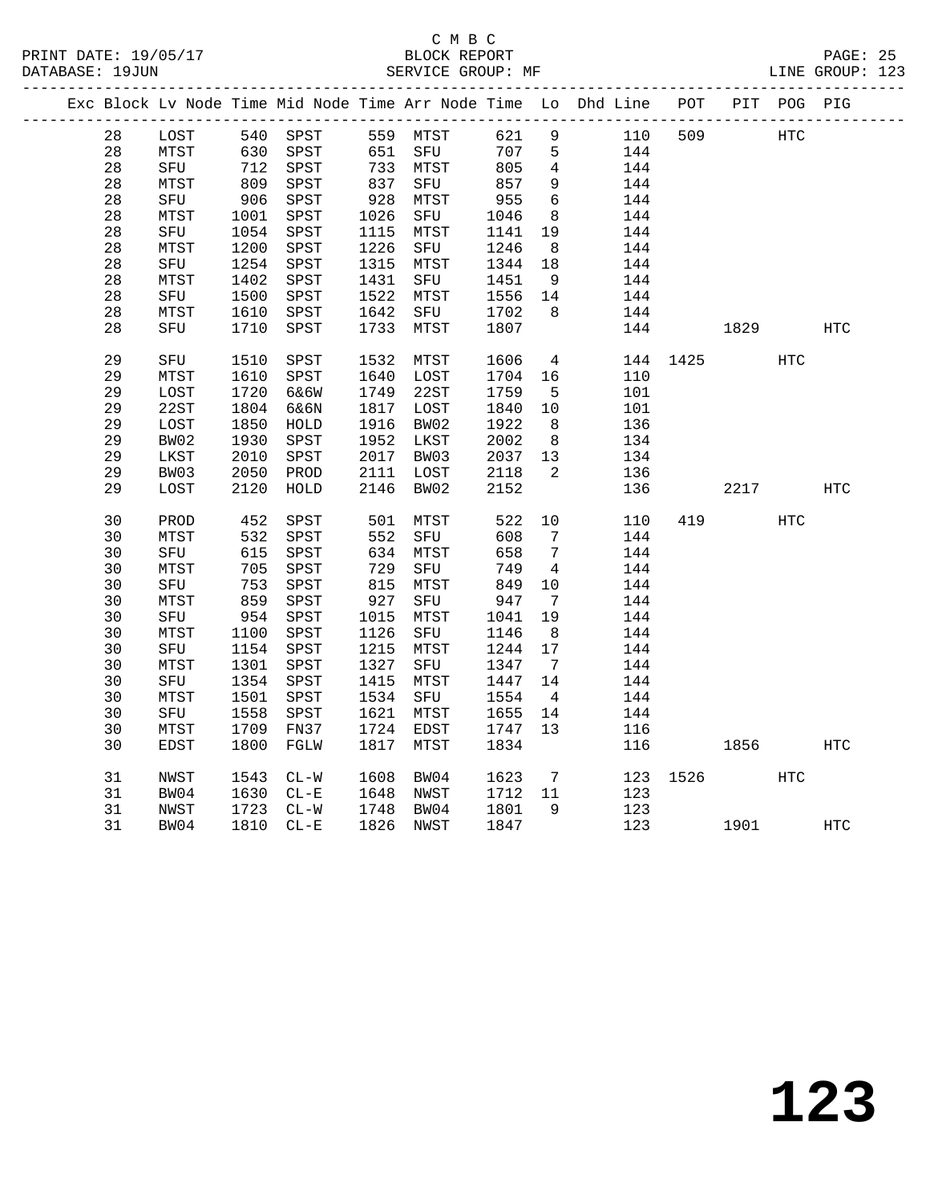C M B C
BLOCK REPORT
SERVICE GROUP: MF

PRINT DATE: 19/05/17
DATABASE: 19JUN
LINE GROUP: 123

| Exc | Block | Lv Node | Time | Mid Node | Time | Arr Node | Time | Lo | Dhd Line | POT | PIT | POG | PIG |
|---|---|---|---|---|---|---|---|---|---|---|---|---|---|
| | 28 | LOST | 540 | SPST | 559 | MTST | 621 | 9 | 110 | 509 | | HTC | |
| | 28 | MTST | 630 | SPST | 651 | SFU | 707 | 5 | 144 | | | | |
| | 28 | SFU | 712 | SPST | 733 | MTST | 805 | 4 | 144 | | | | |
| | 28 | MTST | 809 | SPST | 837 | SFU | 857 | 9 | 144 | | | | |
| | 28 | SFU | 906 | SPST | 928 | MTST | 955 | 6 | 144 | | | | |
| | 28 | MTST | 1001 | SPST | 1026 | SFU | 1046 | 8 | 144 | | | | |
| | 28 | SFU | 1054 | SPST | 1115 | MTST | 1141 | 19 | 144 | | | | |
| | 28 | MTST | 1200 | SPST | 1226 | SFU | 1246 | 8 | 144 | | | | |
| | 28 | SFU | 1254 | SPST | 1315 | MTST | 1344 | 18 | 144 | | | | |
| | 28 | MTST | 1402 | SPST | 1431 | SFU | 1451 | 9 | 144 | | | | |
| | 28 | SFU | 1500 | SPST | 1522 | MTST | 1556 | 14 | 144 | | | | |
| | 28 | MTST | 1610 | SPST | 1642 | SFU | 1702 | 8 | 144 | | | | |
| | 28 | SFU | 1710 | SPST | 1733 | MTST | 1807 | | 144 | | 1829 | | HTC |
| | 29 | SFU | 1510 | SPST | 1532 | MTST | 1606 | 4 | 144 | 1425 | | HTC | |
| | 29 | MTST | 1610 | SPST | 1640 | LOST | 1704 | 16 | 110 | | | | |
| | 29 | LOST | 1720 | 6&6W | 1749 | 22ST | 1759 | 5 | 101 | | | | |
| | 29 | 22ST | 1804 | 6&6N | 1817 | LOST | 1840 | 10 | 101 | | | | |
| | 29 | LOST | 1850 | HOLD | 1916 | BW02 | 1922 | 8 | 136 | | | | |
| | 29 | BW02 | 1930 | SPST | 1952 | LKST | 2002 | 8 | 134 | | | | |
| | 29 | LKST | 2010 | SPST | 2017 | BW03 | 2037 | 13 | 134 | | | | |
| | 29 | BW03 | 2050 | PROD | 2111 | LOST | 2118 | 2 | 136 | | | | |
| | 29 | LOST | 2120 | HOLD | 2146 | BW02 | 2152 | | 136 | | 2217 | | HTC |
| | 30 | PROD | 452 | SPST | 501 | MTST | 522 | 10 | 110 | 419 | | HTC | |
| | 30 | MTST | 532 | SPST | 552 | SFU | 608 | 7 | 144 | | | | |
| | 30 | SFU | 615 | SPST | 634 | MTST | 658 | 7 | 144 | | | | |
| | 30 | MTST | 705 | SPST | 729 | SFU | 749 | 4 | 144 | | | | |
| | 30 | SFU | 753 | SPST | 815 | MTST | 849 | 10 | 144 | | | | |
| | 30 | MTST | 859 | SPST | 927 | SFU | 947 | 7 | 144 | | | | |
| | 30 | SFU | 954 | SPST | 1015 | MTST | 1041 | 19 | 144 | | | | |
| | 30 | MTST | 1100 | SPST | 1126 | SFU | 1146 | 8 | 144 | | | | |
| | 30 | SFU | 1154 | SPST | 1215 | MTST | 1244 | 17 | 144 | | | | |
| | 30 | MTST | 1301 | SPST | 1327 | SFU | 1347 | 7 | 144 | | | | |
| | 30 | SFU | 1354 | SPST | 1415 | MTST | 1447 | 14 | 144 | | | | |
| | 30 | MTST | 1501 | SPST | 1534 | SFU | 1554 | 4 | 144 | | | | |
| | 30 | SFU | 1558 | SPST | 1621 | MTST | 1655 | 14 | 144 | | | | |
| | 30 | MTST | 1709 | FN37 | 1724 | EDST | 1747 | 13 | 116 | | | | |
| | 30 | EDST | 1800 | FGLW | 1817 | MTST | 1834 | | 116 | | 1856 | | HTC |
| | 31 | NWST | 1543 | CL-W | 1608 | BW04 | 1623 | 7 | 123 | 1526 | | HTC | |
| | 31 | BW04 | 1630 | CL-E | 1648 | NWST | 1712 | 11 | 123 | | | | |
| | 31 | NWST | 1723 | CL-W | 1748 | BW04 | 1801 | 9 | 123 | | | | |
| | 31 | BW04 | 1810 | CL-E | 1826 | NWST | 1847 | | 123 | | 1901 | | HTC |

**123**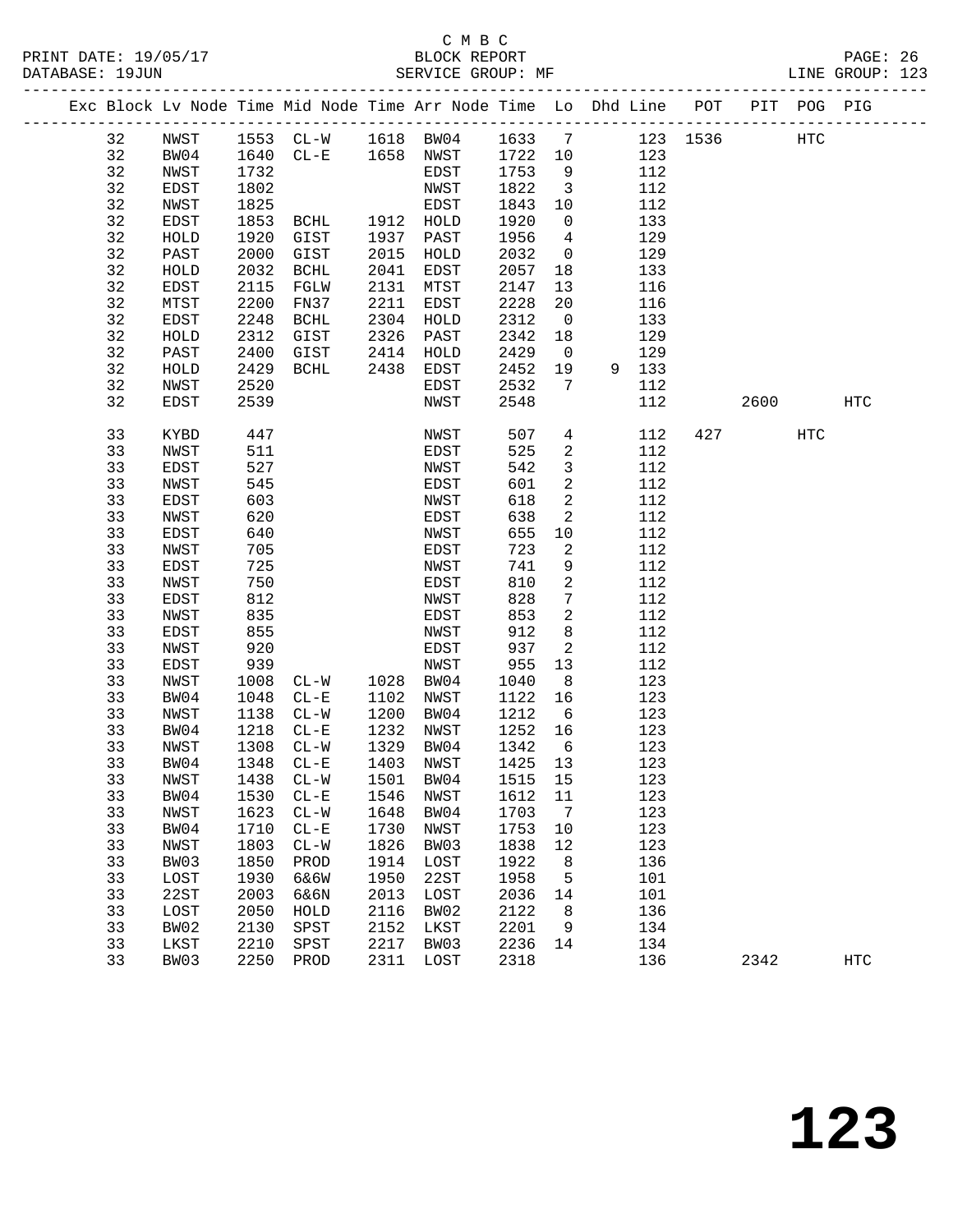C M B C
BLOCK REPORT
SERVICE GROUP: MF

PRINT DATE: 19/05/17
DATABASE: 19JUN
LINE GROUP: 123

| Exc | Block | Lv Node | Time | Mid Node | Time | Arr Node | Time | Lo | Dhd | Line | POT | PIT | POG | PIG |
|---|---|---|---|---|---|---|---|---|---|---|---|---|---|---|
| | 32 | NWST | 1553 | CL-W | 1618 | BW04 | 1633 | 7 | | 123 | 1536 | | HTC | |
| | 32 | BW04 | 1640 | CL-E | 1658 | NWST | 1722 | 10 | | 123 | | | | |
| | 32 | NWST | 1732 | | | EDST | 1753 | 9 | | 112 | | | | |
| | 32 | EDST | 1802 | | | NWST | 1822 | 3 | | 112 | | | | |
| | 32 | NWST | 1825 | | | EDST | 1843 | 10 | | 112 | | | | |
| | 32 | EDST | 1853 | BCHL | 1912 | HOLD | 1920 | 0 | | 133 | | | | |
| | 32 | HOLD | 1920 | GIST | 1937 | PAST | 1956 | 4 | | 129 | | | | |
| | 32 | PAST | 2000 | GIST | 2015 | HOLD | 2032 | 0 | | 129 | | | | |
| | 32 | HOLD | 2032 | BCHL | 2041 | EDST | 2057 | 18 | | 133 | | | | |
| | 32 | EDST | 2115 | FGLW | 2131 | MTST | 2147 | 13 | | 116 | | | | |
| | 32 | MTST | 2200 | FN37 | 2211 | EDST | 2228 | 20 | | 116 | | | | |
| | 32 | EDST | 2248 | BCHL | 2304 | HOLD | 2312 | 0 | | 133 | | | | |
| | 32 | HOLD | 2312 | GIST | 2326 | PAST | 2342 | 18 | | 129 | | | | |
| | 32 | PAST | 2400 | GIST | 2414 | HOLD | 2429 | 0 | | 129 | | | | |
| | 32 | HOLD | 2429 | BCHL | 2438 | EDST | 2452 | 19 | 9 | 133 | | | | |
| | 32 | NWST | 2520 | | | EDST | 2532 | 7 | | 112 | | | | |
| | 32 | EDST | 2539 | | | NWST | 2548 | | | 112 | | 2600 | | HTC |
| | 33 | KYBD | 447 | | | NWST | 507 | 4 | | 112 | 427 | | HTC | |
| | 33 | NWST | 511 | | | EDST | 525 | 2 | | 112 | | | | |
| | 33 | EDST | 527 | | | NWST | 542 | 3 | | 112 | | | | |
| | 33 | NWST | 545 | | | EDST | 601 | 2 | | 112 | | | | |
| | 33 | EDST | 603 | | | NWST | 618 | 2 | | 112 | | | | |
| | 33 | NWST | 620 | | | EDST | 638 | 2 | | 112 | | | | |
| | 33 | EDST | 640 | | | NWST | 655 | 10 | | 112 | | | | |
| | 33 | NWST | 705 | | | EDST | 723 | 2 | | 112 | | | | |
| | 33 | EDST | 725 | | | NWST | 741 | 9 | | 112 | | | | |
| | 33 | NWST | 750 | | | EDST | 810 | 2 | | 112 | | | | |
| | 33 | EDST | 812 | | | NWST | 828 | 7 | | 112 | | | | |
| | 33 | NWST | 835 | | | EDST | 853 | 2 | | 112 | | | | |
| | 33 | EDST | 855 | | | NWST | 912 | 8 | | 112 | | | | |
| | 33 | NWST | 920 | | | EDST | 937 | 2 | | 112 | | | | |
| | 33 | EDST | 939 | | | NWST | 955 | 13 | | 112 | | | | |
| | 33 | NWST | 1008 | CL-W | 1028 | BW04 | 1040 | 8 | | 123 | | | | |
| | 33 | BW04 | 1048 | CL-E | 1102 | NWST | 1122 | 16 | | 123 | | | | |
| | 33 | NWST | 1138 | CL-W | 1200 | BW04 | 1212 | 6 | | 123 | | | | |
| | 33 | BW04 | 1218 | CL-E | 1232 | NWST | 1252 | 16 | | 123 | | | | |
| | 33 | NWST | 1308 | CL-W | 1329 | BW04 | 1342 | 6 | | 123 | | | | |
| | 33 | BW04 | 1348 | CL-E | 1403 | NWST | 1425 | 13 | | 123 | | | | |
| | 33 | NWST | 1438 | CL-W | 1501 | BW04 | 1515 | 15 | | 123 | | | | |
| | 33 | BW04 | 1530 | CL-E | 1546 | NWST | 1612 | 11 | | 123 | | | | |
| | 33 | NWST | 1623 | CL-W | 1648 | BW04 | 1703 | 7 | | 123 | | | | |
| | 33 | BW04 | 1710 | CL-E | 1730 | NWST | 1753 | 10 | | 123 | | | | |
| | 33 | NWST | 1803 | CL-W | 1826 | BW03 | 1838 | 12 | | 123 | | | | |
| | 33 | BW03 | 1850 | PROD | 1914 | LOST | 1922 | 8 | | 136 | | | | |
| | 33 | LOST | 1930 | 6&6W | 1950 | 22ST | 1958 | 5 | | 101 | | | | |
| | 33 | 22ST | 2003 | 6&6N | 2013 | LOST | 2036 | 14 | | 101 | | | | |
| | 33 | LOST | 2050 | HOLD | 2116 | BW02 | 2122 | 8 | | 136 | | | | |
| | 33 | BW02 | 2130 | SPST | 2152 | LKST | 2201 | 9 | | 134 | | | | |
| | 33 | LKST | 2210 | SPST | 2217 | BW03 | 2236 | 14 | | 134 | | | | |
| | 33 | BW03 | 2250 | PROD | 2311 | LOST | 2318 | | | 136 | | 2342 | | HTC |

# 123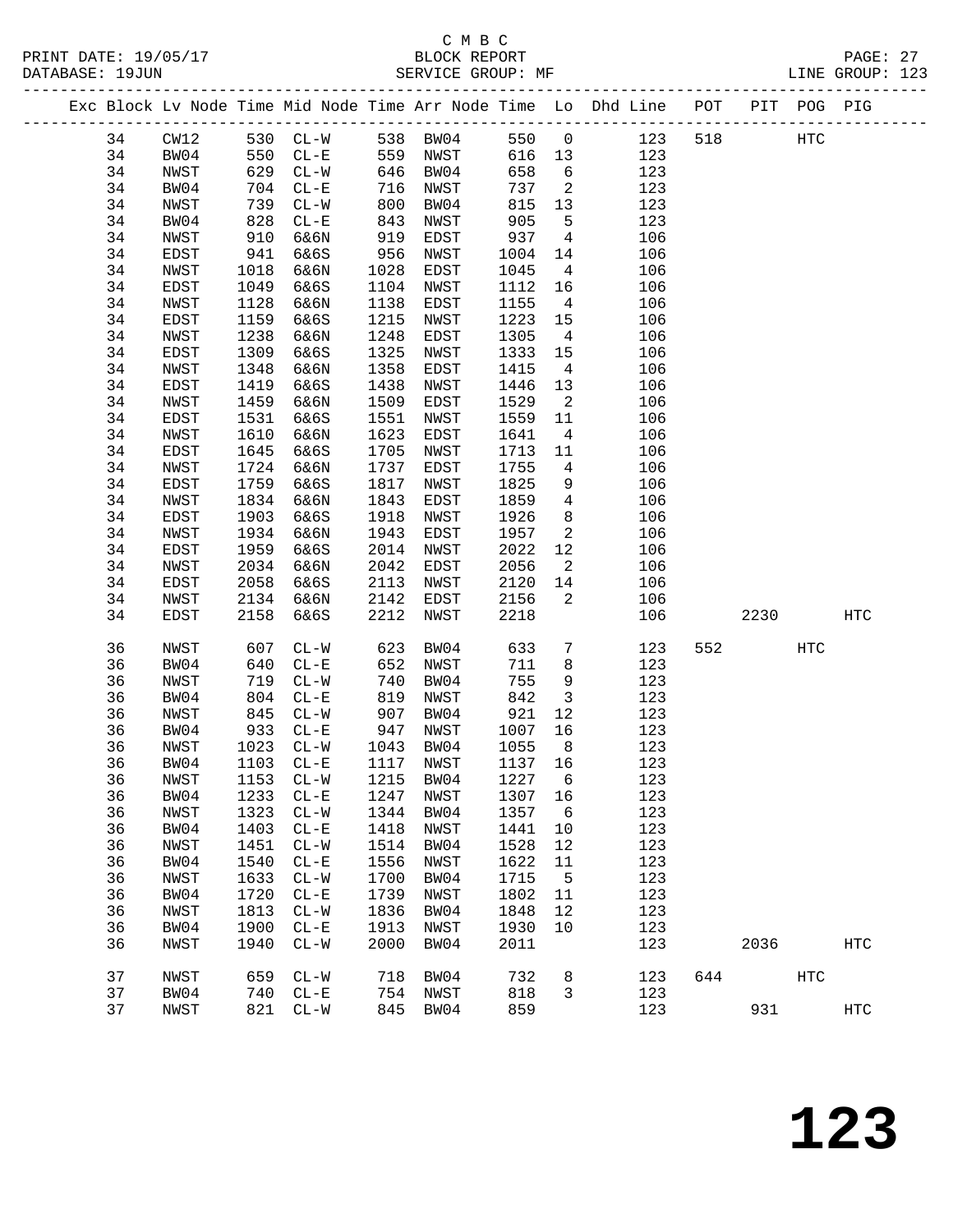C M B C
BLOCK REPORT
SERVICE GROUP: MF

PRINT DATE: 19/05/17
DATABASE: 19JUN
LINE GROUP: 123

| Exc | Block | Lv Node | Time | Mid Node | Time | Arr Node | Time | Lo | Dhd Line | POT | PIT | POG | PIG |
|---|---|---|---|---|---|---|---|---|---|---|---|---|---|
| | 34 | CW12 | 530 | CL-W | 538 | BW04 | 550 | 0 | 123 | 518 | | HTC | |
| | 34 | BW04 | 550 | CL-E | 559 | NWST | 616 | 13 | 123 | | | | |
| | 34 | NWST | 629 | CL-W | 646 | BW04 | 658 | 6 | 123 | | | | |
| | 34 | BW04 | 704 | CL-E | 716 | NWST | 737 | 2 | 123 | | | | |
| | 34 | NWST | 739 | CL-W | 800 | BW04 | 815 | 13 | 123 | | | | |
| | 34 | BW04 | 828 | CL-E | 843 | NWST | 905 | 5 | 123 | | | | |
| | 34 | NWST | 910 | 6&6N | 919 | EDST | 937 | 4 | 106 | | | | |
| | 34 | EDST | 941 | 6&6S | 956 | NWST | 1004 | 14 | 106 | | | | |
| | 34 | NWST | 1018 | 6&6N | 1028 | EDST | 1045 | 4 | 106 | | | | |
| | 34 | EDST | 1049 | 6&6S | 1104 | NWST | 1112 | 16 | 106 | | | | |
| | 34 | NWST | 1128 | 6&6N | 1138 | EDST | 1155 | 4 | 106 | | | | |
| | 34 | EDST | 1159 | 6&6S | 1215 | NWST | 1223 | 15 | 106 | | | | |
| | 34 | NWST | 1238 | 6&6N | 1248 | EDST | 1305 | 4 | 106 | | | | |
| | 34 | EDST | 1309 | 6&6S | 1325 | NWST | 1333 | 15 | 106 | | | | |
| | 34 | NWST | 1348 | 6&6N | 1358 | EDST | 1415 | 4 | 106 | | | | |
| | 34 | EDST | 1419 | 6&6S | 1438 | NWST | 1446 | 13 | 106 | | | | |
| | 34 | NWST | 1459 | 6&6N | 1509 | EDST | 1529 | 2 | 106 | | | | |
| | 34 | EDST | 1531 | 6&6S | 1551 | NWST | 1559 | 11 | 106 | | | | |
| | 34 | NWST | 1610 | 6&6N | 1623 | EDST | 1641 | 4 | 106 | | | | |
| | 34 | EDST | 1645 | 6&6S | 1705 | NWST | 1713 | 11 | 106 | | | | |
| | 34 | NWST | 1724 | 6&6N | 1737 | EDST | 1755 | 4 | 106 | | | | |
| | 34 | EDST | 1759 | 6&6S | 1817 | NWST | 1825 | 9 | 106 | | | | |
| | 34 | NWST | 1834 | 6&6N | 1843 | EDST | 1859 | 4 | 106 | | | | |
| | 34 | EDST | 1903 | 6&6S | 1918 | NWST | 1926 | 8 | 106 | | | | |
| | 34 | NWST | 1934 | 6&6N | 1943 | EDST | 1957 | 2 | 106 | | | | |
| | 34 | EDST | 1959 | 6&6S | 2014 | NWST | 2022 | 12 | 106 | | | | |
| | 34 | NWST | 2034 | 6&6N | 2042 | EDST | 2056 | 2 | 106 | | | | |
| | 34 | EDST | 2058 | 6&6S | 2113 | NWST | 2120 | 14 | 106 | | | | |
| | 34 | NWST | 2134 | 6&6N | 2142 | EDST | 2156 | 2 | 106 | | | | |
| | 34 | EDST | 2158 | 6&6S | 2212 | NWST | 2218 | | 106 | | 2230 | | HTC |
| | 36 | NWST | 607 | CL-W | 623 | BW04 | 633 | 7 | 123 | 552 | | HTC | |
| | 36 | BW04 | 640 | CL-E | 652 | NWST | 711 | 8 | 123 | | | | |
| | 36 | NWST | 719 | CL-W | 740 | BW04 | 755 | 9 | 123 | | | | |
| | 36 | BW04 | 804 | CL-E | 819 | NWST | 842 | 3 | 123 | | | | |
| | 36 | NWST | 845 | CL-W | 907 | BW04 | 921 | 12 | 123 | | | | |
| | 36 | BW04 | 933 | CL-E | 947 | NWST | 1007 | 16 | 123 | | | | |
| | 36 | NWST | 1023 | CL-W | 1043 | BW04 | 1055 | 8 | 123 | | | | |
| | 36 | BW04 | 1103 | CL-E | 1117 | NWST | 1137 | 16 | 123 | | | | |
| | 36 | NWST | 1153 | CL-W | 1215 | BW04 | 1227 | 6 | 123 | | | | |
| | 36 | BW04 | 1233 | CL-E | 1247 | NWST | 1307 | 16 | 123 | | | | |
| | 36 | NWST | 1323 | CL-W | 1344 | BW04 | 1357 | 6 | 123 | | | | |
| | 36 | BW04 | 1403 | CL-E | 1418 | NWST | 1441 | 10 | 123 | | | | |
| | 36 | NWST | 1451 | CL-W | 1514 | BW04 | 1528 | 12 | 123 | | | | |
| | 36 | BW04 | 1540 | CL-E | 1556 | NWST | 1622 | 11 | 123 | | | | |
| | 36 | NWST | 1633 | CL-W | 1700 | BW04 | 1715 | 5 | 123 | | | | |
| | 36 | BW04 | 1720 | CL-E | 1739 | NWST | 1802 | 11 | 123 | | | | |
| | 36 | NWST | 1813 | CL-W | 1836 | BW04 | 1848 | 12 | 123 | | | | |
| | 36 | BW04 | 1900 | CL-E | 1913 | NWST | 1930 | 10 | 123 | | | | |
| | 36 | NWST | 1940 | CL-W | 2000 | BW04 | 2011 | | 123 | | 2036 | | HTC |
| | 37 | NWST | 659 | CL-W | 718 | BW04 | 732 | 8 | 123 | 644 | | HTC | |
| | 37 | BW04 | 740 | CL-E | 754 | NWST | 818 | 3 | 123 | | | | |
| | 37 | NWST | 821 | CL-W | 845 | BW04 | 859 | | 123 | | 931 | | HTC |

# 123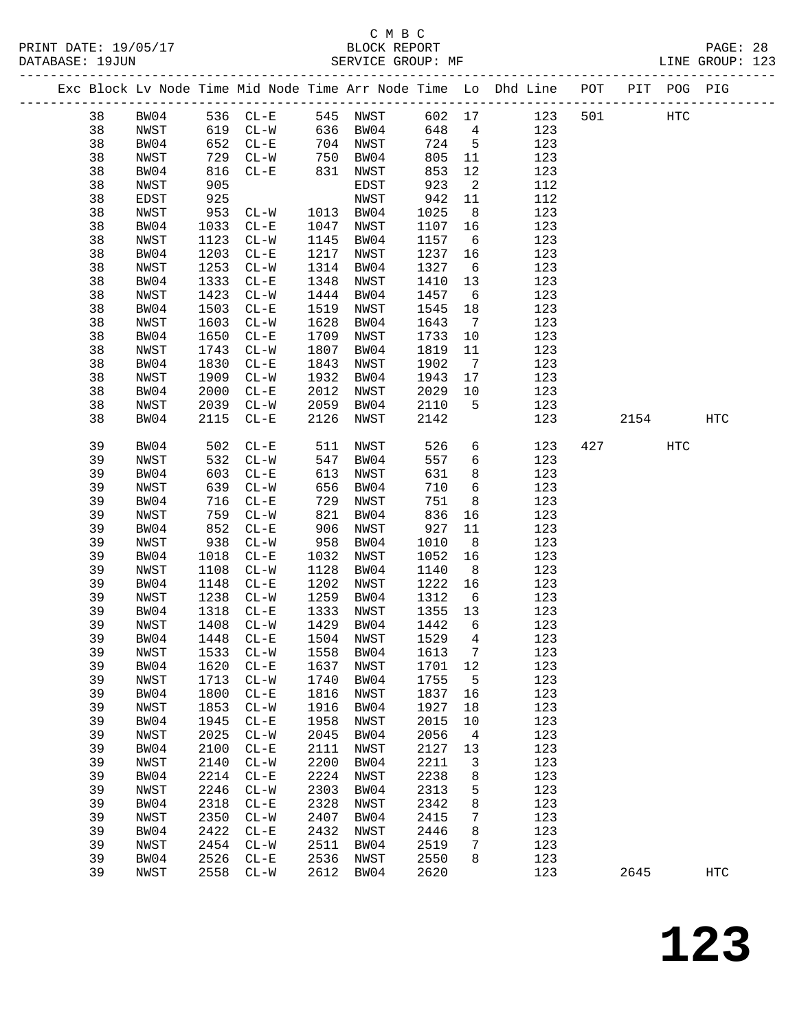C M B C
PRINT DATE: 19/05/17 BLOCK REPORT
DATABASE: 19JUN SERVICE GROUP: MF LINE GROUP: 123

| Exc | Block | Lv | Node | Time | Mid Node | Time | Arr Node | Time | Lo | Dhd Line | POT | PIT | POG | PIG |
|---|---|---|---|---|---|---|---|---|---|---|---|---|---|---|
| | 38 | | BW04 | 536 | CL-E | 545 | NWST | 602 | 17 | 123 | 501 | | HTC | |
| | 38 | | NWST | 619 | CL-W | 636 | BW04 | 648 | 4 | 123 | | | | |
| | 38 | | BW04 | 652 | CL-E | 704 | NWST | 724 | 5 | 123 | | | | |
| | 38 | | NWST | 729 | CL-W | 750 | BW04 | 805 | 11 | 123 | | | | |
| | 38 | | BW04 | 816 | CL-E | 831 | NWST | 853 | 12 | 123 | | | | |
| | 38 | | NWST | 905 | | | EDST | 923 | 2 | 112 | | | | |
| | 38 | | EDST | 925 | | | NWST | 942 | 11 | 112 | | | | |
| | 38 | | NWST | 953 | CL-W | 1013 | BW04 | 1025 | 8 | 123 | | | | |
| | 38 | | BW04 | 1033 | CL-E | 1047 | NWST | 1107 | 16 | 123 | | | | |
| | 38 | | NWST | 1123 | CL-W | 1145 | BW04 | 1157 | 6 | 123 | | | | |
| | 38 | | BW04 | 1203 | CL-E | 1217 | NWST | 1237 | 16 | 123 | | | | |
| | 38 | | NWST | 1253 | CL-W | 1314 | BW04 | 1327 | 6 | 123 | | | | |
| | 38 | | BW04 | 1333 | CL-E | 1348 | NWST | 1410 | 13 | 123 | | | | |
| | 38 | | NWST | 1423 | CL-W | 1444 | BW04 | 1457 | 6 | 123 | | | | |
| | 38 | | BW04 | 1503 | CL-E | 1519 | NWST | 1545 | 18 | 123 | | | | |
| | 38 | | NWST | 1603 | CL-W | 1628 | BW04 | 1643 | 7 | 123 | | | | |
| | 38 | | BW04 | 1650 | CL-E | 1709 | NWST | 1733 | 10 | 123 | | | | |
| | 38 | | NWST | 1743 | CL-W | 1807 | BW04 | 1819 | 11 | 123 | | | | |
| | 38 | | BW04 | 1830 | CL-E | 1843 | NWST | 1902 | 7 | 123 | | | | |
| | 38 | | NWST | 1909 | CL-W | 1932 | BW04 | 1943 | 17 | 123 | | | | |
| | 38 | | BW04 | 2000 | CL-E | 2012 | NWST | 2029 | 10 | 123 | | | | |
| | 38 | | NWST | 2039 | CL-W | 2059 | BW04 | 2110 | 5 | 123 | | | | |
| | 38 | | BW04 | 2115 | CL-E | 2126 | NWST | 2142 | | 123 | | 2154 | | HTC |
| | 39 | | BW04 | 502 | CL-E | 511 | NWST | 526 | 6 | 123 | 427 | | HTC | |
| | 39 | | NWST | 532 | CL-W | 547 | BW04 | 557 | 6 | 123 | | | | |
| | 39 | | BW04 | 603 | CL-E | 613 | NWST | 631 | 8 | 123 | | | | |
| | 39 | | NWST | 639 | CL-W | 656 | BW04 | 710 | 6 | 123 | | | | |
| | 39 | | BW04 | 716 | CL-E | 729 | NWST | 751 | 8 | 123 | | | | |
| | 39 | | NWST | 759 | CL-W | 821 | BW04 | 836 | 16 | 123 | | | | |
| | 39 | | BW04 | 852 | CL-E | 906 | NWST | 927 | 11 | 123 | | | | |
| | 39 | | NWST | 938 | CL-W | 958 | BW04 | 1010 | 8 | 123 | | | | |
| | 39 | | BW04 | 1018 | CL-E | 1032 | NWST | 1052 | 16 | 123 | | | | |
| | 39 | | NWST | 1108 | CL-W | 1128 | BW04 | 1140 | 8 | 123 | | | | |
| | 39 | | BW04 | 1148 | CL-E | 1202 | NWST | 1222 | 16 | 123 | | | | |
| | 39 | | NWST | 1238 | CL-W | 1259 | BW04 | 1312 | 6 | 123 | | | | |
| | 39 | | BW04 | 1318 | CL-E | 1333 | NWST | 1355 | 13 | 123 | | | | |
| | 39 | | NWST | 1408 | CL-W | 1429 | BW04 | 1442 | 6 | 123 | | | | |
| | 39 | | BW04 | 1448 | CL-E | 1504 | NWST | 1529 | 4 | 123 | | | | |
| | 39 | | NWST | 1533 | CL-W | 1558 | BW04 | 1613 | 7 | 123 | | | | |
| | 39 | | BW04 | 1620 | CL-E | 1637 | NWST | 1701 | 12 | 123 | | | | |
| | 39 | | NWST | 1713 | CL-W | 1740 | BW04 | 1755 | 5 | 123 | | | | |
| | 39 | | BW04 | 1800 | CL-E | 1816 | NWST | 1837 | 16 | 123 | | | | |
| | 39 | | NWST | 1853 | CL-W | 1916 | BW04 | 1927 | 18 | 123 | | | | |
| | 39 | | BW04 | 1945 | CL-E | 1958 | NWST | 2015 | 10 | 123 | | | | |
| | 39 | | NWST | 2025 | CL-W | 2045 | BW04 | 2056 | 4 | 123 | | | | |
| | 39 | | BW04 | 2100 | CL-E | 2111 | NWST | 2127 | 13 | 123 | | | | |
| | 39 | | NWST | 2140 | CL-W | 2200 | BW04 | 2211 | 3 | 123 | | | | |
| | 39 | | BW04 | 2214 | CL-E | 2224 | NWST | 2238 | 8 | 123 | | | | |
| | 39 | | NWST | 2246 | CL-W | 2303 | BW04 | 2313 | 5 | 123 | | | | |
| | 39 | | BW04 | 2318 | CL-E | 2328 | NWST | 2342 | 8 | 123 | | | | |
| | 39 | | NWST | 2350 | CL-W | 2407 | BW04 | 2415 | 7 | 123 | | | | |
| | 39 | | BW04 | 2422 | CL-E | 2432 | NWST | 2446 | 8 | 123 | | | | |
| | 39 | | NWST | 2454 | CL-W | 2511 | BW04 | 2519 | 7 | 123 | | | | |
| | 39 | | BW04 | 2526 | CL-E | 2536 | NWST | 2550 | 8 | 123 | | | | |
| | 39 | | NWST | 2558 | CL-W | 2612 | BW04 | 2620 | | 123 | | 2645 | | HTC |

# 123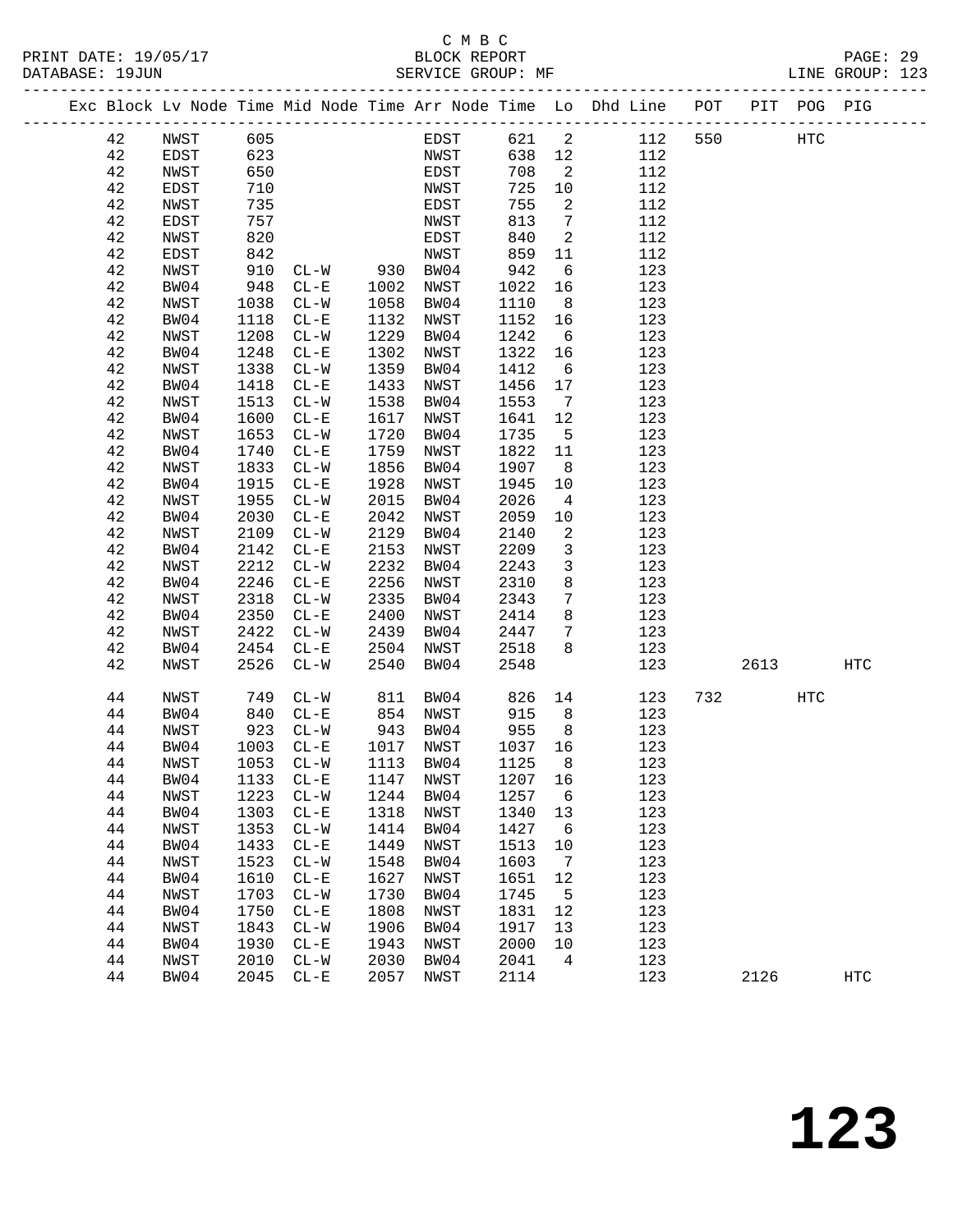C M B C
PRINT DATE: 19/05/17 BLOCK REPORT
DATABASE: 19JUN SERVICE GROUP: MF LINE GROUP: 123

| Exc | Block | Lv | Node | Time | Mid | Node | Time | Arr | Node | Time | Lo | Dhd | Line | POT | PIT | POG | PIG |
|---|---|---|---|---|---|---|---|---|---|---|---|---|---|---|---|---|---|
| | 42 | | NWST | 605 | | | | | EDST | 621 | 2 | | 112 | 550 | | HTC | |
| | 42 | | EDST | 623 | | | | | NWST | 638 | 12 | | 112 | | | | |
| | 42 | | NWST | 650 | | | | | EDST | 708 | 2 | | 112 | | | | |
| | 42 | | EDST | 710 | | | | | NWST | 725 | 10 | | 112 | | | | |
| | 42 | | NWST | 735 | | | | | EDST | 755 | 2 | | 112 | | | | |
| | 42 | | EDST | 757 | | | | | NWST | 813 | 7 | | 112 | | | | |
| | 42 | | NWST | 820 | | | | | EDST | 840 | 2 | | 112 | | | | |
| | 42 | | EDST | 842 | | | | | NWST | 859 | 11 | | 112 | | | | |
| | 42 | | NWST | 910 | | CL-W | 930 | | BW04 | 942 | 6 | | 123 | | | | |
| | 42 | | BW04 | 948 | | CL-E | 1002 | | NWST | 1022 | 16 | | 123 | | | | |
| | 42 | | NWST | 1038 | | CL-W | 1058 | | BW04 | 1110 | 8 | | 123 | | | | |
| | 42 | | BW04 | 1118 | | CL-E | 1132 | | NWST | 1152 | 16 | | 123 | | | | |
| | 42 | | NWST | 1208 | | CL-W | 1229 | | BW04 | 1242 | 6 | | 123 | | | | |
| | 42 | | BW04 | 1248 | | CL-E | 1302 | | NWST | 1322 | 16 | | 123 | | | | |
| | 42 | | NWST | 1338 | | CL-W | 1359 | | BW04 | 1412 | 6 | | 123 | | | | |
| | 42 | | BW04 | 1418 | | CL-E | 1433 | | NWST | 1456 | 17 | | 123 | | | | |
| | 42 | | NWST | 1513 | | CL-W | 1538 | | BW04 | 1553 | 7 | | 123 | | | | |
| | 42 | | BW04 | 1600 | | CL-E | 1617 | | NWST | 1641 | 12 | | 123 | | | | |
| | 42 | | NWST | 1653 | | CL-W | 1720 | | BW04 | 1735 | 5 | | 123 | | | | |
| | 42 | | BW04 | 1740 | | CL-E | 1759 | | NWST | 1822 | 11 | | 123 | | | | |
| | 42 | | NWST | 1833 | | CL-W | 1856 | | BW04 | 1907 | 8 | | 123 | | | | |
| | 42 | | BW04 | 1915 | | CL-E | 1928 | | NWST | 1945 | 10 | | 123 | | | | |
| | 42 | | NWST | 1955 | | CL-W | 2015 | | BW04 | 2026 | 4 | | 123 | | | | |
| | 42 | | BW04 | 2030 | | CL-E | 2042 | | NWST | 2059 | 10 | | 123 | | | | |
| | 42 | | NWST | 2109 | | CL-W | 2129 | | BW04 | 2140 | 2 | | 123 | | | | |
| | 42 | | BW04 | 2142 | | CL-E | 2153 | | NWST | 2209 | 3 | | 123 | | | | |
| | 42 | | NWST | 2212 | | CL-W | 2232 | | BW04 | 2243 | 3 | | 123 | | | | |
| | 42 | | BW04 | 2246 | | CL-E | 2256 | | NWST | 2310 | 8 | | 123 | | | | |
| | 42 | | NWST | 2318 | | CL-W | 2335 | | BW04 | 2343 | 7 | | 123 | | | | |
| | 42 | | BW04 | 2350 | | CL-E | 2400 | | NWST | 2414 | 8 | | 123 | | | | |
| | 42 | | NWST | 2422 | | CL-W | 2439 | | BW04 | 2447 | 7 | | 123 | | | | |
| | 42 | | BW04 | 2454 | | CL-E | 2504 | | NWST | 2518 | 8 | | 123 | | | | |
| | 42 | | NWST | 2526 | | CL-W | 2540 | | BW04 | 2548 | | | 123 | | 2613 | | HTC |
| | 44 | | NWST | 749 | | CL-W | 811 | | BW04 | 826 | 14 | | 123 | 732 | | HTC | |
| | 44 | | BW04 | 840 | | CL-E | 854 | | NWST | 915 | 8 | | 123 | | | | |
| | 44 | | NWST | 923 | | CL-W | 943 | | BW04 | 955 | 8 | | 123 | | | | |
| | 44 | | BW04 | 1003 | | CL-E | 1017 | | NWST | 1037 | 16 | | 123 | | | | |
| | 44 | | NWST | 1053 | | CL-W | 1113 | | BW04 | 1125 | 8 | | 123 | | | | |
| | 44 | | BW04 | 1133 | | CL-E | 1147 | | NWST | 1207 | 16 | | 123 | | | | |
| | 44 | | NWST | 1223 | | CL-W | 1244 | | BW04 | 1257 | 6 | | 123 | | | | |
| | 44 | | BW04 | 1303 | | CL-E | 1318 | | NWST | 1340 | 13 | | 123 | | | | |
| | 44 | | NWST | 1353 | | CL-W | 1414 | | BW04 | 1427 | 6 | | 123 | | | | |
| | 44 | | BW04 | 1433 | | CL-E | 1449 | | NWST | 1513 | 10 | | 123 | | | | |
| | 44 | | NWST | 1523 | | CL-W | 1548 | | BW04 | 1603 | 7 | | 123 | | | | |
| | 44 | | BW04 | 1610 | | CL-E | 1627 | | NWST | 1651 | 12 | | 123 | | | | |
| | 44 | | NWST | 1703 | | CL-W | 1730 | | BW04 | 1745 | 5 | | 123 | | | | |
| | 44 | | BW04 | 1750 | | CL-E | 1808 | | NWST | 1831 | 12 | | 123 | | | | |
| | 44 | | NWST | 1843 | | CL-W | 1906 | | BW04 | 1917 | 13 | | 123 | | | | |
| | 44 | | BW04 | 1930 | | CL-E | 1943 | | NWST | 2000 | 10 | | 123 | | | | |
| | 44 | | NWST | 2010 | | CL-W | 2030 | | BW04 | 2041 | 4 | | 123 | | | | |
| | 44 | | BW04 | 2045 | | CL-E | 2057 | | NWST | 2114 | | | 123 | | 2126 | | HTC |

# 123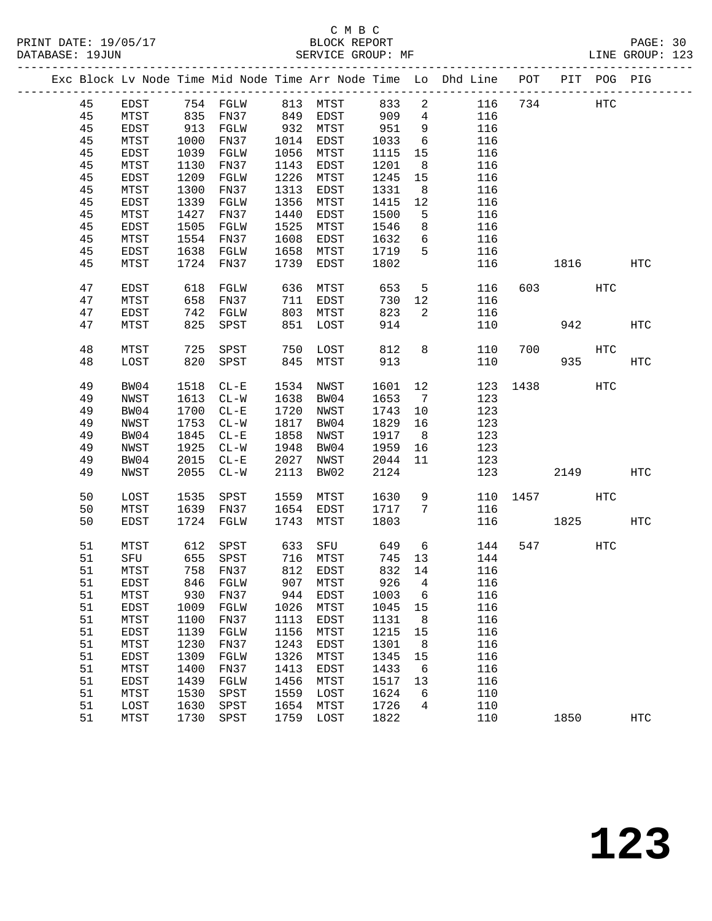C M B C
BLOCK REPORT
SERVICE GROUP: MF

PRINT DATE: 19/05/17
DATABASE: 19JUN
LINE GROUP: 123

| Exc | Block | Lv | Node | Time | Mid Node | Time | Arr Node | Time | Lo | Dhd Line | POT | PIT | POG | PIG |
|---|---|---|---|---|---|---|---|---|---|---|---|---|---|---|
| | 45 | | EDST | 754 | FGLW | 813 | MTST | 833 | 2 | 116 | 734 | | HTC | |
| | 45 | | MTST | 835 | FN37 | 849 | EDST | 909 | 4 | 116 | | | | |
| | 45 | | EDST | 913 | FGLW | 932 | MTST | 951 | 9 | 116 | | | | |
| | 45 | | MTST | 1000 | FN37 | 1014 | EDST | 1033 | 6 | 116 | | | | |
| | 45 | | EDST | 1039 | FGLW | 1056 | MTST | 1115 | 15 | 116 | | | | |
| | 45 | | MTST | 1130 | FN37 | 1143 | EDST | 1201 | 8 | 116 | | | | |
| | 45 | | EDST | 1209 | FGLW | 1226 | MTST | 1245 | 15 | 116 | | | | |
| | 45 | | MTST | 1300 | FN37 | 1313 | EDST | 1331 | 8 | 116 | | | | |
| | 45 | | EDST | 1339 | FGLW | 1356 | MTST | 1415 | 12 | 116 | | | | |
| | 45 | | MTST | 1427 | FN37 | 1440 | EDST | 1500 | 5 | 116 | | | | |
| | 45 | | EDST | 1505 | FGLW | 1525 | MTST | 1546 | 8 | 116 | | | | |
| | 45 | | MTST | 1554 | FN37 | 1608 | EDST | 1632 | 6 | 116 | | | | |
| | 45 | | EDST | 1638 | FGLW | 1658 | MTST | 1719 | 5 | 116 | | | | |
| | 45 | | MTST | 1724 | FN37 | 1739 | EDST | 1802 | | 116 | | 1816 | | HTC |
| | 47 | | EDST | 618 | FGLW | 636 | MTST | 653 | 5 | 116 | 603 | | HTC | |
| | 47 | | MTST | 658 | FN37 | 711 | EDST | 730 | 12 | 116 | | | | |
| | 47 | | EDST | 742 | FGLW | 803 | MTST | 823 | 2 | 116 | | | | |
| | 47 | | MTST | 825 | SPST | 851 | LOST | 914 | | 110 | | 942 | | HTC |
| | 48 | | MTST | 725 | SPST | 750 | LOST | 812 | 8 | 110 | 700 | | HTC | |
| | 48 | | LOST | 820 | SPST | 845 | MTST | 913 | | 110 | | 935 | | HTC |
| | 49 | | BW04 | 1518 | CL-E | 1534 | NWST | 1601 | 12 | 123 | 1438 | | HTC | |
| | 49 | | NWST | 1613 | CL-W | 1638 | BW04 | 1653 | 7 | 123 | | | | |
| | 49 | | BW04 | 1700 | CL-E | 1720 | NWST | 1743 | 10 | 123 | | | | |
| | 49 | | NWST | 1753 | CL-W | 1817 | BW04 | 1829 | 16 | 123 | | | | |
| | 49 | | BW04 | 1845 | CL-E | 1858 | NWST | 1917 | 8 | 123 | | | | |
| | 49 | | NWST | 1925 | CL-W | 1948 | BW04 | 1959 | 16 | 123 | | | | |
| | 49 | | BW04 | 2015 | CL-E | 2027 | NWST | 2044 | 11 | 123 | | | | |
| | 49 | | NWST | 2055 | CL-W | 2113 | BW02 | 2124 | | 123 | | 2149 | | HTC |
| | 50 | | LOST | 1535 | SPST | 1559 | MTST | 1630 | 9 | 110 | 1457 | | HTC | |
| | 50 | | MTST | 1639 | FN37 | 1654 | EDST | 1717 | 7 | 116 | | | | |
| | 50 | | EDST | 1724 | FGLW | 1743 | MTST | 1803 | | 116 | | 1825 | | HTC |
| | 51 | | MTST | 612 | SPST | 633 | SFU | 649 | 6 | 144 | 547 | | HTC | |
| | 51 | | SFU | 655 | SPST | 716 | MTST | 745 | 13 | 144 | | | | |
| | 51 | | MTST | 758 | FN37 | 812 | EDST | 832 | 14 | 116 | | | | |
| | 51 | | EDST | 846 | FGLW | 907 | MTST | 926 | 4 | 116 | | | | |
| | 51 | | MTST | 930 | FN37 | 944 | EDST | 1003 | 6 | 116 | | | | |
| | 51 | | EDST | 1009 | FGLW | 1026 | MTST | 1045 | 15 | 116 | | | | |
| | 51 | | MTST | 1100 | FN37 | 1113 | EDST | 1131 | 8 | 116 | | | | |
| | 51 | | EDST | 1139 | FGLW | 1156 | MTST | 1215 | 15 | 116 | | | | |
| | 51 | | MTST | 1230 | FN37 | 1243 | EDST | 1301 | 8 | 116 | | | | |
| | 51 | | EDST | 1309 | FGLW | 1326 | MTST | 1345 | 15 | 116 | | | | |
| | 51 | | MTST | 1400 | FN37 | 1413 | EDST | 1433 | 6 | 116 | | | | |
| | 51 | | EDST | 1439 | FGLW | 1456 | MTST | 1517 | 13 | 116 | | | | |
| | 51 | | MTST | 1530 | SPST | 1559 | LOST | 1624 | 6 | 110 | | | | |
| | 51 | | LOST | 1630 | SPST | 1654 | MTST | 1726 | 4 | 110 | | | | |
| | 51 | | MTST | 1730 | SPST | 1759 | LOST | 1822 | | 110 | | 1850 | | HTC |

# 123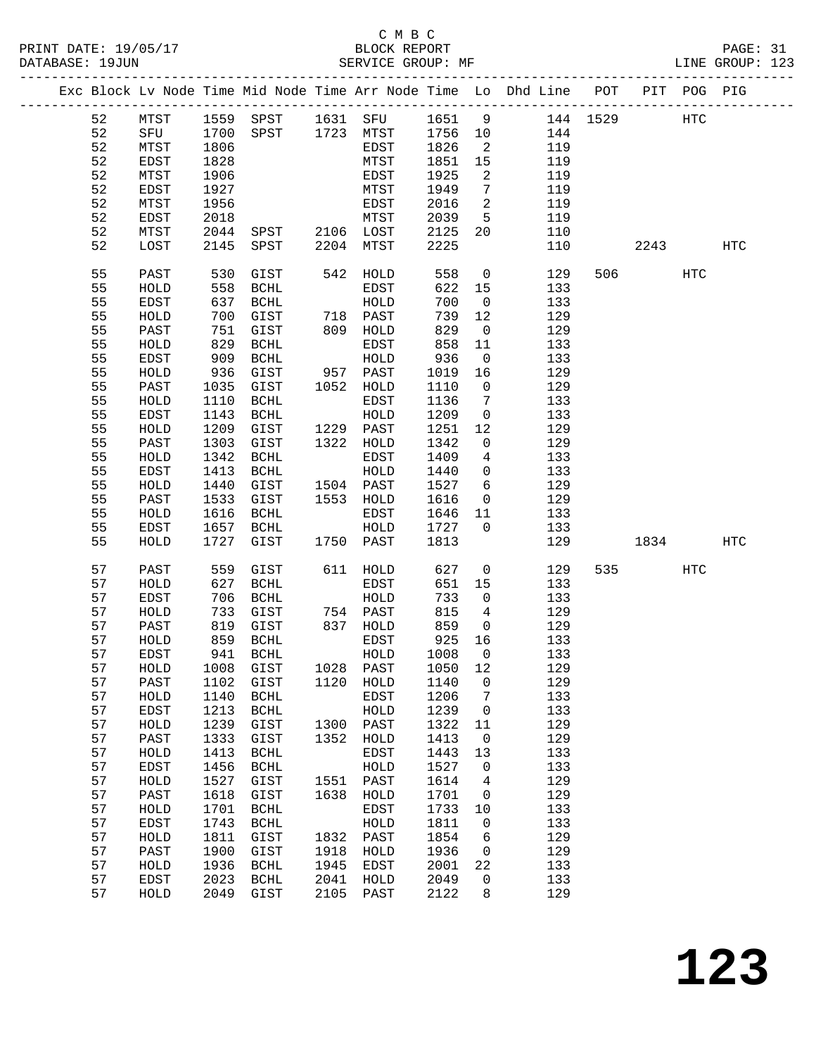C M B C

PRINT DATE: 19/05/17 BLOCK REPORT
DATABASE: 19JUN SERVICE GROUP: MF LINE GROUP: 123

| Exc | Block | Lv | Node | Time | Mid Node | Time | Arr Node | Time | Lo | Dhd Line | POT | PIT | POG | PIG |
|---|---|---|---|---|---|---|---|---|---|---|---|---|---|---|
| | 52 | | MTST | 1559 | SPST | 1631 | SFU | 1651 | 9 | 144 | 1529 | | HTC | |
| | 52 | | SFU | 1700 | SPST | 1723 | MTST | 1756 | 10 | 144 | | | | |
| | 52 | | MTST | 1806 | | | EDST | 1826 | 2 | 119 | | | | |
| | 52 | | EDST | 1828 | | | MTST | 1851 | 15 | 119 | | | | |
| | 52 | | MTST | 1906 | | | EDST | 1925 | 2 | 119 | | | | |
| | 52 | | EDST | 1927 | | | MTST | 1949 | 7 | 119 | | | | |
| | 52 | | MTST | 1956 | | | EDST | 2016 | 2 | 119 | | | | |
| | 52 | | EDST | 2018 | | | MTST | 2039 | 5 | 119 | | | | |
| | 52 | | MTST | 2044 | SPST | 2106 | LOST | 2125 | 20 | 110 | | | | |
| | 52 | | LOST | 2145 | SPST | 2204 | MTST | 2225 | | 110 | | 2243 | | HTC |
| | 55 | | PAST | 530 | GIST | 542 | HOLD | 558 | 0 | 129 | 506 | | HTC | |
| | 55 | | HOLD | 558 | BCHL | | EDST | 622 | 15 | 133 | | | | |
| | 55 | | EDST | 637 | BCHL | | HOLD | 700 | 0 | 133 | | | | |
| | 55 | | HOLD | 700 | GIST | 718 | PAST | 739 | 12 | 129 | | | | |
| | 55 | | PAST | 751 | GIST | 809 | HOLD | 829 | 0 | 129 | | | | |
| | 55 | | HOLD | 829 | BCHL | | EDST | 858 | 11 | 133 | | | | |
| | 55 | | EDST | 909 | BCHL | | HOLD | 936 | 0 | 133 | | | | |
| | 55 | | HOLD | 936 | GIST | 957 | PAST | 1019 | 16 | 129 | | | | |
| | 55 | | PAST | 1035 | GIST | 1052 | HOLD | 1110 | 0 | 129 | | | | |
| | 55 | | HOLD | 1110 | BCHL | | EDST | 1136 | 7 | 133 | | | | |
| | 55 | | EDST | 1143 | BCHL | | HOLD | 1209 | 0 | 133 | | | | |
| | 55 | | HOLD | 1209 | GIST | 1229 | PAST | 1251 | 12 | 129 | | | | |
| | 55 | | PAST | 1303 | GIST | 1322 | HOLD | 1342 | 0 | 129 | | | | |
| | 55 | | HOLD | 1342 | BCHL | | EDST | 1409 | 4 | 133 | | | | |
| | 55 | | EDST | 1413 | BCHL | | HOLD | 1440 | 0 | 133 | | | | |
| | 55 | | HOLD | 1440 | GIST | 1504 | PAST | 1527 | 6 | 129 | | | | |
| | 55 | | PAST | 1533 | GIST | 1553 | HOLD | 1616 | 0 | 129 | | | | |
| | 55 | | HOLD | 1616 | BCHL | | EDST | 1646 | 11 | 133 | | | | |
| | 55 | | EDST | 1657 | BCHL | | HOLD | 1727 | 0 | 133 | | | | |
| | 55 | | HOLD | 1727 | GIST | 1750 | PAST | 1813 | | 129 | | 1834 | | HTC |
| | 57 | | PAST | 559 | GIST | 611 | HOLD | 627 | 0 | 129 | 535 | | HTC | |
| | 57 | | HOLD | 627 | BCHL | | EDST | 651 | 15 | 133 | | | | |
| | 57 | | EDST | 706 | BCHL | | HOLD | 733 | 0 | 133 | | | | |
| | 57 | | HOLD | 733 | GIST | 754 | PAST | 815 | 4 | 129 | | | | |
| | 57 | | PAST | 819 | GIST | 837 | HOLD | 859 | 0 | 129 | | | | |
| | 57 | | HOLD | 859 | BCHL | | EDST | 925 | 16 | 133 | | | | |
| | 57 | | EDST | 941 | BCHL | | HOLD | 1008 | 0 | 133 | | | | |
| | 57 | | HOLD | 1008 | GIST | 1028 | PAST | 1050 | 12 | 129 | | | | |
| | 57 | | PAST | 1102 | GIST | 1120 | HOLD | 1140 | 0 | 129 | | | | |
| | 57 | | HOLD | 1140 | BCHL | | EDST | 1206 | 7 | 133 | | | | |
| | 57 | | EDST | 1213 | BCHL | | HOLD | 1239 | 0 | 133 | | | | |
| | 57 | | HOLD | 1239 | GIST | 1300 | PAST | 1322 | 11 | 129 | | | | |
| | 57 | | PAST | 1333 | GIST | 1352 | HOLD | 1413 | 0 | 129 | | | | |
| | 57 | | HOLD | 1413 | BCHL | | EDST | 1443 | 13 | 133 | | | | |
| | 57 | | EDST | 1456 | BCHL | | HOLD | 1527 | 0 | 133 | | | | |
| | 57 | | HOLD | 1527 | GIST | 1551 | PAST | 1614 | 4 | 129 | | | | |
| | 57 | | PAST | 1618 | GIST | 1638 | HOLD | 1701 | 0 | 129 | | | | |
| | 57 | | HOLD | 1701 | BCHL | | EDST | 1733 | 10 | 133 | | | | |
| | 57 | | EDST | 1743 | BCHL | | HOLD | 1811 | 0 | 133 | | | | |
| | 57 | | HOLD | 1811 | GIST | 1832 | PAST | 1854 | 6 | 129 | | | | |
| | 57 | | PAST | 1900 | GIST | 1918 | HOLD | 1936 | 0 | 129 | | | | |
| | 57 | | HOLD | 1936 | BCHL | 1945 | EDST | 2001 | 22 | 133 | | | | |
| | 57 | | EDST | 2023 | BCHL | 2041 | HOLD | 2049 | 0 | 133 | | | | |
| | 57 | | HOLD | 2049 | GIST | 2105 | PAST | 2122 | 8 | 129 | | | | |

**123**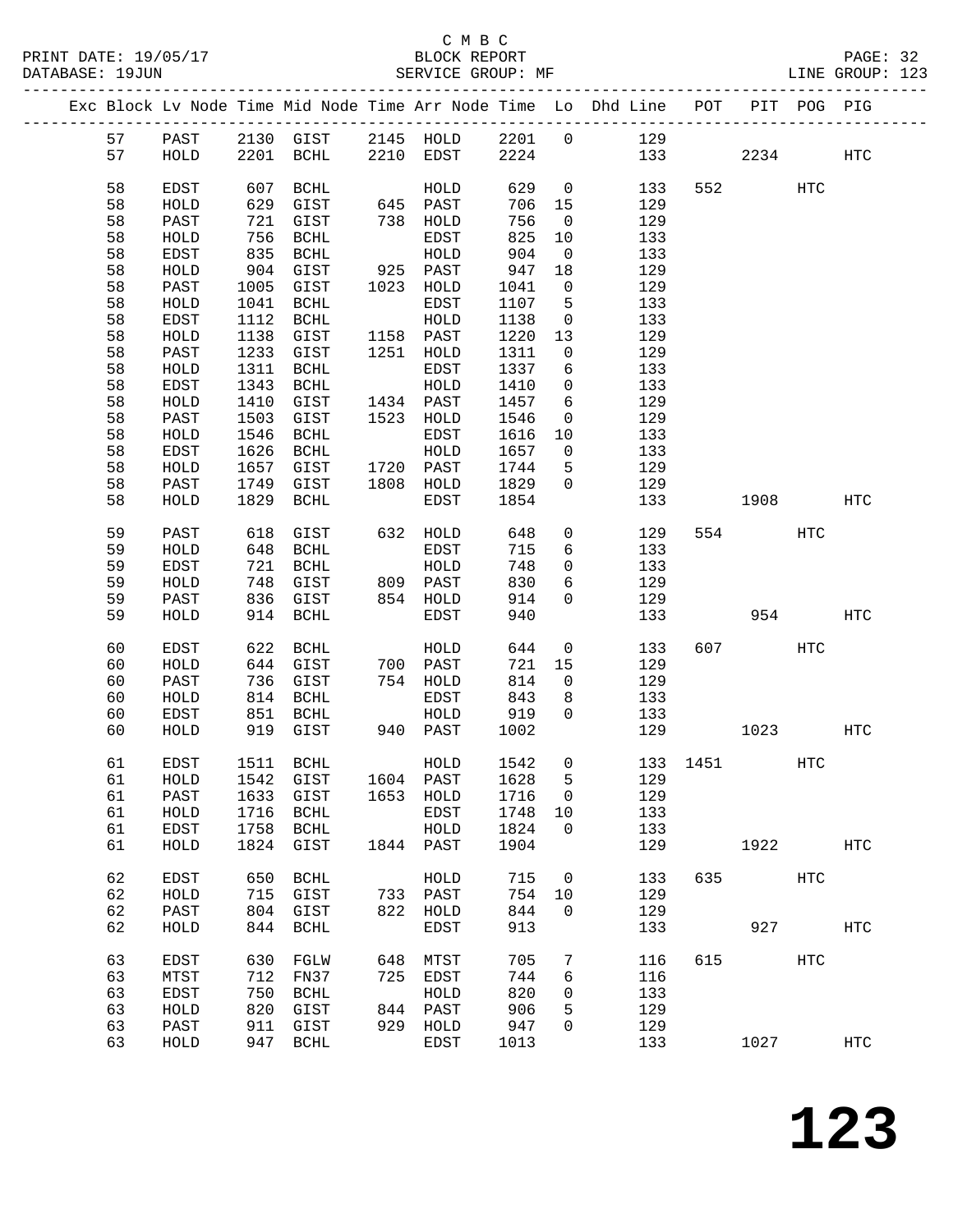C M B C
BLOCK REPORT
SERVICE GROUP: MF

PRINT DATE: 19/05/17
DATABASE: 19JUN
LINE GROUP: 123

| Exc | Block | Lv | Node | Time | Mid Node | Time | Arr Node | Time | Lo | Dhd Line | POT | PIT | POG | PIG |
|---|---|---|---|---|---|---|---|---|---|---|---|---|---|---|
| | 57 | | PAST | 2130 | GIST | 2145 | HOLD | 2201 | 0 | 129 | | | | |
| | 57 | | HOLD | 2201 | BCHL | 2210 | EDST | 2224 | | 133 | | 2234 | | HTC |
| | 58 | | EDST | 607 | BCHL | | HOLD | 629 | 0 | 133 | 552 | | HTC | |
| | 58 | | HOLD | 629 | GIST | 645 | PAST | 706 | 15 | 129 | | | | |
| | 58 | | PAST | 721 | GIST | 738 | HOLD | 756 | 0 | 129 | | | | |
| | 58 | | HOLD | 756 | BCHL | | EDST | 825 | 10 | 133 | | | | |
| | 58 | | EDST | 835 | BCHL | | HOLD | 904 | 0 | 133 | | | | |
| | 58 | | HOLD | 904 | GIST | 925 | PAST | 947 | 18 | 129 | | | | |
| | 58 | | PAST | 1005 | GIST | 1023 | HOLD | 1041 | 0 | 129 | | | | |
| | 58 | | HOLD | 1041 | BCHL | | EDST | 1107 | 5 | 133 | | | | |
| | 58 | | EDST | 1112 | BCHL | | HOLD | 1138 | 0 | 133 | | | | |
| | 58 | | HOLD | 1138 | GIST | 1158 | PAST | 1220 | 13 | 129 | | | | |
| | 58 | | PAST | 1233 | GIST | 1251 | HOLD | 1311 | 0 | 129 | | | | |
| | 58 | | HOLD | 1311 | BCHL | | EDST | 1337 | 6 | 133 | | | | |
| | 58 | | EDST | 1343 | BCHL | | HOLD | 1410 | 0 | 133 | | | | |
| | 58 | | HOLD | 1410 | GIST | 1434 | PAST | 1457 | 6 | 129 | | | | |
| | 58 | | PAST | 1503 | GIST | 1523 | HOLD | 1546 | 0 | 129 | | | | |
| | 58 | | HOLD | 1546 | BCHL | | EDST | 1616 | 10 | 133 | | | | |
| | 58 | | EDST | 1626 | BCHL | | HOLD | 1657 | 0 | 133 | | | | |
| | 58 | | HOLD | 1657 | GIST | 1720 | PAST | 1744 | 5 | 129 | | | | |
| | 58 | | PAST | 1749 | GIST | 1808 | HOLD | 1829 | 0 | 129 | | | | |
| | 58 | | HOLD | 1829 | BCHL | | EDST | 1854 | | 133 | | 1908 | | HTC |
| | 59 | | PAST | 618 | GIST | 632 | HOLD | 648 | 0 | 129 | 554 | | HTC | |
| | 59 | | HOLD | 648 | BCHL | | EDST | 715 | 6 | 133 | | | | |
| | 59 | | EDST | 721 | BCHL | | HOLD | 748 | 0 | 133 | | | | |
| | 59 | | HOLD | 748 | GIST | 809 | PAST | 830 | 6 | 129 | | | | |
| | 59 | | PAST | 836 | GIST | 854 | HOLD | 914 | 0 | 129 | | | | |
| | 59 | | HOLD | 914 | BCHL | | EDST | 940 | | 133 | | 954 | | HTC |
| | 60 | | EDST | 622 | BCHL | | HOLD | 644 | 0 | 133 | 607 | | HTC | |
| | 60 | | HOLD | 644 | GIST | 700 | PAST | 721 | 15 | 129 | | | | |
| | 60 | | PAST | 736 | GIST | 754 | HOLD | 814 | 0 | 129 | | | | |
| | 60 | | HOLD | 814 | BCHL | | EDST | 843 | 8 | 133 | | | | |
| | 60 | | EDST | 851 | BCHL | | HOLD | 919 | 0 | 133 | | | | |
| | 60 | | HOLD | 919 | GIST | 940 | PAST | 1002 | | 129 | | 1023 | | HTC |
| | 61 | | EDST | 1511 | BCHL | | HOLD | 1542 | 0 | 133 | 1451 | | HTC | |
| | 61 | | HOLD | 1542 | GIST | 1604 | PAST | 1628 | 5 | 129 | | | | |
| | 61 | | PAST | 1633 | GIST | 1653 | HOLD | 1716 | 0 | 129 | | | | |
| | 61 | | HOLD | 1716 | BCHL | | EDST | 1748 | 10 | 133 | | | | |
| | 61 | | EDST | 1758 | BCHL | | HOLD | 1824 | 0 | 133 | | | | |
| | 61 | | HOLD | 1824 | GIST | 1844 | PAST | 1904 | | 129 | | 1922 | | HTC |
| | 62 | | EDST | 650 | BCHL | | HOLD | 715 | 0 | 133 | 635 | | HTC | |
| | 62 | | HOLD | 715 | GIST | 733 | PAST | 754 | 10 | 129 | | | | |
| | 62 | | PAST | 804 | GIST | 822 | HOLD | 844 | 0 | 129 | | | | |
| | 62 | | HOLD | 844 | BCHL | | EDST | 913 | | 133 | | 927 | | HTC |
| | 63 | | EDST | 630 | FGLW | 648 | MTST | 705 | 7 | 116 | 615 | | HTC | |
| | 63 | | MTST | 712 | FN37 | 725 | EDST | 744 | 6 | 116 | | | | |
| | 63 | | EDST | 750 | BCHL | | HOLD | 820 | 0 | 133 | | | | |
| | 63 | | HOLD | 820 | GIST | 844 | PAST | 906 | 5 | 129 | | | | |
| | 63 | | PAST | 911 | GIST | 929 | HOLD | 947 | 0 | 129 | | | | |
| | 63 | | HOLD | 947 | BCHL | | EDST | 1013 | | 133 | | 1027 | | HTC |

# 123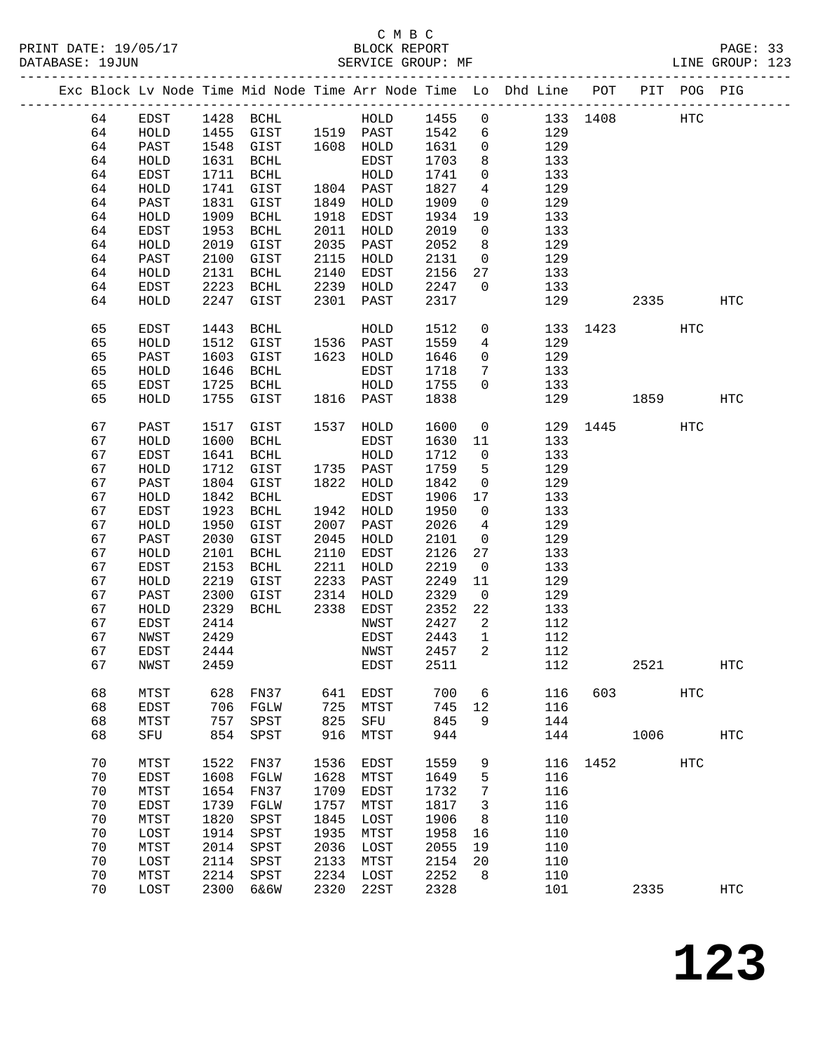C M B C

PRINT DATE: 19/05/17 BLOCK REPORT
DATABASE: 19JUN SERVICE GROUP: MF LINE GROUP: 123

| Exc | Block | Lv Node | Time | Mid Node | Time | Arr Node | Time | Lo | Dhd Line | POT | PIT | POG | PIG |
|---|---|---|---|---|---|---|---|---|---|---|---|---|---|
| | 64 | EDST | 1428 | BCHL | | HOLD | 1455 | 0 | 133 | 1408 | | HTC | |
| | 64 | HOLD | 1455 | GIST | 1519 | PAST | 1542 | 6 | 129 | | | | |
| | 64 | PAST | 1548 | GIST | 1608 | HOLD | 1631 | 0 | 129 | | | | |
| | 64 | HOLD | 1631 | BCHL | | EDST | 1703 | 8 | 133 | | | | |
| | 64 | EDST | 1711 | BCHL | | HOLD | 1741 | 0 | 133 | | | | |
| | 64 | HOLD | 1741 | GIST | 1804 | PAST | 1827 | 4 | 129 | | | | |
| | 64 | PAST | 1831 | GIST | 1849 | HOLD | 1909 | 0 | 129 | | | | |
| | 64 | HOLD | 1909 | BCHL | 1918 | EDST | 1934 | 19 | 133 | | | | |
| | 64 | EDST | 1953 | BCHL | 2011 | HOLD | 2019 | 0 | 133 | | | | |
| | 64 | HOLD | 2019 | GIST | 2035 | PAST | 2052 | 8 | 129 | | | | |
| | 64 | PAST | 2100 | GIST | 2115 | HOLD | 2131 | 0 | 129 | | | | |
| | 64 | HOLD | 2131 | BCHL | 2140 | EDST | 2156 | 27 | 133 | | | | |
| | 64 | EDST | 2223 | BCHL | 2239 | HOLD | 2247 | 0 | 133 | | | | |
| | 64 | HOLD | 2247 | GIST | 2301 | PAST | 2317 | | 129 | | 2335 | | HTC |
| | 65 | EDST | 1443 | BCHL | | HOLD | 1512 | 0 | 133 | 1423 | | HTC | |
| | 65 | HOLD | 1512 | GIST | 1536 | PAST | 1559 | 4 | 129 | | | | |
| | 65 | PAST | 1603 | GIST | 1623 | HOLD | 1646 | 0 | 129 | | | | |
| | 65 | HOLD | 1646 | BCHL | | EDST | 1718 | 7 | 133 | | | | |
| | 65 | EDST | 1725 | BCHL | | HOLD | 1755 | 0 | 133 | | | | |
| | 65 | HOLD | 1755 | GIST | 1816 | PAST | 1838 | | 129 | | 1859 | | HTC |
| | 67 | PAST | 1517 | GIST | 1537 | HOLD | 1600 | 0 | 129 | 1445 | | HTC | |
| | 67 | HOLD | 1600 | BCHL | | EDST | 1630 | 11 | 133 | | | | |
| | 67 | EDST | 1641 | BCHL | | HOLD | 1712 | 0 | 133 | | | | |
| | 67 | HOLD | 1712 | GIST | 1735 | PAST | 1759 | 5 | 129 | | | | |
| | 67 | PAST | 1804 | GIST | 1822 | HOLD | 1842 | 0 | 129 | | | | |
| | 67 | HOLD | 1842 | BCHL | | EDST | 1906 | 17 | 133 | | | | |
| | 67 | EDST | 1923 | BCHL | 1942 | HOLD | 1950 | 0 | 133 | | | | |
| | 67 | HOLD | 1950 | GIST | 2007 | PAST | 2026 | 4 | 129 | | | | |
| | 67 | PAST | 2030 | GIST | 2045 | HOLD | 2101 | 0 | 129 | | | | |
| | 67 | HOLD | 2101 | BCHL | 2110 | EDST | 2126 | 27 | 133 | | | | |
| | 67 | EDST | 2153 | BCHL | 2211 | HOLD | 2219 | 0 | 133 | | | | |
| | 67 | HOLD | 2219 | GIST | 2233 | PAST | 2249 | 11 | 129 | | | | |
| | 67 | PAST | 2300 | GIST | 2314 | HOLD | 2329 | 0 | 129 | | | | |
| | 67 | HOLD | 2329 | BCHL | 2338 | EDST | 2352 | 22 | 133 | | | | |
| | 67 | EDST | 2414 | | | NWST | 2427 | 2 | 112 | | | | |
| | 67 | NWST | 2429 | | | EDST | 2443 | 1 | 112 | | | | |
| | 67 | EDST | 2444 | | | NWST | 2457 | 2 | 112 | | | | |
| | 67 | NWST | 2459 | | | EDST | 2511 | | 112 | | 2521 | | HTC |
| | 68 | MTST | 628 | FN37 | 641 | EDST | 700 | 6 | 116 | 603 | | HTC | |
| | 68 | EDST | 706 | FGLW | 725 | MTST | 745 | 12 | 116 | | | | |
| | 68 | MTST | 757 | SPST | 825 | SFU | 845 | 9 | 144 | | | | |
| | 68 | SFU | 854 | SPST | 916 | MTST | 944 | | 144 | | 1006 | | HTC |
| | 70 | MTST | 1522 | FN37 | 1536 | EDST | 1559 | 9 | 116 | 1452 | | HTC | |
| | 70 | EDST | 1608 | FGLW | 1628 | MTST | 1649 | 5 | 116 | | | | |
| | 70 | MTST | 1654 | FN37 | 1709 | EDST | 1732 | 7 | 116 | | | | |
| | 70 | EDST | 1739 | FGLW | 1757 | MTST | 1817 | 3 | 116 | | | | |
| | 70 | MTST | 1820 | SPST | 1845 | LOST | 1906 | 8 | 110 | | | | |
| | 70 | LOST | 1914 | SPST | 1935 | MTST | 1958 | 16 | 110 | | | | |
| | 70 | MTST | 2014 | SPST | 2036 | LOST | 2055 | 19 | 110 | | | | |
| | 70 | LOST | 2114 | SPST | 2133 | MTST | 2154 | 20 | 110 | | | | |
| | 70 | MTST | 2214 | SPST | 2234 | LOST | 2252 | 8 | 110 | | | | |
| | 70 | LOST | 2300 | 6&6W | 2320 | 22ST | 2328 | | 101 | | 2335 | | HTC |

# 123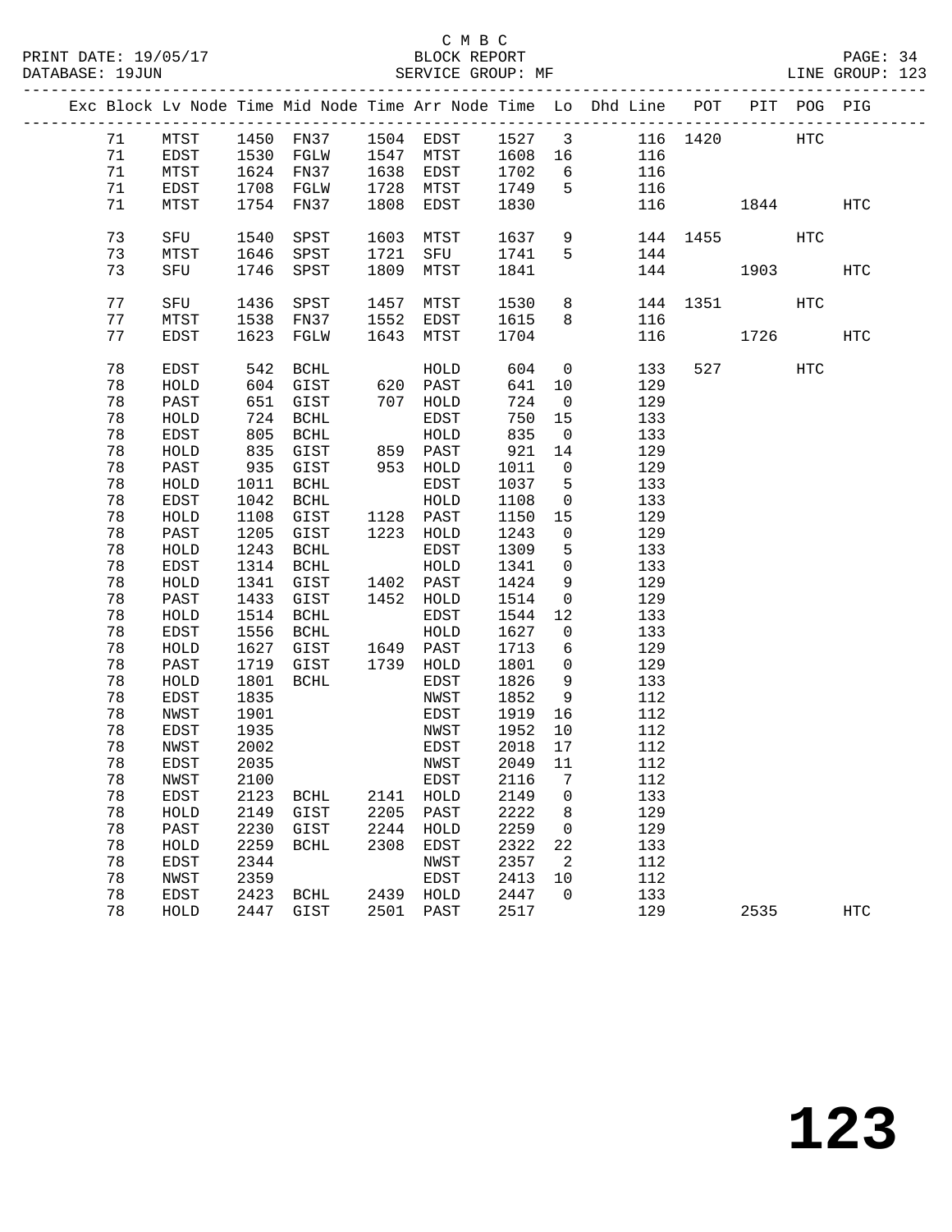C M B C
PRINT DATE: 19/05/17 BLOCK REPORT
DATABASE: 19JUN SERVICE GROUP: MF LINE GROUP: 123

| Exc | Block | Lv | Node | Time | Mid Node | Time | Arr Node | Time | Lo | Dhd Line | POT | PIT | POG | PIG |
|---|---|---|---|---|---|---|---|---|---|---|---|---|---|---|
| | 71 | | MTST | 1450 | FN37 | 1504 | EDST | 1527 | 3 | 116 | 1420 | | HTC | |
| | 71 | | EDST | 1530 | FGLW | 1547 | MTST | 1608 | 16 | 116 | | | | |
| | 71 | | MTST | 1624 | FN37 | 1638 | EDST | 1702 | 6 | 116 | | | | |
| | 71 | | EDST | 1708 | FGLW | 1728 | MTST | 1749 | 5 | 116 | | | | |
| | 71 | | MTST | 1754 | FN37 | 1808 | EDST | 1830 | | 116 | | 1844 | | HTC |
| | 73 | | SFU | 1540 | SPST | 1603 | MTST | 1637 | 9 | 144 | 1455 | | HTC | |
| | 73 | | MTST | 1646 | SPST | 1721 | SFU | 1741 | 5 | 144 | | | | |
| | 73 | | SFU | 1746 | SPST | 1809 | MTST | 1841 | | 144 | | 1903 | | HTC |
| | 77 | | SFU | 1436 | SPST | 1457 | MTST | 1530 | 8 | 144 | 1351 | | HTC | |
| | 77 | | MTST | 1538 | FN37 | 1552 | EDST | 1615 | 8 | 116 | | | | |
| | 77 | | EDST | 1623 | FGLW | 1643 | MTST | 1704 | | 116 | | 1726 | | HTC |
| | 78 | | EDST | 542 | BCHL | | HOLD | 604 | 0 | 133 | 527 | | HTC | |
| | 78 | | HOLD | 604 | GIST | 620 | PAST | 641 | 10 | 129 | | | | |
| | 78 | | PAST | 651 | GIST | 707 | HOLD | 724 | 0 | 129 | | | | |
| | 78 | | HOLD | 724 | BCHL | | EDST | 750 | 15 | 133 | | | | |
| | 78 | | EDST | 805 | BCHL | | HOLD | 835 | 0 | 133 | | | | |
| | 78 | | HOLD | 835 | GIST | 859 | PAST | 921 | 14 | 129 | | | | |
| | 78 | | PAST | 935 | GIST | 953 | HOLD | 1011 | 0 | 129 | | | | |
| | 78 | | HOLD | 1011 | BCHL | | EDST | 1037 | 5 | 133 | | | | |
| | 78 | | EDST | 1042 | BCHL | | HOLD | 1108 | 0 | 133 | | | | |
| | 78 | | HOLD | 1108 | GIST | 1128 | PAST | 1150 | 15 | 129 | | | | |
| | 78 | | PAST | 1205 | GIST | 1223 | HOLD | 1243 | 0 | 129 | | | | |
| | 78 | | HOLD | 1243 | BCHL | | EDST | 1309 | 5 | 133 | | | | |
| | 78 | | EDST | 1314 | BCHL | | HOLD | 1341 | 0 | 133 | | | | |
| | 78 | | HOLD | 1341 | GIST | 1402 | PAST | 1424 | 9 | 129 | | | | |
| | 78 | | PAST | 1433 | GIST | 1452 | HOLD | 1514 | 0 | 129 | | | | |
| | 78 | | HOLD | 1514 | BCHL | | EDST | 1544 | 12 | 133 | | | | |
| | 78 | | EDST | 1556 | BCHL | | HOLD | 1627 | 0 | 133 | | | | |
| | 78 | | HOLD | 1627 | GIST | 1649 | PAST | 1713 | 6 | 129 | | | | |
| | 78 | | PAST | 1719 | GIST | 1739 | HOLD | 1801 | 0 | 129 | | | | |
| | 78 | | HOLD | 1801 | BCHL | | EDST | 1826 | 9 | 133 | | | | |
| | 78 | | EDST | 1835 | | | NWST | 1852 | 9 | 112 | | | | |
| | 78 | | NWST | 1901 | | | EDST | 1919 | 16 | 112 | | | | |
| | 78 | | EDST | 1935 | | | NWST | 1952 | 10 | 112 | | | | |
| | 78 | | NWST | 2002 | | | EDST | 2018 | 17 | 112 | | | | |
| | 78 | | EDST | 2035 | | | NWST | 2049 | 11 | 112 | | | | |
| | 78 | | NWST | 2100 | | | EDST | 2116 | 7 | 112 | | | | |
| | 78 | | EDST | 2123 | BCHL | 2141 | HOLD | 2149 | 0 | 133 | | | | |
| | 78 | | HOLD | 2149 | GIST | 2205 | PAST | 2222 | 8 | 129 | | | | |
| | 78 | | PAST | 2230 | GIST | 2244 | HOLD | 2259 | 0 | 129 | | | | |
| | 78 | | HOLD | 2259 | BCHL | 2308 | EDST | 2322 | 22 | 133 | | | | |
| | 78 | | EDST | 2344 | | | NWST | 2357 | 2 | 112 | | | | |
| | 78 | | NWST | 2359 | | | EDST | 2413 | 10 | 112 | | | | |
| | 78 | | EDST | 2423 | BCHL | 2439 | HOLD | 2447 | 0 | 133 | | | | |
| | 78 | | HOLD | 2447 | GIST | 2501 | PAST | 2517 | | 129 | | 2535 | | HTC |

# 123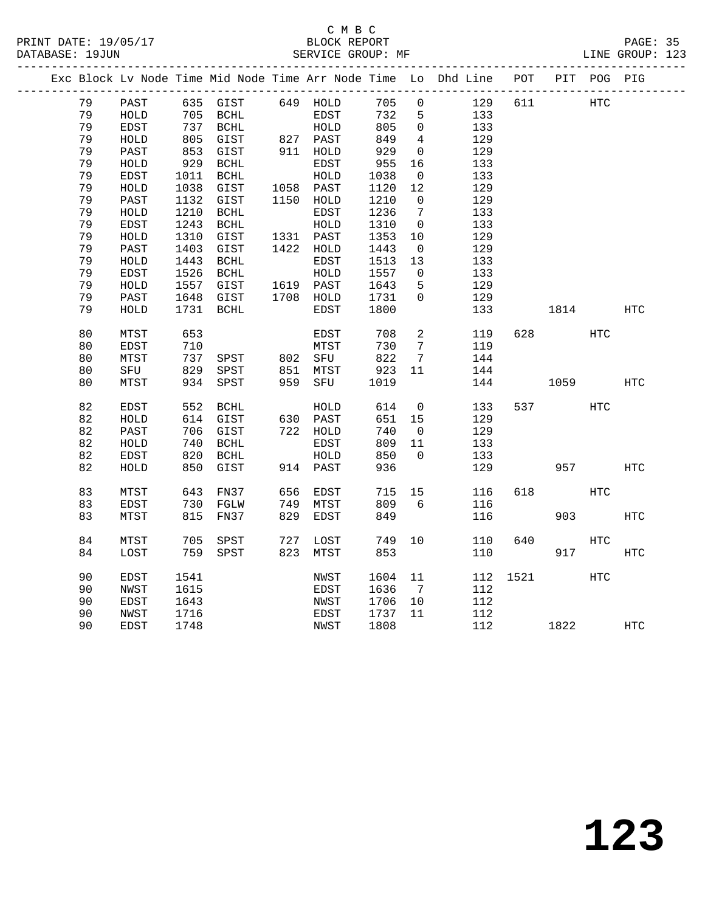C M B C
BLOCK REPORT
SERVICE GROUP: MF

PRINT DATE: 19/05/17
DATABASE: 19JUN
LINE GROUP: 123

| Exc | Block | Lv | Node | Time | Mid Node | Time | Arr Node | Time | Lo | Dhd Line | POT | PIT | POG | PIG |
|---|---|---|---|---|---|---|---|---|---|---|---|---|---|---|
| | 79 | | PAST | 635 | GIST | 649 | HOLD | 705 | 0 | 129 | 611 | | HTC | |
| | 79 | | HOLD | 705 | BCHL | | EDST | 732 | 5 | 133 | | | | |
| | 79 | | EDST | 737 | BCHL | | HOLD | 805 | 0 | 133 | | | | |
| | 79 | | HOLD | 805 | GIST | 827 | PAST | 849 | 4 | 129 | | | | |
| | 79 | | PAST | 853 | GIST | 911 | HOLD | 929 | 0 | 129 | | | | |
| | 79 | | HOLD | 929 | BCHL | | EDST | 955 | 16 | 133 | | | | |
| | 79 | | EDST | 1011 | BCHL | | HOLD | 1038 | 0 | 133 | | | | |
| | 79 | | HOLD | 1038 | GIST | 1058 | PAST | 1120 | 12 | 129 | | | | |
| | 79 | | PAST | 1132 | GIST | 1150 | HOLD | 1210 | 0 | 129 | | | | |
| | 79 | | HOLD | 1210 | BCHL | | EDST | 1236 | 7 | 133 | | | | |
| | 79 | | EDST | 1243 | BCHL | | HOLD | 1310 | 0 | 133 | | | | |
| | 79 | | HOLD | 1310 | GIST | 1331 | PAST | 1353 | 10 | 129 | | | | |
| | 79 | | PAST | 1403 | GIST | 1422 | HOLD | 1443 | 0 | 129 | | | | |
| | 79 | | HOLD | 1443 | BCHL | | EDST | 1513 | 13 | 133 | | | | |
| | 79 | | EDST | 1526 | BCHL | | HOLD | 1557 | 0 | 133 | | | | |
| | 79 | | HOLD | 1557 | GIST | 1619 | PAST | 1643 | 5 | 129 | | | | |
| | 79 | | PAST | 1648 | GIST | 1708 | HOLD | 1731 | 0 | 129 | | | | |
| | 79 | | HOLD | 1731 | BCHL | | EDST | 1800 | | 133 | | 1814 | | HTC |
| | 80 | | MTST | 653 | | | EDST | 708 | 2 | 119 | 628 | | HTC | |
| | 80 | | EDST | 710 | | | MTST | 730 | 7 | 119 | | | | |
| | 80 | | MTST | 737 | SPST | 802 | SFU | 822 | 7 | 144 | | | | |
| | 80 | | SFU | 829 | SPST | 851 | MTST | 923 | 11 | 144 | | | | |
| | 80 | | MTST | 934 | SPST | 959 | SFU | 1019 | | 144 | | 1059 | | HTC |
| | 82 | | EDST | 552 | BCHL | | HOLD | 614 | 0 | 133 | 537 | | HTC | |
| | 82 | | HOLD | 614 | GIST | 630 | PAST | 651 | 15 | 129 | | | | |
| | 82 | | PAST | 706 | GIST | 722 | HOLD | 740 | 0 | 129 | | | | |
| | 82 | | HOLD | 740 | BCHL | | EDST | 809 | 11 | 133 | | | | |
| | 82 | | EDST | 820 | BCHL | | HOLD | 850 | 0 | 133 | | | | |
| | 82 | | HOLD | 850 | GIST | 914 | PAST | 936 | | 129 | | 957 | | HTC |
| | 83 | | MTST | 643 | FN37 | 656 | EDST | 715 | 15 | 116 | 618 | | HTC | |
| | 83 | | EDST | 730 | FGLW | 749 | MTST | 809 | 6 | 116 | | | | |
| | 83 | | MTST | 815 | FN37 | 829 | EDST | 849 | | 116 | | 903 | | HTC |
| | 84 | | MTST | 705 | SPST | 727 | LOST | 749 | 10 | 110 | 640 | | HTC | |
| | 84 | | LOST | 759 | SPST | 823 | MTST | 853 | | 110 | | 917 | | HTC |
| | 90 | | EDST | 1541 | | | NWST | 1604 | 11 | 112 | 1521 | | HTC | |
| | 90 | | NWST | 1615 | | | EDST | 1636 | 7 | 112 | | | | |
| | 90 | | EDST | 1643 | | | NWST | 1706 | 10 | 112 | | | | |
| | 90 | | NWST | 1716 | | | EDST | 1737 | 11 | 112 | | | | |
| | 90 | | EDST | 1748 | | | NWST | 1808 | | 112 | | 1822 | | HTC |

123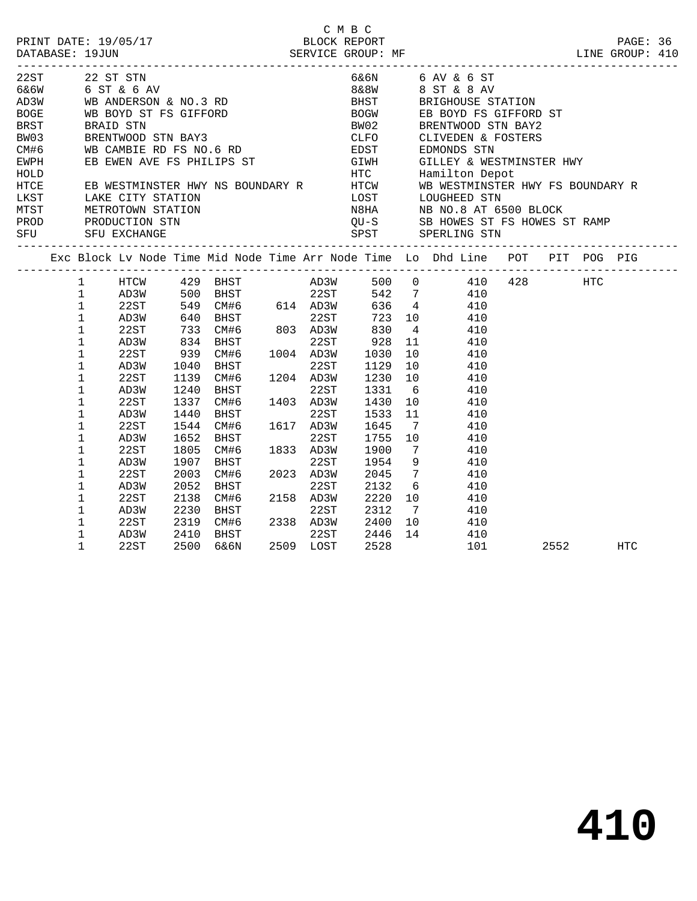C M B C

PRINT DATE: 19/05/17 BLOCK REPORT

DATABASE: 19JUN SERVICE GROUP: MF LINE GROUP: 410

| Code | Description | Code | Description |
|---|---|---|---|
| 22ST | 22 ST STN | 6&6N | 6 AV & 6 ST |
| 6&6W | 6 ST & 6 AV | 8&8W | 8 ST & 8 AV |
| AD3W | WB ANDERSON & NO.3 RD | BHST | BRIGHOUSE STATION |
| BOGE | WB BOYD ST FS GIFFORD | BOGW | EB BOYD FS GIFFORD ST |
| BRST | BRAID STN | BW02 | BRENTWOOD STN BAY2 |
| BW03 | BRENTWOOD STN BAY3 | CLFO | CLIVEDEN & FOSTERS |
| CM#6 | WB CAMBIE RD FS NO.6 RD | EDST | EDMONDS STN |
| EWPH | EB EWEN AVE FS PHILIPS ST | GIWH | GILLEY & WESTMINSTER HWY |
| HOLD | | HTC | Hamilton Depot |
| HTCE | EB WESTMINSTER HWY NS BOUNDARY R | HTCW | WB WESTMINSTER HWY FS BOUNDARY R |
| LKST | LAKE CITY STATION | LOST | LOUGHEED STN |
| MTST | METROTOWN STATION | N8HA | NB NO.8 AT 6500 BLOCK |
| PROD | PRODUCTION STN | QU-S | SB HOWES ST FS HOWES ST RAMP |
| SFU | SFU EXCHANGE | SPST | SPERLING STN |

| Exc | Block | Lv Node | Time | Mid Node | Time | Arr Node | Time | Lo | Dhd Line | POT | PIT | POG | PIG |
|---|---|---|---|---|---|---|---|---|---|---|---|---|---|
| | 1 | HTCW | 429 | BHST | | AD3W | 500 | 0 | 410 | 428 | | HTC | |
| | 1 | AD3W | 500 | BHST | | 22ST | 542 | 7 | 410 | | | | |
| | 1 | 22ST | 549 | CM#6 | 614 | AD3W | 636 | 4 | 410 | | | | |
| | 1 | AD3W | 640 | BHST | | 22ST | 723 | 10 | 410 | | | | |
| | 1 | 22ST | 733 | CM#6 | 803 | AD3W | 830 | 4 | 410 | | | | |
| | 1 | AD3W | 834 | BHST | | 22ST | 928 | 11 | 410 | | | | |
| | 1 | 22ST | 939 | CM#6 | 1004 | AD3W | 1030 | 10 | 410 | | | | |
| | 1 | AD3W | 1040 | BHST | | 22ST | 1129 | 10 | 410 | | | | |
| | 1 | 22ST | 1139 | CM#6 | 1204 | AD3W | 1230 | 10 | 410 | | | | |
| | 1 | AD3W | 1240 | BHST | | 22ST | 1331 | 6 | 410 | | | | |
| | 1 | 22ST | 1337 | CM#6 | 1403 | AD3W | 1430 | 10 | 410 | | | | |
| | 1 | AD3W | 1440 | BHST | | 22ST | 1533 | 11 | 410 | | | | |
| | 1 | 22ST | 1544 | CM#6 | 1617 | AD3W | 1645 | 7 | 410 | | | | |
| | 1 | AD3W | 1652 | BHST | | 22ST | 1755 | 10 | 410 | | | | |
| | 1 | 22ST | 1805 | CM#6 | 1833 | AD3W | 1900 | 7 | 410 | | | | |
| | 1 | AD3W | 1907 | BHST | | 22ST | 1954 | 9 | 410 | | | | |
| | 1 | 22ST | 2003 | CM#6 | 2023 | AD3W | 2045 | 7 | 410 | | | | |
| | 1 | AD3W | 2052 | BHST | | 22ST | 2132 | 6 | 410 | | | | |
| | 1 | 22ST | 2138 | CM#6 | 2158 | AD3W | 2220 | 10 | 410 | | | | |
| | 1 | AD3W | 2230 | BHST | | 22ST | 2312 | 7 | 410 | | | | |
| | 1 | 22ST | 2319 | CM#6 | 2338 | AD3W | 2400 | 10 | 410 | | | | |
| | 1 | AD3W | 2410 | BHST | | 22ST | 2446 | 14 | 410 | | | | |
| | 1 | 22ST | 2500 | 6&6N | 2509 | LOST | 2528 | | 101 | | 2552 | | HTC |

**410**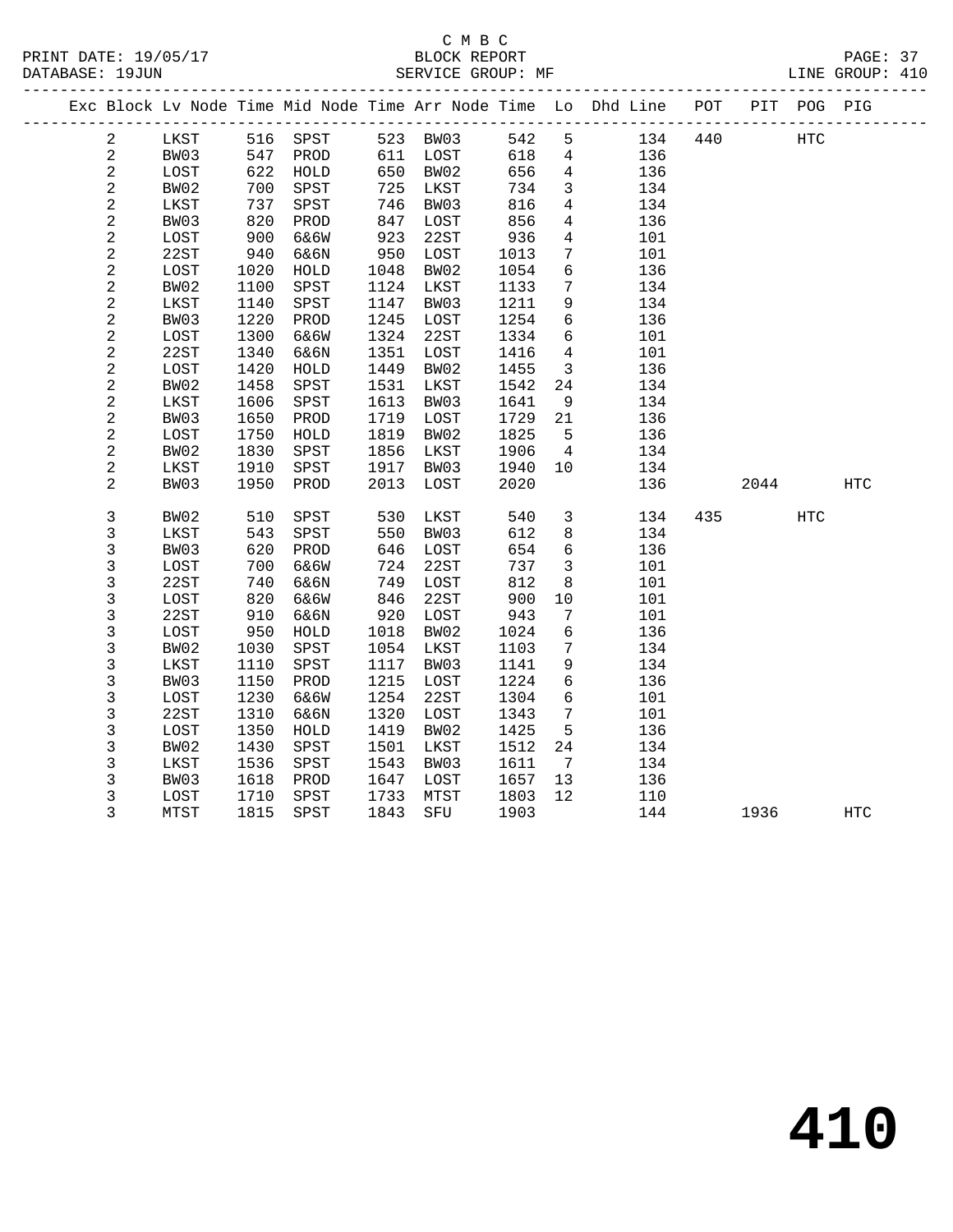C M B C
BLOCK REPORT
SERVICE GROUP: MF

PRINT DATE: 19/05/17
DATABASE: 19JUN
LINE GROUP: 410

| Exc | Block | Lv | Node | Time | Mid Node | Time | Arr Node | Time | Lo | Dhd Line | POT | PIT | POG | PIG |
|---|---|---|---|---|---|---|---|---|---|---|---|---|---|---|
| | 2 | | LKST | 516 | SPST | 523 | BW03 | 542 | 5 | 134 | 440 | | HTC | |
| | 2 | | BW03 | 547 | PROD | 611 | LOST | 618 | 4 | 136 | | | | |
| | 2 | | LOST | 622 | HOLD | 650 | BW02 | 656 | 4 | 136 | | | | |
| | 2 | | BW02 | 700 | SPST | 725 | LKST | 734 | 3 | 134 | | | | |
| | 2 | | LKST | 737 | SPST | 746 | BW03 | 816 | 4 | 134 | | | | |
| | 2 | | BW03 | 820 | PROD | 847 | LOST | 856 | 4 | 136 | | | | |
| | 2 | | LOST | 900 | 6&6W | 923 | 22ST | 936 | 4 | 101 | | | | |
| | 2 | | 22ST | 940 | 6&6N | 950 | LOST | 1013 | 7 | 101 | | | | |
| | 2 | | LOST | 1020 | HOLD | 1048 | BW02 | 1054 | 6 | 136 | | | | |
| | 2 | | BW02 | 1100 | SPST | 1124 | LKST | 1133 | 7 | 134 | | | | |
| | 2 | | LKST | 1140 | SPST | 1147 | BW03 | 1211 | 9 | 134 | | | | |
| | 2 | | BW03 | 1220 | PROD | 1245 | LOST | 1254 | 6 | 136 | | | | |
| | 2 | | LOST | 1300 | 6&6W | 1324 | 22ST | 1334 | 6 | 101 | | | | |
| | 2 | | 22ST | 1340 | 6&6N | 1351 | LOST | 1416 | 4 | 101 | | | | |
| | 2 | | LOST | 1420 | HOLD | 1449 | BW02 | 1455 | 3 | 136 | | | | |
| | 2 | | BW02 | 1458 | SPST | 1531 | LKST | 1542 | 24 | 134 | | | | |
| | 2 | | LKST | 1606 | SPST | 1613 | BW03 | 1641 | 9 | 134 | | | | |
| | 2 | | BW03 | 1650 | PROD | 1719 | LOST | 1729 | 21 | 136 | | | | |
| | 2 | | LOST | 1750 | HOLD | 1819 | BW02 | 1825 | 5 | 136 | | | | |
| | 2 | | BW02 | 1830 | SPST | 1856 | LKST | 1906 | 4 | 134 | | | | |
| | 2 | | LKST | 1910 | SPST | 1917 | BW03 | 1940 | 10 | 134 | | | | |
| | 2 | | BW03 | 1950 | PROD | 2013 | LOST | 2020 | | 136 | | 2044 | | HTC |
| | 3 | | BW02 | 510 | SPST | 530 | LKST | 540 | 3 | 134 | 435 | | HTC | |
| | 3 | | LKST | 543 | SPST | 550 | BW03 | 612 | 8 | 134 | | | | |
| | 3 | | BW03 | 620 | PROD | 646 | LOST | 654 | 6 | 136 | | | | |
| | 3 | | LOST | 700 | 6&6W | 724 | 22ST | 737 | 3 | 101 | | | | |
| | 3 | | 22ST | 740 | 6&6N | 749 | LOST | 812 | 8 | 101 | | | | |
| | 3 | | LOST | 820 | 6&6W | 846 | 22ST | 900 | 10 | 101 | | | | |
| | 3 | | 22ST | 910 | 6&6N | 920 | LOST | 943 | 7 | 101 | | | | |
| | 3 | | LOST | 950 | HOLD | 1018 | BW02 | 1024 | 6 | 136 | | | | |
| | 3 | | BW02 | 1030 | SPST | 1054 | LKST | 1103 | 7 | 134 | | | | |
| | 3 | | LKST | 1110 | SPST | 1117 | BW03 | 1141 | 9 | 134 | | | | |
| | 3 | | BW03 | 1150 | PROD | 1215 | LOST | 1224 | 6 | 136 | | | | |
| | 3 | | LOST | 1230 | 6&6W | 1254 | 22ST | 1304 | 6 | 101 | | | | |
| | 3 | | 22ST | 1310 | 6&6N | 1320 | LOST | 1343 | 7 | 101 | | | | |
| | 3 | | LOST | 1350 | HOLD | 1419 | BW02 | 1425 | 5 | 136 | | | | |
| | 3 | | BW02 | 1430 | SPST | 1501 | LKST | 1512 | 24 | 134 | | | | |
| | 3 | | LKST | 1536 | SPST | 1543 | BW03 | 1611 | 7 | 134 | | | | |
| | 3 | | BW03 | 1618 | PROD | 1647 | LOST | 1657 | 13 | 136 | | | | |
| | 3 | | LOST | 1710 | SPST | 1733 | MTST | 1803 | 12 | 110 | | | | |
| | 3 | | MTST | 1815 | SPST | 1843 | SFU | 1903 | | 144 | | 1936 | | HTC |

410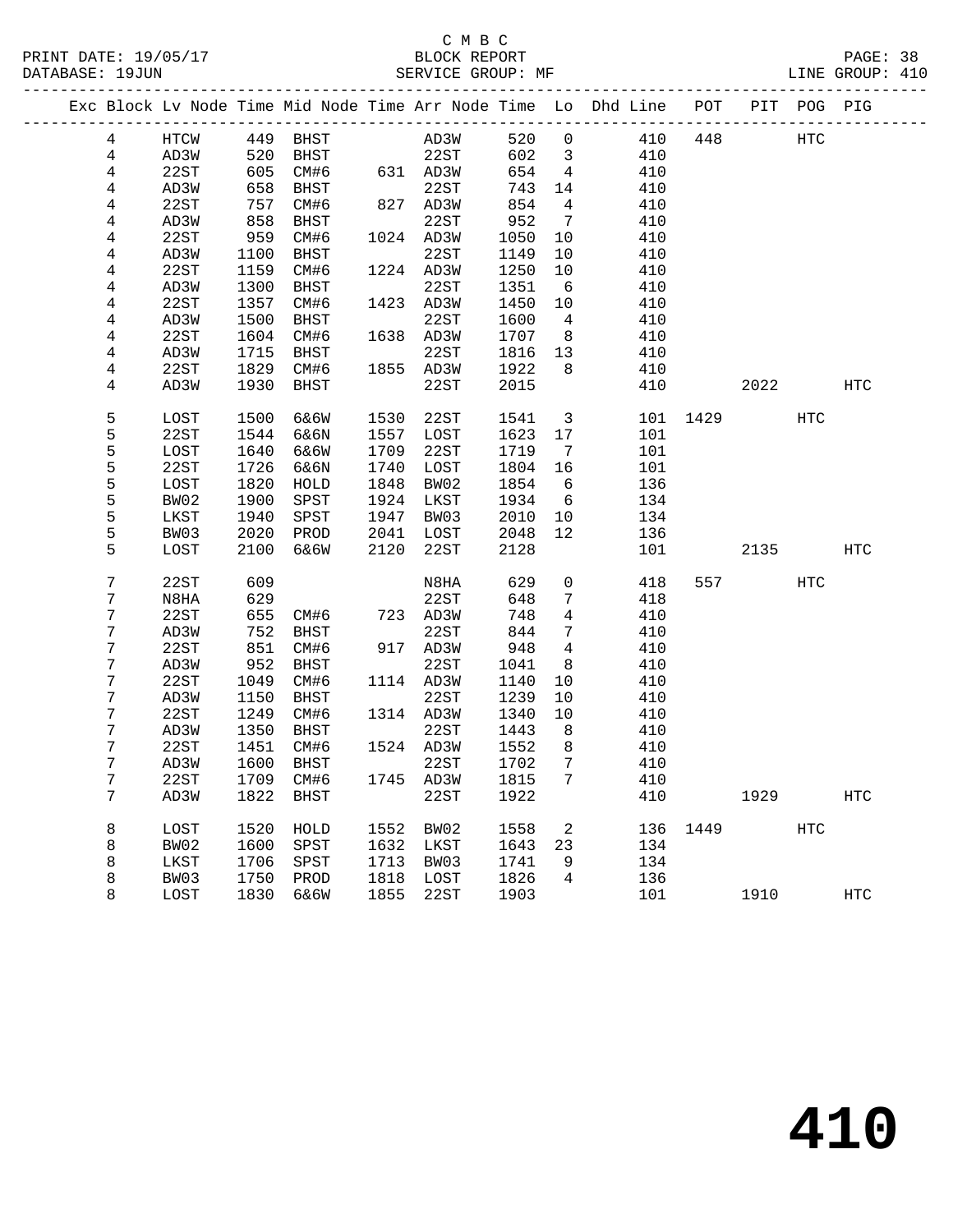C M B C

BLOCK REPORT

SERVICE GROUP: MF

PRINT DATE: 19/05/17
DATABASE: 19JUN
LINE GROUP: 410

| Exc | Block | Lv Node | Time | Mid Node | Time | Arr Node | Time | Lo | Dhd Line | POT | PIT | POG | PIG |
|---|---|---|---|---|---|---|---|---|---|---|---|---|---|
| | 4 | HTCW | 449 | BHST | | AD3W | 520 | 0 | 410 | 448 | | HTC | |
| | 4 | AD3W | 520 | BHST | | 22ST | 602 | 3 | 410 | | | | |
| | 4 | 22ST | 605 | CM#6 | 631 | AD3W | 654 | 4 | 410 | | | | |
| | 4 | AD3W | 658 | BHST | | 22ST | 743 | 14 | 410 | | | | |
| | 4 | 22ST | 757 | CM#6 | 827 | AD3W | 854 | 4 | 410 | | | | |
| | 4 | AD3W | 858 | BHST | | 22ST | 952 | 7 | 410 | | | | |
| | 4 | 22ST | 959 | CM#6 | 1024 | AD3W | 1050 | 10 | 410 | | | | |
| | 4 | AD3W | 1100 | BHST | | 22ST | 1149 | 10 | 410 | | | | |
| | 4 | 22ST | 1159 | CM#6 | 1224 | AD3W | 1250 | 10 | 410 | | | | |
| | 4 | AD3W | 1300 | BHST | | 22ST | 1351 | 6 | 410 | | | | |
| | 4 | 22ST | 1357 | CM#6 | 1423 | AD3W | 1450 | 10 | 410 | | | | |
| | 4 | AD3W | 1500 | BHST | | 22ST | 1600 | 4 | 410 | | | | |
| | 4 | 22ST | 1604 | CM#6 | 1638 | AD3W | 1707 | 8 | 410 | | | | |
| | 4 | AD3W | 1715 | BHST | | 22ST | 1816 | 13 | 410 | | | | |
| | 4 | 22ST | 1829 | CM#6 | 1855 | AD3W | 1922 | 8 | 410 | | | | |
| | 4 | AD3W | 1930 | BHST | | 22ST | 2015 | | 410 | | 2022 | | HTC |
| | 5 | LOST | 1500 | 6&6W | 1530 | 22ST | 1541 | 3 | 101 | 1429 | | HTC | |
| | 5 | 22ST | 1544 | 6&6N | 1557 | LOST | 1623 | 17 | 101 | | | | |
| | 5 | LOST | 1640 | 6&6W | 1709 | 22ST | 1719 | 7 | 101 | | | | |
| | 5 | 22ST | 1726 | 6&6N | 1740 | LOST | 1804 | 16 | 101 | | | | |
| | 5 | LOST | 1820 | HOLD | 1848 | BW02 | 1854 | 6 | 136 | | | | |
| | 5 | BW02 | 1900 | SPST | 1924 | LKST | 1934 | 6 | 134 | | | | |
| | 5 | LKST | 1940 | SPST | 1947 | BW03 | 2010 | 10 | 134 | | | | |
| | 5 | BW03 | 2020 | PROD | 2041 | LOST | 2048 | 12 | 136 | | | | |
| | 5 | LOST | 2100 | 6&6W | 2120 | 22ST | 2128 | | 101 | | 2135 | | HTC |
| | 7 | 22ST | 609 | | | N8HA | 629 | 0 | 418 | 557 | | HTC | |
| | 7 | N8HA | 629 | | | 22ST | 648 | 7 | 418 | | | | |
| | 7 | 22ST | 655 | CM#6 | 723 | AD3W | 748 | 4 | 410 | | | | |
| | 7 | AD3W | 752 | BHST | | 22ST | 844 | 7 | 410 | | | | |
| | 7 | 22ST | 851 | CM#6 | 917 | AD3W | 948 | 4 | 410 | | | | |
| | 7 | AD3W | 952 | BHST | | 22ST | 1041 | 8 | 410 | | | | |
| | 7 | 22ST | 1049 | CM#6 | 1114 | AD3W | 1140 | 10 | 410 | | | | |
| | 7 | AD3W | 1150 | BHST | | 22ST | 1239 | 10 | 410 | | | | |
| | 7 | 22ST | 1249 | CM#6 | 1314 | AD3W | 1340 | 10 | 410 | | | | |
| | 7 | AD3W | 1350 | BHST | | 22ST | 1443 | 8 | 410 | | | | |
| | 7 | 22ST | 1451 | CM#6 | 1524 | AD3W | 1552 | 8 | 410 | | | | |
| | 7 | AD3W | 1600 | BHST | | 22ST | 1702 | 7 | 410 | | | | |
| | 7 | 22ST | 1709 | CM#6 | 1745 | AD3W | 1815 | 7 | 410 | | | | |
| | 7 | AD3W | 1822 | BHST | | 22ST | 1922 | | 410 | | 1929 | | HTC |
| | 8 | LOST | 1520 | HOLD | 1552 | BW02 | 1558 | 2 | 136 | 1449 | | HTC | |
| | 8 | BW02 | 1600 | SPST | 1632 | LKST | 1643 | 23 | 134 | | | | |
| | 8 | LKST | 1706 | SPST | 1713 | BW03 | 1741 | 9 | 134 | | | | |
| | 8 | BW03 | 1750 | PROD | 1818 | LOST | 1826 | 4 | 136 | | | | |
| | 8 | LOST | 1830 | 6&6W | 1855 | 22ST | 1903 | | 101 | | 1910 | | HTC |

# 410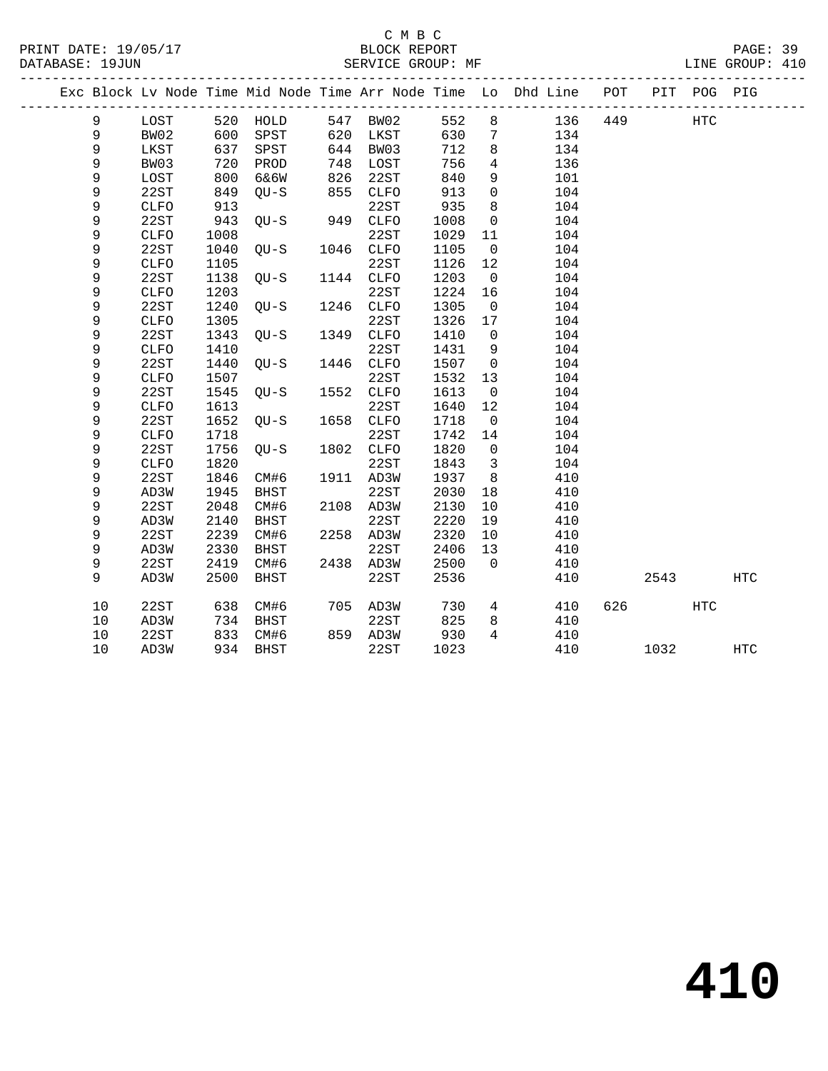C M B C
BLOCK REPORT
SERVICE GROUP: MF

PRINT DATE: 19/05/17
DATABASE: 19JUN
LINE GROUP: 410

| Exc | Block | Lv Node | Time | Mid Node | Time | Arr Node | Time | Lo | Dhd Line | POT | PIT | POG | PIG |
|---|---|---|---|---|---|---|---|---|---|---|---|---|---|
| | 9 | LOST | 520 | HOLD | 547 | BW02 | 552 | 8 | 136 | 449 | | HTC | |
| | 9 | BW02 | 600 | SPST | 620 | LKST | 630 | 7 | 134 | | | | |
| | 9 | LKST | 637 | SPST | 644 | BW03 | 712 | 8 | 134 | | | | |
| | 9 | BW03 | 720 | PROD | 748 | LOST | 756 | 4 | 136 | | | | |
| | 9 | LOST | 800 | 6&6W | 826 | 22ST | 840 | 9 | 101 | | | | |
| | 9 | 22ST | 849 | QU-S | 855 | CLFO | 913 | 0 | 104 | | | | |
| | 9 | CLFO | 913 | | | 22ST | 935 | 8 | 104 | | | | |
| | 9 | 22ST | 943 | QU-S | 949 | CLFO | 1008 | 0 | 104 | | | | |
| | 9 | CLFO | 1008 | | | 22ST | 1029 | 11 | 104 | | | | |
| | 9 | 22ST | 1040 | QU-S | 1046 | CLFO | 1105 | 0 | 104 | | | | |
| | 9 | CLFO | 1105 | | | 22ST | 1126 | 12 | 104 | | | | |
| | 9 | 22ST | 1138 | QU-S | 1144 | CLFO | 1203 | 0 | 104 | | | | |
| | 9 | CLFO | 1203 | | | 22ST | 1224 | 16 | 104 | | | | |
| | 9 | 22ST | 1240 | QU-S | 1246 | CLFO | 1305 | 0 | 104 | | | | |
| | 9 | CLFO | 1305 | | | 22ST | 1326 | 17 | 104 | | | | |
| | 9 | 22ST | 1343 | QU-S | 1349 | CLFO | 1410 | 0 | 104 | | | | |
| | 9 | CLFO | 1410 | | | 22ST | 1431 | 9 | 104 | | | | |
| | 9 | 22ST | 1440 | QU-S | 1446 | CLFO | 1507 | 0 | 104 | | | | |
| | 9 | CLFO | 1507 | | | 22ST | 1532 | 13 | 104 | | | | |
| | 9 | 22ST | 1545 | QU-S | 1552 | CLFO | 1613 | 0 | 104 | | | | |
| | 9 | CLFO | 1613 | | | 22ST | 1640 | 12 | 104 | | | | |
| | 9 | 22ST | 1652 | QU-S | 1658 | CLFO | 1718 | 0 | 104 | | | | |
| | 9 | CLFO | 1718 | | | 22ST | 1742 | 14 | 104 | | | | |
| | 9 | 22ST | 1756 | QU-S | 1802 | CLFO | 1820 | 0 | 104 | | | | |
| | 9 | CLFO | 1820 | | | 22ST | 1843 | 3 | 104 | | | | |
| | 9 | 22ST | 1846 | CM#6 | 1911 | AD3W | 1937 | 8 | 410 | | | | |
| | 9 | AD3W | 1945 | BHST | | 22ST | 2030 | 18 | 410 | | | | |
| | 9 | 22ST | 2048 | CM#6 | 2108 | AD3W | 2130 | 10 | 410 | | | | |
| | 9 | AD3W | 2140 | BHST | | 22ST | 2220 | 19 | 410 | | | | |
| | 9 | 22ST | 2239 | CM#6 | 2258 | AD3W | 2320 | 10 | 410 | | | | |
| | 9 | AD3W | 2330 | BHST | | 22ST | 2406 | 13 | 410 | | | | |
| | 9 | 22ST | 2419 | CM#6 | 2438 | AD3W | 2500 | 0 | 410 | | | | |
| | 9 | AD3W | 2500 | BHST | | 22ST | 2536 | | 410 | | 2543 | | HTC |
| | 10 | 22ST | 638 | CM#6 | 705 | AD3W | 730 | 4 | 410 | 626 | | HTC | |
| | 10 | AD3W | 734 | BHST | | 22ST | 825 | 8 | 410 | | | | |
| | 10 | 22ST | 833 | CM#6 | 859 | AD3W | 930 | 4 | 410 | | | | |
| | 10 | AD3W | 934 | BHST | | 22ST | 1023 | | 410 | | 1032 | | HTC |

# 410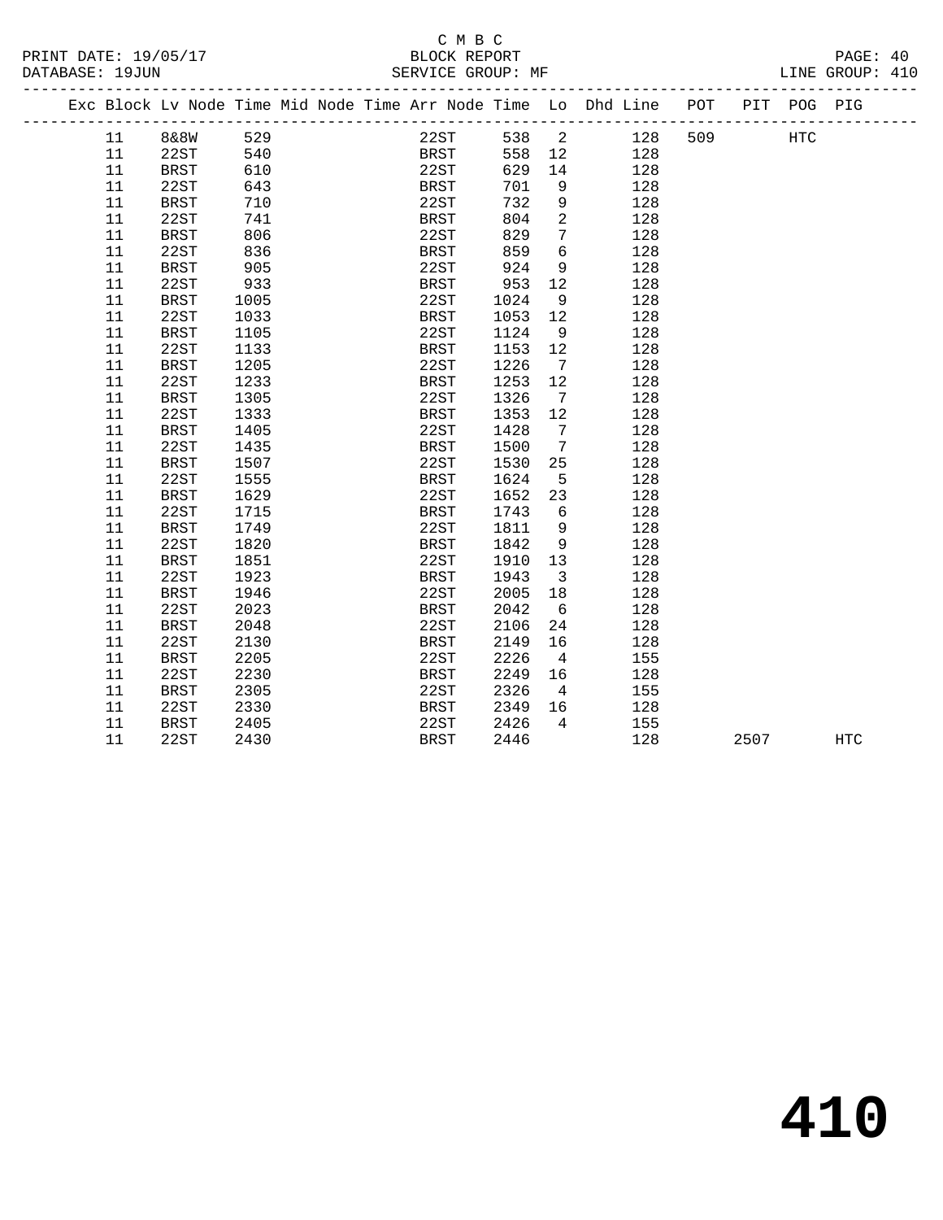C M B C
BLOCK REPORT
SERVICE GROUP: MF

PRINT DATE: 19/05/17
DATABASE: 19JUN
LINE GROUP: 410

| Exc | Block | Lv | Node | Time | Mid Node | Time | Arr Node | Time | Lo | Dhd | Line | POT | PIT | POG | PIG |
|---|---|---|---|---|---|---|---|---|---|---|---|---|---|---|---|
| | 11 | | 8&8W | 529 | | | 22ST | 538 | 2 | | 128 | 509 | | HTC | |
| | 11 | | 22ST | 540 | | | BRST | 558 | 12 | | 128 | | | | |
| | 11 | | BRST | 610 | | | 22ST | 629 | 14 | | 128 | | | | |
| | 11 | | 22ST | 643 | | | BRST | 701 | 9 | | 128 | | | | |
| | 11 | | BRST | 710 | | | 22ST | 732 | 9 | | 128 | | | | |
| | 11 | | 22ST | 741 | | | BRST | 804 | 2 | | 128 | | | | |
| | 11 | | BRST | 806 | | | 22ST | 829 | 7 | | 128 | | | | |
| | 11 | | 22ST | 836 | | | BRST | 859 | 6 | | 128 | | | | |
| | 11 | | BRST | 905 | | | 22ST | 924 | 9 | | 128 | | | | |
| | 11 | | 22ST | 933 | | | BRST | 953 | 12 | | 128 | | | | |
| | 11 | | BRST | 1005 | | | 22ST | 1024 | 9 | | 128 | | | | |
| | 11 | | 22ST | 1033 | | | BRST | 1053 | 12 | | 128 | | | | |
| | 11 | | BRST | 1105 | | | 22ST | 1124 | 9 | | 128 | | | | |
| | 11 | | 22ST | 1133 | | | BRST | 1153 | 12 | | 128 | | | | |
| | 11 | | BRST | 1205 | | | 22ST | 1226 | 7 | | 128 | | | | |
| | 11 | | 22ST | 1233 | | | BRST | 1253 | 12 | | 128 | | | | |
| | 11 | | BRST | 1305 | | | 22ST | 1326 | 7 | | 128 | | | | |
| | 11 | | 22ST | 1333 | | | BRST | 1353 | 12 | | 128 | | | | |
| | 11 | | BRST | 1405 | | | 22ST | 1428 | 7 | | 128 | | | | |
| | 11 | | 22ST | 1435 | | | BRST | 1500 | 7 | | 128 | | | | |
| | 11 | | BRST | 1507 | | | 22ST | 1530 | 25 | | 128 | | | | |
| | 11 | | 22ST | 1555 | | | BRST | 1624 | 5 | | 128 | | | | |
| | 11 | | BRST | 1629 | | | 22ST | 1652 | 23 | | 128 | | | | |
| | 11 | | 22ST | 1715 | | | BRST | 1743 | 6 | | 128 | | | | |
| | 11 | | BRST | 1749 | | | 22ST | 1811 | 9 | | 128 | | | | |
| | 11 | | 22ST | 1820 | | | BRST | 1842 | 9 | | 128 | | | | |
| | 11 | | BRST | 1851 | | | 22ST | 1910 | 13 | | 128 | | | | |
| | 11 | | 22ST | 1923 | | | BRST | 1943 | 3 | | 128 | | | | |
| | 11 | | BRST | 1946 | | | 22ST | 2005 | 18 | | 128 | | | | |
| | 11 | | 22ST | 2023 | | | BRST | 2042 | 6 | | 128 | | | | |
| | 11 | | BRST | 2048 | | | 22ST | 2106 | 24 | | 128 | | | | |
| | 11 | | 22ST | 2130 | | | BRST | 2149 | 16 | | 128 | | | | |
| | 11 | | BRST | 2205 | | | 22ST | 2226 | 4 | | 155 | | | | |
| | 11 | | 22ST | 2230 | | | BRST | 2249 | 16 | | 128 | | | | |
| | 11 | | BRST | 2305 | | | 22ST | 2326 | 4 | | 155 | | | | |
| | 11 | | 22ST | 2330 | | | BRST | 2349 | 16 | | 128 | | | | |
| | 11 | | BRST | 2405 | | | 22ST | 2426 | 4 | | 155 | | | | |
| | 11 | | 22ST | 2430 | | | BRST | 2446 | | | 128 | | 2507 | | HTC |

# 410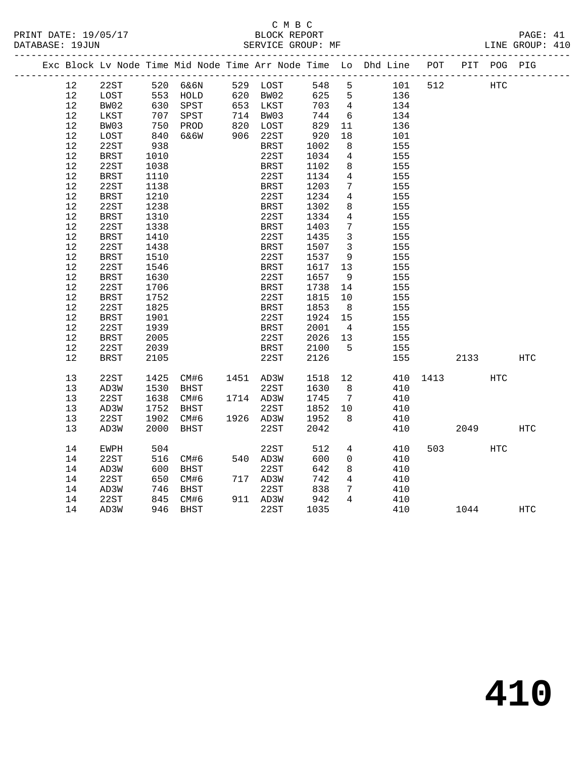C M B C
PRINT DATE: 19/05/17 BLOCK REPORT
DATABASE: 19JUN SERVICE GROUP: MF LINE GROUP: 410

| Exc | Block | Lv Node | Time | Mid Node | Time | Arr Node | Time | Lo | Dhd Line | POT | PIT | POG | PIG |
|---|---|---|---|---|---|---|---|---|---|---|---|---|---|
| | 12 | 22ST | 520 | 6&6N | 529 | LOST | 548 | 5 | 101 | 512 | | HTC | |
| | 12 | LOST | 553 | HOLD | 620 | BW02 | 625 | 5 | 136 | | | | |
| | 12 | BW02 | 630 | SPST | 653 | LKST | 703 | 4 | 134 | | | | |
| | 12 | LKST | 707 | SPST | 714 | BW03 | 744 | 6 | 134 | | | | |
| | 12 | BW03 | 750 | PROD | 820 | LOST | 829 | 11 | 136 | | | | |
| | 12 | LOST | 840 | 6&6W | 906 | 22ST | 920 | 18 | 101 | | | | |
| | 12 | 22ST | 938 | | | BRST | 1002 | 8 | 155 | | | | |
| | 12 | BRST | 1010 | | | 22ST | 1034 | 4 | 155 | | | | |
| | 12 | 22ST | 1038 | | | BRST | 1102 | 8 | 155 | | | | |
| | 12 | BRST | 1110 | | | 22ST | 1134 | 4 | 155 | | | | |
| | 12 | 22ST | 1138 | | | BRST | 1203 | 7 | 155 | | | | |
| | 12 | BRST | 1210 | | | 22ST | 1234 | 4 | 155 | | | | |
| | 12 | 22ST | 1238 | | | BRST | 1302 | 8 | 155 | | | | |
| | 12 | BRST | 1310 | | | 22ST | 1334 | 4 | 155 | | | | |
| | 12 | 22ST | 1338 | | | BRST | 1403 | 7 | 155 | | | | |
| | 12 | BRST | 1410 | | | 22ST | 1435 | 3 | 155 | | | | |
| | 12 | 22ST | 1438 | | | BRST | 1507 | 3 | 155 | | | | |
| | 12 | BRST | 1510 | | | 22ST | 1537 | 9 | 155 | | | | |
| | 12 | 22ST | 1546 | | | BRST | 1617 | 13 | 155 | | | | |
| | 12 | BRST | 1630 | | | 22ST | 1657 | 9 | 155 | | | | |
| | 12 | 22ST | 1706 | | | BRST | 1738 | 14 | 155 | | | | |
| | 12 | BRST | 1752 | | | 22ST | 1815 | 10 | 155 | | | | |
| | 12 | 22ST | 1825 | | | BRST | 1853 | 8 | 155 | | | | |
| | 12 | BRST | 1901 | | | 22ST | 1924 | 15 | 155 | | | | |
| | 12 | 22ST | 1939 | | | BRST | 2001 | 4 | 155 | | | | |
| | 12 | BRST | 2005 | | | 22ST | 2026 | 13 | 155 | | | | |
| | 12 | 22ST | 2039 | | | BRST | 2100 | 5 | 155 | | | | |
| | 12 | BRST | 2105 | | | 22ST | 2126 | | 155 | | 2133 | | HTC |
| | 13 | 22ST | 1425 | CM#6 | 1451 | AD3W | 1518 | 12 | 410 | 1413 | | HTC | |
| | 13 | AD3W | 1530 | BHST | | 22ST | 1630 | 8 | 410 | | | | |
| | 13 | 22ST | 1638 | CM#6 | 1714 | AD3W | 1745 | 7 | 410 | | | | |
| | 13 | AD3W | 1752 | BHST | | 22ST | 1852 | 10 | 410 | | | | |
| | 13 | 22ST | 1902 | CM#6 | 1926 | AD3W | 1952 | 8 | 410 | | | | |
| | 13 | AD3W | 2000 | BHST | | 22ST | 2042 | | 410 | | 2049 | | HTC |
| | 14 | EWPH | 504 | | | 22ST | 512 | 4 | 410 | 503 | | HTC | |
| | 14 | 22ST | 516 | CM#6 | 540 | AD3W | 600 | 0 | 410 | | | | |
| | 14 | AD3W | 600 | BHST | | 22ST | 642 | 8 | 410 | | | | |
| | 14 | 22ST | 650 | CM#6 | 717 | AD3W | 742 | 4 | 410 | | | | |
| | 14 | AD3W | 746 | BHST | | 22ST | 838 | 7 | 410 | | | | |
| | 14 | 22ST | 845 | CM#6 | 911 | AD3W | 942 | 4 | 410 | | | | |
| | 14 | AD3W | 946 | BHST | | 22ST | 1035 | | 410 | | 1044 | | HTC |

# 410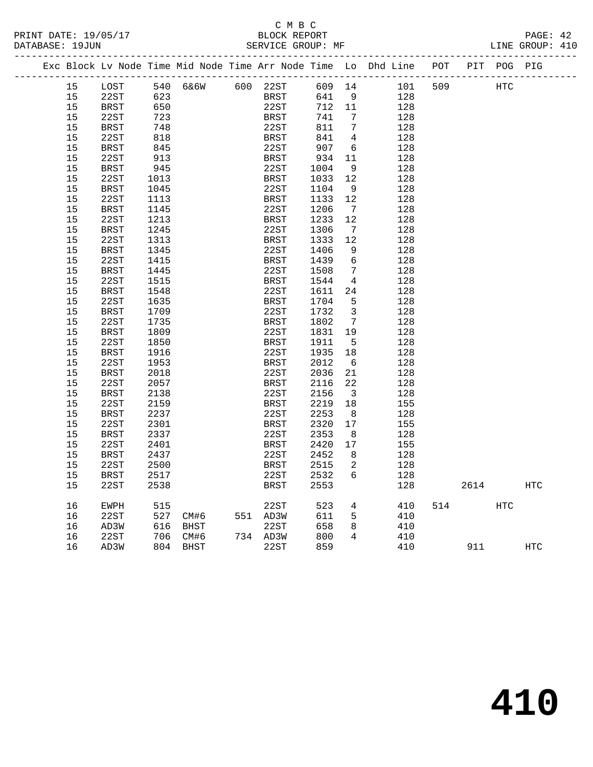C M B C

PRINT DATE: 19/05/17 BLOCK REPORT

DATABASE: 19JUN SERVICE GROUP: MF LINE GROUP: 410

| Exc | Block | Lv | Node | Time | Mid Node | Time | Arr Node | Time | Lo | Dhd Line | POT | PIT | POG | PIG |
|---|---|---|---|---|---|---|---|---|---|---|---|---|---|---|
| | 15 | | LOST | 540 | 6&6W | 600 | 22ST | 609 | 14 | 101 | 509 | | HTC | |
| | 15 | | 22ST | 623 | | | BRST | 641 | 9 | 128 | | | | |
| | 15 | | BRST | 650 | | | 22ST | 712 | 11 | 128 | | | | |
| | 15 | | 22ST | 723 | | | BRST | 741 | 7 | 128 | | | | |
| | 15 | | BRST | 748 | | | 22ST | 811 | 7 | 128 | | | | |
| | 15 | | 22ST | 818 | | | BRST | 841 | 4 | 128 | | | | |
| | 15 | | BRST | 845 | | | 22ST | 907 | 6 | 128 | | | | |
| | 15 | | 22ST | 913 | | | BRST | 934 | 11 | 128 | | | | |
| | 15 | | BRST | 945 | | | 22ST | 1004 | 9 | 128 | | | | |
| | 15 | | 22ST | 1013 | | | BRST | 1033 | 12 | 128 | | | | |
| | 15 | | BRST | 1045 | | | 22ST | 1104 | 9 | 128 | | | | |
| | 15 | | 22ST | 1113 | | | BRST | 1133 | 12 | 128 | | | | |
| | 15 | | BRST | 1145 | | | 22ST | 1206 | 7 | 128 | | | | |
| | 15 | | 22ST | 1213 | | | BRST | 1233 | 12 | 128 | | | | |
| | 15 | | BRST | 1245 | | | 22ST | 1306 | 7 | 128 | | | | |
| | 15 | | 22ST | 1313 | | | BRST | 1333 | 12 | 128 | | | | |
| | 15 | | BRST | 1345 | | | 22ST | 1406 | 9 | 128 | | | | |
| | 15 | | 22ST | 1415 | | | BRST | 1439 | 6 | 128 | | | | |
| | 15 | | BRST | 1445 | | | 22ST | 1508 | 7 | 128 | | | | |
| | 15 | | 22ST | 1515 | | | BRST | 1544 | 4 | 128 | | | | |
| | 15 | | BRST | 1548 | | | 22ST | 1611 | 24 | 128 | | | | |
| | 15 | | 22ST | 1635 | | | BRST | 1704 | 5 | 128 | | | | |
| | 15 | | BRST | 1709 | | | 22ST | 1732 | 3 | 128 | | | | |
| | 15 | | 22ST | 1735 | | | BRST | 1802 | 7 | 128 | | | | |
| | 15 | | BRST | 1809 | | | 22ST | 1831 | 19 | 128 | | | | |
| | 15 | | 22ST | 1850 | | | BRST | 1911 | 5 | 128 | | | | |
| | 15 | | BRST | 1916 | | | 22ST | 1935 | 18 | 128 | | | | |
| | 15 | | 22ST | 1953 | | | BRST | 2012 | 6 | 128 | | | | |
| | 15 | | BRST | 2018 | | | 22ST | 2036 | 21 | 128 | | | | |
| | 15 | | 22ST | 2057 | | | BRST | 2116 | 22 | 128 | | | | |
| | 15 | | BRST | 2138 | | | 22ST | 2156 | 3 | 128 | | | | |
| | 15 | | 22ST | 2159 | | | BRST | 2219 | 18 | 155 | | | | |
| | 15 | | BRST | 2237 | | | 22ST | 2253 | 8 | 128 | | | | |
| | 15 | | 22ST | 2301 | | | BRST | 2320 | 17 | 155 | | | | |
| | 15 | | BRST | 2337 | | | 22ST | 2353 | 8 | 128 | | | | |
| | 15 | | 22ST | 2401 | | | BRST | 2420 | 17 | 155 | | | | |
| | 15 | | BRST | 2437 | | | 22ST | 2452 | 8 | 128 | | | | |
| | 15 | | 22ST | 2500 | | | BRST | 2515 | 2 | 128 | | | | |
| | 15 | | BRST | 2517 | | | 22ST | 2532 | 6 | 128 | | | | |
| | 15 | | 22ST | 2538 | | | BRST | 2553 | | 128 | | 2614 | | HTC |
| | 16 | | EWPH | 515 | | | 22ST | 523 | 4 | 410 | 514 | | HTC | |
| | 16 | | 22ST | 527 | CM#6 | 551 | AD3W | 611 | 5 | 410 | | | | |
| | 16 | | AD3W | 616 | BHST | | 22ST | 658 | 8 | 410 | | | | |
| | 16 | | 22ST | 706 | CM#6 | 734 | AD3W | 800 | 4 | 410 | | | | |
| | 16 | | AD3W | 804 | BHST | | 22ST | 859 | | 410 | | 911 | | HTC |

# 410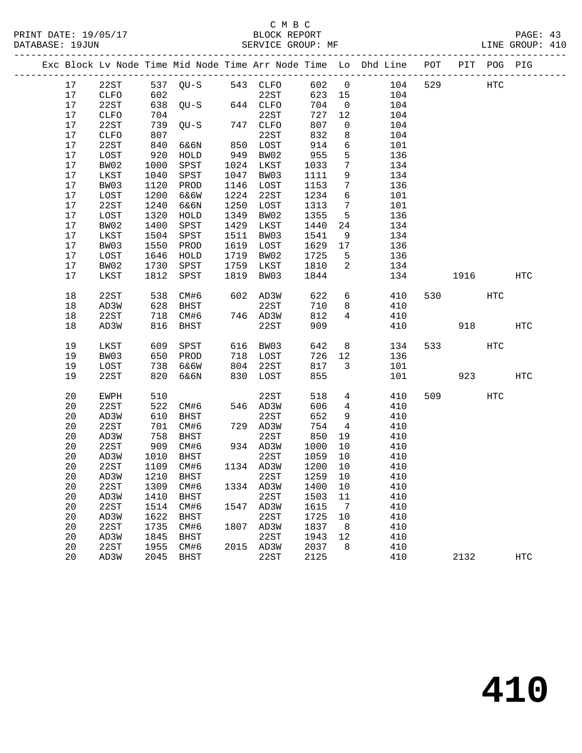C M B C

BLOCK REPORT

SERVICE GROUP: MF

LINE GROUP: 410

| Exc | Block | Lv Node | Time | Mid Node | Time | Arr Node | Time | Lo | Dhd Line | POT | PIT | POG | PIG |
|---|---|---|---|---|---|---|---|---|---|---|---|---|---|
| | 17 | 22ST | 537 | QU-S | 543 | CLFO | 602 | 0 | 104 | 529 | | HTC | |
| | 17 | CLFO | 602 | | | 22ST | 623 | 15 | 104 | | | | |
| | 17 | 22ST | 638 | QU-S | 644 | CLFO | 704 | 0 | 104 | | | | |
| | 17 | CLFO | 704 | | | 22ST | 727 | 12 | 104 | | | | |
| | 17 | 22ST | 739 | QU-S | 747 | CLFO | 807 | 0 | 104 | | | | |
| | 17 | CLFO | 807 | | | 22ST | 832 | 8 | 104 | | | | |
| | 17 | 22ST | 840 | 6&6N | 850 | LOST | 914 | 6 | 101 | | | | |
| | 17 | LOST | 920 | HOLD | 949 | BW02 | 955 | 5 | 136 | | | | |
| | 17 | BW02 | 1000 | SPST | 1024 | LKST | 1033 | 7 | 134 | | | | |
| | 17 | LKST | 1040 | SPST | 1047 | BW03 | 1111 | 9 | 134 | | | | |
| | 17 | BW03 | 1120 | PROD | 1146 | LOST | 1153 | 7 | 136 | | | | |
| | 17 | LOST | 1200 | 6&6W | 1224 | 22ST | 1234 | 6 | 101 | | | | |
| | 17 | 22ST | 1240 | 6&6N | 1250 | LOST | 1313 | 7 | 101 | | | | |
| | 17 | LOST | 1320 | HOLD | 1349 | BW02 | 1355 | 5 | 136 | | | | |
| | 17 | BW02 | 1400 | SPST | 1429 | LKST | 1440 | 24 | 134 | | | | |
| | 17 | LKST | 1504 | SPST | 1511 | BW03 | 1541 | 9 | 134 | | | | |
| | 17 | BW03 | 1550 | PROD | 1619 | LOST | 1629 | 17 | 136 | | | | |
| | 17 | LOST | 1646 | HOLD | 1719 | BW02 | 1725 | 5 | 136 | | | | |
| | 17 | BW02 | 1730 | SPST | 1759 | LKST | 1810 | 2 | 134 | | | | |
| | 17 | LKST | 1812 | SPST | 1819 | BW03 | 1844 | | 134 | | 1916 | | HTC |
| | 18 | 22ST | 538 | CM#6 | 602 | AD3W | 622 | 6 | 410 | 530 | | HTC | |
| | 18 | AD3W | 628 | BHST | | 22ST | 710 | 8 | 410 | | | | |
| | 18 | 22ST | 718 | CM#6 | 746 | AD3W | 812 | 4 | 410 | | | | |
| | 18 | AD3W | 816 | BHST | | 22ST | 909 | | 410 | | 918 | | HTC |
| | 19 | LKST | 609 | SPST | 616 | BW03 | 642 | 8 | 134 | 533 | | HTC | |
| | 19 | BW03 | 650 | PROD | 718 | LOST | 726 | 12 | 136 | | | | |
| | 19 | LOST | 738 | 6&6W | 804 | 22ST | 817 | 3 | 101 | | | | |
| | 19 | 22ST | 820 | 6&6N | 830 | LOST | 855 | | 101 | | 923 | | HTC |
| | 20 | EWPH | 510 | | | 22ST | 518 | 4 | 410 | 509 | | HTC | |
| | 20 | 22ST | 522 | CM#6 | 546 | AD3W | 606 | 4 | 410 | | | | |
| | 20 | AD3W | 610 | BHST | | 22ST | 652 | 9 | 410 | | | | |
| | 20 | 22ST | 701 | CM#6 | 729 | AD3W | 754 | 4 | 410 | | | | |
| | 20 | AD3W | 758 | BHST | | 22ST | 850 | 19 | 410 | | | | |
| | 20 | 22ST | 909 | CM#6 | 934 | AD3W | 1000 | 10 | 410 | | | | |
| | 20 | AD3W | 1010 | BHST | | 22ST | 1059 | 10 | 410 | | | | |
| | 20 | 22ST | 1109 | CM#6 | 1134 | AD3W | 1200 | 10 | 410 | | | | |
| | 20 | AD3W | 1210 | BHST | | 22ST | 1259 | 10 | 410 | | | | |
| | 20 | 22ST | 1309 | CM#6 | 1334 | AD3W | 1400 | 10 | 410 | | | | |
| | 20 | AD3W | 1410 | BHST | | 22ST | 1503 | 11 | 410 | | | | |
| | 20 | 22ST | 1514 | CM#6 | 1547 | AD3W | 1615 | 7 | 410 | | | | |
| | 20 | AD3W | 1622 | BHST | | 22ST | 1725 | 10 | 410 | | | | |
| | 20 | 22ST | 1735 | CM#6 | 1807 | AD3W | 1837 | 8 | 410 | | | | |
| | 20 | AD3W | 1845 | BHST | | 22ST | 1943 | 12 | 410 | | | | |
| | 20 | 22ST | 1955 | CM#6 | 2015 | AD3W | 2037 | 8 | 410 | | | | |
| | 20 | AD3W | 2045 | BHST | | 22ST | 2125 | | 410 | | 2132 | | HTC |

# 410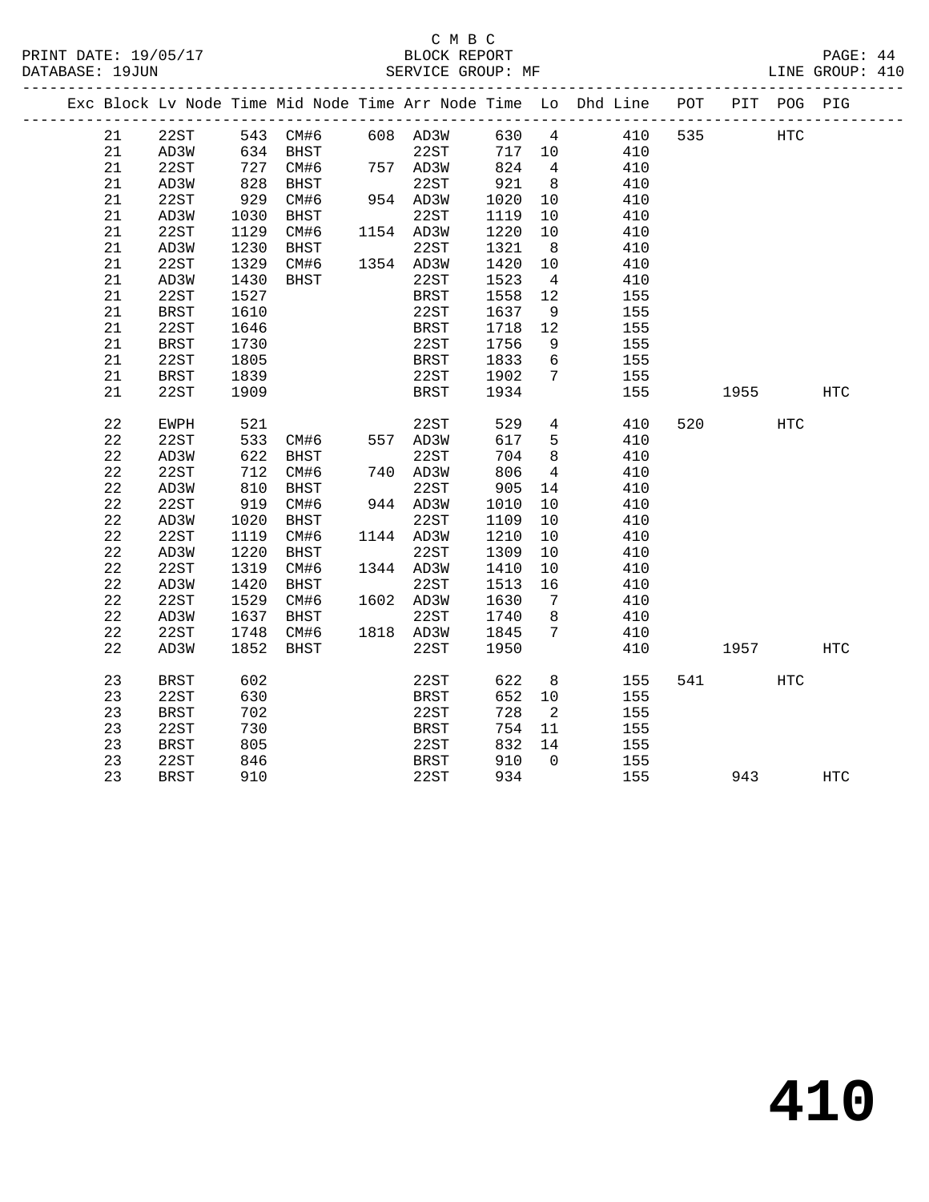C M B C
BLOCK REPORT
SERVICE GROUP: MF

PRINT DATE: 19/05/17
DATABASE: 19JUN
LINE GROUP: 410

| Exc | Block | Lv Node | Time | Mid Node | Time | Arr Node | Time | Lo | Dhd Line | POT | PIT | POG | PIG |
|---|---|---|---|---|---|---|---|---|---|---|---|---|---|
| | 21 | 22ST | 543 | CM#6 | 608 | AD3W | 630 | 4 | 410 | 535 | | HTC | |
| | 21 | AD3W | 634 | BHST | | 22ST | 717 | 10 | 410 | | | | |
| | 21 | 22ST | 727 | CM#6 | 757 | AD3W | 824 | 4 | 410 | | | | |
| | 21 | AD3W | 828 | BHST | | 22ST | 921 | 8 | 410 | | | | |
| | 21 | 22ST | 929 | CM#6 | 954 | AD3W | 1020 | 10 | 410 | | | | |
| | 21 | AD3W | 1030 | BHST | | 22ST | 1119 | 10 | 410 | | | | |
| | 21 | 22ST | 1129 | CM#6 | 1154 | AD3W | 1220 | 10 | 410 | | | | |
| | 21 | AD3W | 1230 | BHST | | 22ST | 1321 | 8 | 410 | | | | |
| | 21 | 22ST | 1329 | CM#6 | 1354 | AD3W | 1420 | 10 | 410 | | | | |
| | 21 | AD3W | 1430 | BHST | | 22ST | 1523 | 4 | 410 | | | | |
| | 21 | 22ST | 1527 | | | BRST | 1558 | 12 | 155 | | | | |
| | 21 | BRST | 1610 | | | 22ST | 1637 | 9 | 155 | | | | |
| | 21 | 22ST | 1646 | | | BRST | 1718 | 12 | 155 | | | | |
| | 21 | BRST | 1730 | | | 22ST | 1756 | 9 | 155 | | | | |
| | 21 | 22ST | 1805 | | | BRST | 1833 | 6 | 155 | | | | |
| | 21 | BRST | 1839 | | | 22ST | 1902 | 7 | 155 | | | | |
| | 21 | 22ST | 1909 | | | BRST | 1934 | | 155 | | 1955 | | HTC |
| | 22 | EWPH | 521 | | | 22ST | 529 | 4 | 410 | 520 | | HTC | |
| | 22 | 22ST | 533 | CM#6 | 557 | AD3W | 617 | 5 | 410 | | | | |
| | 22 | AD3W | 622 | BHST | | 22ST | 704 | 8 | 410 | | | | |
| | 22 | 22ST | 712 | CM#6 | 740 | AD3W | 806 | 4 | 410 | | | | |
| | 22 | AD3W | 810 | BHST | | 22ST | 905 | 14 | 410 | | | | |
| | 22 | 22ST | 919 | CM#6 | 944 | AD3W | 1010 | 10 | 410 | | | | |
| | 22 | AD3W | 1020 | BHST | | 22ST | 1109 | 10 | 410 | | | | |
| | 22 | 22ST | 1119 | CM#6 | 1144 | AD3W | 1210 | 10 | 410 | | | | |
| | 22 | AD3W | 1220 | BHST | | 22ST | 1309 | 10 | 410 | | | | |
| | 22 | 22ST | 1319 | CM#6 | 1344 | AD3W | 1410 | 10 | 410 | | | | |
| | 22 | AD3W | 1420 | BHST | | 22ST | 1513 | 16 | 410 | | | | |
| | 22 | 22ST | 1529 | CM#6 | 1602 | AD3W | 1630 | 7 | 410 | | | | |
| | 22 | AD3W | 1637 | BHST | | 22ST | 1740 | 8 | 410 | | | | |
| | 22 | 22ST | 1748 | CM#6 | 1818 | AD3W | 1845 | 7 | 410 | | | | |
| | 22 | AD3W | 1852 | BHST | | 22ST | 1950 | | 410 | | 1957 | | HTC |
| | 23 | BRST | 602 | | | 22ST | 622 | 8 | 155 | 541 | | HTC | |
| | 23 | 22ST | 630 | | | BRST | 652 | 10 | 155 | | | | |
| | 23 | BRST | 702 | | | 22ST | 728 | 2 | 155 | | | | |
| | 23 | 22ST | 730 | | | BRST | 754 | 11 | 155 | | | | |
| | 23 | BRST | 805 | | | 22ST | 832 | 14 | 155 | | | | |
| | 23 | 22ST | 846 | | | BRST | 910 | 0 | 155 | | | | |
| | 23 | BRST | 910 | | | 22ST | 934 | | 155 | | 943 | | HTC |

# 410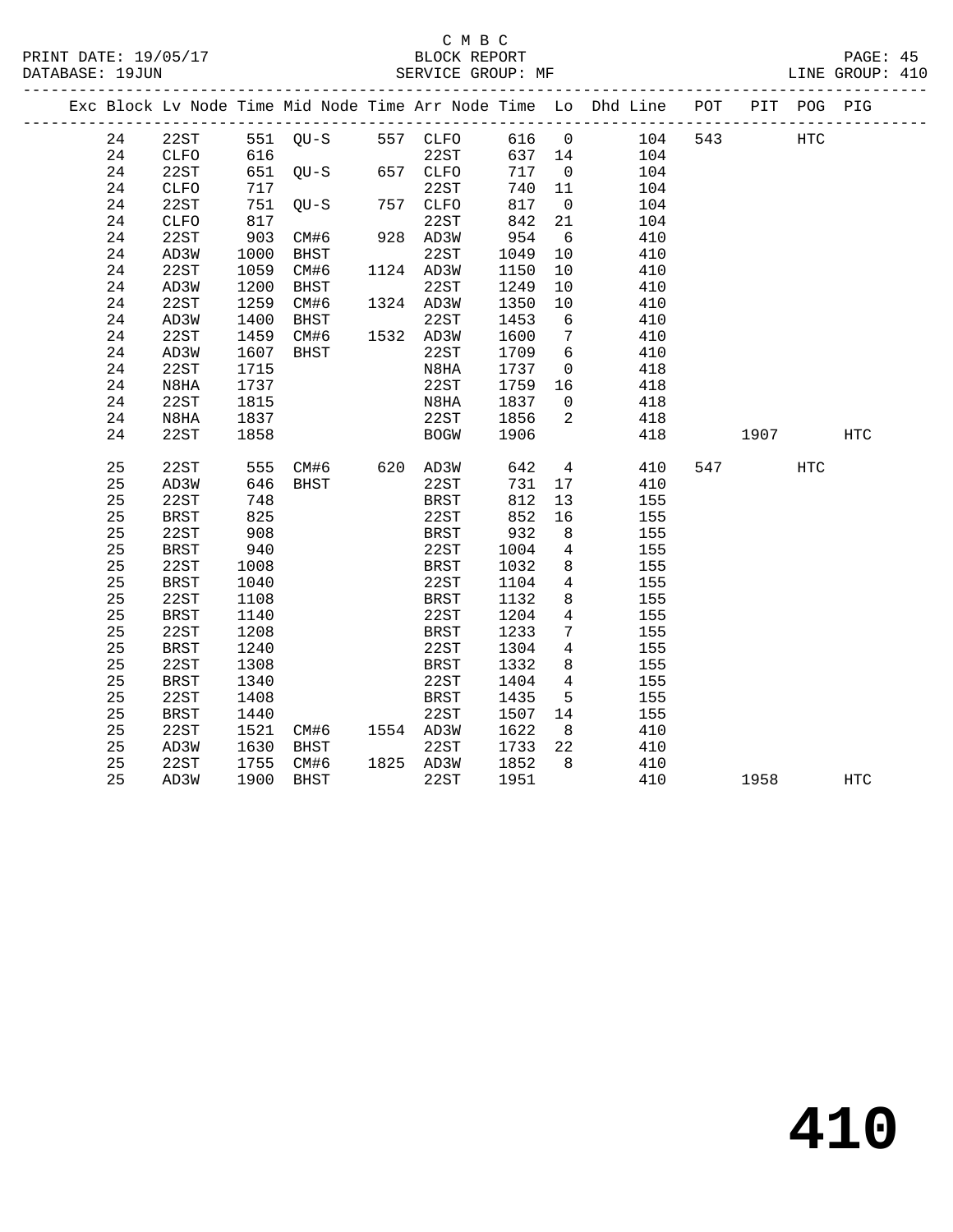C M B C

BLOCK REPORT

SERVICE GROUP: MF

LINE GROUP: 410

| Exc | Block | Lv | Node | Time | Mid Node | Time | Arr Node | Time | Lo | Dhd Line | POT | PIT | POG | PIG |
|---|---|---|---|---|---|---|---|---|---|---|---|---|---|---|
| | 24 | 22ST | 551 | QU-S | 557 | CLFO | 616 | 0 | | 104 | 543 | | HTC | |
| | 24 | CLFO | 616 | | | 22ST | 637 | 14 | | 104 | | | | |
| | 24 | 22ST | 651 | QU-S | 657 | CLFO | 717 | 0 | | 104 | | | | |
| | 24 | CLFO | 717 | | | 22ST | 740 | 11 | | 104 | | | | |
| | 24 | 22ST | 751 | QU-S | 757 | CLFO | 817 | 0 | | 104 | | | | |
| | 24 | CLFO | 817 | | | 22ST | 842 | 21 | | 104 | | | | |
| | 24 | 22ST | 903 | CM#6 | 928 | AD3W | 954 | 6 | | 410 | | | | |
| | 24 | AD3W | 1000 | BHST | | 22ST | 1049 | 10 | | 410 | | | | |
| | 24 | 22ST | 1059 | CM#6 | 1124 | AD3W | 1150 | 10 | | 410 | | | | |
| | 24 | AD3W | 1200 | BHST | | 22ST | 1249 | 10 | | 410 | | | | |
| | 24 | 22ST | 1259 | CM#6 | 1324 | AD3W | 1350 | 10 | | 410 | | | | |
| | 24 | AD3W | 1400 | BHST | | 22ST | 1453 | 6 | | 410 | | | | |
| | 24 | 22ST | 1459 | CM#6 | 1532 | AD3W | 1600 | 7 | | 410 | | | | |
| | 24 | AD3W | 1607 | BHST | | 22ST | 1709 | 6 | | 410 | | | | |
| | 24 | 22ST | 1715 | | | N8HA | 1737 | 0 | | 418 | | | | |
| | 24 | N8HA | 1737 | | | 22ST | 1759 | 16 | | 418 | | | | |
| | 24 | 22ST | 1815 | | | N8HA | 1837 | 0 | | 418 | | | | |
| | 24 | N8HA | 1837 | | | 22ST | 1856 | 2 | | 418 | | | | |
| | 24 | 22ST | 1858 | | | BOGW | 1906 | | | 418 | | 1907 | | HTC |
| | 25 | 22ST | 555 | CM#6 | 620 | AD3W | 642 | 4 | | 410 | 547 | | HTC | |
| | 25 | AD3W | 646 | BHST | | 22ST | 731 | 17 | | 410 | | | | |
| | 25 | 22ST | 748 | | | BRST | 812 | 13 | | 155 | | | | |
| | 25 | BRST | 825 | | | 22ST | 852 | 16 | | 155 | | | | |
| | 25 | 22ST | 908 | | | BRST | 932 | 8 | | 155 | | | | |
| | 25 | BRST | 940 | | | 22ST | 1004 | 4 | | 155 | | | | |
| | 25 | 22ST | 1008 | | | BRST | 1032 | 8 | | 155 | | | | |
| | 25 | BRST | 1040 | | | 22ST | 1104 | 4 | | 155 | | | | |
| | 25 | 22ST | 1108 | | | BRST | 1132 | 8 | | 155 | | | | |
| | 25 | BRST | 1140 | | | 22ST | 1204 | 4 | | 155 | | | | |
| | 25 | 22ST | 1208 | | | BRST | 1233 | 7 | | 155 | | | | |
| | 25 | BRST | 1240 | | | 22ST | 1304 | 4 | | 155 | | | | |
| | 25 | 22ST | 1308 | | | BRST | 1332 | 8 | | 155 | | | | |
| | 25 | BRST | 1340 | | | 22ST | 1404 | 4 | | 155 | | | | |
| | 25 | 22ST | 1408 | | | BRST | 1435 | 5 | | 155 | | | | |
| | 25 | BRST | 1440 | | | 22ST | 1507 | 14 | | 155 | | | | |
| | 25 | 22ST | 1521 | CM#6 | 1554 | AD3W | 1622 | 8 | | 410 | | | | |
| | 25 | AD3W | 1630 | BHST | | 22ST | 1733 | 22 | | 410 | | | | |
| | 25 | 22ST | 1755 | CM#6 | 1825 | AD3W | 1852 | 8 | | 410 | | | | |
| | 25 | AD3W | 1900 | BHST | | 22ST | 1951 | | | 410 | | 1958 | | HTC |

# 410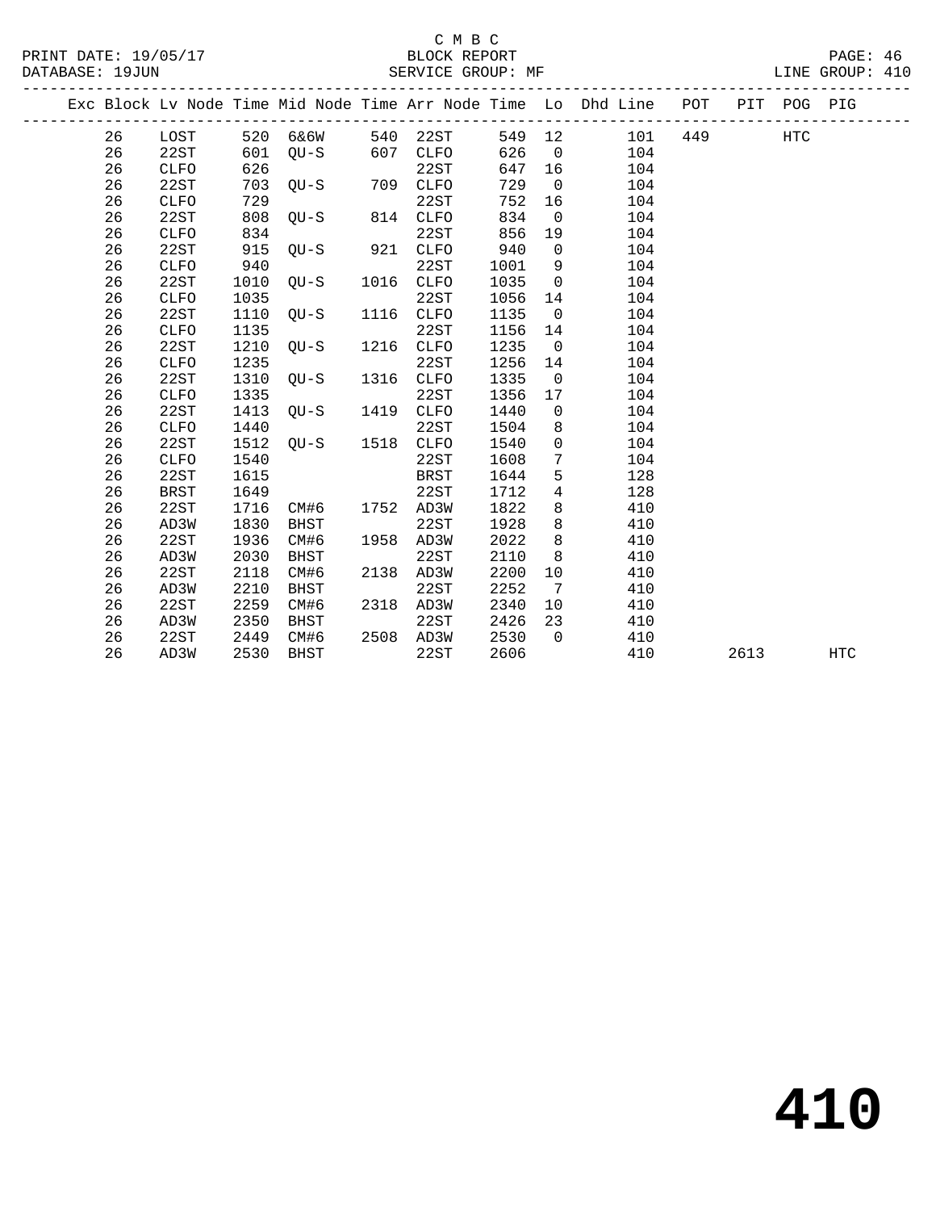C M B C
PRINT DATE: 19/05/17 BLOCK REPORT
DATABASE: 19JUN SERVICE GROUP: MF LINE GROUP: 410

| Exc | Block | Lv Node | Time | Mid Node | Time | Arr Node | Time | Lo | Dhd Line | POT | PIT | POG | PIG |
|---|---|---|---|---|---|---|---|---|---|---|---|---|---|
| | 26 | LOST | 520 | 6&6W | 540 | 22ST | 549 | 12 | 101 | 449 | | HTC | |
| | 26 | 22ST | 601 | QU-S | 607 | CLFO | 626 | 0 | 104 | | | | |
| | 26 | CLFO | 626 | | | 22ST | 647 | 16 | 104 | | | | |
| | 26 | 22ST | 703 | QU-S | 709 | CLFO | 729 | 0 | 104 | | | | |
| | 26 | CLFO | 729 | | | 22ST | 752 | 16 | 104 | | | | |
| | 26 | 22ST | 808 | QU-S | 814 | CLFO | 834 | 0 | 104 | | | | |
| | 26 | CLFO | 834 | | | 22ST | 856 | 19 | 104 | | | | |
| | 26 | 22ST | 915 | QU-S | 921 | CLFO | 940 | 0 | 104 | | | | |
| | 26 | CLFO | 940 | | | 22ST | 1001 | 9 | 104 | | | | |
| | 26 | 22ST | 1010 | QU-S | 1016 | CLFO | 1035 | 0 | 104 | | | | |
| | 26 | CLFO | 1035 | | | 22ST | 1056 | 14 | 104 | | | | |
| | 26 | 22ST | 1110 | QU-S | 1116 | CLFO | 1135 | 0 | 104 | | | | |
| | 26 | CLFO | 1135 | | | 22ST | 1156 | 14 | 104 | | | | |
| | 26 | 22ST | 1210 | QU-S | 1216 | CLFO | 1235 | 0 | 104 | | | | |
| | 26 | CLFO | 1235 | | | 22ST | 1256 | 14 | 104 | | | | |
| | 26 | 22ST | 1310 | QU-S | 1316 | CLFO | 1335 | 0 | 104 | | | | |
| | 26 | CLFO | 1335 | | | 22ST | 1356 | 17 | 104 | | | | |
| | 26 | 22ST | 1413 | QU-S | 1419 | CLFO | 1440 | 0 | 104 | | | | |
| | 26 | CLFO | 1440 | | | 22ST | 1504 | 8 | 104 | | | | |
| | 26 | 22ST | 1512 | QU-S | 1518 | CLFO | 1540 | 0 | 104 | | | | |
| | 26 | CLFO | 1540 | | | 22ST | 1608 | 7 | 104 | | | | |
| | 26 | 22ST | 1615 | | | BRST | 1644 | 5 | 128 | | | | |
| | 26 | BRST | 1649 | | | 22ST | 1712 | 4 | 128 | | | | |
| | 26 | 22ST | 1716 | CM#6 | 1752 | AD3W | 1822 | 8 | 410 | | | | |
| | 26 | AD3W | 1830 | BHST | | 22ST | 1928 | 8 | 410 | | | | |
| | 26 | 22ST | 1936 | CM#6 | 1958 | AD3W | 2022 | 8 | 410 | | | | |
| | 26 | AD3W | 2030 | BHST | | 22ST | 2110 | 8 | 410 | | | | |
| | 26 | 22ST | 2118 | CM#6 | 2138 | AD3W | 2200 | 10 | 410 | | | | |
| | 26 | AD3W | 2210 | BHST | | 22ST | 2252 | 7 | 410 | | | | |
| | 26 | 22ST | 2259 | CM#6 | 2318 | AD3W | 2340 | 10 | 410 | | | | |
| | 26 | AD3W | 2350 | BHST | | 22ST | 2426 | 23 | 410 | | | | |
| | 26 | 22ST | 2449 | CM#6 | 2508 | AD3W | 2530 | 0 | 410 | | | | |
| | 26 | AD3W | 2530 | BHST | | 22ST | 2606 | | 410 | | 2613 | | HTC |

410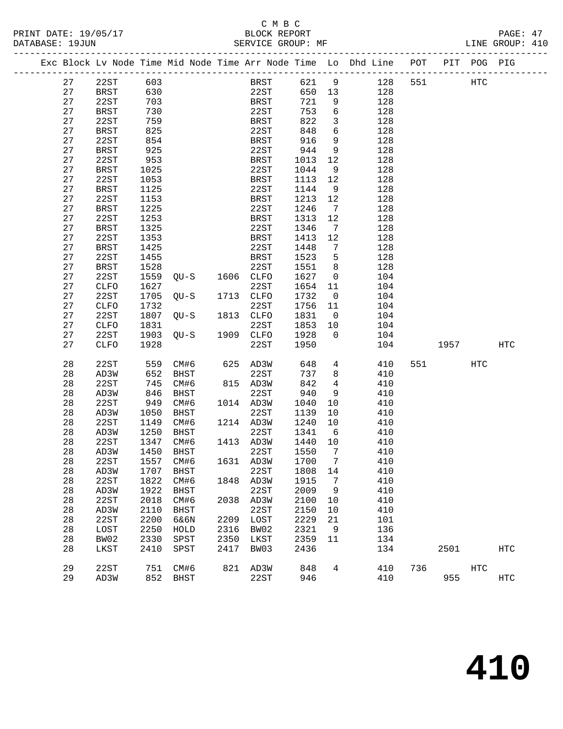C M B C

PRINT DATE: 19/05/17 BLOCK REPORT
DATABASE: 19JUN SERVICE GROUP: MF LINE GROUP: 410

| Exc | Block | Lv Node | Time | Mid Node | Time | Arr Node | Time | Lo | Dhd Line | POT | PIT | POG | PIG |
|---|---|---|---|---|---|---|---|---|---|---|---|---|---|
| | 27 | 22ST | 603 | | | BRST | 621 | 9 | 128 | 551 | | HTC | |
| | 27 | BRST | 630 | | | 22ST | 650 | 13 | 128 | | | | |
| | 27 | 22ST | 703 | | | BRST | 721 | 9 | 128 | | | | |
| | 27 | BRST | 730 | | | 22ST | 753 | 6 | 128 | | | | |
| | 27 | 22ST | 759 | | | BRST | 822 | 3 | 128 | | | | |
| | 27 | BRST | 825 | | | 22ST | 848 | 6 | 128 | | | | |
| | 27 | 22ST | 854 | | | BRST | 916 | 9 | 128 | | | | |
| | 27 | BRST | 925 | | | 22ST | 944 | 9 | 128 | | | | |
| | 27 | 22ST | 953 | | | BRST | 1013 | 12 | 128 | | | | |
| | 27 | BRST | 1025 | | | 22ST | 1044 | 9 | 128 | | | | |
| | 27 | 22ST | 1053 | | | BRST | 1113 | 12 | 128 | | | | |
| | 27 | BRST | 1125 | | | 22ST | 1144 | 9 | 128 | | | | |
| | 27 | 22ST | 1153 | | | BRST | 1213 | 12 | 128 | | | | |
| | 27 | BRST | 1225 | | | 22ST | 1246 | 7 | 128 | | | | |
| | 27 | 22ST | 1253 | | | BRST | 1313 | 12 | 128 | | | | |
| | 27 | BRST | 1325 | | | 22ST | 1346 | 7 | 128 | | | | |
| | 27 | 22ST | 1353 | | | BRST | 1413 | 12 | 128 | | | | |
| | 27 | BRST | 1425 | | | 22ST | 1448 | 7 | 128 | | | | |
| | 27 | 22ST | 1455 | | | BRST | 1523 | 5 | 128 | | | | |
| | 27 | BRST | 1528 | | | 22ST | 1551 | 8 | 128 | | | | |
| | 27 | 22ST | 1559 | QU-S | 1606 | CLFO | 1627 | 0 | 104 | | | | |
| | 27 | CLFO | 1627 | | | 22ST | 1654 | 11 | 104 | | | | |
| | 27 | 22ST | 1705 | QU-S | 1713 | CLFO | 1732 | 0 | 104 | | | | |
| | 27 | CLFO | 1732 | | | 22ST | 1756 | 11 | 104 | | | | |
| | 27 | 22ST | 1807 | QU-S | 1813 | CLFO | 1831 | 0 | 104 | | | | |
| | 27 | CLFO | 1831 | | | 22ST | 1853 | 10 | 104 | | | | |
| | 27 | 22ST | 1903 | QU-S | 1909 | CLFO | 1928 | 0 | 104 | | | | |
| | 27 | CLFO | 1928 | | | 22ST | 1950 | | 104 | | 1957 | | HTC |
| | 28 | 22ST | 559 | CM#6 | 625 | AD3W | 648 | 4 | 410 | 551 | | HTC | |
| | 28 | AD3W | 652 | BHST | | 22ST | 737 | 8 | 410 | | | | |
| | 28 | 22ST | 745 | CM#6 | 815 | AD3W | 842 | 4 | 410 | | | | |
| | 28 | AD3W | 846 | BHST | | 22ST | 940 | 9 | 410 | | | | |
| | 28 | 22ST | 949 | CM#6 | 1014 | AD3W | 1040 | 10 | 410 | | | | |
| | 28 | AD3W | 1050 | BHST | | 22ST | 1139 | 10 | 410 | | | | |
| | 28 | 22ST | 1149 | CM#6 | 1214 | AD3W | 1240 | 10 | 410 | | | | |
| | 28 | AD3W | 1250 | BHST | | 22ST | 1341 | 6 | 410 | | | | |
| | 28 | 22ST | 1347 | CM#6 | 1413 | AD3W | 1440 | 10 | 410 | | | | |
| | 28 | AD3W | 1450 | BHST | | 22ST | 1550 | 7 | 410 | | | | |
| | 28 | 22ST | 1557 | CM#6 | 1631 | AD3W | 1700 | 7 | 410 | | | | |
| | 28 | AD3W | 1707 | BHST | | 22ST | 1808 | 14 | 410 | | | | |
| | 28 | 22ST | 1822 | CM#6 | 1848 | AD3W | 1915 | 7 | 410 | | | | |
| | 28 | AD3W | 1922 | BHST | | 22ST | 2009 | 9 | 410 | | | | |
| | 28 | 22ST | 2018 | CM#6 | 2038 | AD3W | 2100 | 10 | 410 | | | | |
| | 28 | AD3W | 2110 | BHST | | 22ST | 2150 | 10 | 410 | | | | |
| | 28 | 22ST | 2200 | 6&6N | 2209 | LOST | 2229 | 21 | 101 | | | | |
| | 28 | LOST | 2250 | HOLD | 2316 | BW02 | 2321 | 9 | 136 | | | | |
| | 28 | BW02 | 2330 | SPST | 2350 | LKST | 2359 | 11 | 134 | | | | |
| | 28 | LKST | 2410 | SPST | 2417 | BW03 | 2436 | | 134 | | 2501 | | HTC |
| | 29 | 22ST | 751 | CM#6 | 821 | AD3W | 848 | 4 | 410 | 736 | | HTC | |
| | 29 | AD3W | 852 | BHST | | 22ST | 946 | | 410 | | 955 | | HTC |

# 410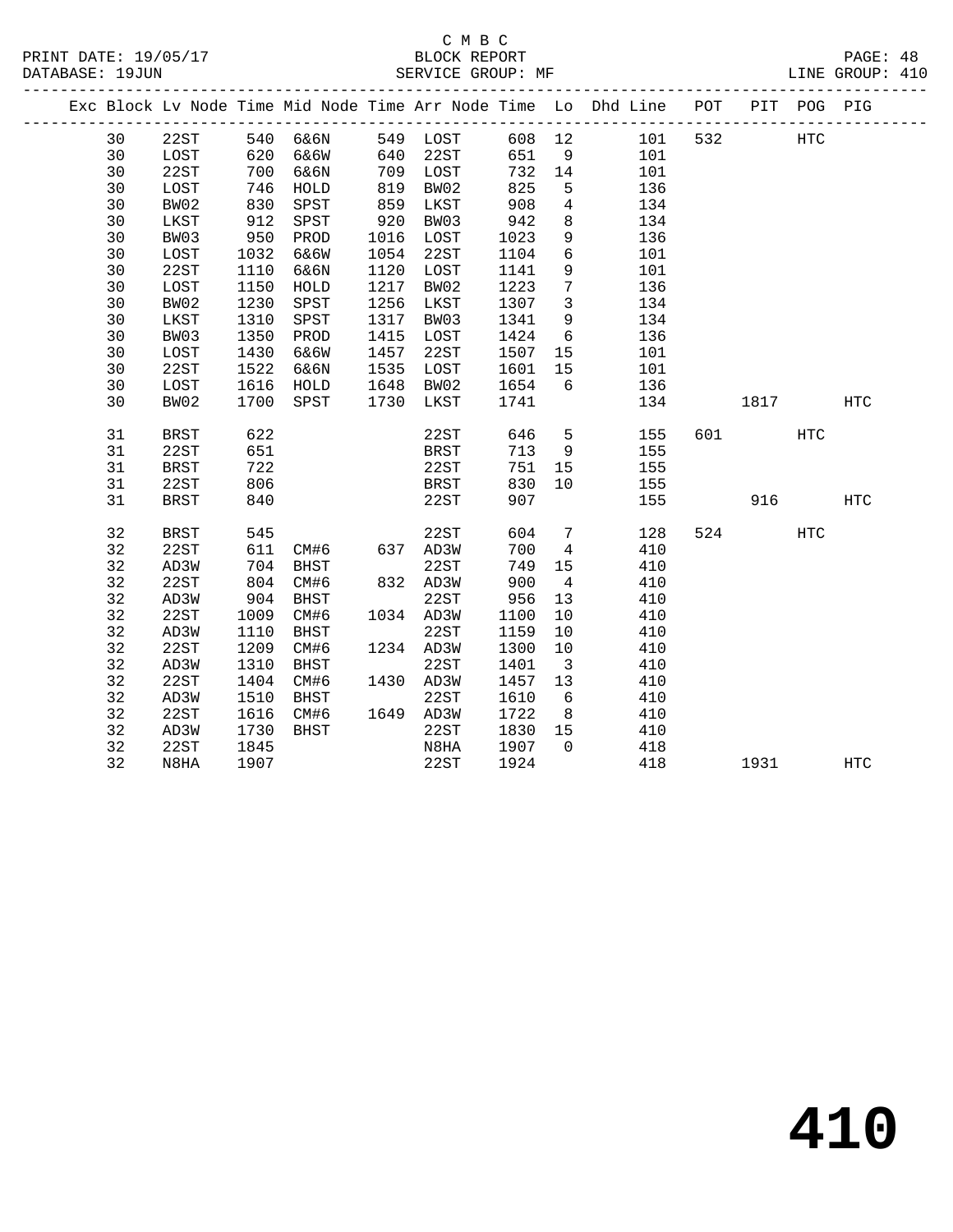C M B C
BLOCK REPORT
SERVICE GROUP: MF

PRINT DATE: 19/05/17
DATABASE: 19JUN
LINE GROUP: 410

| Exc | Block | Lv | Node | Time | Mid Node | Time | Arr Node | Time | Lo | Dhd Line | POT | PIT | POG | PIG |
|---|---|---|---|---|---|---|---|---|---|---|---|---|---|---|
| | 30 | | 22ST | 540 | 6&6N | 549 | LOST | 608 | 12 | 101 | 532 | | HTC | |
| | 30 | | LOST | 620 | 6&6W | 640 | 22ST | 651 | 9 | 101 | | | | |
| | 30 | | 22ST | 700 | 6&6N | 709 | LOST | 732 | 14 | 101 | | | | |
| | 30 | | LOST | 746 | HOLD | 819 | BW02 | 825 | 5 | 136 | | | | |
| | 30 | | BW02 | 830 | SPST | 859 | LKST | 908 | 4 | 134 | | | | |
| | 30 | | LKST | 912 | SPST | 920 | BW03 | 942 | 8 | 134 | | | | |
| | 30 | | BW03 | 950 | PROD | 1016 | LOST | 1023 | 9 | 136 | | | | |
| | 30 | | LOST | 1032 | 6&6W | 1054 | 22ST | 1104 | 6 | 101 | | | | |
| | 30 | | 22ST | 1110 | 6&6N | 1120 | LOST | 1141 | 9 | 101 | | | | |
| | 30 | | LOST | 1150 | HOLD | 1217 | BW02 | 1223 | 7 | 136 | | | | |
| | 30 | | BW02 | 1230 | SPST | 1256 | LKST | 1307 | 3 | 134 | | | | |
| | 30 | | LKST | 1310 | SPST | 1317 | BW03 | 1341 | 9 | 134 | | | | |
| | 30 | | BW03 | 1350 | PROD | 1415 | LOST | 1424 | 6 | 136 | | | | |
| | 30 | | LOST | 1430 | 6&6W | 1457 | 22ST | 1507 | 15 | 101 | | | | |
| | 30 | | 22ST | 1522 | 6&6N | 1535 | LOST | 1601 | 15 | 101 | | | | |
| | 30 | | LOST | 1616 | HOLD | 1648 | BW02 | 1654 | 6 | 136 | | | | |
| | 30 | | BW02 | 1700 | SPST | 1730 | LKST | 1741 | | 134 | | 1817 | | HTC |
| | 31 | | BRST | 622 | | | 22ST | 646 | 5 | 155 | 601 | | HTC | |
| | 31 | | 22ST | 651 | | | BRST | 713 | 9 | 155 | | | | |
| | 31 | | BRST | 722 | | | 22ST | 751 | 15 | 155 | | | | |
| | 31 | | 22ST | 806 | | | BRST | 830 | 10 | 155 | | | | |
| | 31 | | BRST | 840 | | | 22ST | 907 | | 155 | | 916 | | HTC |
| | 32 | | BRST | 545 | | | 22ST | 604 | 7 | 128 | 524 | | HTC | |
| | 32 | | 22ST | 611 | CM#6 | 637 | AD3W | 700 | 4 | 410 | | | | |
| | 32 | | AD3W | 704 | BHST | | 22ST | 749 | 15 | 410 | | | | |
| | 32 | | 22ST | 804 | CM#6 | 832 | AD3W | 900 | 4 | 410 | | | | |
| | 32 | | AD3W | 904 | BHST | | 22ST | 956 | 13 | 410 | | | | |
| | 32 | | 22ST | 1009 | CM#6 | 1034 | AD3W | 1100 | 10 | 410 | | | | |
| | 32 | | AD3W | 1110 | BHST | | 22ST | 1159 | 10 | 410 | | | | |
| | 32 | | 22ST | 1209 | CM#6 | 1234 | AD3W | 1300 | 10 | 410 | | | | |
| | 32 | | AD3W | 1310 | BHST | | 22ST | 1401 | 3 | 410 | | | | |
| | 32 | | 22ST | 1404 | CM#6 | 1430 | AD3W | 1457 | 13 | 410 | | | | |
| | 32 | | AD3W | 1510 | BHST | | 22ST | 1610 | 6 | 410 | | | | |
| | 32 | | 22ST | 1616 | CM#6 | 1649 | AD3W | 1722 | 8 | 410 | | | | |
| | 32 | | AD3W | 1730 | BHST | | 22ST | 1830 | 15 | 410 | | | | |
| | 32 | | 22ST | 1845 | | | N8HA | 1907 | 0 | 418 | | | | |
| | 32 | | N8HA | 1907 | | | 22ST | 1924 | | 418 | | 1931 | | HTC |

# 410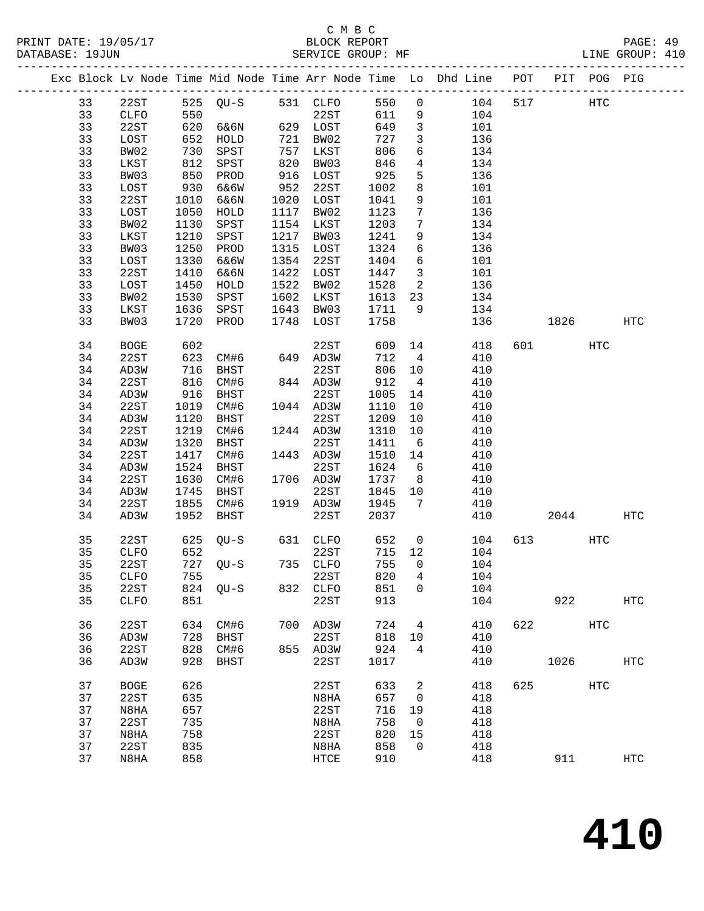C M B C
BLOCK REPORT
SERVICE GROUP: MF

PRINT DATE: 19/05/17
DATABASE: 19JUN
LINE GROUP: 410

| Exc | Block | Lv | Node | Time | Mid Node | Time | Arr Node | Time | Lo | Dhd Line | POT | PIT | POG | PIG |
|---|---|---|---|---|---|---|---|---|---|---|---|---|---|---|
| | 33 | | 22ST | 525 | QU-S | 531 | CLFO | 550 | 0 | 104 | 517 | | HTC | |
| | 33 | | CLFO | 550 | | | 22ST | 611 | 9 | 104 | | | | |
| | 33 | | 22ST | 620 | 6&6N | 629 | LOST | 649 | 3 | 101 | | | | |
| | 33 | | LOST | 652 | HOLD | 721 | BW02 | 727 | 3 | 136 | | | | |
| | 33 | | BW02 | 730 | SPST | 757 | LKST | 806 | 6 | 134 | | | | |
| | 33 | | LKST | 812 | SPST | 820 | BW03 | 846 | 4 | 134 | | | | |
| | 33 | | BW03 | 850 | PROD | 916 | LOST | 925 | 5 | 136 | | | | |
| | 33 | | LOST | 930 | 6&6W | 952 | 22ST | 1002 | 8 | 101 | | | | |
| | 33 | | 22ST | 1010 | 6&6N | 1020 | LOST | 1041 | 9 | 101 | | | | |
| | 33 | | LOST | 1050 | HOLD | 1117 | BW02 | 1123 | 7 | 136 | | | | |
| | 33 | | BW02 | 1130 | SPST | 1154 | LKST | 1203 | 7 | 134 | | | | |
| | 33 | | LKST | 1210 | SPST | 1217 | BW03 | 1241 | 9 | 134 | | | | |
| | 33 | | BW03 | 1250 | PROD | 1315 | LOST | 1324 | 6 | 136 | | | | |
| | 33 | | LOST | 1330 | 6&6W | 1354 | 22ST | 1404 | 6 | 101 | | | | |
| | 33 | | 22ST | 1410 | 6&6N | 1422 | LOST | 1447 | 3 | 101 | | | | |
| | 33 | | LOST | 1450 | HOLD | 1522 | BW02 | 1528 | 2 | 136 | | | | |
| | 33 | | BW02 | 1530 | SPST | 1602 | LKST | 1613 | 23 | 134 | | | | |
| | 33 | | LKST | 1636 | SPST | 1643 | BW03 | 1711 | 9 | 134 | | | | |
| | 33 | | BW03 | 1720 | PROD | 1748 | LOST | 1758 | | 136 | | 1826 | | HTC |
| | 34 | | BOGE | 602 | | | 22ST | 609 | 14 | 418 | 601 | | HTC | |
| | 34 | | 22ST | 623 | CM#6 | 649 | AD3W | 712 | 4 | 410 | | | | |
| | 34 | | AD3W | 716 | BHST | | 22ST | 806 | 10 | 410 | | | | |
| | 34 | | 22ST | 816 | CM#6 | 844 | AD3W | 912 | 4 | 410 | | | | |
| | 34 | | AD3W | 916 | BHST | | 22ST | 1005 | 14 | 410 | | | | |
| | 34 | | 22ST | 1019 | CM#6 | 1044 | AD3W | 1110 | 10 | 410 | | | | |
| | 34 | | AD3W | 1120 | BHST | | 22ST | 1209 | 10 | 410 | | | | |
| | 34 | | 22ST | 1219 | CM#6 | 1244 | AD3W | 1310 | 10 | 410 | | | | |
| | 34 | | AD3W | 1320 | BHST | | 22ST | 1411 | 6 | 410 | | | | |
| | 34 | | 22ST | 1417 | CM#6 | 1443 | AD3W | 1510 | 14 | 410 | | | | |
| | 34 | | AD3W | 1524 | BHST | | 22ST | 1624 | 6 | 410 | | | | |
| | 34 | | 22ST | 1630 | CM#6 | 1706 | AD3W | 1737 | 8 | 410 | | | | |
| | 34 | | AD3W | 1745 | BHST | | 22ST | 1845 | 10 | 410 | | | | |
| | 34 | | 22ST | 1855 | CM#6 | 1919 | AD3W | 1945 | 7 | 410 | | | | |
| | 34 | | AD3W | 1952 | BHST | | 22ST | 2037 | | 410 | | 2044 | | HTC |
| | 35 | | 22ST | 625 | QU-S | 631 | CLFO | 652 | 0 | 104 | 613 | | HTC | |
| | 35 | | CLFO | 652 | | | 22ST | 715 | 12 | 104 | | | | |
| | 35 | | 22ST | 727 | QU-S | 735 | CLFO | 755 | 0 | 104 | | | | |
| | 35 | | CLFO | 755 | | | 22ST | 820 | 4 | 104 | | | | |
| | 35 | | 22ST | 824 | QU-S | 832 | CLFO | 851 | 0 | 104 | | | | |
| | 35 | | CLFO | 851 | | | 22ST | 913 | | 104 | | 922 | | HTC |
| | 36 | | 22ST | 634 | CM#6 | 700 | AD3W | 724 | 4 | 410 | 622 | | HTC | |
| | 36 | | AD3W | 728 | BHST | | 22ST | 818 | 10 | 410 | | | | |
| | 36 | | 22ST | 828 | CM#6 | 855 | AD3W | 924 | 4 | 410 | | | | |
| | 36 | | AD3W | 928 | BHST | | 22ST | 1017 | | 410 | | 1026 | | HTC |
| | 37 | | BOGE | 626 | | | 22ST | 633 | 2 | 418 | 625 | | HTC | |
| | 37 | | 22ST | 635 | | | N8HA | 657 | 0 | 418 | | | | |
| | 37 | | N8HA | 657 | | | 22ST | 716 | 19 | 418 | | | | |
| | 37 | | 22ST | 735 | | | N8HA | 758 | 0 | 418 | | | | |
| | 37 | | N8HA | 758 | | | 22ST | 820 | 15 | 418 | | | | |
| | 37 | | 22ST | 835 | | | N8HA | 858 | 0 | 418 | | | | |
| | 37 | | N8HA | 858 | | | HTCE | 910 | | 418 | | 911 | | HTC |

# 410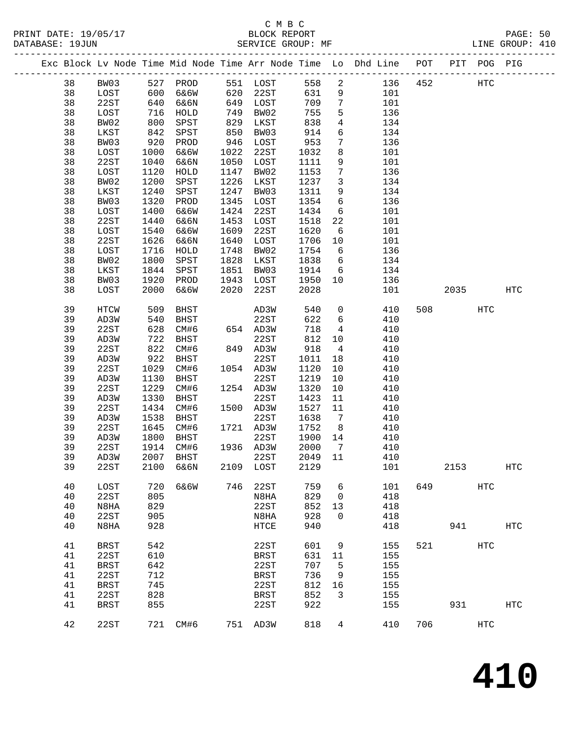C M B C

PRINT DATE: 19/05/17 BLOCK REPORT
DATABASE: 19JUN SERVICE GROUP: MF LINE GROUP: 410

| Exc | Block | Lv | Node | Time | Mid Node | Time | Arr Node | Time | Lo | Dhd Line | POT | PIT | POG | PIG |
|---|---|---|---|---|---|---|---|---|---|---|---|---|---|---|
| | 38 | BW03 | 527 | PROD | 551 | LOST | 558 | 2 | | 136 | 452 | | HTC | |
| | 38 | LOST | 600 | 6&6W | 620 | 22ST | 631 | 9 | | 101 | | | | |
| | 38 | 22ST | 640 | 6&6N | 649 | LOST | 709 | 7 | | 101 | | | | |
| | 38 | LOST | 716 | HOLD | 749 | BW02 | 755 | 5 | | 136 | | | | |
| | 38 | BW02 | 800 | SPST | 829 | LKST | 838 | 4 | | 134 | | | | |
| | 38 | LKST | 842 | SPST | 850 | BW03 | 914 | 6 | | 134 | | | | |
| | 38 | BW03 | 920 | PROD | 946 | LOST | 953 | 7 | | 136 | | | | |
| | 38 | LOST | 1000 | 6&6W | 1022 | 22ST | 1032 | 8 | | 101 | | | | |
| | 38 | 22ST | 1040 | 6&6N | 1050 | LOST | 1111 | 9 | | 101 | | | | |
| | 38 | LOST | 1120 | HOLD | 1147 | BW02 | 1153 | 7 | | 136 | | | | |
| | 38 | BW02 | 1200 | SPST | 1226 | LKST | 1237 | 3 | | 134 | | | | |
| | 38 | LKST | 1240 | SPST | 1247 | BW03 | 1311 | 9 | | 134 | | | | |
| | 38 | BW03 | 1320 | PROD | 1345 | LOST | 1354 | 6 | | 136 | | | | |
| | 38 | LOST | 1400 | 6&6W | 1424 | 22ST | 1434 | 6 | | 101 | | | | |
| | 38 | 22ST | 1440 | 6&6N | 1453 | LOST | 1518 | 22 | | 101 | | | | |
| | 38 | LOST | 1540 | 6&6W | 1609 | 22ST | 1620 | 6 | | 101 | | | | |
| | 38 | 22ST | 1626 | 6&6N | 1640 | LOST | 1706 | 10 | | 101 | | | | |
| | 38 | LOST | 1716 | HOLD | 1748 | BW02 | 1754 | 6 | | 136 | | | | |
| | 38 | BW02 | 1800 | SPST | 1828 | LKST | 1838 | 6 | | 134 | | | | |
| | 38 | LKST | 1844 | SPST | 1851 | BW03 | 1914 | 6 | | 134 | | | | |
| | 38 | BW03 | 1920 | PROD | 1943 | LOST | 1950 | 10 | | 136 | | | | |
| | 38 | LOST | 2000 | 6&6W | 2020 | 22ST | 2028 | | | 101 | | 2035 | | HTC |
| | 39 | HTCW | 509 | BHST | | AD3W | 540 | 0 | | 410 | 508 | | HTC | |
| | 39 | AD3W | 540 | BHST | | 22ST | 622 | 6 | | 410 | | | | |
| | 39 | 22ST | 628 | CM#6 | 654 | AD3W | 718 | 4 | | 410 | | | | |
| | 39 | AD3W | 722 | BHST | | 22ST | 812 | 10 | | 410 | | | | |
| | 39 | 22ST | 822 | CM#6 | 849 | AD3W | 918 | 4 | | 410 | | | | |
| | 39 | AD3W | 922 | BHST | | 22ST | 1011 | 18 | | 410 | | | | |
| | 39 | 22ST | 1029 | CM#6 | 1054 | AD3W | 1120 | 10 | | 410 | | | | |
| | 39 | AD3W | 1130 | BHST | | 22ST | 1219 | 10 | | 410 | | | | |
| | 39 | 22ST | 1229 | CM#6 | 1254 | AD3W | 1320 | 10 | | 410 | | | | |
| | 39 | AD3W | 1330 | BHST | | 22ST | 1423 | 11 | | 410 | | | | |
| | 39 | 22ST | 1434 | CM#6 | 1500 | AD3W | 1527 | 11 | | 410 | | | | |
| | 39 | AD3W | 1538 | BHST | | 22ST | 1638 | 7 | | 410 | | | | |
| | 39 | 22ST | 1645 | CM#6 | 1721 | AD3W | 1752 | 8 | | 410 | | | | |
| | 39 | AD3W | 1800 | BHST | | 22ST | 1900 | 14 | | 410 | | | | |
| | 39 | 22ST | 1914 | CM#6 | 1936 | AD3W | 2000 | 7 | | 410 | | | | |
| | 39 | AD3W | 2007 | BHST | | 22ST | 2049 | 11 | | 410 | | | | |
| | 39 | 22ST | 2100 | 6&6N | 2109 | LOST | 2129 | | | 101 | | 2153 | | HTC |
| | 40 | LOST | 720 | 6&6W | 746 | 22ST | 759 | 6 | | 101 | 649 | | HTC | |
| | 40 | 22ST | 805 | | | N8HA | 829 | 0 | | 418 | | | | |
| | 40 | N8HA | 829 | | | 22ST | 852 | 13 | | 418 | | | | |
| | 40 | 22ST | 905 | | | N8HA | 928 | 0 | | 418 | | | | |
| | 40 | N8HA | 928 | | | HTCE | 940 | | | 418 | | 941 | | HTC |
| | 41 | BRST | 542 | | | 22ST | 601 | 9 | | 155 | 521 | | HTC | |
| | 41 | 22ST | 610 | | | BRST | 631 | 11 | | 155 | | | | |
| | 41 | BRST | 642 | | | 22ST | 707 | 5 | | 155 | | | | |
| | 41 | 22ST | 712 | | | BRST | 736 | 9 | | 155 | | | | |
| | 41 | BRST | 745 | | | 22ST | 812 | 16 | | 155 | | | | |
| | 41 | 22ST | 828 | | | BRST | 852 | 3 | | 155 | | | | |
| | 41 | BRST | 855 | | | 22ST | 922 | | | 155 | | 931 | | HTC |
| | 42 | 22ST | 721 | CM#6 | 751 | AD3W | 818 | 4 | | 410 | 706 | | HTC | |

# 410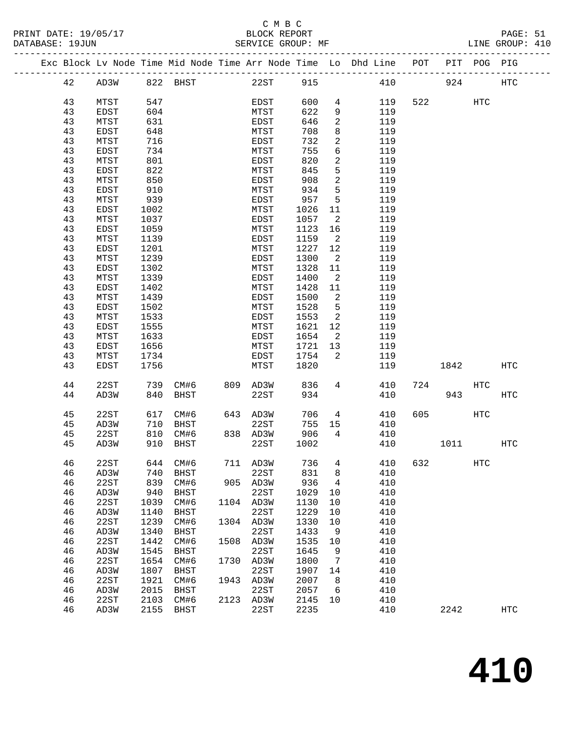C M B C
BLOCK REPORT
SERVICE GROUP: MF

PRINT DATE: 19/05/17
DATABASE: 19JUN

LINE GROUP: 410

| Exc | Block | Lv Node | Time | Mid Node | Time | Arr Node | Time | Lo | Dhd Line | POT | PIT | POG | PIG |
|---|---|---|---|---|---|---|---|---|---|---|---|---|---|
| | 42 | AD3W | 822 | BHST | | 22ST | 915 | | 410 | | 924 | | HTC |
| | 43 | MTST | 547 | | | EDST | 600 | 4 | 119 | 522 | | HTC | |
| | 43 | EDST | 604 | | | MTST | 622 | 9 | 119 | | | | |
| | 43 | MTST | 631 | | | EDST | 646 | 2 | 119 | | | | |
| | 43 | EDST | 648 | | | MTST | 708 | 8 | 119 | | | | |
| | 43 | MTST | 716 | | | EDST | 732 | 2 | 119 | | | | |
| | 43 | EDST | 734 | | | MTST | 755 | 6 | 119 | | | | |
| | 43 | MTST | 801 | | | EDST | 820 | 2 | 119 | | | | |
| | 43 | EDST | 822 | | | MTST | 845 | 5 | 119 | | | | |
| | 43 | MTST | 850 | | | EDST | 908 | 2 | 119 | | | | |
| | 43 | EDST | 910 | | | MTST | 934 | 5 | 119 | | | | |
| | 43 | MTST | 939 | | | EDST | 957 | 5 | 119 | | | | |
| | 43 | EDST | 1002 | | | MTST | 1026 | 11 | 119 | | | | |
| | 43 | MTST | 1037 | | | EDST | 1057 | 2 | 119 | | | | |
| | 43 | EDST | 1059 | | | MTST | 1123 | 16 | 119 | | | | |
| | 43 | MTST | 1139 | | | EDST | 1159 | 2 | 119 | | | | |
| | 43 | EDST | 1201 | | | MTST | 1227 | 12 | 119 | | | | |
| | 43 | MTST | 1239 | | | EDST | 1300 | 2 | 119 | | | | |
| | 43 | EDST | 1302 | | | MTST | 1328 | 11 | 119 | | | | |
| | 43 | MTST | 1339 | | | EDST | 1400 | 2 | 119 | | | | |
| | 43 | EDST | 1402 | | | MTST | 1428 | 11 | 119 | | | | |
| | 43 | MTST | 1439 | | | EDST | 1500 | 2 | 119 | | | | |
| | 43 | EDST | 1502 | | | MTST | 1528 | 5 | 119 | | | | |
| | 43 | MTST | 1533 | | | EDST | 1553 | 2 | 119 | | | | |
| | 43 | EDST | 1555 | | | MTST | 1621 | 12 | 119 | | | | |
| | 43 | MTST | 1633 | | | EDST | 1654 | 2 | 119 | | | | |
| | 43 | EDST | 1656 | | | MTST | 1721 | 13 | 119 | | | | |
| | 43 | MTST | 1734 | | | EDST | 1754 | 2 | 119 | | | | |
| | 43 | EDST | 1756 | | | MTST | 1820 | | 119 | | 1842 | | HTC |
| | 44 | 22ST | 739 | CM#6 | 809 | AD3W | 836 | 4 | 410 | 724 | | HTC | |
| | 44 | AD3W | 840 | BHST | | 22ST | 934 | | 410 | | 943 | | HTC |
| | 45 | 22ST | 617 | CM#6 | 643 | AD3W | 706 | 4 | 410 | 605 | | HTC | |
| | 45 | AD3W | 710 | BHST | | 22ST | 755 | 15 | 410 | | | | |
| | 45 | 22ST | 810 | CM#6 | 838 | AD3W | 906 | 4 | 410 | | | | |
| | 45 | AD3W | 910 | BHST | | 22ST | 1002 | | 410 | | 1011 | | HTC |
| | 46 | 22ST | 644 | CM#6 | 711 | AD3W | 736 | 4 | 410 | 632 | | HTC | |
| | 46 | AD3W | 740 | BHST | | 22ST | 831 | 8 | 410 | | | | |
| | 46 | 22ST | 839 | CM#6 | 905 | AD3W | 936 | 4 | 410 | | | | |
| | 46 | AD3W | 940 | BHST | | 22ST | 1029 | 10 | 410 | | | | |
| | 46 | 22ST | 1039 | CM#6 | 1104 | AD3W | 1130 | 10 | 410 | | | | |
| | 46 | AD3W | 1140 | BHST | | 22ST | 1229 | 10 | 410 | | | | |
| | 46 | 22ST | 1239 | CM#6 | 1304 | AD3W | 1330 | 10 | 410 | | | | |
| | 46 | AD3W | 1340 | BHST | | 22ST | 1433 | 9 | 410 | | | | |
| | 46 | 22ST | 1442 | CM#6 | 1508 | AD3W | 1535 | 10 | 410 | | | | |
| | 46 | AD3W | 1545 | BHST | | 22ST | 1645 | 9 | 410 | | | | |
| | 46 | 22ST | 1654 | CM#6 | 1730 | AD3W | 1800 | 7 | 410 | | | | |
| | 46 | AD3W | 1807 | BHST | | 22ST | 1907 | 14 | 410 | | | | |
| | 46 | 22ST | 1921 | CM#6 | 1943 | AD3W | 2007 | 8 | 410 | | | | |
| | 46 | AD3W | 2015 | BHST | | 22ST | 2057 | 6 | 410 | | | | |
| | 46 | 22ST | 2103 | CM#6 | 2123 | AD3W | 2145 | 10 | 410 | | | | |
| | 46 | AD3W | 2155 | BHST | | 22ST | 2235 | | 410 | | 2242 | | HTC |

# 410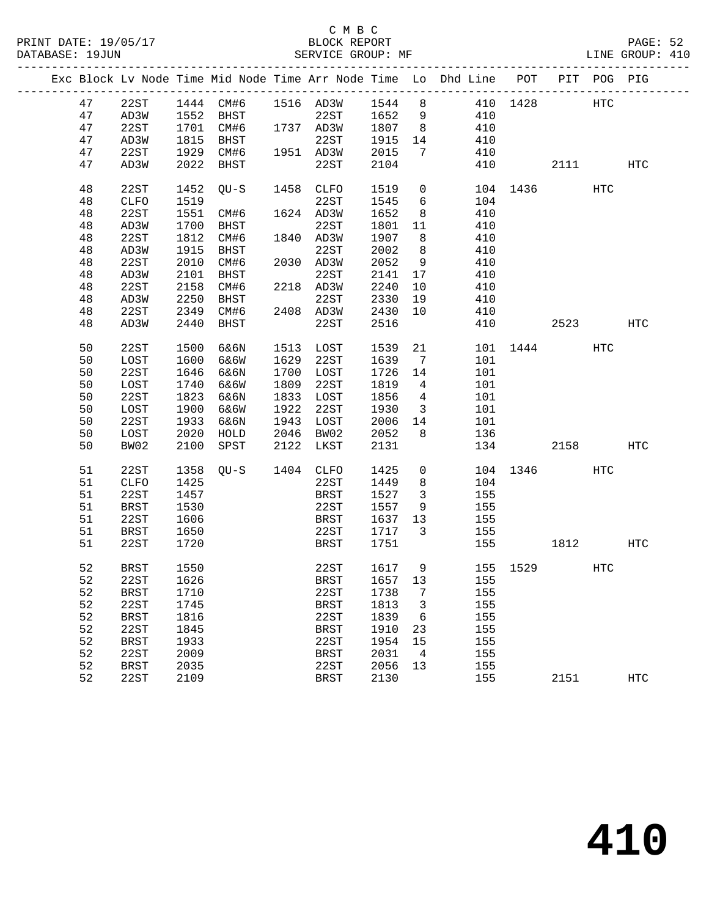C M B C

PRINT DATE: 19/05/17 BLOCK REPORT PAGE: 52
DATABASE: 19JUN SERVICE GROUP: MF LINE GROUP: 410

| Exc | Block | Lv Node | Time | Mid Node | Time | Arr Node | Time | Lo | Dhd Line | POT | PIT | POG | PIG |
|---|---|---|---|---|---|---|---|---|---|---|---|---|---|
| | 47 | 22ST | 1444 | CM#6 | 1516 | AD3W | 1544 | 8 | 410 | 1428 | | HTC | |
| | 47 | AD3W | 1552 | BHST | | 22ST | 1652 | 9 | 410 | | | | |
| | 47 | 22ST | 1701 | CM#6 | 1737 | AD3W | 1807 | 8 | 410 | | | | |
| | 47 | AD3W | 1815 | BHST | | 22ST | 1915 | 14 | 410 | | | | |
| | 47 | 22ST | 1929 | CM#6 | 1951 | AD3W | 2015 | 7 | 410 | | | | |
| | 47 | AD3W | 2022 | BHST | | 22ST | 2104 | | 410 | | 2111 | | HTC |
| | 48 | 22ST | 1452 | QU-S | 1458 | CLFO | 1519 | 0 | 104 | 1436 | | HTC | |
| | 48 | CLFO | 1519 | | | 22ST | 1545 | 6 | 104 | | | | |
| | 48 | 22ST | 1551 | CM#6 | 1624 | AD3W | 1652 | 8 | 410 | | | | |
| | 48 | AD3W | 1700 | BHST | | 22ST | 1801 | 11 | 410 | | | | |
| | 48 | 22ST | 1812 | CM#6 | 1840 | AD3W | 1907 | 8 | 410 | | | | |
| | 48 | AD3W | 1915 | BHST | | 22ST | 2002 | 8 | 410 | | | | |
| | 48 | 22ST | 2010 | CM#6 | 2030 | AD3W | 2052 | 9 | 410 | | | | |
| | 48 | AD3W | 2101 | BHST | | 22ST | 2141 | 17 | 410 | | | | |
| | 48 | 22ST | 2158 | CM#6 | 2218 | AD3W | 2240 | 10 | 410 | | | | |
| | 48 | AD3W | 2250 | BHST | | 22ST | 2330 | 19 | 410 | | | | |
| | 48 | 22ST | 2349 | CM#6 | 2408 | AD3W | 2430 | 10 | 410 | | | | |
| | 48 | AD3W | 2440 | BHST | | 22ST | 2516 | | 410 | | 2523 | | HTC |
| | 50 | 22ST | 1500 | 6&6N | 1513 | LOST | 1539 | 21 | 101 | 1444 | | HTC | |
| | 50 | LOST | 1600 | 6&6W | 1629 | 22ST | 1639 | 7 | 101 | | | | |
| | 50 | 22ST | 1646 | 6&6N | 1700 | LOST | 1726 | 14 | 101 | | | | |
| | 50 | LOST | 1740 | 6&6W | 1809 | 22ST | 1819 | 4 | 101 | | | | |
| | 50 | 22ST | 1823 | 6&6N | 1833 | LOST | 1856 | 4 | 101 | | | | |
| | 50 | LOST | 1900 | 6&6W | 1922 | 22ST | 1930 | 3 | 101 | | | | |
| | 50 | 22ST | 1933 | 6&6N | 1943 | LOST | 2006 | 14 | 101 | | | | |
| | 50 | LOST | 2020 | HOLD | 2046 | BW02 | 2052 | 8 | 136 | | | | |
| | 50 | BW02 | 2100 | SPST | 2122 | LKST | 2131 | | 134 | | 2158 | | HTC |
| | 51 | 22ST | 1358 | QU-S | 1404 | CLFO | 1425 | 0 | 104 | 1346 | | HTC | |
| | 51 | CLFO | 1425 | | | 22ST | 1449 | 8 | 104 | | | | |
| | 51 | 22ST | 1457 | | | BRST | 1527 | 3 | 155 | | | | |
| | 51 | BRST | 1530 | | | 22ST | 1557 | 9 | 155 | | | | |
| | 51 | 22ST | 1606 | | | BRST | 1637 | 13 | 155 | | | | |
| | 51 | BRST | 1650 | | | 22ST | 1717 | 3 | 155 | | | | |
| | 51 | 22ST | 1720 | | | BRST | 1751 | | 155 | | 1812 | | HTC |
| | 52 | BRST | 1550 | | | 22ST | 1617 | 9 | 155 | 1529 | | HTC | |
| | 52 | 22ST | 1626 | | | BRST | 1657 | 13 | 155 | | | | |
| | 52 | BRST | 1710 | | | 22ST | 1738 | 7 | 155 | | | | |
| | 52 | 22ST | 1745 | | | BRST | 1813 | 3 | 155 | | | | |
| | 52 | BRST | 1816 | | | 22ST | 1839 | 6 | 155 | | | | |
| | 52 | 22ST | 1845 | | | BRST | 1910 | 23 | 155 | | | | |
| | 52 | BRST | 1933 | | | 22ST | 1954 | 15 | 155 | | | | |
| | 52 | 22ST | 2009 | | | BRST | 2031 | 4 | 155 | | | | |
| | 52 | BRST | 2035 | | | 22ST | 2056 | 13 | 155 | | | | |
| | 52 | 22ST | 2109 | | | BRST | 2130 | | 155 | | 2151 | | HTC |

# 410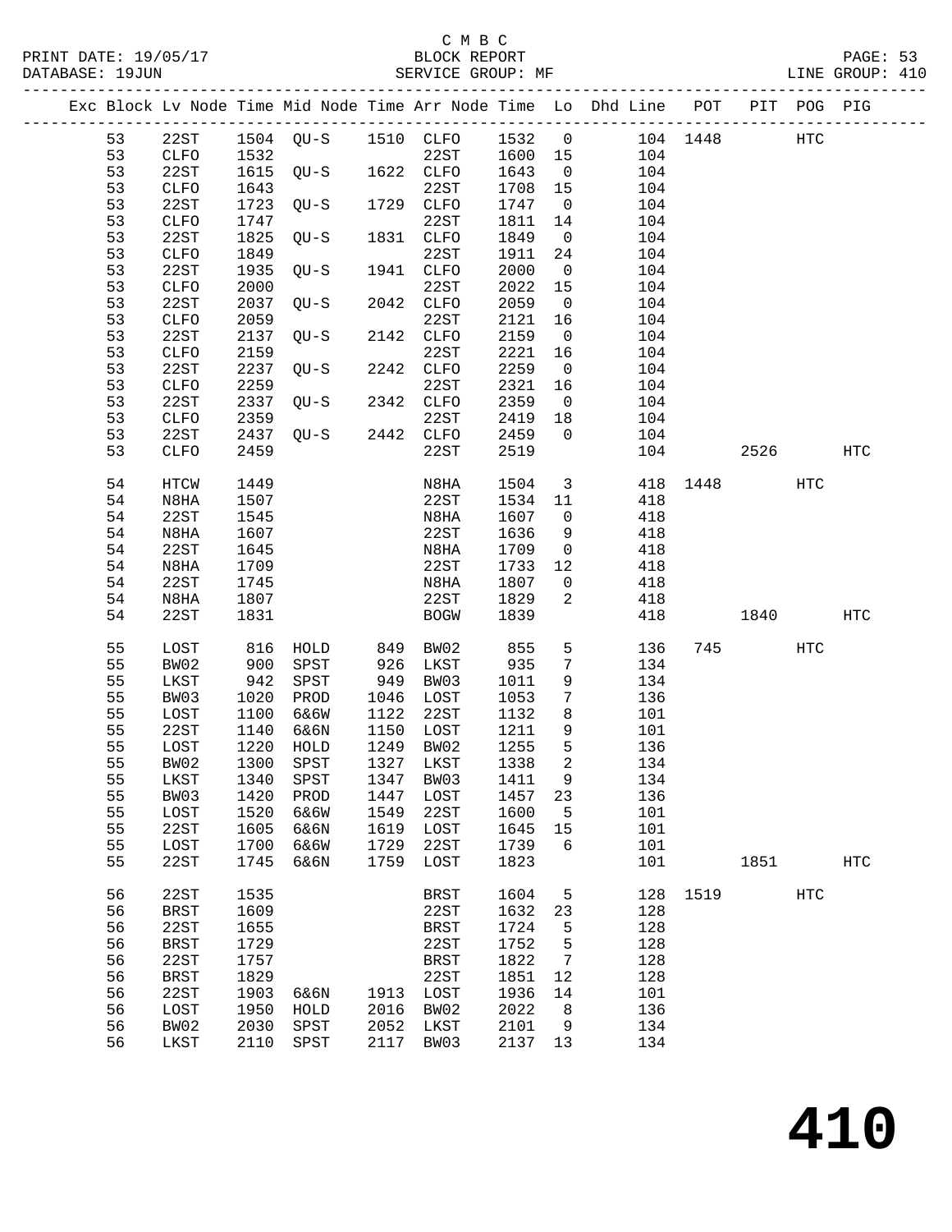C M B C
PRINT DATE: 19/05/17 BLOCK REPORT
DATABASE: 19JUN SERVICE GROUP: MF LINE GROUP: 410

| Exc | Block | Lv Node | Time | Mid Node | Time | Arr Node | Time | Lo | Dhd Line | POT | PIT | POG | PIG |
|---|---|---|---|---|---|---|---|---|---|---|---|---|---|
| | 53 | 22ST | 1504 | QU-S | 1510 | CLFO | 1532 | 0 | 104 | 1448 | | HTC | |
| | 53 | CLFO | 1532 | | | 22ST | 1600 | 15 | 104 | | | | |
| | 53 | 22ST | 1615 | QU-S | 1622 | CLFO | 1643 | 0 | 104 | | | | |
| | 53 | CLFO | 1643 | | | 22ST | 1708 | 15 | 104 | | | | |
| | 53 | 22ST | 1723 | QU-S | 1729 | CLFO | 1747 | 0 | 104 | | | | |
| | 53 | CLFO | 1747 | | | 22ST | 1811 | 14 | 104 | | | | |
| | 53 | 22ST | 1825 | QU-S | 1831 | CLFO | 1849 | 0 | 104 | | | | |
| | 53 | CLFO | 1849 | | | 22ST | 1911 | 24 | 104 | | | | |
| | 53 | 22ST | 1935 | QU-S | 1941 | CLFO | 2000 | 0 | 104 | | | | |
| | 53 | CLFO | 2000 | | | 22ST | 2022 | 15 | 104 | | | | |
| | 53 | 22ST | 2037 | QU-S | 2042 | CLFO | 2059 | 0 | 104 | | | | |
| | 53 | CLFO | 2059 | | | 22ST | 2121 | 16 | 104 | | | | |
| | 53 | 22ST | 2137 | QU-S | 2142 | CLFO | 2159 | 0 | 104 | | | | |
| | 53 | CLFO | 2159 | | | 22ST | 2221 | 16 | 104 | | | | |
| | 53 | 22ST | 2237 | QU-S | 2242 | CLFO | 2259 | 0 | 104 | | | | |
| | 53 | CLFO | 2259 | | | 22ST | 2321 | 16 | 104 | | | | |
| | 53 | 22ST | 2337 | QU-S | 2342 | CLFO | 2359 | 0 | 104 | | | | |
| | 53 | CLFO | 2359 | | | 22ST | 2419 | 18 | 104 | | | | |
| | 53 | 22ST | 2437 | QU-S | 2442 | CLFO | 2459 | 0 | 104 | | | | |
| | 53 | CLFO | 2459 | | | 22ST | 2519 | | 104 | | 2526 | | HTC |
| | 54 | HTCW | 1449 | | | N8HA | 1504 | 3 | 418 | 1448 | | HTC | |
| | 54 | N8HA | 1507 | | | 22ST | 1534 | 11 | 418 | | | | |
| | 54 | 22ST | 1545 | | | N8HA | 1607 | 0 | 418 | | | | |
| | 54 | N8HA | 1607 | | | 22ST | 1636 | 9 | 418 | | | | |
| | 54 | 22ST | 1645 | | | N8HA | 1709 | 0 | 418 | | | | |
| | 54 | N8HA | 1709 | | | 22ST | 1733 | 12 | 418 | | | | |
| | 54 | 22ST | 1745 | | | N8HA | 1807 | 0 | 418 | | | | |
| | 54 | N8HA | 1807 | | | 22ST | 1829 | 2 | 418 | | | | |
| | 54 | 22ST | 1831 | | | BOGW | 1839 | | 418 | | 1840 | | HTC |
| | 55 | LOST | 816 | HOLD | 849 | BW02 | 855 | 5 | 136 | 745 | | HTC | |
| | 55 | BW02 | 900 | SPST | 926 | LKST | 935 | 7 | 134 | | | | |
| | 55 | LKST | 942 | SPST | 949 | BW03 | 1011 | 9 | 134 | | | | |
| | 55 | BW03 | 1020 | PROD | 1046 | LOST | 1053 | 7 | 136 | | | | |
| | 55 | LOST | 1100 | 6&6W | 1122 | 22ST | 1132 | 8 | 101 | | | | |
| | 55 | 22ST | 1140 | 6&6N | 1150 | LOST | 1211 | 9 | 101 | | | | |
| | 55 | LOST | 1220 | HOLD | 1249 | BW02 | 1255 | 5 | 136 | | | | |
| | 55 | BW02 | 1300 | SPST | 1327 | LKST | 1338 | 2 | 134 | | | | |
| | 55 | LKST | 1340 | SPST | 1347 | BW03 | 1411 | 9 | 134 | | | | |
| | 55 | BW03 | 1420 | PROD | 1447 | LOST | 1457 | 23 | 136 | | | | |
| | 55 | LOST | 1520 | 6&6W | 1549 | 22ST | 1600 | 5 | 101 | | | | |
| | 55 | 22ST | 1605 | 6&6N | 1619 | LOST | 1645 | 15 | 101 | | | | |
| | 55 | LOST | 1700 | 6&6W | 1729 | 22ST | 1739 | 6 | 101 | | | | |
| | 55 | 22ST | 1745 | 6&6N | 1759 | LOST | 1823 | | 101 | | 1851 | | HTC |
| | 56 | 22ST | 1535 | | | BRST | 1604 | 5 | 128 | 1519 | | HTC | |
| | 56 | BRST | 1609 | | | 22ST | 1632 | 23 | 128 | | | | |
| | 56 | 22ST | 1655 | | | BRST | 1724 | 5 | 128 | | | | |
| | 56 | BRST | 1729 | | | 22ST | 1752 | 5 | 128 | | | | |
| | 56 | 22ST | 1757 | | | BRST | 1822 | 7 | 128 | | | | |
| | 56 | BRST | 1829 | | | 22ST | 1851 | 12 | 128 | | | | |
| | 56 | 22ST | 1903 | 6&6N | 1913 | LOST | 1936 | 14 | 101 | | | | |
| | 56 | LOST | 1950 | HOLD | 2016 | BW02 | 2022 | 8 | 136 | | | | |
| | 56 | BW02 | 2030 | SPST | 2052 | LKST | 2101 | 9 | 134 | | | | |
| | 56 | LKST | 2110 | SPST | 2117 | BW03 | 2137 | 13 | 134 | | | | |

# 410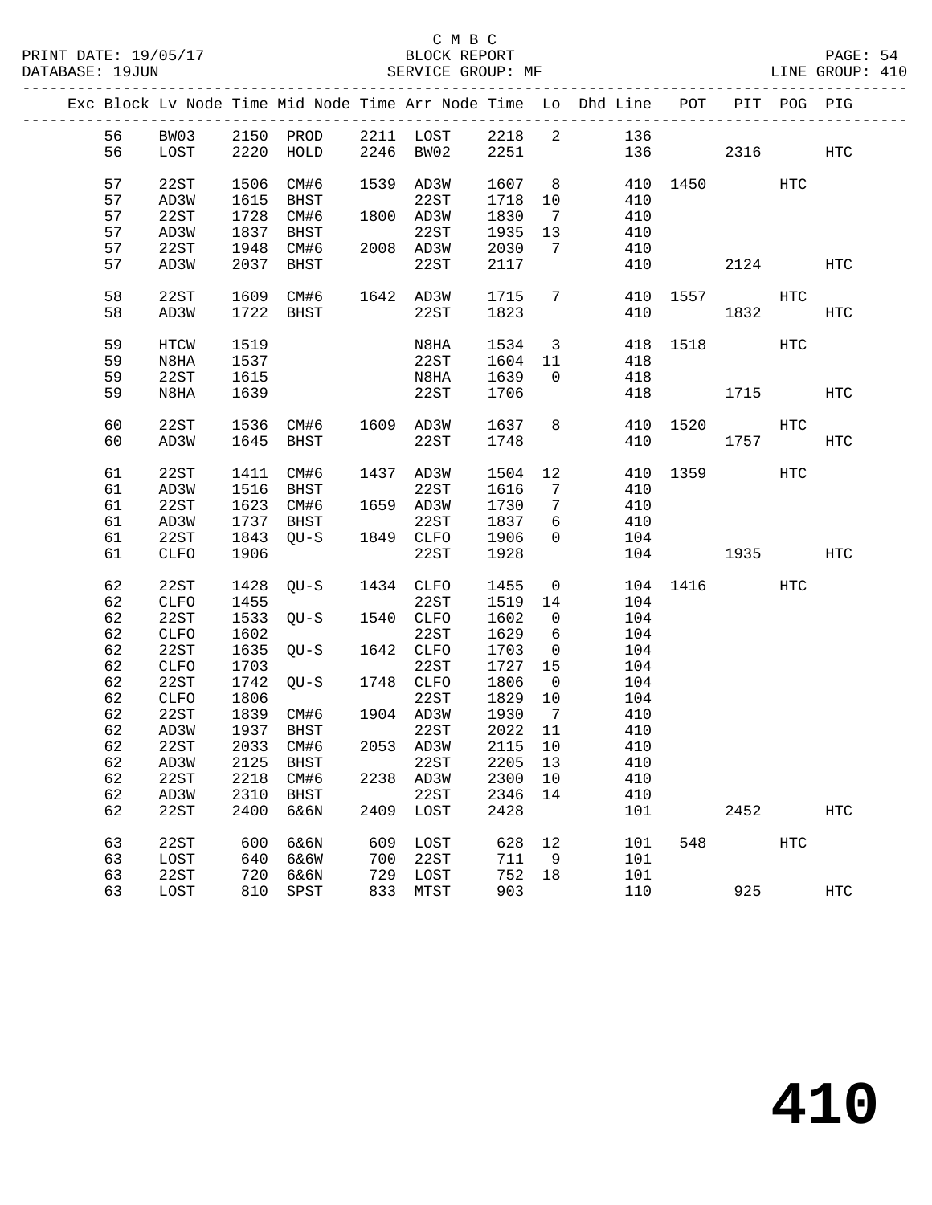C M B C
BLOCK REPORT
SERVICE GROUP: MF

PRINT DATE: 19/05/17
DATABASE: 19JUN
LINE GROUP: 410

| Exc | Block | Lv | Node | Time | Mid Node | Time | Arr Node | Time | Lo | Dhd Line | POT | PIT | POG | PIG |
|---|---|---|---|---|---|---|---|---|---|---|---|---|---|---|
| | 56 | | BW03 | 2150 | PROD | 2211 | LOST | 2218 | 2 | 136 | | | | |
| | 56 | | LOST | 2220 | HOLD | 2246 | BW02 | 2251 | | 136 | | 2316 | | HTC |
| | 57 | | 22ST | 1506 | CM#6 | 1539 | AD3W | 1607 | 8 | 410 | 1450 | | HTC | |
| | 57 | | AD3W | 1615 | BHST | | 22ST | 1718 | 10 | 410 | | | | |
| | 57 | | 22ST | 1728 | CM#6 | 1800 | AD3W | 1830 | 7 | 410 | | | | |
| | 57 | | AD3W | 1837 | BHST | | 22ST | 1935 | 13 | 410 | | | | |
| | 57 | | 22ST | 1948 | CM#6 | 2008 | AD3W | 2030 | 7 | 410 | | | | |
| | 57 | | AD3W | 2037 | BHST | | 22ST | 2117 | | 410 | | 2124 | | HTC |
| | 58 | | 22ST | 1609 | CM#6 | 1642 | AD3W | 1715 | 7 | 410 | 1557 | | HTC | |
| | 58 | | AD3W | 1722 | BHST | | 22ST | 1823 | | 410 | | 1832 | | HTC |
| | 59 | | HTCW | 1519 | | | N8HA | 1534 | 3 | 418 | 1518 | | HTC | |
| | 59 | | N8HA | 1537 | | | 22ST | 1604 | 11 | 418 | | | | |
| | 59 | | 22ST | 1615 | | | N8HA | 1639 | 0 | 418 | | | | |
| | 59 | | N8HA | 1639 | | | 22ST | 1706 | | 418 | | 1715 | | HTC |
| | 60 | | 22ST | 1536 | CM#6 | 1609 | AD3W | 1637 | 8 | 410 | 1520 | | HTC | |
| | 60 | | AD3W | 1645 | BHST | | 22ST | 1748 | | 410 | | 1757 | | HTC |
| | 61 | | 22ST | 1411 | CM#6 | 1437 | AD3W | 1504 | 12 | 410 | 1359 | | HTC | |
| | 61 | | AD3W | 1516 | BHST | | 22ST | 1616 | 7 | 410 | | | | |
| | 61 | | 22ST | 1623 | CM#6 | 1659 | AD3W | 1730 | 7 | 410 | | | | |
| | 61 | | AD3W | 1737 | BHST | | 22ST | 1837 | 6 | 410 | | | | |
| | 61 | | 22ST | 1843 | QU-S | 1849 | CLFO | 1906 | 0 | 104 | | | | |
| | 61 | | CLFO | 1906 | | | 22ST | 1928 | | 104 | | 1935 | | HTC |
| | 62 | | 22ST | 1428 | QU-S | 1434 | CLFO | 1455 | 0 | 104 | 1416 | | HTC | |
| | 62 | | CLFO | 1455 | | | 22ST | 1519 | 14 | 104 | | | | |
| | 62 | | 22ST | 1533 | QU-S | 1540 | CLFO | 1602 | 0 | 104 | | | | |
| | 62 | | CLFO | 1602 | | | 22ST | 1629 | 6 | 104 | | | | |
| | 62 | | 22ST | 1635 | QU-S | 1642 | CLFO | 1703 | 0 | 104 | | | | |
| | 62 | | CLFO | 1703 | | | 22ST | 1727 | 15 | 104 | | | | |
| | 62 | | 22ST | 1742 | QU-S | 1748 | CLFO | 1806 | 0 | 104 | | | | |
| | 62 | | CLFO | 1806 | | | 22ST | 1829 | 10 | 104 | | | | |
| | 62 | | 22ST | 1839 | CM#6 | 1904 | AD3W | 1930 | 7 | 410 | | | | |
| | 62 | | AD3W | 1937 | BHST | | 22ST | 2022 | 11 | 410 | | | | |
| | 62 | | 22ST | 2033 | CM#6 | 2053 | AD3W | 2115 | 10 | 410 | | | | |
| | 62 | | AD3W | 2125 | BHST | | 22ST | 2205 | 13 | 410 | | | | |
| | 62 | | 22ST | 2218 | CM#6 | 2238 | AD3W | 2300 | 10 | 410 | | | | |
| | 62 | | AD3W | 2310 | BHST | | 22ST | 2346 | 14 | 410 | | | | |
| | 62 | | 22ST | 2400 | 6&6N | 2409 | LOST | 2428 | | 101 | | 2452 | | HTC |
| | 63 | | 22ST | 600 | 6&6N | 609 | LOST | 628 | 12 | 101 | 548 | | HTC | |
| | 63 | | LOST | 640 | 6&6W | 700 | 22ST | 711 | 9 | 101 | | | | |
| | 63 | | 22ST | 720 | 6&6N | 729 | LOST | 752 | 18 | 101 | | | | |
| | 63 | | LOST | 810 | SPST | 833 | MTST | 903 | | 110 | | 925 | | HTC |

# 410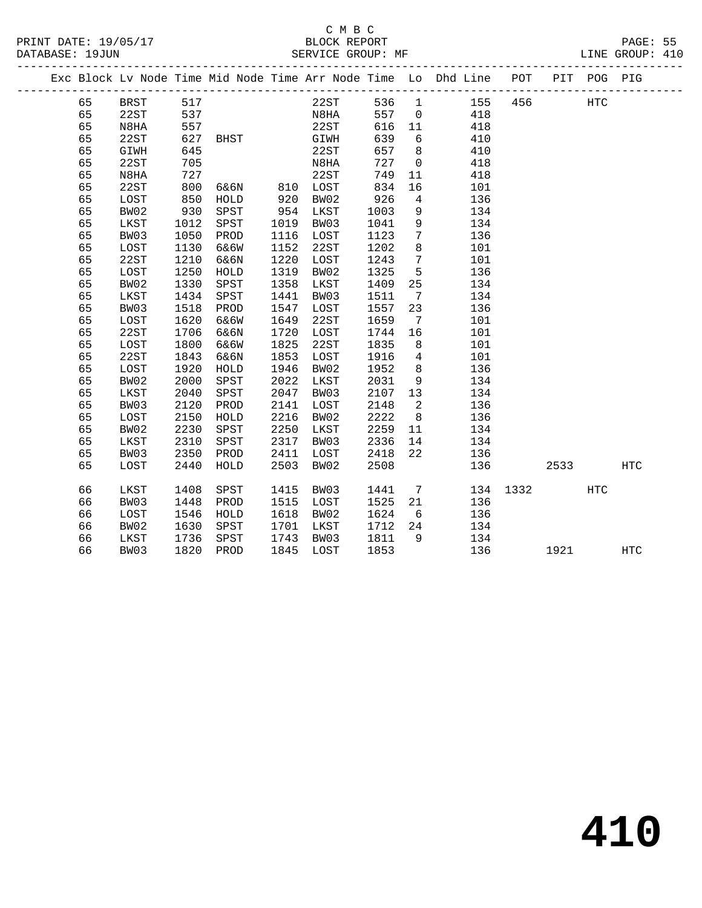C M B C

PRINT DATE: 19/05/17 BLOCK REPORT
DATABASE: 19JUN SERVICE GROUP: MF LINE GROUP: 410

| Exc | Block | Lv | Node | Time | Mid Node | Time | Arr Node | Time | Lo | Dhd Line | POT | PIT | POG | PIG |
|---|---|---|---|---|---|---|---|---|---|---|---|---|---|---|
| | 65 | | BRST | 517 | | | 22ST | 536 | 1 | 155 | 456 | | HTC | |
| | 65 | | 22ST | 537 | | | N8HA | 557 | 0 | 418 | | | | |
| | 65 | | N8HA | 557 | | | 22ST | 616 | 11 | 418 | | | | |
| | 65 | | 22ST | 627 | BHST | | GIWH | 639 | 6 | 410 | | | | |
| | 65 | | GIWH | 645 | | | 22ST | 657 | 8 | 410 | | | | |
| | 65 | | 22ST | 705 | | | N8HA | 727 | 0 | 418 | | | | |
| | 65 | | N8HA | 727 | | | 22ST | 749 | 11 | 418 | | | | |
| | 65 | | 22ST | 800 | 6&6N | 810 | LOST | 834 | 16 | 101 | | | | |
| | 65 | | LOST | 850 | HOLD | 920 | BW02 | 926 | 4 | 136 | | | | |
| | 65 | | BW02 | 930 | SPST | 954 | LKST | 1003 | 9 | 134 | | | | |
| | 65 | | LKST | 1012 | SPST | 1019 | BW03 | 1041 | 9 | 134 | | | | |
| | 65 | | BW03 | 1050 | PROD | 1116 | LOST | 1123 | 7 | 136 | | | | |
| | 65 | | LOST | 1130 | 6&6W | 1152 | 22ST | 1202 | 8 | 101 | | | | |
| | 65 | | 22ST | 1210 | 6&6N | 1220 | LOST | 1243 | 7 | 101 | | | | |
| | 65 | | LOST | 1250 | HOLD | 1319 | BW02 | 1325 | 5 | 136 | | | | |
| | 65 | | BW02 | 1330 | SPST | 1358 | LKST | 1409 | 25 | 134 | | | | |
| | 65 | | LKST | 1434 | SPST | 1441 | BW03 | 1511 | 7 | 134 | | | | |
| | 65 | | BW03 | 1518 | PROD | 1547 | LOST | 1557 | 23 | 136 | | | | |
| | 65 | | LOST | 1620 | 6&6W | 1649 | 22ST | 1659 | 7 | 101 | | | | |
| | 65 | | 22ST | 1706 | 6&6N | 1720 | LOST | 1744 | 16 | 101 | | | | |
| | 65 | | LOST | 1800 | 6&6W | 1825 | 22ST | 1835 | 8 | 101 | | | | |
| | 65 | | 22ST | 1843 | 6&6N | 1853 | LOST | 1916 | 4 | 101 | | | | |
| | 65 | | LOST | 1920 | HOLD | 1946 | BW02 | 1952 | 8 | 136 | | | | |
| | 65 | | BW02 | 2000 | SPST | 2022 | LKST | 2031 | 9 | 134 | | | | |
| | 65 | | LKST | 2040 | SPST | 2047 | BW03 | 2107 | 13 | 134 | | | | |
| | 65 | | BW03 | 2120 | PROD | 2141 | LOST | 2148 | 2 | 136 | | | | |
| | 65 | | LOST | 2150 | HOLD | 2216 | BW02 | 2222 | 8 | 136 | | | | |
| | 65 | | BW02 | 2230 | SPST | 2250 | LKST | 2259 | 11 | 134 | | | | |
| | 65 | | LKST | 2310 | SPST | 2317 | BW03 | 2336 | 14 | 134 | | | | |
| | 65 | | BW03 | 2350 | PROD | 2411 | LOST | 2418 | 22 | 136 | | | | |
| | 65 | | LOST | 2440 | HOLD | 2503 | BW02 | 2508 | | 136 | | 2533 | | HTC |
| | 66 | | LKST | 1408 | SPST | 1415 | BW03 | 1441 | 7 | 134 | 1332 | | HTC | |
| | 66 | | BW03 | 1448 | PROD | 1515 | LOST | 1525 | 21 | 136 | | | | |
| | 66 | | LOST | 1546 | HOLD | 1618 | BW02 | 1624 | 6 | 136 | | | | |
| | 66 | | BW02 | 1630 | SPST | 1701 | LKST | 1712 | 24 | 134 | | | | |
| | 66 | | LKST | 1736 | SPST | 1743 | BW03 | 1811 | 9 | 134 | | | | |
| | 66 | | BW03 | 1820 | PROD | 1845 | LOST | 1853 | | 136 | | 1921 | | HTC |

# 410